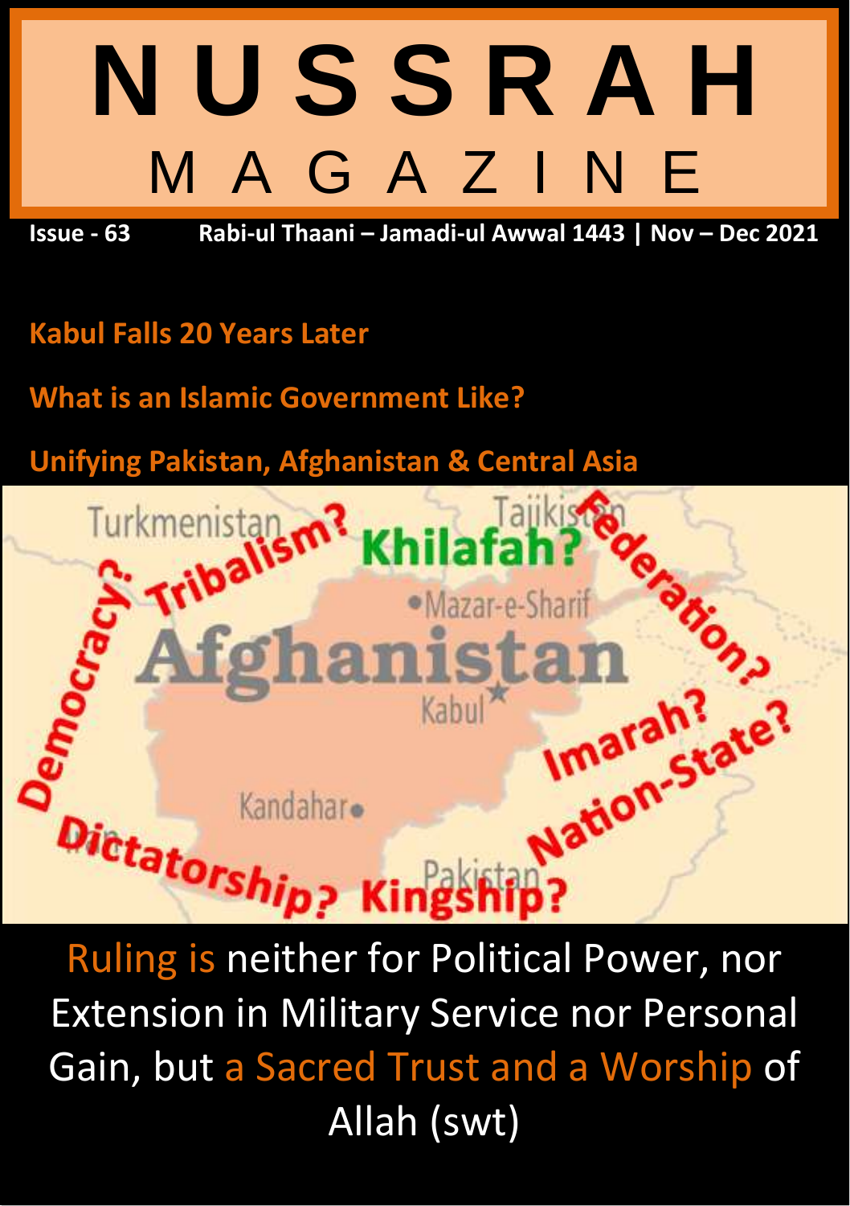# NUSSRAH MAGAZINE

**Issue - 63** **Rabi-ul Thaani – Jamadi-ul Awwal 1443 | Nov – Dec 2021**

## Kabul Falls 20 Years Later

## What is an Islamic Government Like?

## Unifying Pakistan, Afghanistan & Central Asia

Turkmenistan Tribalism? Khilafah? Tajikistan Federation? Democracy? Mazar-e-Sharif Afghanistan Kabul Imarah? Nation-State? Kandahar Dictatorship? Kingship? Pakistan

Ruling is neither for Political Power, nor Extension in Military Service nor Personal Gain, but a Sacred Trust and a Worship of Allah (swt)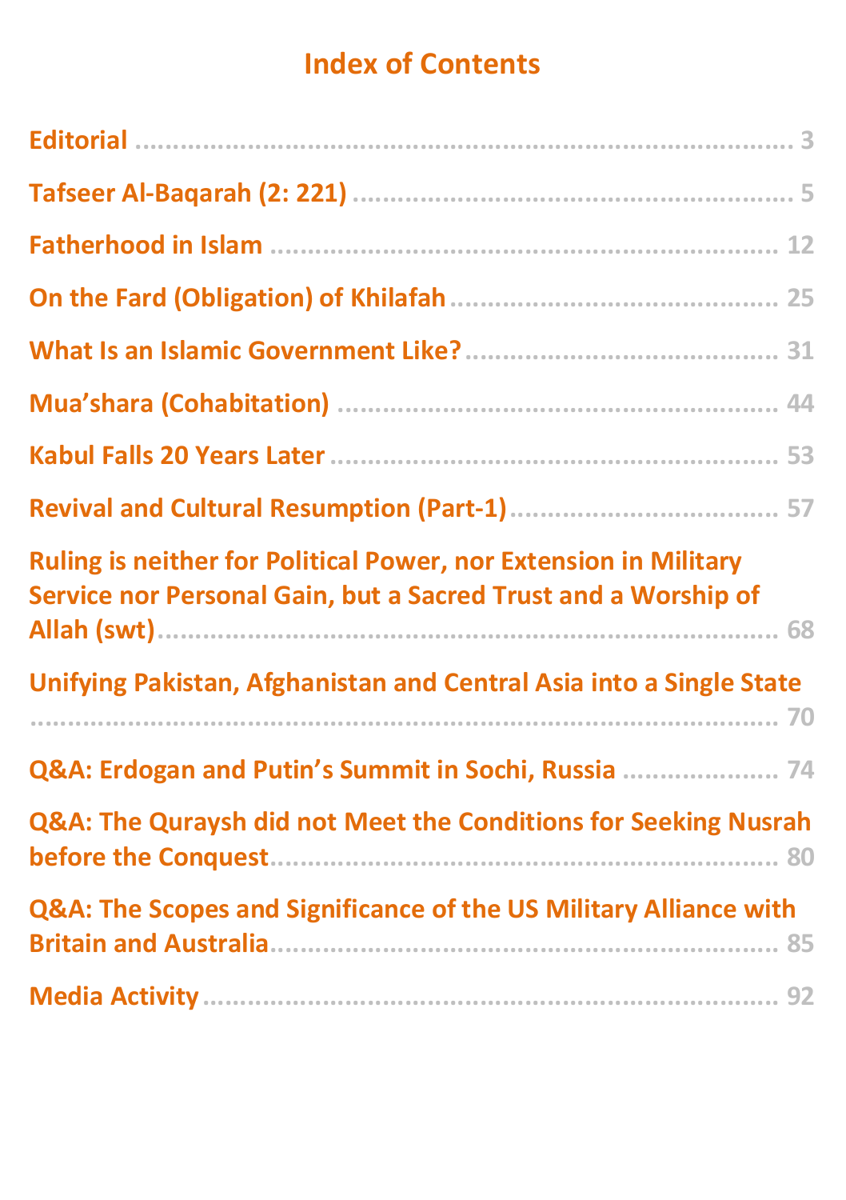# Index of Contents

| | |
|---|---|
| Editorial | 3 |
| Tafseer Al-Baqarah (2: 221) | 5 |
| Fatherhood in Islam | 12 |
| On the Fard (Obligation) of Khilafah | 25 |
| What Is an Islamic Government Like? | 31 |
| Mua’shara (Cohabitation) | 44 |
| Kabul Falls 20 Years Later | 53 |
| Revival and Cultural Resumption (Part-1) | 57 |
| Ruling is neither for Political Power, nor Extension in Military Service nor Personal Gain, but a Sacred Trust and a Worship of Allah (swt) | 68 |
| Unifying Pakistan, Afghanistan and Central Asia into a Single State | 70 |
| Q&A: Erdogan and Putin’s Summit in Sochi, Russia | 74 |
| Q&A: The Quraysh did not Meet the Conditions for Seeking Nusrah before the Conquest | 80 |
| Q&A: The Scopes and Significance of the US Military Alliance with Britain and Australia | 85 |
| Media Activity | 92 |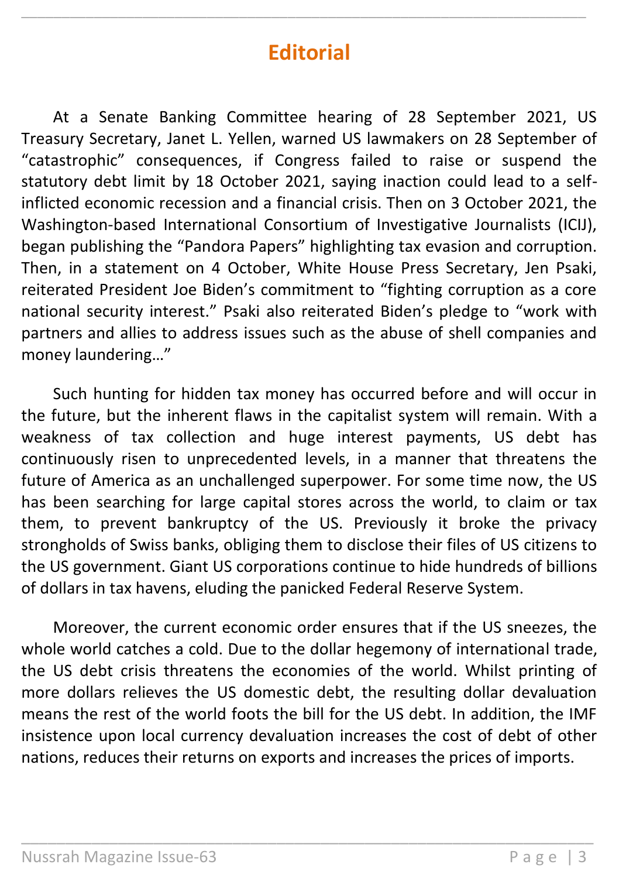# Editorial

At a Senate Banking Committee hearing of 28 September 2021, US Treasury Secretary, Janet L. Yellen, warned US lawmakers on 28 September of "catastrophic" consequences, if Congress failed to raise or suspend the statutory debt limit by 18 October 2021, saying inaction could lead to a self-inflicted economic recession and a financial crisis. Then on 3 October 2021, the Washington-based International Consortium of Investigative Journalists (ICIJ), began publishing the "Pandora Papers" highlighting tax evasion and corruption. Then, in a statement on 4 October, White House Press Secretary, Jen Psaki, reiterated President Joe Biden's commitment to "fighting corruption as a core national security interest." Psaki also reiterated Biden's pledge to "work with partners and allies to address issues such as the abuse of shell companies and money laundering…"

Such hunting for hidden tax money has occurred before and will occur in the future, but the inherent flaws in the capitalist system will remain. With a weakness of tax collection and huge interest payments, US debt has continuously risen to unprecedented levels, in a manner that threatens the future of America as an unchallenged superpower. For some time now, the US has been searching for large capital stores across the world, to claim or tax them, to prevent bankruptcy of the US. Previously it broke the privacy strongholds of Swiss banks, obliging them to disclose their files of US citizens to the US government. Giant US corporations continue to hide hundreds of billions of dollars in tax havens, eluding the panicked Federal Reserve System.

Moreover, the current economic order ensures that if the US sneezes, the whole world catches a cold. Due to the dollar hegemony of international trade, the US debt crisis threatens the economies of the world. Whilst printing of more dollars relieves the US domestic debt, the resulting dollar devaluation means the rest of the world foots the bill for the US debt. In addition, the IMF insistence upon local currency devaluation increases the cost of debt of other nations, reduces their returns on exports and increases the prices of imports.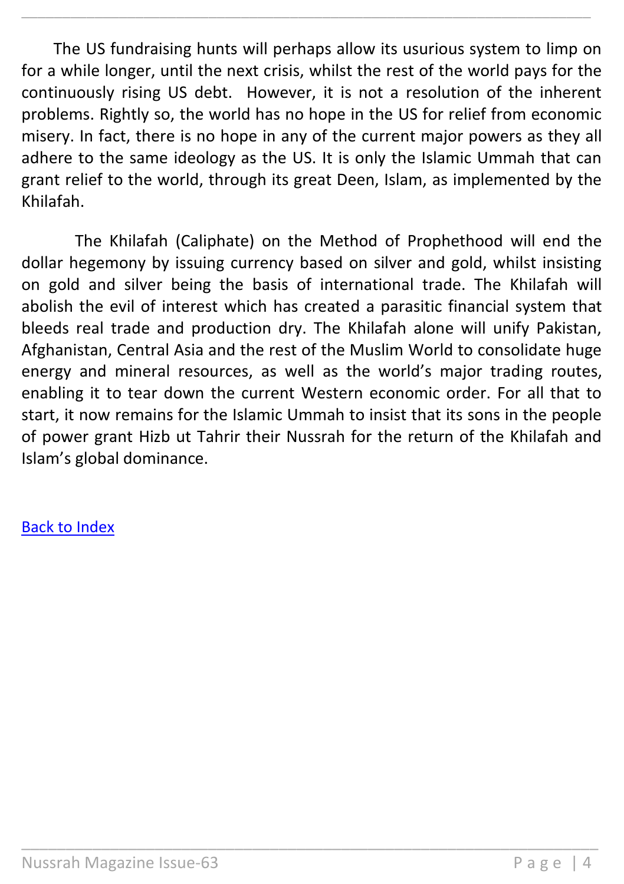The US fundraising hunts will perhaps allow its usurious system to limp on for a while longer, until the next crisis, whilst the rest of the world pays for the continuously rising US debt.  However, it is not a resolution of the inherent problems. Rightly so, the world has no hope in the US for relief from economic misery. In fact, there is no hope in any of the current major powers as they all adhere to the same ideology as the US. It is only the Islamic Ummah that can grant relief to the world, through its great Deen, Islam, as implemented by the Khilafah.

The Khilafah (Caliphate) on the Method of Prophethood will end the dollar hegemony by issuing currency based on silver and gold, whilst insisting on gold and silver being the basis of international trade. The Khilafah will abolish the evil of interest which has created a parasitic financial system that bleeds real trade and production dry. The Khilafah alone will unify Pakistan, Afghanistan, Central Asia and the rest of the Muslim World to consolidate huge energy and mineral resources, as well as the world's major trading routes, enabling it to tear down the current Western economic order. For all that to start, it now remains for the Islamic Ummah to insist that its sons in the people of power grant Hizb ut Tahrir their Nussrah for the return of the Khilafah and Islam's global dominance.

[Back to Index]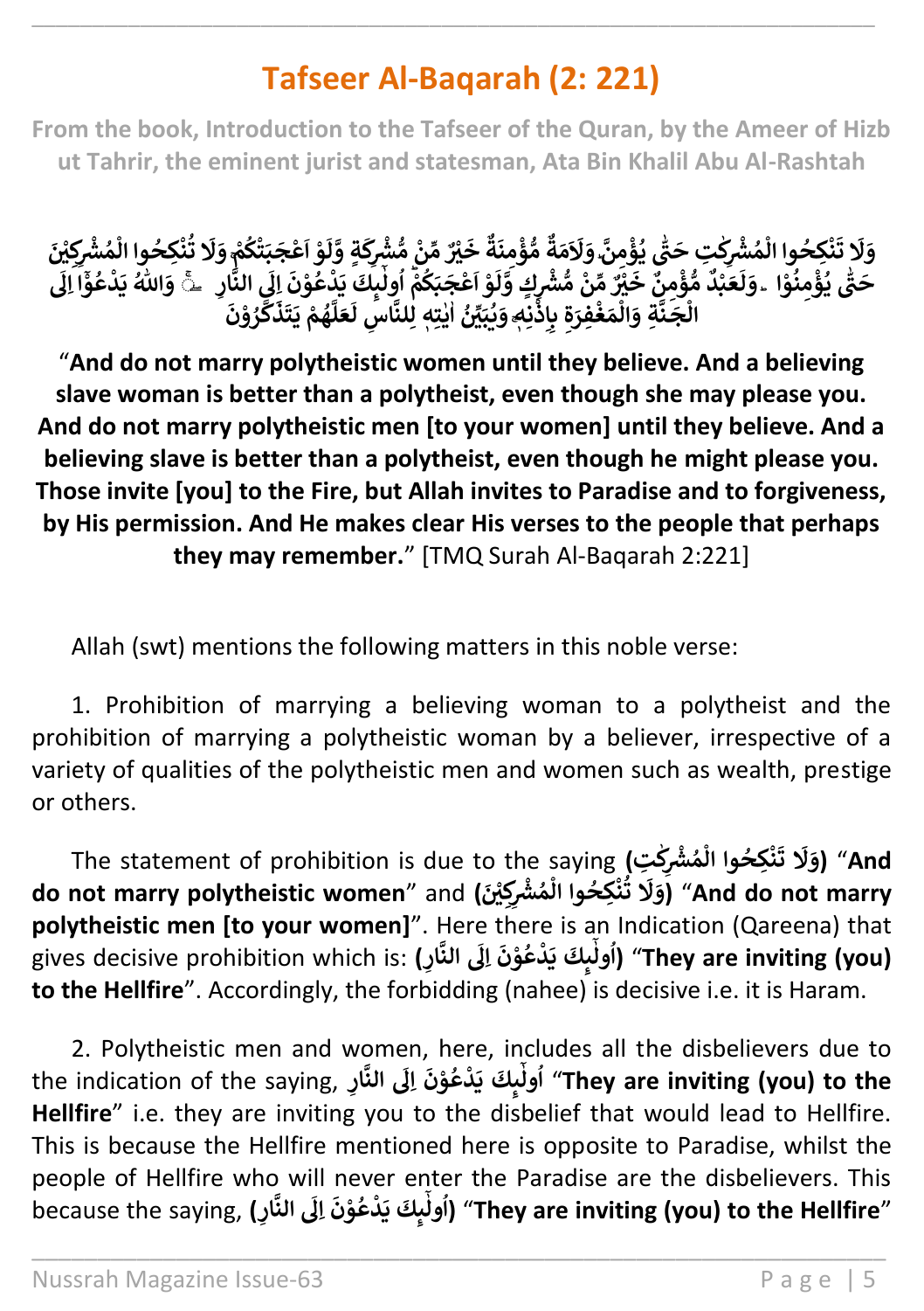# Tafseer Al-Baqarah (2: 221)

**From the book, Introduction to the Tafseer of the Quran, by the Ameer of Hizb ut Tahrir, the eminent jurist and statesman, Ata Bin Khalil Abu Al-Rashtah**

**وَلَا تَنْكِحُوا الْمُشْرِكٰتِ حَتّٰى يُؤْمِنَّ ۗ وَلَاَمَةٌ مُّؤْمِنَةٌ خَيْرٌ مِّنْ مُّشْرِكَةٍ وَّلَوْ اَعْجَبَتْكُمْ ۚ وَلَا تُنْكِحُوا الْمُشْرِكِيْنَ حَتّٰى يُؤْمِنُوْا ۗ وَلَعَبْدٌ مُّؤْمِنٌ خَيْرٌ مِّنْ مُّشْرِكٍ وَّلَوْ اَعْجَبَكُمْ ۗ اُولٰۤىِٕكَ يَدْعُوْنَ اِلَى النَّارِ ۖ وَاللّٰهُ يَدْعُوْٓا اِلَى الْجَنَّةِ وَالْمَغْفِرَةِ بِاِذْنِهٖ ۚ وَيُبَيِّنُ اٰيٰتِهٖ لِلنَّاسِ لَعَلَّهُمْ يَتَذَكَّرُوْنَ**

"**And do not marry polytheistic women until they believe. And a believing slave woman is better than a polytheist, even though she may please you. And do not marry polytheistic men [to your women] until they believe. And a believing slave is better than a polytheist, even though he might please you. Those invite [you] to the Fire, but Allah invites to Paradise and to forgiveness, by His permission. And He makes clear His verses to the people that perhaps they may remember.**" [TMQ Surah Al-Baqarah 2:221]

Allah (swt) mentions the following matters in this noble verse:

1. Prohibition of marrying a believing woman to a polytheist and the prohibition of marrying a polytheistic woman by a believer, irrespective of a variety of qualities of the polytheistic men and women such as wealth, prestige or others.

The statement of prohibition is due to the saying **(وَلَا تَنْكِحُوا الْمُشْرِكٰتِ)** "**And do not marry polytheistic women**" and **(وَلَا تُنْكِحُوا الْمُشْرِكِيْنَ)** "**And do not marry polytheistic men [to your women]**". Here there is an Indication (Qareena) that gives decisive prohibition which is: **(اُولٰۤىِٕكَ يَدْعُوْنَ اِلَى النَّارِ)** "**They are inviting (you) to the Hellfire**". Accordingly, the forbidding (nahee) is decisive i.e. it is Haram.

2. Polytheistic men and women, here, includes all the disbelievers due to the indication of the saying, **اُولٰۤىِٕكَ يَدْعُوْنَ اِلَى النَّارِ** "**They are inviting (you) to the Hellfire**" i.e. they are inviting you to the disbelief that would lead to Hellfire. This is because the Hellfire mentioned here is opposite to Paradise, whilst the people of Hellfire who will never enter the Paradise are the disbelievers. This because the saying, **(اُولٰۤىِٕكَ يَدْعُوْنَ اِلَى النَّارِ)** "**They are inviting (you) to the Hellfire**"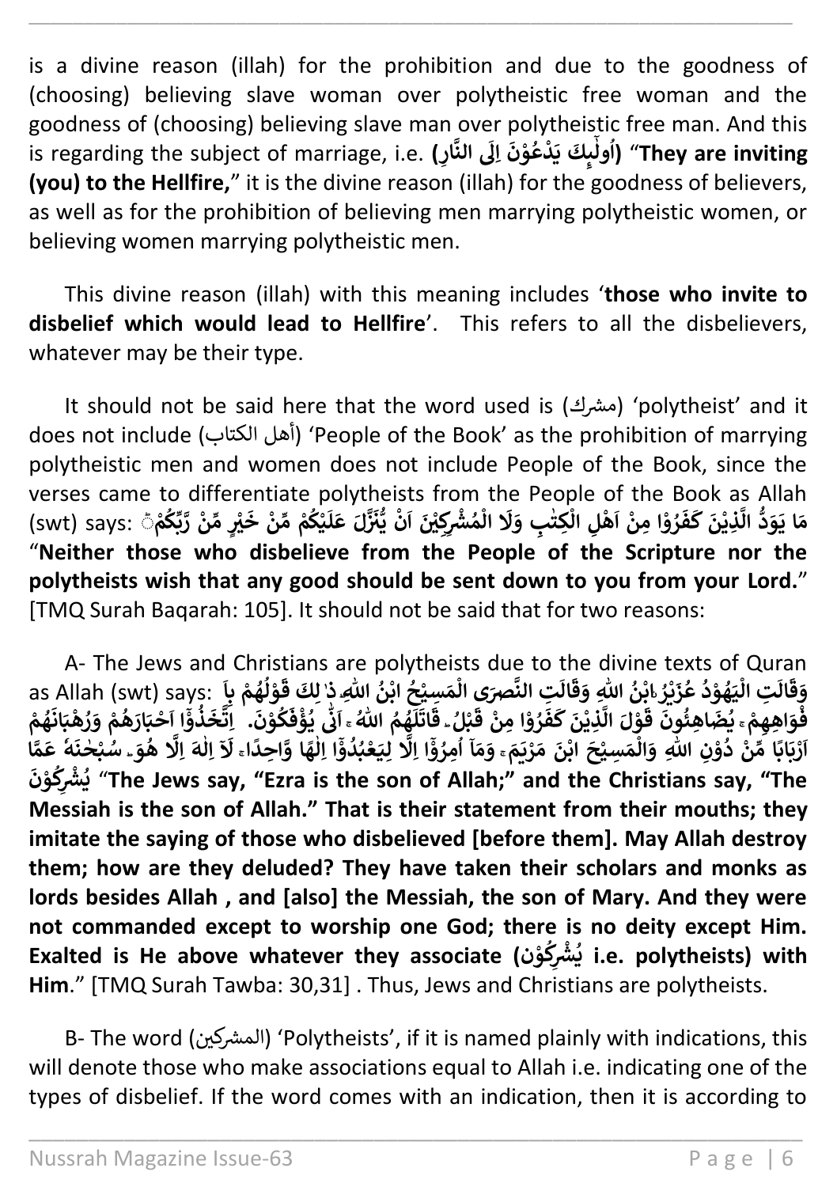is a divine reason (illah) for the prohibition and due to the goodness of (choosing) believing slave woman over polytheistic free woman and the goodness of (choosing) believing slave man over polytheistic free man. And this is regarding the subject of marriage, i.e. **(اُولٰٓىِٕكَ يَدْعُوْنَ اِلَى النَّارِ)** "**They are inviting (you) to the Hellfire,**" it is the divine reason (illah) for the goodness of believers, as well as for the prohibition of believing men marrying polytheistic women, or believing women marrying polytheistic men.

This divine reason (illah) with this meaning includes '**those who invite to disbelief which would lead to Hellfire**'. This refers to all the disbelievers, whatever may be their type.

It should not be said here that the word used is (مشرك) 'polytheist' and it does not include (أهل الكتاب) 'People of the Book' as the prohibition of marrying polytheistic men and women does not include People of the Book, since the verses came to differentiate polytheists from the People of the Book as Allah (swt) says: **مَا يَوَدُّ الَّذِيْنَ كَفَرُوْا مِنْ اَهْلِ الْكِتٰبِ وَلَا الْمُشْرِكِيْنَ اَنْ يُّنَزَّلَ عَلَيْكُمْ مِّنْ خَيْرٍ مِّنْ رَّبِّكُمْ** "**Neither those who disbelieve from the People of the Scripture nor the polytheists wish that any good should be sent down to you from your Lord.**" [TMQ Surah Baqarah: 105]. It should not be said that for two reasons:

A- The Jews and Christians are polytheists due to the divine texts of Quran as Allah (swt) says: **وَقَالَتِ الْيَهُوْدُ عُزَيْرُ ۨابْنُ اللّٰهِ وَقَالَتِ النَّصٰرَى الْمَسِيْحُ ابْنُ اللّٰهِ ۗ ذٰلِكَ قَوْلُهُمْ بِاَفْوَاهِهِمْ ۚ يُضَاهِـُٔوْنَ قَوْلَ الَّذِيْنَ كَفَرُوْا مِنْ قَبْلُ ۗ قَاتَلَهُمُ اللّٰهُ ۚ اَنّٰى يُؤْفَكُوْنَ. اِتَّخَذُوْٓا اَحْبَارَهُمْ وَرُهْبَانَهُمْ اَرْبَابًا مِّنْ دُوْنِ اللّٰهِ وَالْمَسِيْحَ ابْنَ مَرْيَمَ ۚ وَمَآ اُمِرُوْٓا اِلَّا لِيَعْبُدُوْٓا اِلٰهًا وَّاحِدًا ۚ لَآ اِلٰهَ اِلَّا هُوَ ۗ سُبْحٰنَهٗ عَمَّا يُشْرِكُوْنَ** "**The Jews say, "Ezra is the son of Allah;" and the Christians say, "The Messiah is the son of Allah." That is their statement from their mouths; they imitate the saying of those who disbelieved [before them]. May Allah destroy them; how are they deluded? They have taken their scholars and monks as lords besides Allah , and [also] the Messiah, the son of Mary. And they were not commanded except to worship one God; there is no deity except Him. Exalted is He above whatever they associate (يُشْرِكُوْن i.e. polytheists) with Him**." [TMQ Surah Tawba: 30,31] . Thus, Jews and Christians are polytheists.

B- The word (المشركين) 'Polytheists', if it is named plainly with indications, this will denote those who make associations equal to Allah i.e. indicating one of the types of disbelief. If the word comes with an indication, then it is according to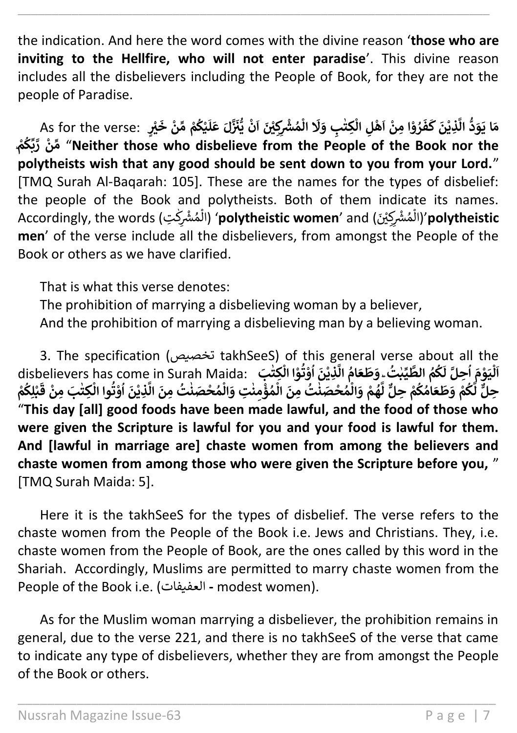the indication. And here the word comes with the divine reason '**those who are inviting to the Hellfire, who will not enter paradise**'. This divine reason includes all the disbelievers including the People of Book, for they are not the people of Paradise.

As for the verse: **مَا يَوَدُّ الَّذِيْنَ كَفَرُوْا مِنْ اَهْلِ الْكِتٰبِ وَلَا الْمُشْرِكِيْنَ اَنْ يُّنَزَّلَ عَلَيْكُمْ مِّنْ خَيْرٍ مِّنْ رَّبِّكُمْ** "**Neither those who disbelieve from the People of the Book nor the polytheists wish that any good should be sent down to you from your Lord.**" [TMQ Surah Al-Baqarah: 105]. These are the names for the types of disbelief: the people of the Book and polytheists. Both of them indicate its names. Accordingly, the words (الْمُشْرِكٰتِ) '**polytheistic women**' and (الْمُشْرِكِيْنَ)'**polytheistic men**' of the verse include all the disbelievers, from amongst the People of the Book or others as we have clarified.

That is what this verse denotes:
The prohibition of marrying a disbelieving woman by a believer,
And the prohibition of marrying a disbelieving man by a believing woman.

3. The specification (تخصيص takhSeeS) of this general verse about all the disbelievers has come in Surah Maida: **اَلْيَوْمَ اُحِلَّ لَكُمُ الطَّيِّبٰتُ ۗ وَطَعَامُ الَّذِيْنَ اُوْتُوْا الْكِتٰبَ حِلٌّ لَّكُمْ وَطَعَامُكُمْ حِلٌّ لَّهُمْ وَالْمُحْصَنٰتُ مِنَ الْمُؤْمِنٰتِ وَالْمُحْصَنٰتُ مِنَ الَّذِيْنَ اُوْتُوا الْكِتٰبَ مِنْ قَبْلِكُمْ** "**This day [all] good foods have been made lawful, and the food of those who were given the Scripture is lawful for you and your food is lawful for them. And [lawful in marriage are] chaste women from among the believers and chaste women from among those who were given the Scripture before you,** " [TMQ Surah Maida: 5].

Here it is the takhSeeS for the types of disbelief. The verse refers to the chaste women from the People of the Book i.e. Jews and Christians. They, i.e. chaste women from the People of Book, are the ones called by this word in the Shariah. Accordingly, Muslims are permitted to marry chaste women from the People of the Book i.e. (العفيفات - modest women).

As for the Muslim woman marrying a disbeliever, the prohibition remains in general, due to the verse 221, and there is no takhSeeS of the verse that came to indicate any type of disbelievers, whether they are from amongst the People of the Book or others.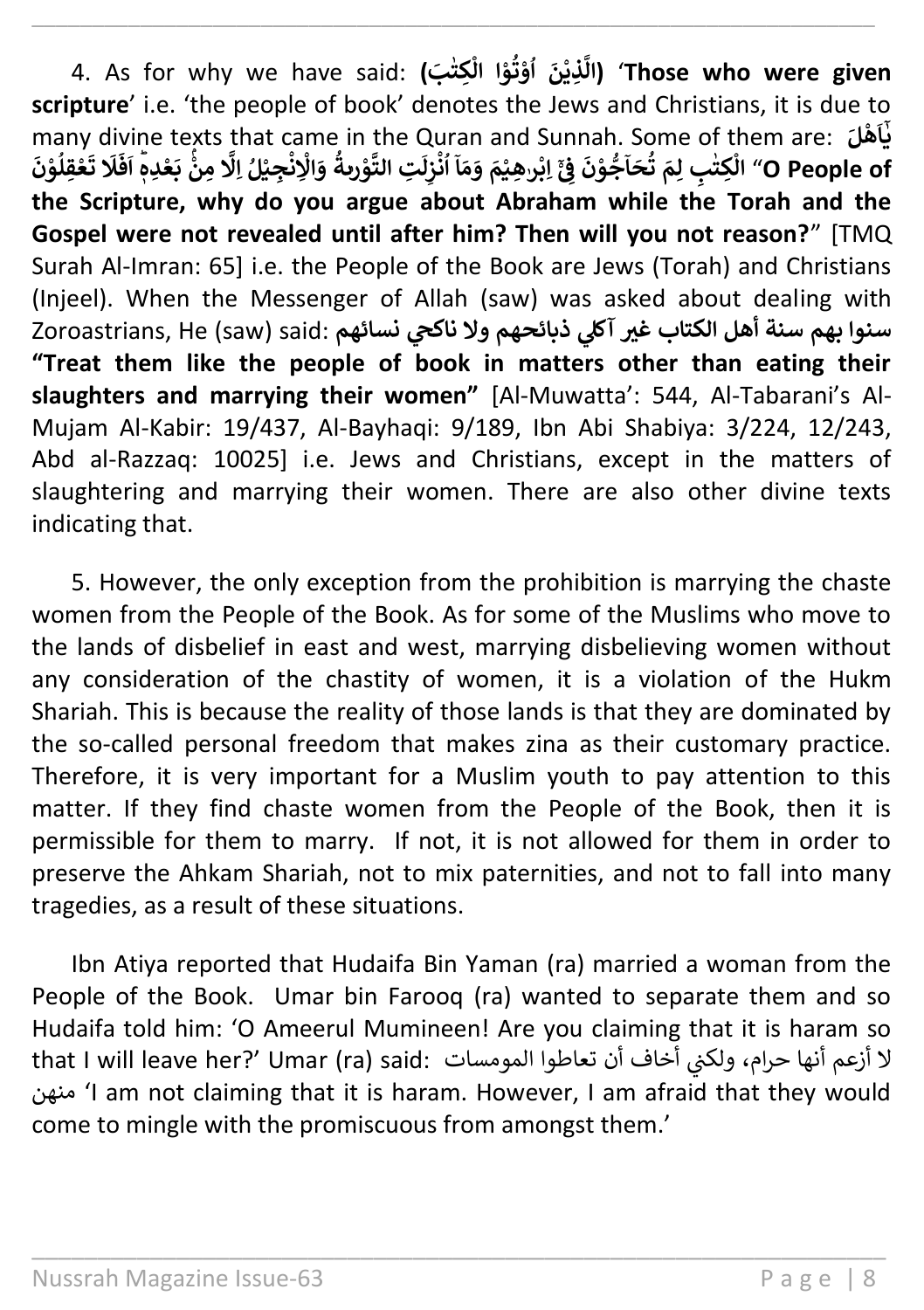4. As for why we have said: **(الَّذِيْنَ اُوْتُوْا الْكِتٰبَ)** '**Those who were given scripture**' i.e. 'the people of book' denotes the Jews and Christians, it is due to many divine texts that came in the Quran and Sunnah. Some of them are: **يٰٓاَهْلَ الْكِتٰبِ لِمَ تُحَآجُّوْنَ فِيْٓ اِبْرٰهِيْمَ وَمَآ اُنْزِلَتِ التَّوْرٰىةُ وَالْاِنْجِيْلُ اِلَّا مِنْۢ بَعْدِهٖ ۗ اَفَلَا تَعْقِلُوْنَ** "**O People of the Scripture, why do you argue about Abraham while the Torah and the Gospel were not revealed until after him? Then will you not reason?**" [TMQ Surah Al-Imran: 65] i.e. the People of the Book are Jews (Torah) and Christians (Injeel). When the Messenger of Allah (saw) was asked about dealing with Zoroastrians, He (saw) said: **سنوا بهم سنة أهل الكتاب غير آكلي ذبائحهم ولا ناكحي نسائهم** **"Treat them like the people of book in matters other than eating their slaughters and marrying their women"** [Al-Muwatta': 544, Al-Tabarani's Al-Mujam Al-Kabir: 19/437, Al-Bayhaqi: 9/189, Ibn Abi Shabiya: 3/224, 12/243, Abd al-Razzaq: 10025] i.e. Jews and Christians, except in the matters of slaughtering and marrying their women. There are also other divine texts indicating that.

5. However, the only exception from the prohibition is marrying the chaste women from the People of the Book. As for some of the Muslims who move to the lands of disbelief in east and west, marrying disbelieving women without any consideration of the chastity of women, it is a violation of the Hukm Shariah. This is because the reality of those lands is that they are dominated by the so-called personal freedom that makes zina as their customary practice. Therefore, it is very important for a Muslim youth to pay attention to this matter. If they find chaste women from the People of the Book, then it is permissible for them to marry. If not, it is not allowed for them in order to preserve the Ahkam Shariah, not to mix paternities, and not to fall into many tragedies, as a result of these situations.

Ibn Atiya reported that Hudaifa Bin Yaman (ra) married a woman from the People of the Book. Umar bin Farooq (ra) wanted to separate them and so Hudaifa told him: 'O Ameerul Mumineen! Are you claiming that it is haram so that I will leave her?' Umar (ra) said: لا أزعم أنها حرام، ولكني أخاف أن تعاطوا المومسات منهن 'I am not claiming that it is haram. However, I am afraid that they would come to mingle with the promiscuous from amongst them.'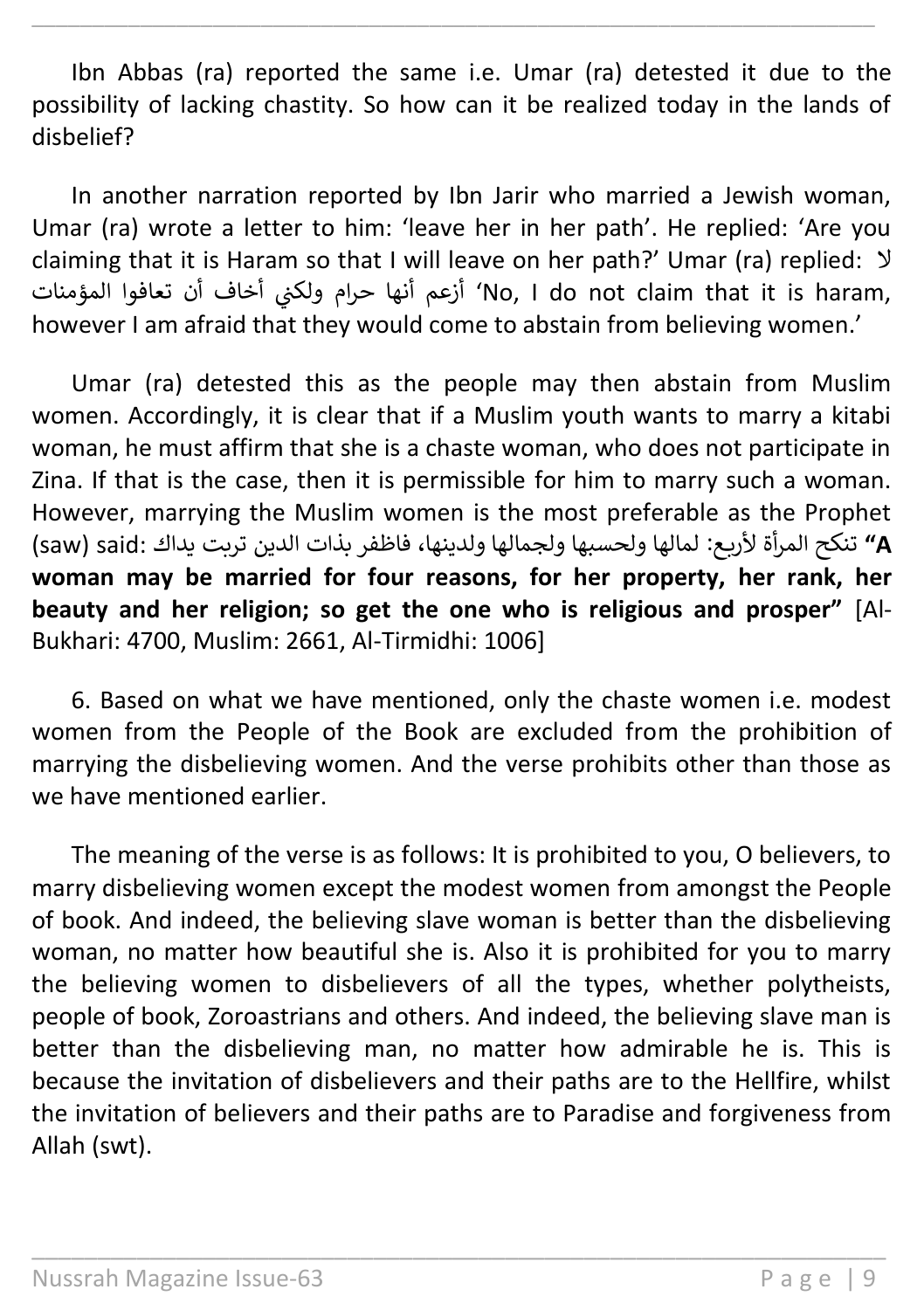Ibn Abbas (ra) reported the same i.e. Umar (ra) detested it due to the possibility of lacking chastity. So how can it be realized today in the lands of disbelief?

In another narration reported by Ibn Jarir who married a Jewish woman, Umar (ra) wrote a letter to him: 'leave her in her path'. He replied: 'Are you claiming that it is Haram so that I will leave on her path?' Umar (ra) replied: لا أزعم أنها حرام ولكني أخاف أن تعافوا المؤمنات 'No, I do not claim that it is haram, however I am afraid that they would come to abstain from believing women.'

Umar (ra) detested this as the people may then abstain from Muslim women. Accordingly, it is clear that if a Muslim youth wants to marry a kitabi woman, he must affirm that she is a chaste woman, who does not participate in Zina. If that is the case, then it is permissible for him to marry such a woman. However, marrying the Muslim women is the most preferable as the Prophet (saw) said: تنكح المرأة لأربع: لمالها ولحسبها ولجمالها ولدينها، فاظفر بذات الدين تربت يداك **"A woman may be married for four reasons, for her property, her rank, her beauty and her religion; so get the one who is religious and prosper"** [Al-Bukhari: 4700, Muslim: 2661, Al-Tirmidhi: 1006]

6. Based on what we have mentioned, only the chaste women i.e. modest women from the People of the Book are excluded from the prohibition of marrying the disbelieving women. And the verse prohibits other than those as we have mentioned earlier.

The meaning of the verse is as follows: It is prohibited to you, O believers, to marry disbelieving women except the modest women from amongst the People of book. And indeed, the believing slave woman is better than the disbelieving woman, no matter how beautiful she is. Also it is prohibited for you to marry the believing women to disbelievers of all the types, whether polytheists, people of book, Zoroastrians and others. And indeed, the believing slave man is better than the disbelieving man, no matter how admirable he is. This is because the invitation of disbelievers and their paths are to the Hellfire, whilst the invitation of believers and their paths are to Paradise and forgiveness from Allah (swt).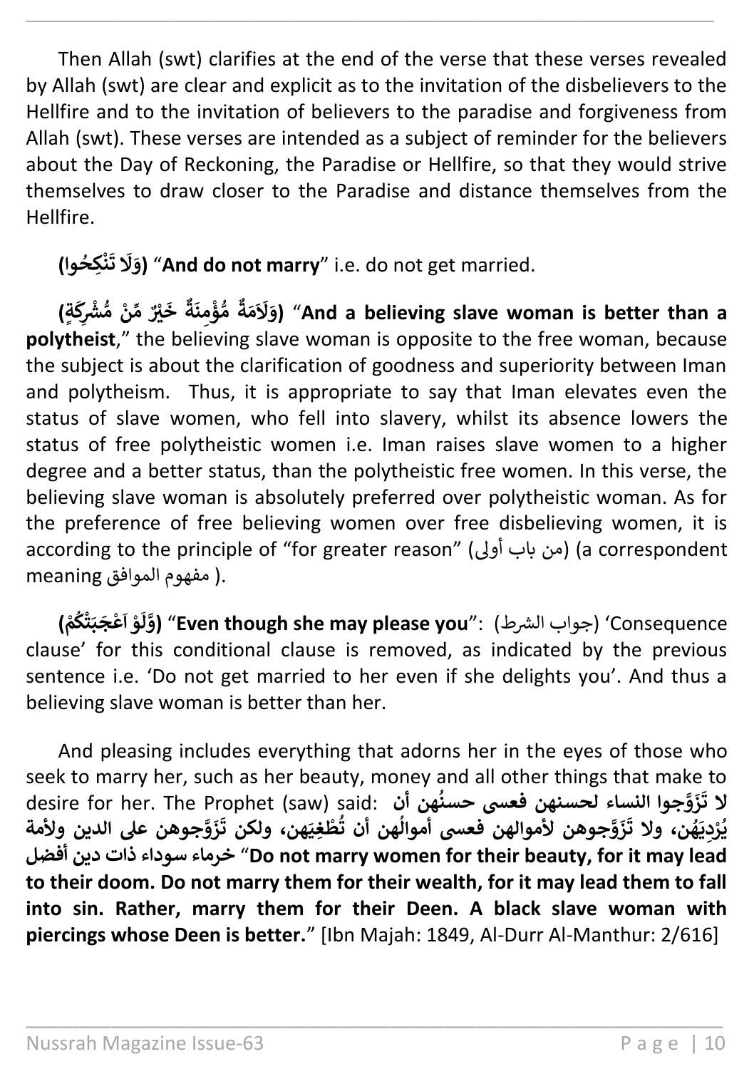Then Allah (swt) clarifies at the end of the verse that these verses revealed by Allah (swt) are clear and explicit as to the invitation of the disbelievers to the Hellfire and to the invitation of believers to the paradise and forgiveness from Allah (swt). These verses are intended as a subject of reminder for the believers about the Day of Reckoning, the Paradise or Hellfire, so that they would strive themselves to draw closer to the Paradise and distance themselves from the Hellfire.

**(وَلَا تَنْكِحُوا)** "**And do not marry**" i.e. do not get married.

**(وَلَأَمَةٌ مُّؤْمِنَةٌ خَيْرٌ مِّنْ مُّشْرِكَةٍ)** "**And a believing slave woman is better than a polytheist**," the believing slave woman is opposite to the free woman, because the subject is about the clarification of goodness and superiority between Iman and polytheism. Thus, it is appropriate to say that Iman elevates even the status of slave women, who fell into slavery, whilst its absence lowers the status of free polytheistic women i.e. Iman raises slave women to a higher degree and a better status, than the polytheistic free women. In this verse, the believing slave woman is absolutely preferred over polytheistic woman. As for the preference of free believing women over free disbelieving women, it is according to the principle of "for greater reason" (من باب أولى) (a correspondent meaning مفهوم الموافق ).

**(وَّلَوْ اَعْجَبَتْكُمْ)** "**Even though she may please you**": (جواب الشرط) 'Consequence clause' for this conditional clause is removed, as indicated by the previous sentence i.e. 'Do not get married to her even if she delights you'. And thus a believing slave woman is better than her.

And pleasing includes everything that adorns her in the eyes of those who seek to marry her, such as her beauty, money and all other things that make to desire for her. The Prophet (saw) said: **لا تَزَوَّجوا النساء لحسنهن فعسى حسنُهن أن يُرْدِيَهُن، ولا تَزَوَّجوهن لأموالهن فعسى أموالُهن أن تُطْغِيَهن، ولكن تَزَوَّجوهن على الدين ولأمة خرماء سوداء ذات دين أفضل** "**Do not marry women for their beauty, for it may lead to their doom. Do not marry them for their wealth, for it may lead them to fall into sin. Rather, marry them for their Deen. A black slave woman with piercings whose Deen is better.**" [Ibn Majah: 1849, Al-Durr Al-Manthur: 2/616]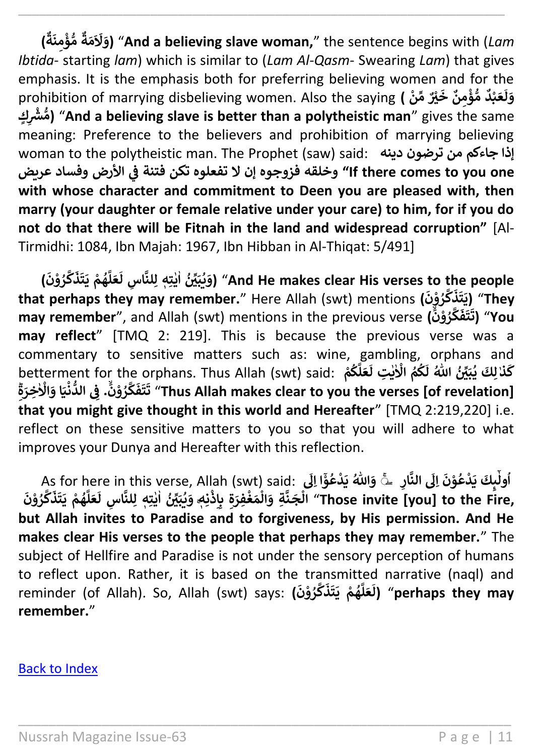**(وَلَاَمَةٌ مُّؤْمِنَةٌ)** "**And a believing slave woman,**" the sentence begins with (*Lam Ibtida*- starting *lam*) which is similar to (*Lam Al-Qasm*- Swearing *Lam*) that gives emphasis. It is the emphasis both for preferring believing women and for the prohibition of marrying disbelieving women. Also the saying **( وَلَعَبْدٌ مُّؤْمِنٌ خَيْرٌ مِّنْ مُّشْرِكٍ)** "**And a believing slave is better than a polytheistic man**" gives the same meaning: Preference to the believers and prohibition of marrying believing woman to the polytheistic man. The Prophet (saw) said: **إذا جاءكم من ترضون دينه وخلقه فزوجوه إن لا تفعلوه تكن فتنة في الأرض وفساد عريض "If there comes to you one with whose character and commitment to Deen you are pleased with, then marry (your daughter or female relative under your care) to him, for if you do not do that there will be Fitnah in the land and widespread corruption"** [Al-Tirmidhi: 1084, Ibn Majah: 1967, Ibn Hibban in Al-Thiqat: 5/491]

**(وَيُبَيِّنُ اٰيٰتِهٖ لِلنَّاسِ لَعَلَّهُمْ يَتَذَكَّرُوْنَ)** "**And He makes clear His verses to the people that perhaps they may remember.**" Here Allah (swt) mentions **(يَتَذَكَّرُوْنَ)** "**They may remember**", and Allah (swt) mentions in the previous verse **(تَتَفَكَّرُوْنَ)** "**You may reflect**" [TMQ 2: 219]. This is because the previous verse was a commentary to sensitive matters such as: wine, gambling, orphans and betterment for the orphans. Thus Allah (swt) said: **كَذٰلِكَ يُبَيِّنُ اللّٰهُ لَكُمُ الْاٰيٰتِ لَعَلَّكُمْ تَتَفَكَّرُوْنَۙ. فِى الدُّنْيَا وَالْاٰخِرَةِ "Thus Allah makes clear to you the verses [of revelation] that you might give thought in this world and Hereafter"** [TMQ 2:219,220] i.e. reflect on these sensitive matters to you so that you will adhere to what improves your Dunya and Hereafter with this reflection.

As for here in this verse, Allah (swt) said: **اُولٰۤىِٕكَ يَدْعُوْنَ اِلَى النَّارِ ۖ وَاللّٰهُ يَدْعُوْٓا اِلَى الْجَنَّةِ وَالْمَغْفِرَةِ بِاِذْنِهٖ وَيُبَيِّنُ اٰيٰتِهٖ لِلنَّاسِ لَعَلَّهُمْ يَتَذَكَّرُوْنَ "Those invite [you] to the Fire, but Allah invites to Paradise and to forgiveness, by His permission. And He makes clear His verses to the people that perhaps they may remember.**" The subject of Hellfire and Paradise is not under the sensory perception of humans to reflect upon. Rather, it is based on the transmitted narrative (naql) and reminder (of Allah). So, Allah (swt) says: **(لَعَلَّهُمْ يَتَذَكَّرُوْنَ)** "**perhaps they may remember.**"

[Back to Index]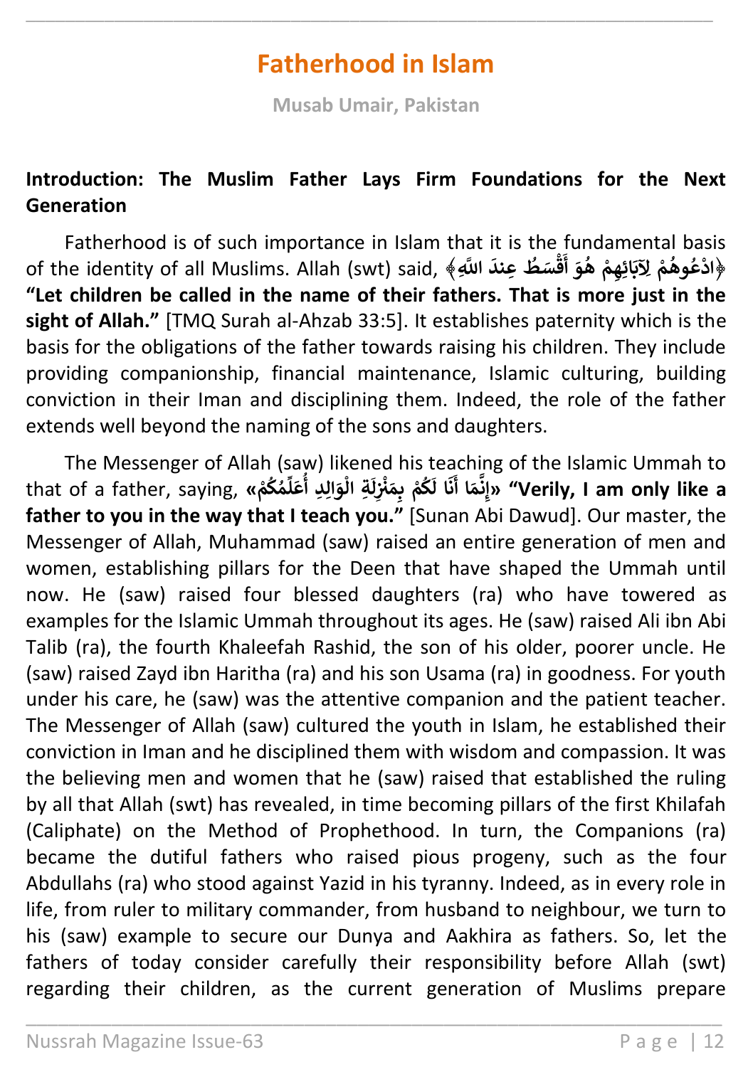# Fatherhood in Islam

**Musab Umair, Pakistan**

## Introduction: The Muslim Father Lays Firm Foundations for the Next Generation

Fatherhood is of such importance in Islam that it is the fundamental basis of the identity of all Muslims. Allah (swt) said, ﴿ادْعُوهُمْ لِآبَائِهِمْ هُوَ أَقْسَطُ عِندَ اللَّهِ﴾ **"Let children be called in the name of their fathers. That is more just in the sight of Allah."** [TMQ Surah al-Ahzab 33:5]. It establishes paternity which is the basis for the obligations of the father towards raising his children. They include providing companionship, financial maintenance, Islamic culturing, building conviction in their Iman and disciplining them. Indeed, the role of the father extends well beyond the naming of the sons and daughters.

The Messenger of Allah (saw) likened his teaching of the Islamic Ummah to that of a father, saying, «إِنَّمَا أَنَا لَكُمْ بِمَنْزِلَةِ الْوَالِدِ أُعَلِّمُكُمْ» **"Verily, I am only like a father to you in the way that I teach you."** [Sunan Abi Dawud]. Our master, the Messenger of Allah, Muhammad (saw) raised an entire generation of men and women, establishing pillars for the Deen that have shaped the Ummah until now. He (saw) raised four blessed daughters (ra) who have towered as examples for the Islamic Ummah throughout its ages. He (saw) raised Ali ibn Abi Talib (ra), the fourth Khaleefah Rashid, the son of his older, poorer uncle. He (saw) raised Zayd ibn Haritha (ra) and his son Usama (ra) in goodness. For youth under his care, he (saw) was the attentive companion and the patient teacher. The Messenger of Allah (saw) cultured the youth in Islam, he established their conviction in Iman and he disciplined them with wisdom and compassion. It was the believing men and women that he (saw) raised that established the ruling by all that Allah (swt) has revealed, in time becoming pillars of the first Khilafah (Caliphate) on the Method of Prophethood. In turn, the Companions (ra) became the dutiful fathers who raised pious progeny, such as the four Abdullahs (ra) who stood against Yazid in his tyranny. Indeed, as in every role in life, from ruler to military commander, from husband to neighbour, we turn to his (saw) example to secure our Dunya and Aakhira as fathers. So, let the fathers of today consider carefully their responsibility before Allah (swt) regarding their children, as the current generation of Muslims prepare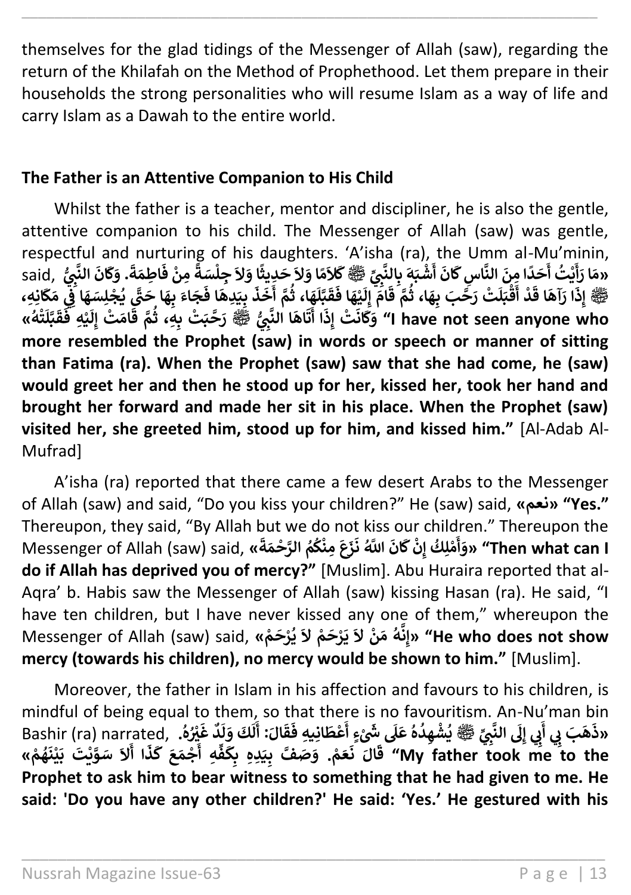themselves for the glad tidings of the Messenger of Allah (saw), regarding the return of the Khilafah on the Method of Prophethood. Let them prepare in their households the strong personalities who will resume Islam as a way of life and carry Islam as a Dawah to the entire world.

**The Father is an Attentive Companion to His Child**

Whilst the father is a teacher, mentor and discipliner, he is also the gentle, attentive companion to his child. The Messenger of Allah (saw) was gentle, respectful and nurturing of his daughters. 'A'isha (ra), the Umm al-Mu'minin, said, **«مَا رَأَيْتُ أَحَدًا مِنَ النَّاسِ كَانَ أَشْبَهَ بِالنَّبِيِّ ﷺ كَلاَمًا وَلاَ حَدِيثًا وَلاَ جِلْسَةً مِنْ فَاطِمَةَ. وَكَانَ النَّبِيُّ ﷺ إِذَا رَآهَا قَدْ أَقْبَلَتْ رَحَّبَ بِهَا، ثُمَّ قَامَ إِلَيْهَا فَقَبَّلَهَا، ثُمَّ أَخَذَ بِيَدِهَا فَجَاءَ بِهَا حَتَّى يُجْلِسَهَا فِي مَكَانِهِ، وَكَانَتْ إِذَا أَتَاهَا النَّبِيُّ ﷺ رَحَّبَتْ بِهِ، ثُمَّ قَامَتْ إِلَيْهِ فَقَبَّلَتْهُ» "I have not seen anyone who more resembled the Prophet (saw) in words or speech or manner of sitting than Fatima (ra). When the Prophet (saw) saw that she had come, he (saw) would greet her and then he stood up for her, kissed her, took her hand and brought her forward and made her sit in his place. When the Prophet (saw) visited her, she greeted him, stood up for him, and kissed him."** [Al-Adab Al-Mufrad]

A'isha (ra) reported that there came a few desert Arabs to the Messenger of Allah (saw) and said, "Do you kiss your children?" He (saw) said, **«نعم» "Yes."** Thereupon, they said, "By Allah but we do not kiss our children." Thereupon the Messenger of Allah (saw) said, **«وَأَمْلِكُ إِنْ كَانَ اللَّهُ نَزَعَ مِنْكُمُ الرَّحْمَةَ» "Then what can I do if Allah has deprived you of mercy?"** [Muslim]. Abu Huraira reported that al-Aqra' b. Habis saw the Messenger of Allah (saw) kissing Hasan (ra). He said, "I have ten children, but I have never kissed any one of them," whereupon the Messenger of Allah (saw) said, **«إِنَّهُ مَنْ لاَ يَرْحَمْ لاَ يُرْحَمْ» "He who does not show mercy (towards his children), no mercy would be shown to him."** [Muslim].

Moreover, the father in Islam in his affection and favours to his children, is mindful of being equal to them, so that there is no favouritism. An-Nu'man bin Bashir (ra) narrated, **«ذَهَبَ بِي أَبِي إِلَى النَّبِيِّ ﷺ يُشْهِدُهُ عَلَى شَيْءٍ أَعْطَانِيهِ فَقَالَ: أَلَكَ وَلَدٌ غَيْرُهُ. قَالَ نَعَمْ. وَصَفَّ بِيَدِهِ بِكَفِّهِ أَجْمَعَ كَذَا أَلاَ سَوَّيْتَ بَيْنَهُمْ» "My father took me to the Prophet to ask him to bear witness to something that he had given to me. He said: 'Do you have any other children?' He said: 'Yes.' He gestured with his**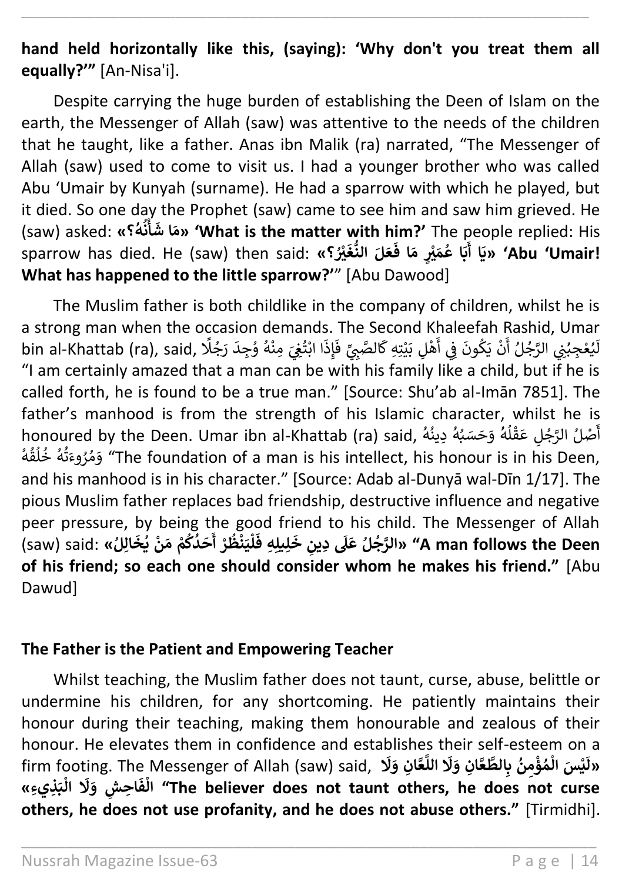**hand held horizontally like this, (saying): 'Why don't you treat them all equally?'"** [An-Nisa'i].

Despite carrying the huge burden of establishing the Deen of Islam on the earth, the Messenger of Allah (saw) was attentive to the needs of the children that he taught, like a father. Anas ibn Malik (ra) narrated, "The Messenger of Allah (saw) used to come to visit us. I had a younger brother who was called Abu 'Umair by Kunyah (surname). He had a sparrow with which he played, but it died. So one day the Prophet (saw) came to see him and saw him grieved. He (saw) asked: **«مَا شَأْنُهُ؟» 'What is the matter with him?'** The people replied: His sparrow has died. He (saw) then said: **«يَا أَبَا عُمَيْرٍ مَا فَعَلَ النُّغَيْرُ؟» 'Abu 'Umair! What has happened to the little sparrow?'"** [Abu Dawood]

The Muslim father is both childlike in the company of children, whilst he is a strong man when the occasion demands. The Second Khaleefah Rashid, Umar bin al-Khattab (ra), said, لَيُعْجِبُنِي الرَّجُلُ أَنْ يَكُونَ فِي أَهْلِ بَيْتِهِ كَالصَّبِيِّ فَإِذَا ابْتُغِيَ مِنْهُ وُجِدَ رَجُلًا "I am certainly amazed that a man can be with his family like a child, but if he is called forth, he is found to be a true man." [Source: Shu'ab al-Imān 7851]. The father's manhood is from the strength of his Islamic character, whilst he is honoured by the Deen. Umar ibn al-Khattab (ra) said, أَصْلُ الرَّجُلِ عَقْلُهُ وَحَسَبُهُ دِينُهُ وَمُرُوءَتُهُ خُلُقُهُ "The foundation of a man is his intellect, his honour is in his Deen, and his manhood is in his character." [Source: Adab al-Dunyā wal-Dīn 1/17]. The pious Muslim father replaces bad friendship, destructive influence and negative peer pressure, by being the good friend to his child. The Messenger of Allah (saw) said: **«الرَّجُلُ عَلَى دِينِ خَلِيلِهِ فَلْيَنْظُرْ أَحَدُكُمْ مَنْ يُخَالِلُ» "A man follows the Deen of his friend; so each one should consider whom he makes his friend."** [Abu Dawud]

## The Father is the Patient and Empowering Teacher

Whilst teaching, the Muslim father does not taunt, curse, abuse, belittle or undermine his children, for any shortcoming. He patiently maintains their honour during their teaching, making them honourable and zealous of their honour. He elevates them in confidence and establishes their self-esteem on a firm footing. The Messenger of Allah (saw) said, **«لَيْسَ الْمُؤْمِنُ بِالطَّعَّانِ وَلَا اللَّعَّانِ وَلَا الْفَاحِشِ وَلَا الْبَذِيءِ» "The believer does not taunt others, he does not curse others, he does not use profanity, and he does not abuse others."** [Tirmidhi].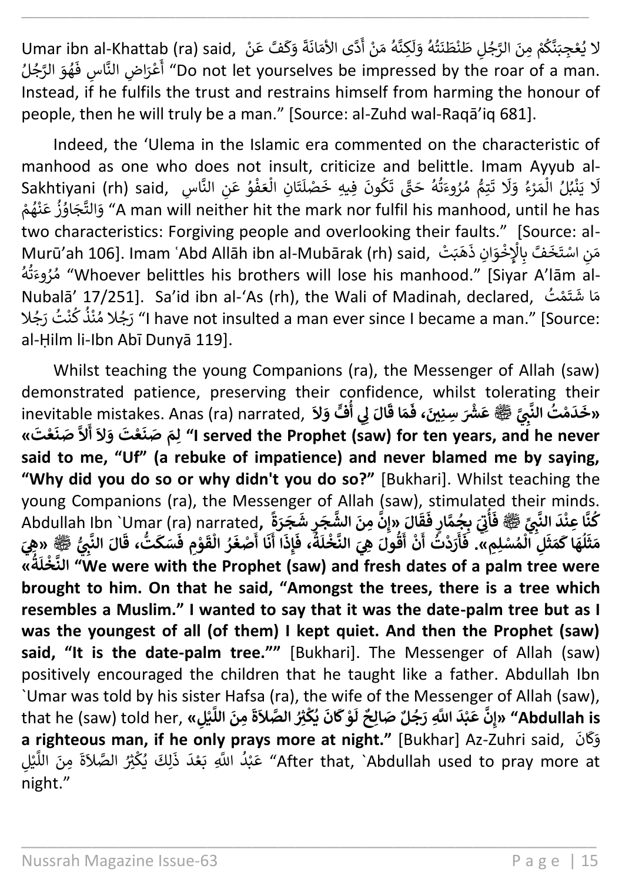Umar ibn al-Khattab (ra) said, لا يُعْجِبَنَّكُمْ مِنَ الرَّجُلِ طَنْطَنَتُهُ وَلَكِنَّهُ مَنْ أَدَّى الأَمَانَةَ وَكَفَّ عَنْ أَعْرَاضِ النَّاسِ فَهُوَ الرَّجُلُ "Do not let yourselves be impressed by the roar of a man. Instead, if he fulfils the trust and restrains himself from harming the honour of people, then he will truly be a man." [Source: al-Zuhd wal-Raqā'iq 681].

Indeed, the 'Ulema in the Islamic era commented on the characteristic of manhood as one who does not insult, criticize and belittle. Imam Ayyub al-Sakhtiyani (rh) said, لَا يَنْبُلُ الْمَرْءُ وَلَا تَتِمُّ مُرُوءَتُهُ حَتَّى تَكُونَ فِيهِ خَصْلَتَانِ الْعَفْوُ عَنِ النَّاسِ وَالتَّجَاوُزُ عَنْهُمْ "A man will neither hit the mark nor fulfil his manhood, until he has two characteristics: Forgiving people and overlooking their faults." [Source: al-Murū'ah 106]. Imam ʿAbd Allāh ibn al-Mubārak (rh) said, مَنِ اسْتَخَفَّ بِالْإِخْوَانِ ذَهَبَتْ مُرُوءَتُهُ "Whoever belittles his brothers will lose his manhood." [Siyar A'lām al-Nubalā' 17/251]. Sa'id ibn al-'As (rh), the Wali of Madinah, declared, مَا شَتَمْتُ رَجُلا مُنْذُ كُنْتُ رَجُلا "I have not insulted a man ever since I became a man." [Source: al-Ḥilm li-Ibn Abī Dunyā 119].

Whilst teaching the young Companions (ra), the Messenger of Allah (saw) demonstrated patience, preserving their confidence, whilst tolerating their inevitable mistakes. Anas (ra) narrated, **«خَدَمْتُ النَّبِيَّ ﷺ عَشْرَ سِنِينَ، فَمَا قَالَ لِي أُفٍّ وَلاَ لِمَ صَنَعْتَ وَلاَ أَلاَّ صَنَعْتَ» "I served the Prophet (saw) for ten years, and he never said to me, "Uf" (a rebuke of impatience) and never blamed me by saying, "Why did you do so or why didn't you do so?"** [Bukhari]. Whilst teaching the young Companions (ra), the Messenger of Allah (saw), stimulated their minds. Abdullah Ibn `Umar (ra) narrated, **كُنَّا عِنْدَ النَّبِيِّ ﷺ فَأُتِيَ بِجُمَّارٍ فَقَالَ «إِنَّ مِنَ الشَّجَرِ شَجَرَةً مَثَلُهَا كَمَثَلِ الْمُسْلِمِ». فَأَرَدْتُ أَنْ أَقُولَ هِيَ النَّخْلَةُ، فَإِذَا أَنَا أَصْغَرُ الْقَوْمِ فَسَكَتُّ، قَالَ النَّبِيُّ ﷺ «هِيَ النَّخْلَةُ» "We were with the Prophet (saw) and fresh dates of a palm tree were brought to him. On that he said, "Amongst the trees, there is a tree which resembles a Muslim." I wanted to say that it was the date-palm tree but as I was the youngest of all (of them) I kept quiet. And then the Prophet (saw) said, "It is the date-palm tree.""** [Bukhari]. The Messenger of Allah (saw) positively encouraged the children that he taught like a father. Abdullah Ibn `Umar was told by his sister Hafsa (ra), the wife of the Messenger of Allah (saw), that he (saw) told her, **«إِنَّ عَبْدَ اللَّهِ رَجُلٌ صَالِحٌ لَوْ كَانَ يُكْثِرُ الصَّلاَةَ مِنَ اللَّيْلِ» "Abdullah is a righteous man, if he only prays more at night."** [Bukhar] Az-Zuhri said, وَكَانَ عَبْدُ اللَّهِ بَعْدَ ذَلِكَ يُكْثِرُ الصَّلاَةَ مِنَ اللَّيْلِ "After that, `Abdullah used to pray more at night."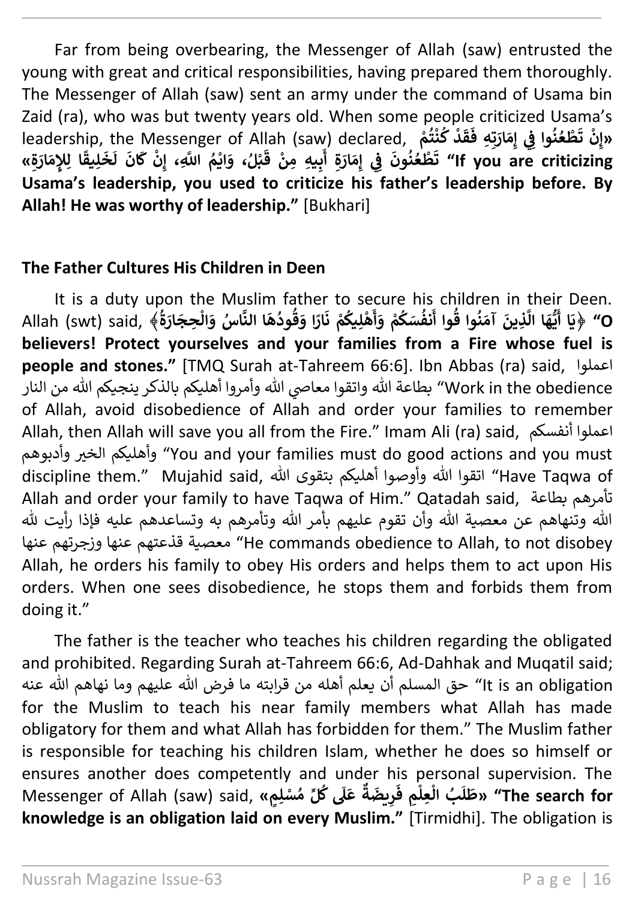Far from being overbearing, the Messenger of Allah (saw) entrusted the young with great and critical responsibilities, having prepared them thoroughly. The Messenger of Allah (saw) sent an army under the command of Usama bin Zaid (ra), who was but twenty years old. When some people criticized Usama's leadership, the Messenger of Allah (saw) declared, «إِنْ تَطْعُنُوا فِي إِمَارَتِهِ فَقَدْ كُنْتُمْ تَطْعُنُونَ فِي إِمَارَةِ أَبِيهِ مِنْ قَبْلُ، وَايْمُ اللَّهِ، إِنْ كَانَ لَخَلِيقًا لِلإِمَارَةِ» **"If you are criticizing Usama's leadership, you used to criticize his father's leadership before. By Allah! He was worthy of leadership."** [Bukhari]

**The Father Cultures His Children in Deen**

It is a duty upon the Muslim father to secure his children in their Deen. Allah (swt) said, ﴿يَا أَيُّهَا الَّذِينَ آمَنُوا قُوا أَنْفُسَكُمْ وَأَهْلِيكُمْ نَارًا وَقُودُهَا النَّاسُ وَالْحِجَارَةُ﴾ **"O believers! Protect yourselves and your families from a Fire whose fuel is people and stones."** [TMQ Surah at-Tahreem 66:6]. Ibn Abbas (ra) said, اعملوا بطاعة الله واتقوا معاصي الله وأمروا أهليكم بالذكر ينجيكم الله من النار "Work in the obedience of Allah, avoid disobedience of Allah and order your families to remember Allah, then Allah will save you all from the Fire." Imam Ali (ra) said, اعملوا أنفسكم وأهليكم الخير وأدبوهم "You and your families must do good actions and you must discipline them." Mujahid said, اتقوا الله وأوصوا أهليكم بتقوى الله "Have Taqwa of Allah and order your family to have Taqwa of Him." Qatadah said, تأمرهم بطاعة الله وتنهاهم عن معصية الله وأن تقوم عليهم بأمر الله وتأمرهم به وتساعدهم عليه فإذا رأيت لله معصية قذعتهم عنها وزجرتهم عنها "He commands obedience to Allah, to not disobey Allah, he orders his family to obey His orders and helps them to act upon His orders. When one sees disobedience, he stops them and forbids them from doing it."

The father is the teacher who teaches his children regarding the obligated and prohibited. Regarding Surah at-Tahreem 66:6, Ad-Dahhak and Muqatil said; حق المسلم أن يعلم أهله من قرابته ما فرض الله عليهم وما نهاهم الله عنه "It is an obligation for the Muslim to teach his near family members what Allah has made obligatory for them and what Allah has forbidden for them." The Muslim father is responsible for teaching his children Islam, whether he does so himself or ensures another does competently and under his personal supervision. The Messenger of Allah (saw) said, «طَلَبُ الْعِلْمِ فَرِيضَةٌ عَلَى كُلِّ مُسْلِمٍ» **"The search for knowledge is an obligation laid on every Muslim."** [Tirmidhi]. The obligation is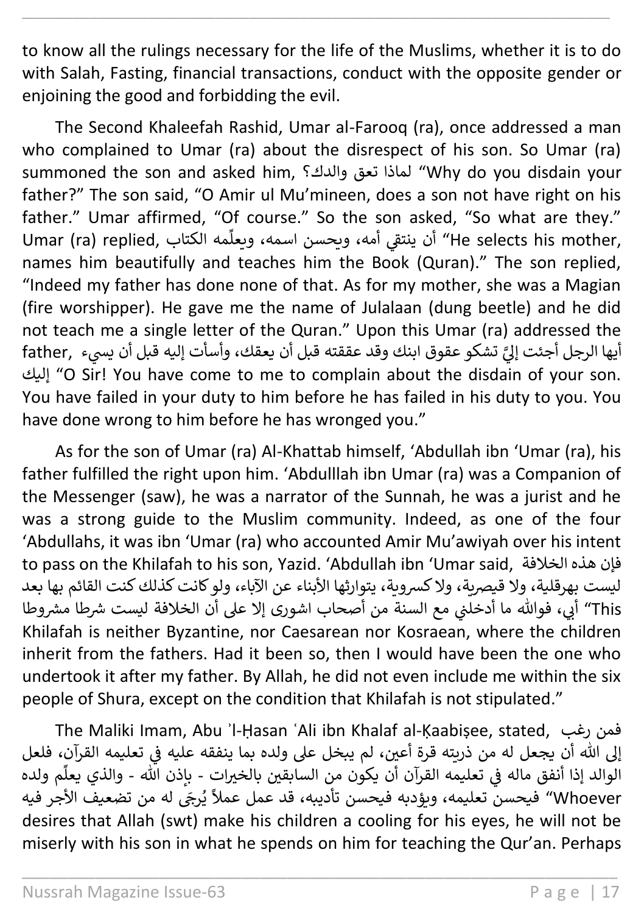to know all the rulings necessary for the life of the Muslims, whether it is to do with Salah, Fasting, financial transactions, conduct with the opposite gender or enjoining the good and forbidding the evil.

The Second Khaleefah Rashid, Umar al-Farooq (ra), once addressed a man who complained to Umar (ra) about the disrespect of his son. So Umar (ra) summoned the son and asked him, لماذا تعق والدك؟ "Why do you disdain your father?" The son said, "O Amir ul Mu'mineen, does a son not have right on his father." Umar affirmed, "Of course." So the son asked, "So what are they." Umar (ra) replied, أن ينتقي أمه، ويحسن اسمه، ويعلّمه الكتاب "He selects his mother, names him beautifully and teaches him the Book (Quran)." The son replied, "Indeed my father has done none of that. As for my mother, she was a Magian (fire worshipper). He gave me the name of Julalaan (dung beetle) and he did not teach me a single letter of the Quran." Upon this Umar (ra) addressed the father, أيها الرجل أجئت إليَّ تشكو عقوق ابنك وقد عققته قبل أن يعقك، وأسأت إليه قبل أن يسيء إليك "O Sir! You have come to me to complain about the disdain of your son. You have failed in your duty to him before he has failed in his duty to you. You have done wrong to him before he has wronged you."

As for the son of Umar (ra) Al-Khattab himself, 'Abdullah ibn 'Umar (ra), his father fulfilled the right upon him. 'Abdulllah ibn Umar (ra) was a Companion of the Messenger (saw), he was a narrator of the Sunnah, he was a jurist and he was a strong guide to the Muslim community. Indeed, as one of the four 'Abdullahs, it was ibn 'Umar (ra) who accounted Amir Mu'awiyah over his intent to pass on the Khilafah to his son, Yazid. 'Abdullah ibn 'Umar said, فإن هذه الخلافة ليست بهرقلية، ولا قيصرية، ولا كسروية، يتوارثها الأبناء عن الآباء، ولو كانت كذلك كنت القائم بها بعد أبي، فوالله ما أدخلني مع الستة من أصحاب اشورى إلا على أن الخلافة ليست شرطا مشروطا "This Khilafah is neither Byzantine, nor Caesarean nor Kosraean, where the children inherit from the fathers. Had it been so, then I would have been the one who undertook it after my father. By Allah, he did not even include me within the six people of Shura, except on the condition that Khilafah is not stipulated."

The Maliki Imam, Abu ʾl-Ḥasan ʿAli ibn Khalaf al-Ḳaabiṣee, stated, فمن رغب إلى الله أن يجعل له من ذريته قرة أعين، لم يبخل على ولده بما ينفقه عليه في تعليمه القرآن، فلعل الوالد إذا أنفق ماله في تعليمه القرآن أن يكون من السابقين بالخيرات - بإذن الله - والذي يعلِّم ولده فيحسن تعليمه، ويؤدبه فيحسن تأديبه، قد عمل عملاً يُرجَى له من تضعيف الأجر فيه "Whoever desires that Allah (swt) make his children a cooling for his eyes, he will not be miserly with his son in what he spends on him for teaching the Qur'an. Perhaps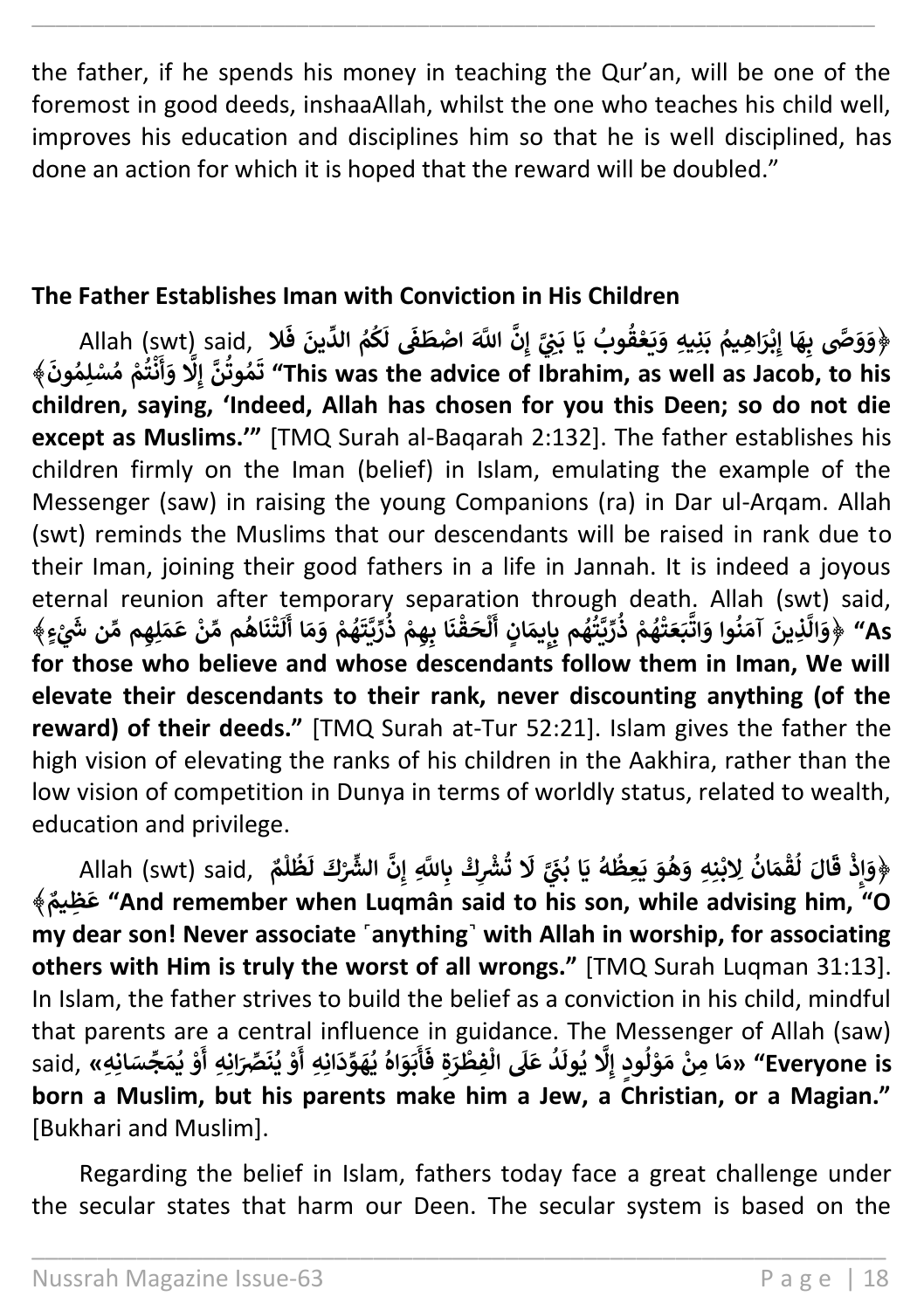the father, if he spends his money in teaching the Qur'an, will be one of the foremost in good deeds, inshaaAllah, whilst the one who teaches his child well, improves his education and disciplines him so that he is well disciplined, has done an action for which it is hoped that the reward will be doubled."

**The Father Establishes Iman with Conviction in His Children**

Allah (swt) said, ﴿وَوَصَّى بِهَا إِبْرَاهِيمُ بَنِيهِ وَيَعْقُوبُ يَا بَنِيَّ إِنَّ اللَّهَ اصْطَفَى لَكُمُ الدِّينَ فَلَا تَمُوتُنَّ إِلَّا وَأَنْتُمْ مُسْلِمُونَ﴾ **"This was the advice of Ibrahim, as well as Jacob, to his children, saying, 'Indeed, Allah has chosen for you this Deen; so do not die except as Muslims.'"** [TMQ Surah al-Baqarah 2:132]. The father establishes his children firmly on the Iman (belief) in Islam, emulating the example of the Messenger (saw) in raising the young Companions (ra) in Dar ul-Arqam. Allah (swt) reminds the Muslims that our descendants will be raised in rank due to their Iman, joining their good fathers in a life in Jannah. It is indeed a joyous eternal reunion after temporary separation through death. Allah (swt) said, ﴿وَالَّذِينَ آمَنُوا وَاتَّبَعَتْهُمْ ذُرِّيَّتُهُم بِإِيمَانٍ أَلْحَقْنَا بِهِمْ ذُرِّيَّتَهُمْ وَمَا أَلَتْنَاهُم مِّنْ عَمَلِهِم مِّن شَيْءٍ﴾ **"As for those who believe and whose descendants follow them in Iman, We will elevate their descendants to their rank, never discounting anything (of the reward) of their deeds."** [TMQ Surah at-Tur 52:21]. Islam gives the father the high vision of elevating the ranks of his children in the Aakhira, rather than the low vision of competition in Dunya in terms of worldly status, related to wealth, education and privilege.

Allah (swt) said, ﴿وَإِذْ قَالَ لُقْمَانُ لِابْنِهِ وَهُوَ يَعِظُهُ يَا بُنَيَّ لَا تُشْرِكْ بِاللَّهِ إِنَّ الشِّرْكَ لَظُلْمٌ عَظِيمٌ﴾ **"And remember when Luqmân said to his son, while advising him, "O my dear son! Never associate ⌜anything⌝ with Allah in worship, for associating others with Him is truly the worst of all wrongs."** [TMQ Surah Luqman 31:13]. In Islam, the father strives to build the belief as a conviction in his child, mindful that parents are a central influence in guidance. The Messenger of Allah (saw) said, «مَا مِنْ مَوْلُودٍ إِلَّا يُولَدُ عَلَى الْفِطْرَةِ فَأَبَوَاهُ يُهَوِّدَانِهِ أَوْ يُنَصِّرَانِهِ أَوْ يُمَجِّسَانِهِ» **"Everyone is born a Muslim, but his parents make him a Jew, a Christian, or a Magian."** [Bukhari and Muslim].

Regarding the belief in Islam, fathers today face a great challenge under the secular states that harm our Deen. The secular system is based on the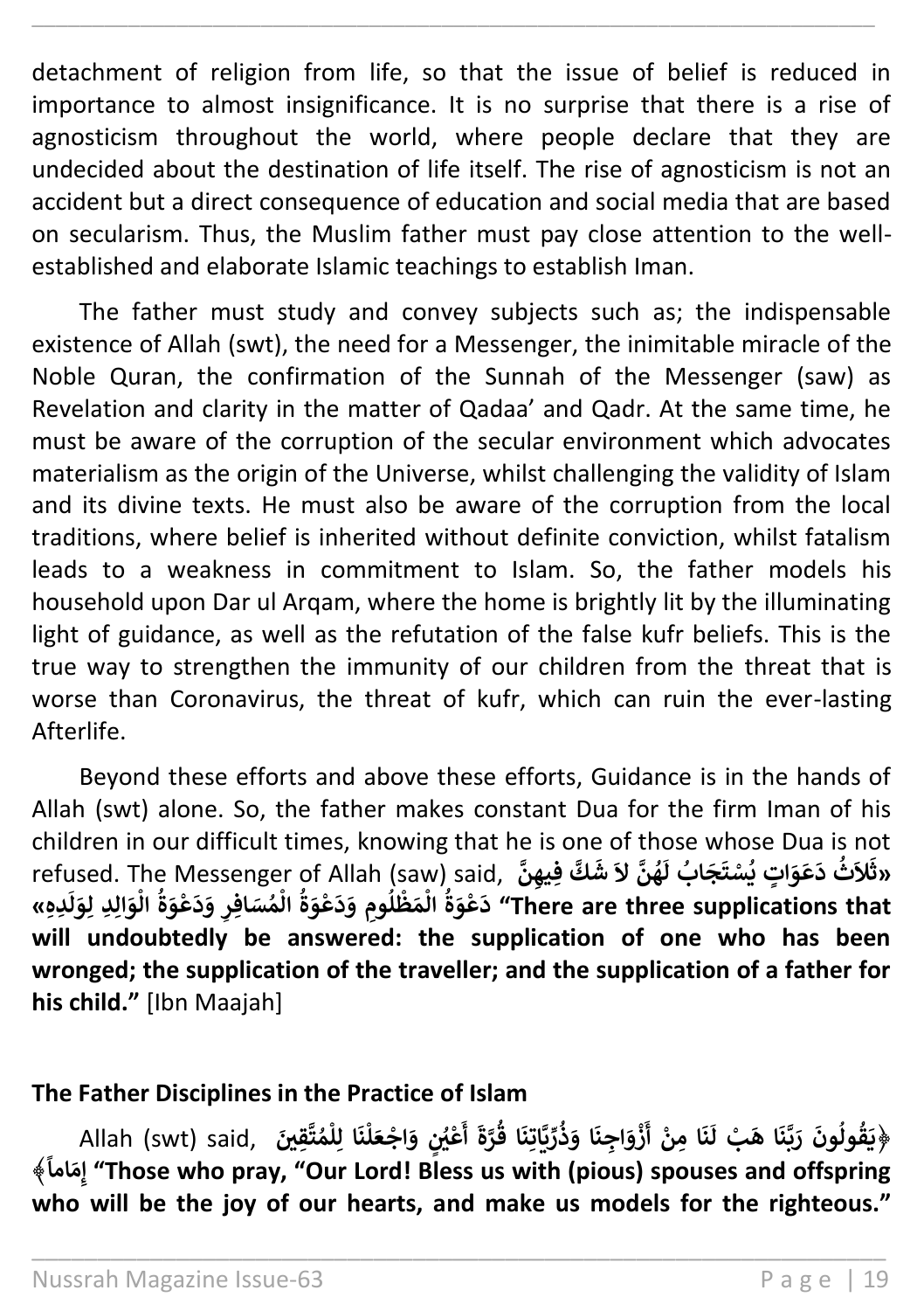detachment of religion from life, so that the issue of belief is reduced in importance to almost insignificance. It is no surprise that there is a rise of agnosticism throughout the world, where people declare that they are undecided about the destination of life itself. The rise of agnosticism is not an accident but a direct consequence of education and social media that are based on secularism. Thus, the Muslim father must pay close attention to the well-established and elaborate Islamic teachings to establish Iman.

The father must study and convey subjects such as; the indispensable existence of Allah (swt), the need for a Messenger, the inimitable miracle of the Noble Quran, the confirmation of the Sunnah of the Messenger (saw) as Revelation and clarity in the matter of Qadaa' and Qadr. At the same time, he must be aware of the corruption of the secular environment which advocates materialism as the origin of the Universe, whilst challenging the validity of Islam and its divine texts. He must also be aware of the corruption from the local traditions, where belief is inherited without definite conviction, whilst fatalism leads to a weakness in commitment to Islam. So, the father models his household upon Dar ul Arqam, where the home is brightly lit by the illuminating light of guidance, as well as the refutation of the false kufr beliefs. This is the true way to strengthen the immunity of our children from the threat that is worse than Coronavirus, the threat of kufr, which can ruin the ever-lasting Afterlife.

Beyond these efforts and above these efforts, Guidance is in the hands of Allah (swt) alone. So, the father makes constant Dua for the firm Iman of his children in our difficult times, knowing that he is one of those whose Dua is not refused. The Messenger of Allah (saw) said, «ثَلَاثُ دَعَوَاتٍ يُسْتَجَابُ لَهُنَّ لاَ شَكَّ فِيهِنَّ دَعْوَةُ الْمَظْلُومِ وَدَعْوَةُ الْمُسَافِرِ وَدَعْوَةُ الْوَالِدِ لِوَلَدِهِ» **"There are three supplications that will undoubtedly be answered: the supplication of one who has been wronged; the supplication of the traveller; and the supplication of a father for his child."** [Ibn Maajah]

## The Father Disciplines in the Practice of Islam

Allah (swt) said, ﴿يَقُولُونَ رَبَّنَا هَبْ لَنَا مِنْ أَزْوَاجِنَا وَذُرِّيَّاتِنَا قُرَّةَ أَعْيُنٍ وَاجْعَلْنَا لِلْمُتَّقِينَ إِمَاماً﴾ **"Those who pray, "Our Lord! Bless us with (pious) spouses and offspring who will be the joy of our hearts, and make us models for the righteous."**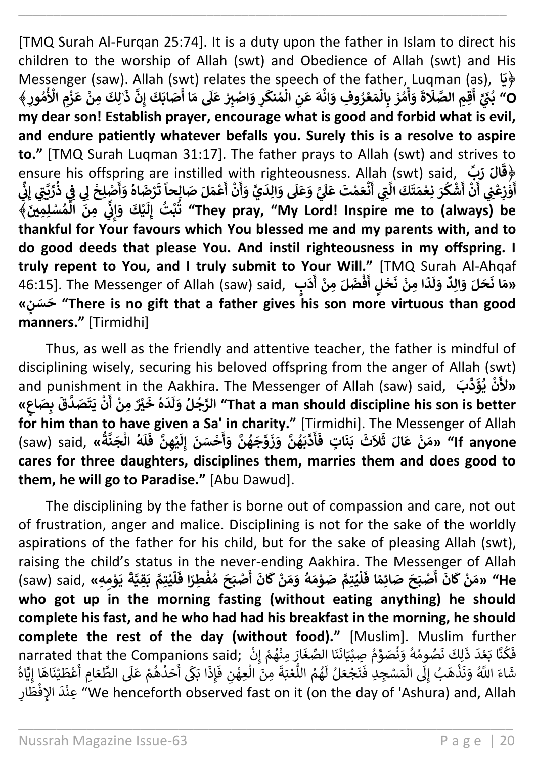[TMQ Surah Al-Furqan 25:74]. It is a duty upon the father in Islam to direct his children to the worship of Allah (swt) and Obedience of Allah (swt) and His Messenger (saw). Allah (swt) relates the speech of the father, Luqman (as), ﴿يَا بُنَيَّ أَقِمِ الصَّلَاةَ وَأْمُرْ بِالْمَعْرُوفِ وَانْهَ عَنِ الْمُنكَرِ وَاصْبِرْ عَلَى مَا أَصَابَكَ إِنَّ ذَٰلِكَ مِنْ عَزْمِ الْأُمُورِ﴾ **"O my dear son! Establish prayer, encourage what is good and forbid what is evil, and endure patiently whatever befalls you. Surely this is a resolve to aspire to."** [TMQ Surah Luqman 31:17]. The father prays to Allah (swt) and strives to ensure his offspring are instilled with righteousness. Allah (swt) said, ﴿قَالَ رَبِّ أَوْزِعْنِي أَنْ أَشْكُرَ نِعْمَتَكَ الَّتِي أَنْعَمْتَ عَلَيَّ وَعَلَى وَالِدَيَّ وَأَنْ أَعْمَلَ صَالِحاً تَرْضَاهُ وَأَصْلِحْ لِي فِي ذُرِّيَّتِي إِنِّي تُبْتُ إِلَيْكَ وَإِنِّي مِنَ الْمُسْلِمِينَ﴾ **"They pray, "My Lord! Inspire me to (always) be thankful for Your favours which You blessed me and my parents with, and to do good deeds that please You. And instil righteousness in my offspring. I truly repent to You, and I truly submit to Your Will."** [TMQ Surah Al-Ahqaf 46:15]. The Messenger of Allah (saw) said, «مَا نَحَلَ وَالِدٌ وَلَدًا مِنْ نَحْلٍ أَفْضَلَ مِنْ أَدَبٍ حَسَنٍ» **"There is no gift that a father gives his son more virtuous than good manners."** [Tirmidhi]

Thus, as well as the friendly and attentive teacher, the father is mindful of disciplining wisely, securing his beloved offspring from the anger of Allah (swt) and punishment in the Aakhira. The Messenger of Allah (saw) said, «لأَنْ يُؤَدِّبَ الرَّجُلُ وَلَدَهُ خَيْرٌ مِنْ أَنْ يَتَصَدَّقَ بِصَاعٍ» **"That a man should discipline his son is better for him than to have given a Sa' in charity."** [Tirmidhi]. The Messenger of Allah (saw) said, «مَنْ عَالَ ثَلاَثَ بَنَاتٍ فَأَدَّبَهُنَّ وَزَوَّجَهُنَّ وَأَحْسَنَ إِلَيْهِنَّ فَلَهُ الْجَنَّةُ» **"If anyone cares for three daughters, disciplines them, marries them and does good to them, he will go to Paradise."** [Abu Dawud].

The disciplining by the father is borne out of compassion and care, not out of frustration, anger and malice. Disciplining is not for the sake of the worldly aspirations of the father for his child, but for the sake of pleasing Allah (swt), raising the child's status in the never-ending Aakhira. The Messenger of Allah (saw) said, «مَنْ كَانَ أَصْبَحَ صَائِمًا فَلْيُتِمَّ صَوْمَهُ وَمَنْ كَانَ أَصْبَحَ مُفْطِرًا فَلْيُتِمَّ بَقِيَّةَ يَوْمِهِ» **"He who got up in the morning fasting (without eating anything) he should complete his fast, and he who had had his breakfast in the morning, he should complete the rest of the day (without food)."** [Muslim]. Muslim further narrated that the Companions said; فَكُنَّا بَعْدَ ذَلِكَ نَصُومُهُ وَنُصَوِّمُ صِبْيَانَنَا الصِّغَارَ مِنْهُمْ إِنْ شَاءَ اللَّهُ وَنَذْهَبُ إِلَى الْمَسْجِدِ فَنَجْعَلُ لَهُمُ اللُّعْبَةَ مِنَ الْعِهْنِ فَإِذَا بَكَى أَحَدُهُمْ عَلَى الطَّعَامِ أَعْطَيْنَاهَا إِيَّاهُ عِنْدَ الإِفْطَارِ "We henceforth observed fast on it (on the day of 'Ashura) and, Allah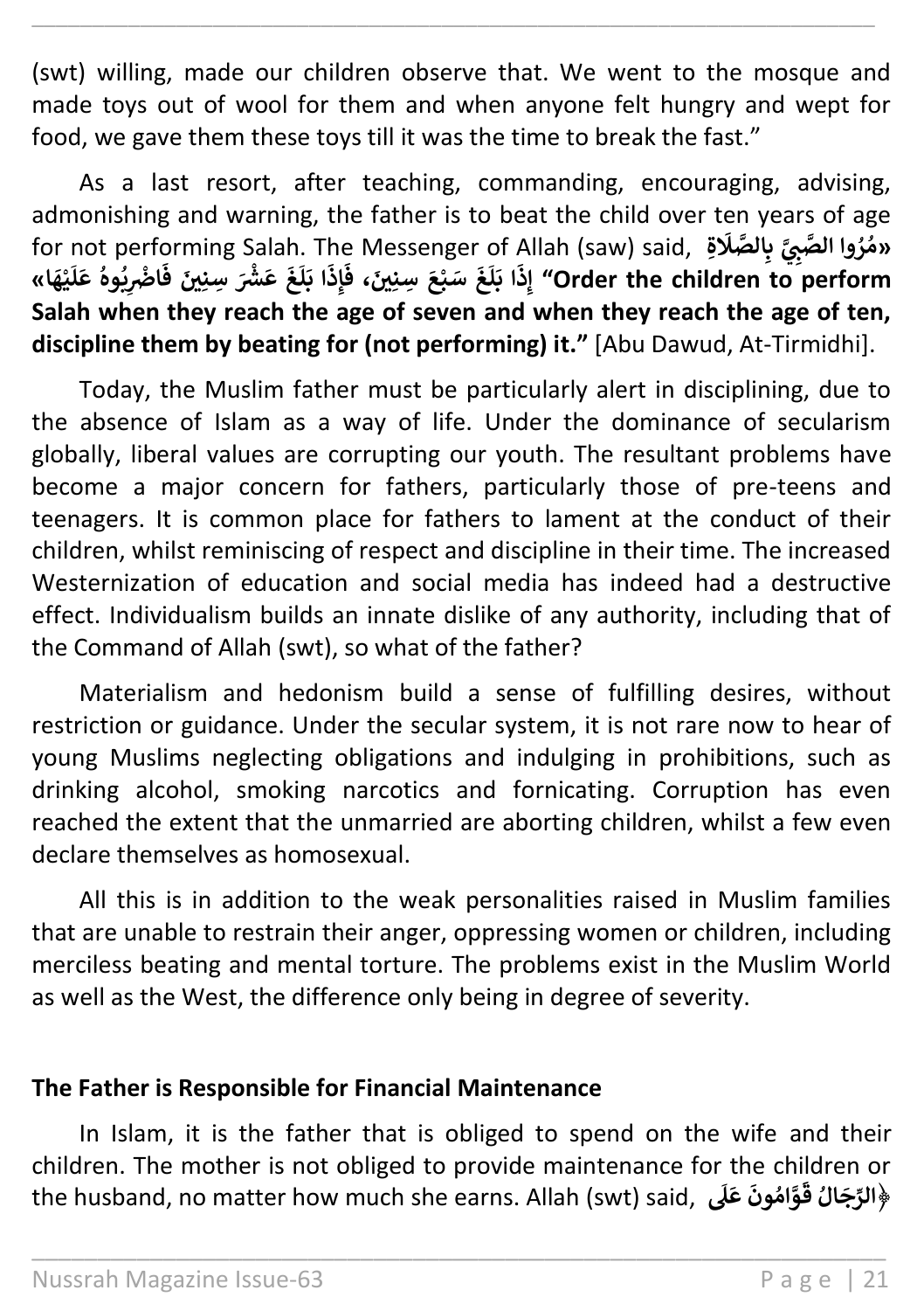(swt) willing, made our children observe that. We went to the mosque and made toys out of wool for them and when anyone felt hungry and wept for food, we gave them these toys till it was the time to break the fast.”

As a last resort, after teaching, commanding, encouraging, advising, admonishing and warning, the father is to beat the child over ten years of age for not performing Salah. The Messenger of Allah (saw) said, **«مُرُوا الصَّبِيَّ بِالصَّلَاةِ إِذَا بَلَغَ سَبْعَ سِنِينَ، فَإِذَا بَلَغَ عَشْرَ سِنِينَ فَاضْرِبُوهُ عَلَيْهَا» “Order the children to perform Salah when they reach the age of seven and when they reach the age of ten, discipline them by beating for (not performing) it.”** [Abu Dawud, At-Tirmidhi].

Today, the Muslim father must be particularly alert in disciplining, due to the absence of Islam as a way of life. Under the dominance of secularism globally, liberal values are corrupting our youth. The resultant problems have become a major concern for fathers, particularly those of pre-teens and teenagers. It is common place for fathers to lament at the conduct of their children, whilst reminiscing of respect and discipline in their time. The increased Westernization of education and social media has indeed had a destructive effect. Individualism builds an innate dislike of any authority, including that of the Command of Allah (swt), so what of the father?

Materialism and hedonism build a sense of fulfilling desires, without restriction or guidance. Under the secular system, it is not rare now to hear of young Muslims neglecting obligations and indulging in prohibitions, such as drinking alcohol, smoking narcotics and fornicating. Corruption has even reached the extent that the unmarried are aborting children, whilst a few even declare themselves as homosexual.

All this is in addition to the weak personalities raised in Muslim families that are unable to restrain their anger, oppressing women or children, including merciless beating and mental torture. The problems exist in the Muslim World as well as the West, the difference only being in degree of severity.

### The Father is Responsible for Financial Maintenance

In Islam, it is the father that is obliged to spend on the wife and their children. The mother is not obliged to provide maintenance for the children or the husband, no matter how much she earns. Allah (swt) said, **﴿الرِّجَالُ قَوَّامُونَ عَلَى**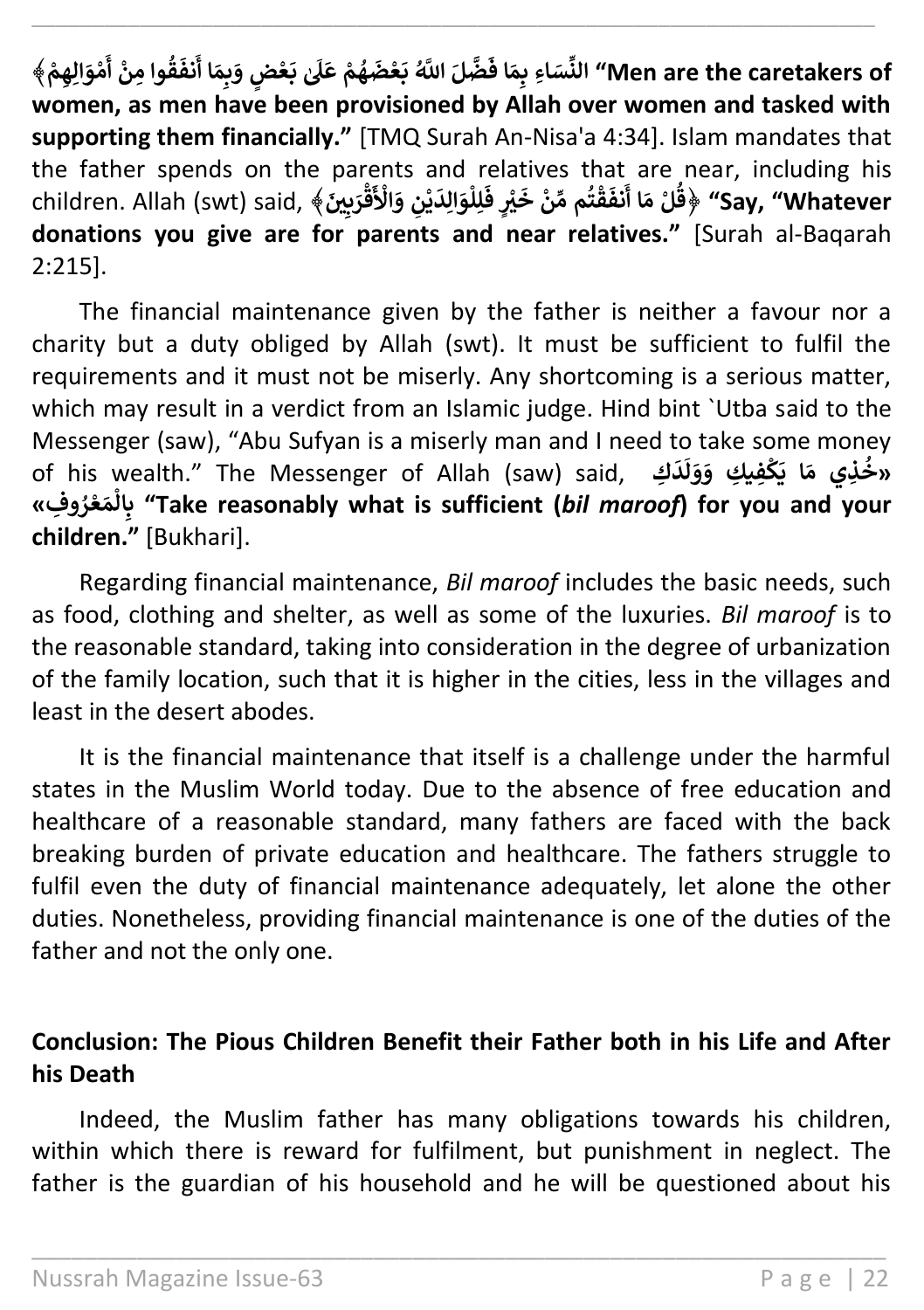﴿الرِّجَالُ قَوَّامُونَ عَلَى النِّسَاءِ بِمَا فَضَّلَ اللَّهُ بَعْضَهُمْ عَلَىٰ بَعْضٍ وَبِمَا أَنفَقُوا مِنْ أَمْوَالِهِمْ﴾ **"Men are the caretakers of women, as men have been provisioned by Allah over women and tasked with supporting them financially."** [TMQ Surah An-Nisa'a 4:34]. Islam mandates that the father spends on the parents and relatives that are near, including his children. Allah (swt) said, ﴿قُلْ مَا أَنفَقْتُم مِّنْ خَيْرٍ فَلِلْوَالِدَيْنِ وَالْأَقْرَبِينَ﴾ **"Say, "Whatever donations you give are for parents and near relatives."** [Surah al-Baqarah 2:215].

The financial maintenance given by the father is neither a favour nor a charity but a duty obliged by Allah (swt). It must be sufficient to fulfil the requirements and it must not be miserly. Any shortcoming is a serious matter, which may result in a verdict from an Islamic judge. Hind bint `Utba said to the Messenger (saw), "Abu Sufyan is a miserly man and I need to take some money of his wealth." The Messenger of Allah (saw) said, «خُذِي مَا يَكْفِيكِ وَوَلَدَكِ بِالْمَعْرُوفِ» **"Take reasonably what is sufficient (*bil maroof*) for you and your children."** [Bukhari].

Regarding financial maintenance, *Bil maroof* includes the basic needs, such as food, clothing and shelter, as well as some of the luxuries. *Bil maroof* is to the reasonable standard, taking into consideration in the degree of urbanization of the family location, such that it is higher in the cities, less in the villages and least in the desert abodes.

It is the financial maintenance that itself is a challenge under the harmful states in the Muslim World today. Due to the absence of free education and healthcare of a reasonable standard, many fathers are faced with the back breaking burden of private education and healthcare. The fathers struggle to fulfil even the duty of financial maintenance adequately, let alone the other duties. Nonetheless, providing financial maintenance is one of the duties of the father and not the only one.

## Conclusion: The Pious Children Benefit their Father both in his Life and After his Death

Indeed, the Muslim father has many obligations towards his children, within which there is reward for fulfilment, but punishment in neglect. The father is the guardian of his household and he will be questioned about his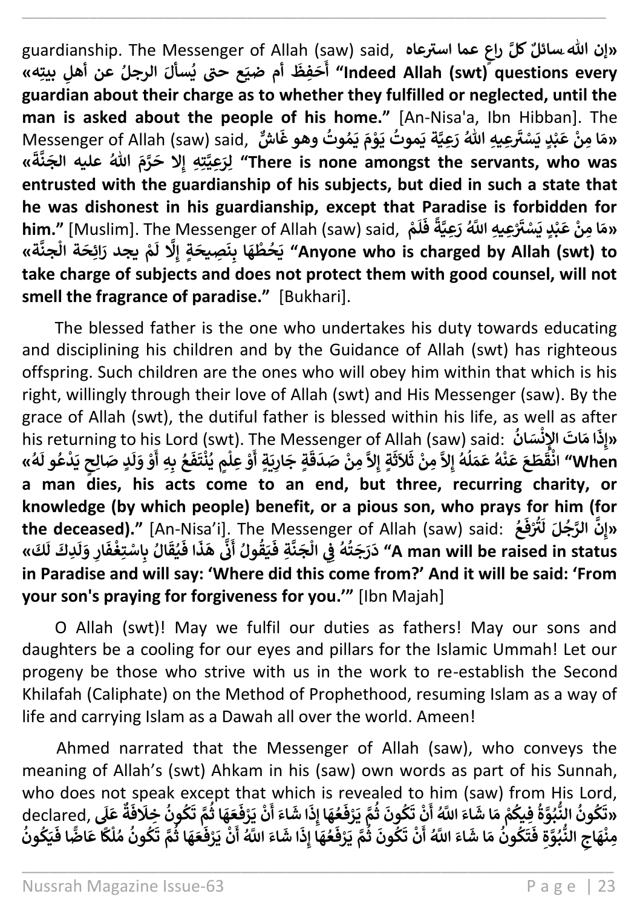guardianship. The Messenger of Allah (saw) said, «إن اللهَ سائلٌ كلَّ راعٍ عما استرعاه أَحَفِظَ أم ضيَع حتى يُسألَ الرجلُ عن أهلِ بيتِه» **“Indeed Allah (swt) questions every guardian about their charge as to whether they fulfilled or neglected, until the man is asked about the people of his home.”** [An-Nisa'a, Ibn Hibban]. The Messenger of Allah (saw) said, «مَا مِنْ عَبْدٍ يَسْتَرْعِيهِ اللهُ رَعِيَّةً يموتُ يَوْمَ يَمُوتُ وهو غَاشٌّ لِرَعِيَّتِهِ إلا حَرَّمَ اللهُ عليه الجَنَّةَ» **“There is none amongst the servants, who was entrusted with the guardianship of his subjects, but died in such a state that he was dishonest in his guardianship, except that Paradise is forbidden for him.”** [Muslim]. The Messenger of Allah (saw) said, «مَا مِنْ عَبْدٍ يَسْتَرْعِيهِ اللَّهُ رَعِيَّةً فَلَمْ يَحُطْهَا بِنَصِيحَةٍ إِلَّا لَمْ يجد رَائِحَةَ الْجنَّة» **“Anyone who is charged by Allah (swt) to take charge of subjects and does not protect them with good counsel, will not smell the fragrance of paradise.”** [Bukhari].

The blessed father is the one who undertakes his duty towards educating and disciplining his children and by the Guidance of Allah (swt) has righteous offspring. Such children are the ones who will obey him within that which is his right, willingly through their love of Allah (swt) and His Messenger (saw). By the grace of Allah (swt), the dutiful father is blessed within his life, as well as after his returning to his Lord (swt). The Messenger of Allah (saw) said: «إِذَا مَاتَ الإِنْسَانُ انْقَطَعَ عَنْهُ عَمَلُهُ إِلاَّ مِنْ ثَلاَثَةٍ إِلاَّ مِنْ صَدَقَةٍ جَارِيَةٍ أَوْ عِلْمٍ يُنْتَفَعُ بِهِ أَوْ وَلَدٍ صَالِحٍ يَدْعُو لَهُ» **“When a man dies, his acts come to an end, but three, recurring charity, or knowledge (by which people) benefit, or a pious son, who prays for him (for the deceased).”** [An-Nisa'i]. The Messenger of Allah (saw) said: «إِنَّ الرَّجُلَ لَتُرْفَعُ دَرَجَتُهُ فِي الْجَنَّةِ فَيَقُولُ أَنَّى هَذَا فَيُقَالُ بِاسْتِغْفَارِ وَلَدِكَ لَكَ» **“A man will be raised in status in Paradise and will say: ‘Where did this come from?’ And it will be said: ‘From your son's praying for forgiveness for you.’”** [Ibn Majah]

O Allah (swt)! May we fulfil our duties as fathers! May our sons and daughters be a cooling for our eyes and pillars for the Islamic Ummah! Let our progeny be those who strive with us in the work to re-establish the Second Khilafah (Caliphate) on the Method of Prophethood, resuming Islam as a way of life and carrying Islam as a Dawah all over the world. Ameen!

Ahmed narrated that the Messenger of Allah (saw), who conveys the meaning of Allah’s (swt) Ahkam in his (saw) own words as part of his Sunnah, who does not speak except that which is revealed to him (saw) from His Lord, declared, «تَكُونُ النُّبُوَّةُ فِيكُمْ مَا شَاءَ اللَّهُ أَنْ تَكُونَ ثُمَّ يَرْفَعُهَا إِذَا شَاءَ أَنْ يَرْفَعَهَا ثُمَّ تَكُونُ خِلَافَةٌ عَلَى مِنْهَاجِ النُّبُوَّةِ فَتَكُونُ مَا شَاءَ اللَّهُ أَنْ تَكُونَ ثُمَّ يَرْفَعُهَا إِذَا شَاءَ اللَّهُ أَنْ يَرْفَعَهَا ثُمَّ تَكُونُ مُلْكًا عَاضًّا فَيَكُونُ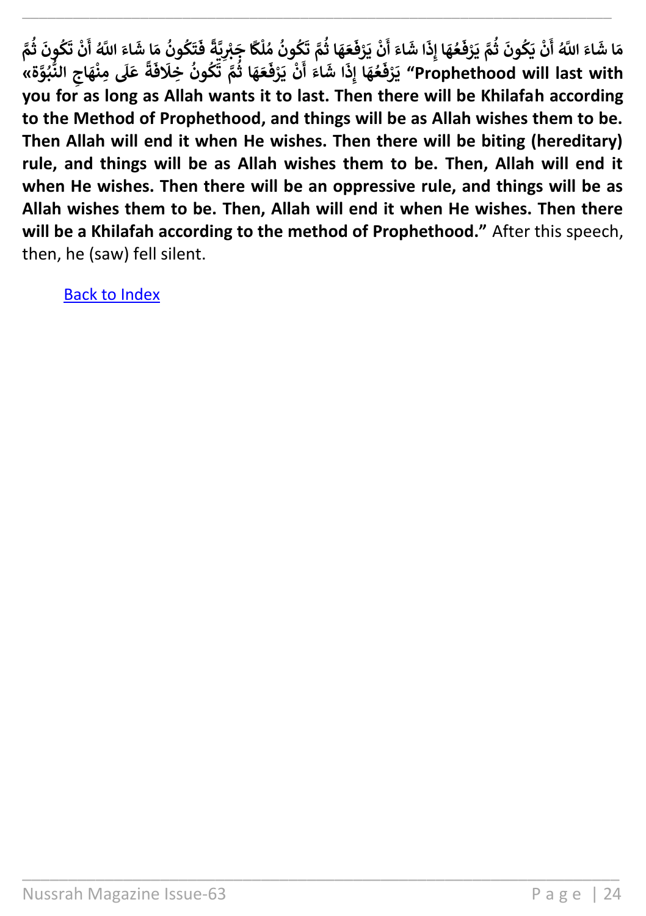مَا شَاءَ اللَّهُ أَنْ يَكُونَ ثُمَّ يَرْفَعُهَا إِذَا شَاءَ أَنْ يَرْفَعَهَا ثُمَّ تَكُونُ مُلْكًا جَبْرِيَّةً فَتَكُونُ مَا شَاءَ اللَّهُ أَنْ تَكُونَ ثُمَّ يَرْفَعُهَا إِذَا شَاءَ أَنْ يَرْفَعَهَا ثُمَّ تَكُونُ خِلَافَةً عَلَى مِنْهَاجِ النُّبُوَّة» **"Prophethood will last with you for as long as Allah wants it to last. Then there will be Khilafah according to the Method of Prophethood, and things will be as Allah wishes them to be. Then Allah will end it when He wishes. Then there will be biting (hereditary) rule, and things will be as Allah wishes them to be. Then, Allah will end it when He wishes. Then there will be an oppressive rule, and things will be as Allah wishes them to be. Then, Allah will end it when He wishes. Then there will be a Khilafah according to the method of Prophethood."** After this speech, then, he (saw) fell silent.

[Back to Index]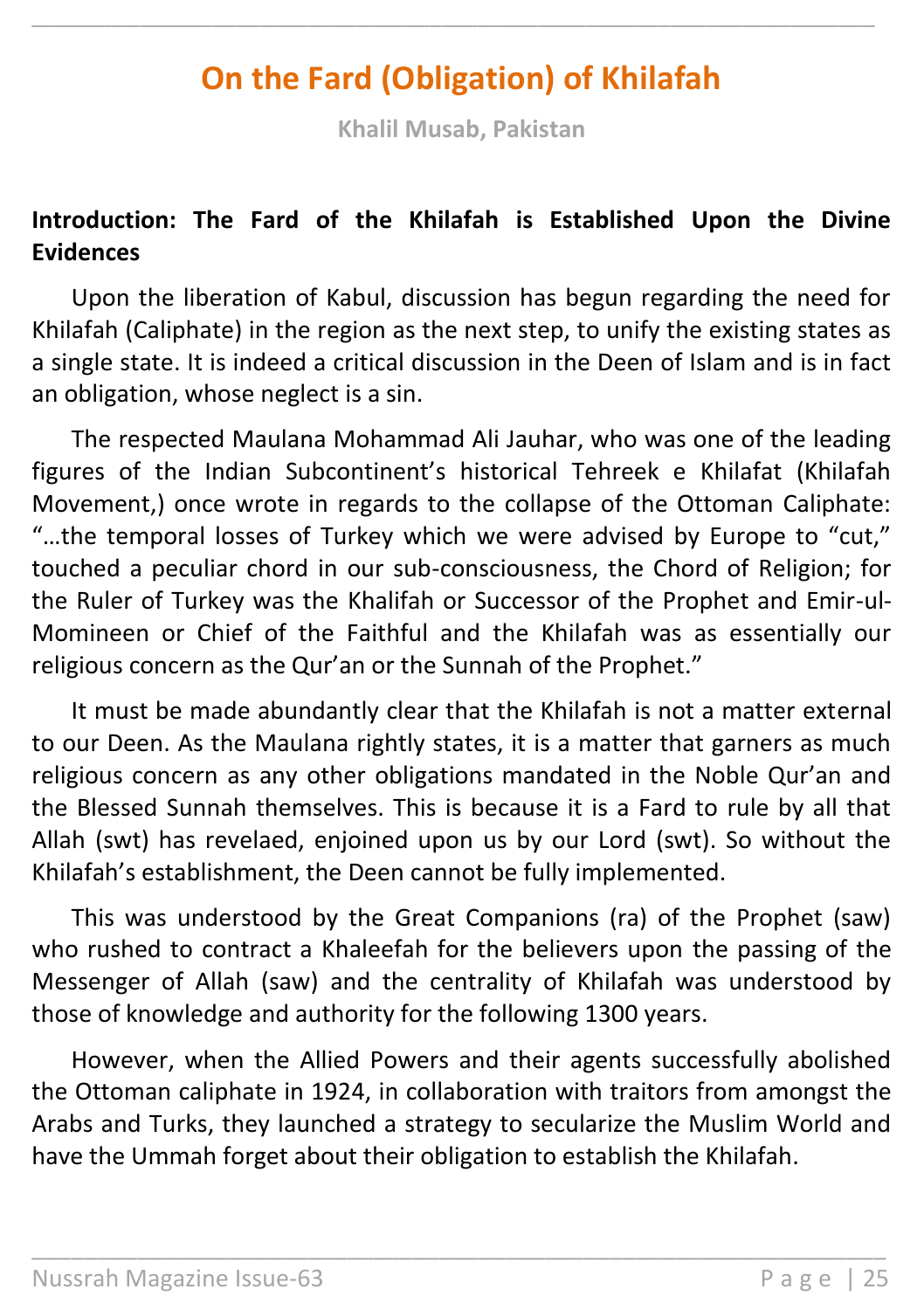# On the Fard (Obligation) of Khilafah

**Khalil Musab, Pakistan**

**Introduction: The Fard of the Khilafah is Established Upon the Divine Evidences**

Upon the liberation of Kabul, discussion has begun regarding the need for Khilafah (Caliphate) in the region as the next step, to unify the existing states as a single state. It is indeed a critical discussion in the Deen of Islam and is in fact an obligation, whose neglect is a sin.

The respected Maulana Mohammad Ali Jauhar, who was one of the leading figures of the Indian Subcontinent's historical Tehreek e Khilafat (Khilafah Movement,) once wrote in regards to the collapse of the Ottoman Caliphate: "…the temporal losses of Turkey which we were advised by Europe to "cut," touched a peculiar chord in our sub-consciousness, the Chord of Religion; for the Ruler of Turkey was the Khalifah or Successor of the Prophet and Emir-ul-Momineen or Chief of the Faithful and the Khilafah was as essentially our religious concern as the Qur'an or the Sunnah of the Prophet."

It must be made abundantly clear that the Khilafah is not a matter external to our Deen. As the Maulana rightly states, it is a matter that garners as much religious concern as any other obligations mandated in the Noble Qur'an and the Blessed Sunnah themselves. This is because it is a Fard to rule by all that Allah (swt) has revelaed, enjoined upon us by our Lord (swt). So without the Khilafah's establishment, the Deen cannot be fully implemented.

This was understood by the Great Companions (ra) of the Prophet (saw) who rushed to contract a Khaleefah for the believers upon the passing of the Messenger of Allah (saw) and the centrality of Khilafah was understood by those of knowledge and authority for the following 1300 years.

However, when the Allied Powers and their agents successfully abolished the Ottoman caliphate in 1924, in collaboration with traitors from amongst the Arabs and Turks, they launched a strategy to secularize the Muslim World and have the Ummah forget about their obligation to establish the Khilafah.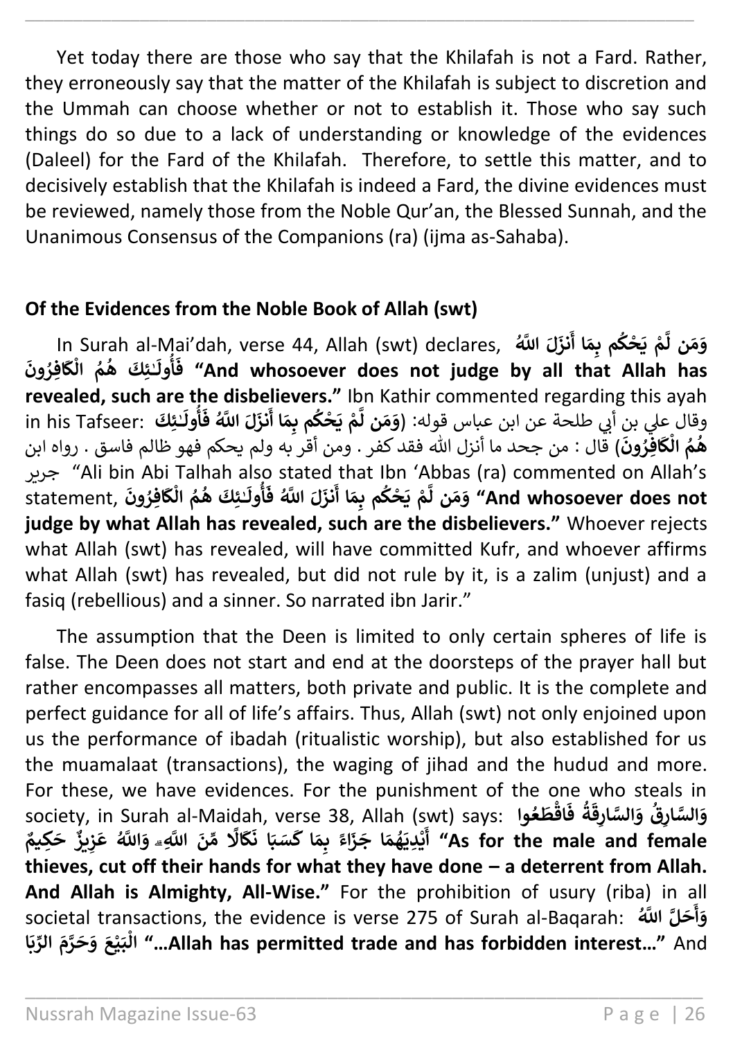Yet today there are those who say that the Khilafah is not a Fard. Rather, they erroneously say that the matter of the Khilafah is subject to discretion and the Ummah can choose whether or not to establish it. Those who say such things do so due to a lack of understanding or knowledge of the evidences (Daleel) for the Fard of the Khilafah. Therefore, to settle this matter, and to decisively establish that the Khilafah is indeed a Fard, the divine evidences must be reviewed, namely those from the Noble Qur'an, the Blessed Sunnah, and the Unanimous Consensus of the Companions (ra) (ijma as-Sahaba).

**Of the Evidences from the Noble Book of Allah (swt)**

In Surah al-Mai'dah, verse 44, Allah (swt) declares, **وَمَن لَّمْ يَحْكُم بِمَا أَنزَلَ اللَّهُ فَأُولَـئِكَ هُمُ الْكَافِرُونَ "And whosoever does not judge by all that Allah has revealed, such are the disbelievers."** Ibn Kathir commented regarding this ayah in his Tafseer: وقال علي بن أبي طلحة عن ابن عباس قوله: (**وَمَن لَّمْ يَحْكُم بِمَا أَنزَلَ اللَّهُ فَأُولَـئِكَ هُمُ الْكَافِرُونَ**) قال : من جحد ما أنزل الله فقد كفر . ومن أقر به ولم يحكم فهو ظالم فاسق . رواه ابن جرير "Ali bin Abi Talhah also stated that Ibn 'Abbas (ra) commented on Allah's statement, **وَمَن لَّمْ يَحْكُم بِمَا أَنزَلَ اللَّهُ فَأُولَـئِكَ هُمُ الْكَافِرُونَ "And whosoever does not judge by what Allah has revealed, such are the disbelievers."** Whoever rejects what Allah (swt) has revealed, will have committed Kufr, and whoever affirms what Allah (swt) has revealed, but did not rule by it, is a zalim (unjust) and a fasiq (rebellious) and a sinner. So narrated ibn Jarir."

The assumption that the Deen is limited to only certain spheres of life is false. The Deen does not start and end at the doorsteps of the prayer hall but rather encompasses all matters, both private and public. It is the complete and perfect guidance for all of life's affairs. Thus, Allah (swt) not only enjoined upon us the performance of ibadah (ritualistic worship), but also established for us the muamalaat (transactions), the waging of jihad and the hudud and more. For these, we have evidences. For the punishment of the one who steals in society, in Surah al-Maidah, verse 38, Allah (swt) says: **وَالسَّارِقُ وَالسَّارِقَةُ فَاقْطَعُوا أَيْدِيَهُمَا جَزَاءً بِمَا كَسَبَا نَكَالًا مِّنَ اللَّهِ ۗ وَاللَّهُ عَزِيزٌ حَكِيمٌ "As for the male and female thieves, cut off their hands for what they have done – a deterrent from Allah. And Allah is Almighty, All-Wise."** For the prohibition of usury (riba) in all societal transactions, the evidence is verse 275 of Surah al-Baqarah: **وَأَحَلَّ اللَّهُ الْبَيْعَ وَحَرَّمَ الرِّبَا "…Allah has permitted trade and has forbidden interest…"** And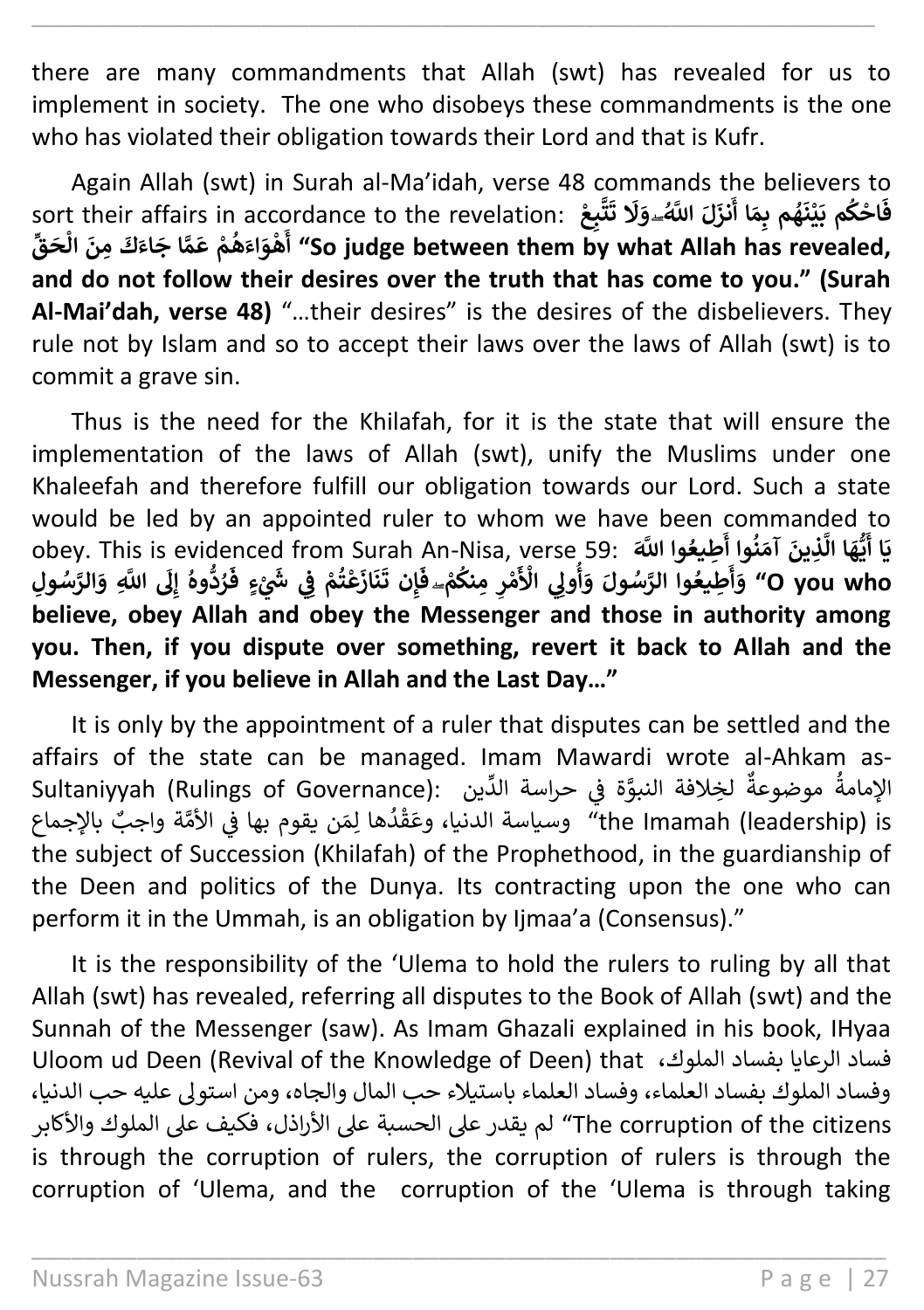there are many commandments that Allah (swt) has revealed for us to implement in society. The one who disobeys these commandments is the one who has violated their obligation towards their Lord and that is Kufr.

Again Allah (swt) in Surah al-Ma'idah, verse 48 commands the believers to sort their affairs in accordance to the revelation: **فَاحْكُم بَيْنَهُم بِمَا أَنزَلَ اللَّهُ ۖ وَلَا تَتَّبِعْ أَهْوَاءَهُمْ عَمَّا جَاءَكَ مِنَ الْحَقِّ** **"So judge between them by what Allah has revealed, and do not follow their desires over the truth that has come to you." (Surah Al-Mai'dah, verse 48)** "…their desires" is the desires of the disbelievers. They rule not by Islam and so to accept their laws over the laws of Allah (swt) is to commit a grave sin.

Thus is the need for the Khilafah, for it is the state that will ensure the implementation of the laws of Allah (swt), unify the Muslims under one Khaleefah and therefore fulfill our obligation towards our Lord. Such a state would be led by an appointed ruler to whom we have been commanded to obey. This is evidenced from Surah An-Nisa, verse 59: **يَا أَيُّهَا الَّذِينَ آمَنُوا أَطِيعُوا اللَّهَ وَأَطِيعُوا الرَّسُولَ وَأُولِي الْأَمْرِ مِنكُمْ ۖ فَإِن تَنَازَعْتُمْ فِي شَيْءٍ فَرُدُّوهُ إِلَى اللَّهِ وَالرَّسُولِ** **"O you who believe, obey Allah and obey the Messenger and those in authority among you. Then, if you dispute over something, revert it back to Allah and the Messenger, if you believe in Allah and the Last Day…"**

It is only by the appointment of a ruler that disputes can be settled and the affairs of the state can be managed. Imam Mawardi wrote al-Ahkam as-Sultaniyyah (Rulings of Governance): الإمامةُ موضوعةٌ لخِلافة النبوَّة في حراسة الدِّين وسياسة الدنيا، وعَقْدُها لِمَن يقوم بها في الأمَّة واجبٌ بالإجماع "the Imamah (leadership) is the subject of Succession (Khilafah) of the Prophethood, in the guardianship of the Deen and politics of the Dunya. Its contracting upon the one who can perform it in the Ummah, is an obligation by Ijmaa'a (Consensus)."

It is the responsibility of the 'Ulema to hold the rulers to ruling by all that Allah (swt) has revealed, referring all disputes to the Book of Allah (swt) and the Sunnah of the Messenger (saw). As Imam Ghazali explained in his book, IHyaa Uloom ud Deen (Revival of the Knowledge of Deen) that فساد الرعايا بفساد الملوك، وفساد الملوك بفساد العلماء، وفساد العلماء باستيلاء حب المال والجاه، ومن استولى عليه حب الدنيا، لم يقدر على الحسبة على الأراذل، فكيف على الملوك والأكابر "The corruption of the citizens is through the corruption of rulers, the corruption of rulers is through the corruption of 'Ulema, and the corruption of the 'Ulema is through taking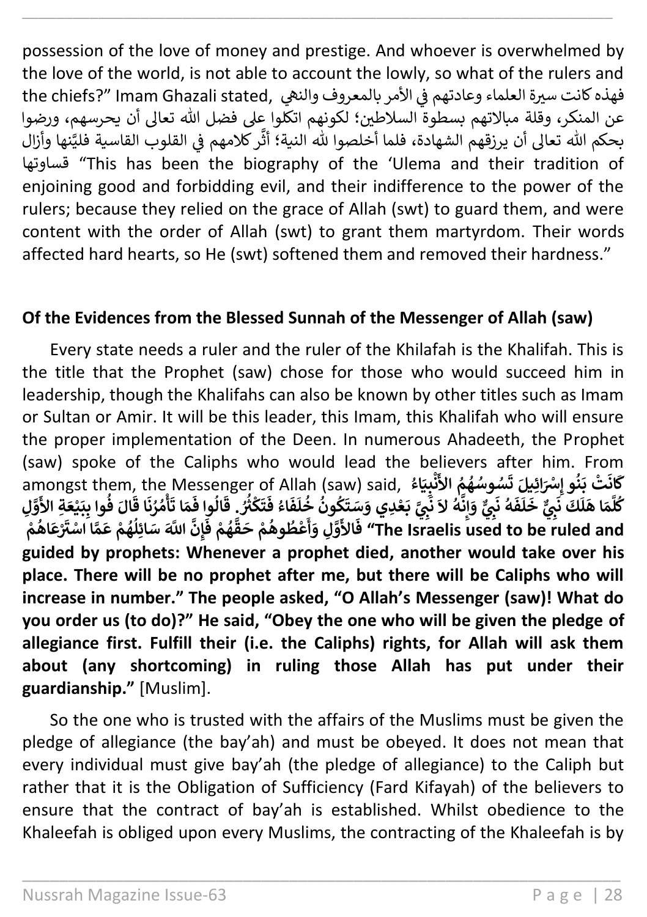possession of the love of money and prestige. And whoever is overwhelmed by the love of the world, is not able to account the lowly, so what of the rulers and the chiefs?" Imam Ghazali stated, فهذه كانت سيرة العلماء وعادتهم في الأمر بالمعروف والنهي عن المنكر، وقلة مبالاتهم بسطوة السلاطين؛ لكونهم اتكلوا على فضل الله تعالى أن يحرسهم، ورضوا بحكم الله تعالى أن يرزقهم الشهادة، فلما أخلصوا لله النية؛ أثَّر كلامهم في القلوب القاسية فليَّنها وأزال قساوتها "This has been the biography of the 'Ulema and their tradition of enjoining good and forbidding evil, and their indifference to the power of the rulers; because they relied on the grace of Allah (swt) to guard them, and were content with the order of Allah (swt) to grant them martyrdom. Their words affected hard hearts, so He (swt) softened them and removed their hardness."

**Of the Evidences from the Blessed Sunnah of the Messenger of Allah (saw)**

Every state needs a ruler and the ruler of the Khilafah is the Khalifah. This is the title that the Prophet (saw) chose for those who would succeed him in leadership, though the Khalifahs can also be known by other titles such as Imam or Sultan or Amir. It will be this leader, this Imam, this Khalifah who will ensure the proper implementation of the Deen. In numerous Ahadeeth, the Prophet (saw) spoke of the Caliphs who would lead the believers after him. From amongst them, the Messenger of Allah (saw) said, **كَانَتْ بَنُو إِسْرَائِيلَ تَسُوسُهُمُ الأَنْبِيَاءُ كُلَّمَا هَلَكَ نَبِيٌّ خَلَفَهُ نَبِيٌّ وَإِنَّهُ لاَ نَبِيَّ بَعْدِي وَسَتَكُونُ خُلَفَاءُ فَتَكْثُرُ. قَالُوا فَمَا تَأْمُرُنَا قَالَ فُوا بِبَيْعَةِ الأَوَّلِ فَالأَوَّلِ وَأَعْطُوهُمْ حَقَّهُمْ فَإِنَّ اللَّهَ سَائِلُهُمْ عَمَّا اسْتَرْعَاهُمْ "The Israelis used to be ruled and guided by prophets: Whenever a prophet died, another would take over his place. There will be no prophet after me, but there will be Caliphs who will increase in number." The people asked, "O Allah's Messenger (saw)! What do you order us (to do)?" He said, "Obey the one who will be given the pledge of allegiance first. Fulfill their (i.e. the Caliphs) rights, for Allah will ask them about (any shortcoming) in ruling those Allah has put under their guardianship."** [Muslim].

So the one who is trusted with the affairs of the Muslims must be given the pledge of allegiance (the bay'ah) and must be obeyed. It does not mean that every individual must give bay'ah (the pledge of allegiance) to the Caliph but rather that it is the Obligation of Sufficiency (Fard Kifayah) of the believers to ensure that the contract of bay'ah is established. Whilst obedience to the Khaleefah is obliged upon every Muslims, the contracting of the Khaleefah is by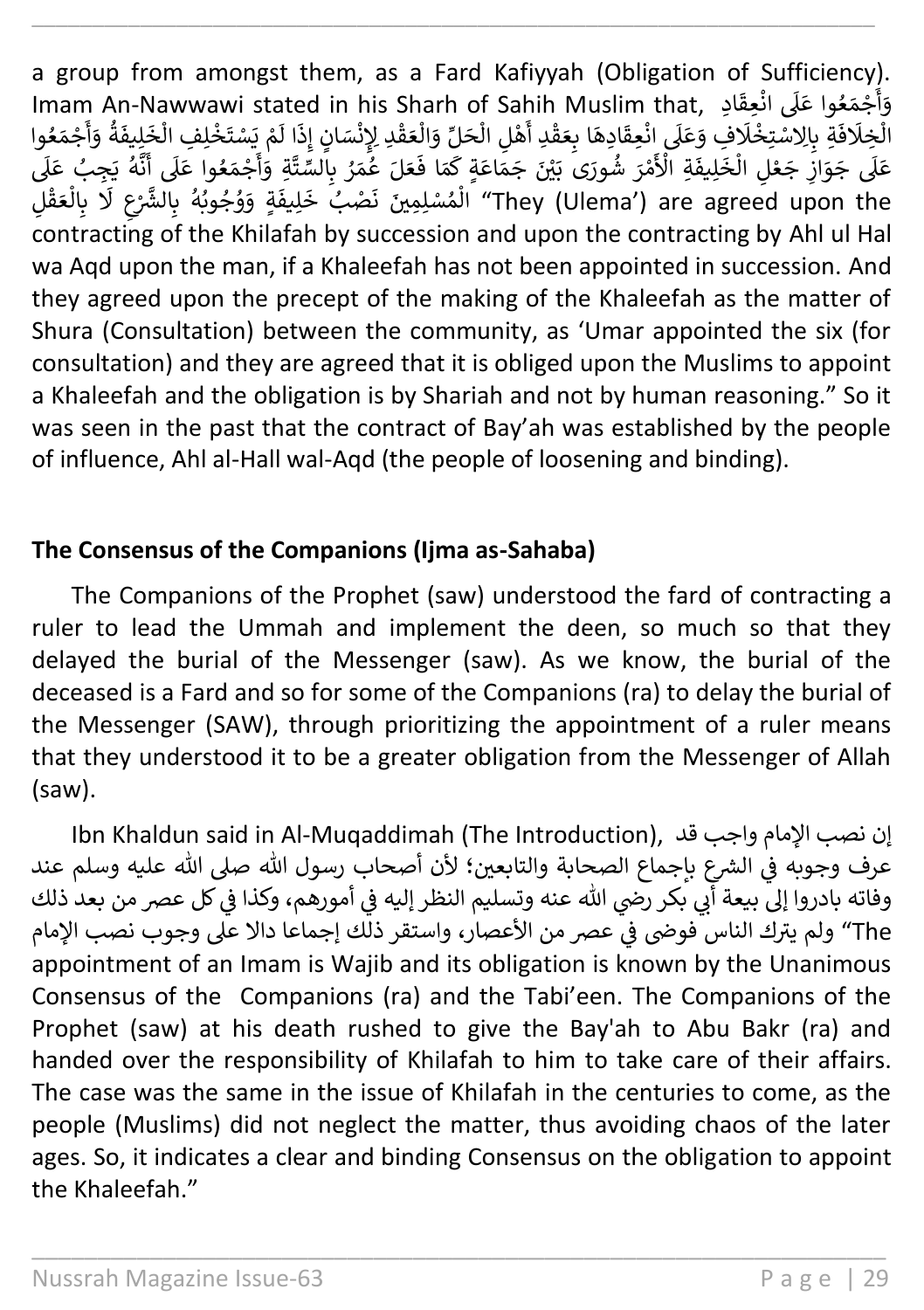a group from amongst them, as a Fard Kafiyyah (Obligation of Sufficiency). Imam An-Nawwawi stated in his Sharh of Sahih Muslim that, وَأَجْمَعُوا عَلَى انْعِقَادِ الْخِلَافَةِ بِالِاسْتِخْلَافِ وَعَلَى انْعِقَادِهَا بِعَقْدِ أَهْلِ الْحَلِّ وَالْعَقْدِ لِإِنْسَانٍ إِذَا لَمْ يَسْتَخْلِفِ الْخَلِيفَةُ وَأَجْمَعُوا عَلَى جَوَازِ جَعْلِ الْخَلِيفَةِ الْأَمْرَ شُورَى بَيْنَ جَمَاعَةٍ كَمَا فَعَلَ عُمَرُ بِالسِّتَّةِ وَأَجْمَعُوا عَلَى أَنَّهُ يَجِبُ عَلَى الْمُسْلِمِينَ نَصْبُ خَلِيفَةٍ وَوُجُوبُهُ بِالشَّرْعِ لَا بِالْعَقْلِ "They (Ulema') are agreed upon the contracting of the Khilafah by succession and upon the contracting by Ahl ul Hal wa Aqd upon the man, if a Khaleefah has not been appointed in succession. And they agreed upon the precept of the making of the Khaleefah as the matter of Shura (Consultation) between the community, as 'Umar appointed the six (for consultation) and they are agreed that it is obliged upon the Muslims to appoint a Khaleefah and the obligation is by Shariah and not by human reasoning." So it was seen in the past that the contract of Bay'ah was established by the people of influence, Ahl al-Hall wal-Aqd (the people of loosening and binding).

## The Consensus of the Companions (Ijma as-Sahaba)

The Companions of the Prophet (saw) understood the fard of contracting a ruler to lead the Ummah and implement the deen, so much so that they delayed the burial of the Messenger (saw). As we know, the burial of the deceased is a Fard and so for some of the Companions (ra) to delay the burial of the Messenger (SAW), through prioritizing the appointment of a ruler means that they understood it to be a greater obligation from the Messenger of Allah (saw).

Ibn Khaldun said in Al-Muqaddimah (The Introduction), إن نصب الإمام واجب قد عرف وجوبه في الشرع بإجماع الصحابة والتابعين؛ لأن أصحاب رسول الله صلى الله عليه وسلم عند وفاته بادروا إلى بيعة أبي بكر رضي الله عنه وتسليم النظر إليه في أمورهم، وكذا في كل عصر من بعد ذلك ولم يترك الناس فوضى في عصر من الأعصار، واستقر ذلك إجماعا دالا على وجوب نصب الإمام "The appointment of an Imam is Wajib and its obligation is known by the Unanimous Consensus of the Companions (ra) and the Tabi'een. The Companions of the Prophet (saw) at his death rushed to give the Bay'ah to Abu Bakr (ra) and handed over the responsibility of Khilafah to him to take care of their affairs. The case was the same in the issue of Khilafah in the centuries to come, as the people (Muslims) did not neglect the matter, thus avoiding chaos of the later ages. So, it indicates a clear and binding Consensus on the obligation to appoint the Khaleefah."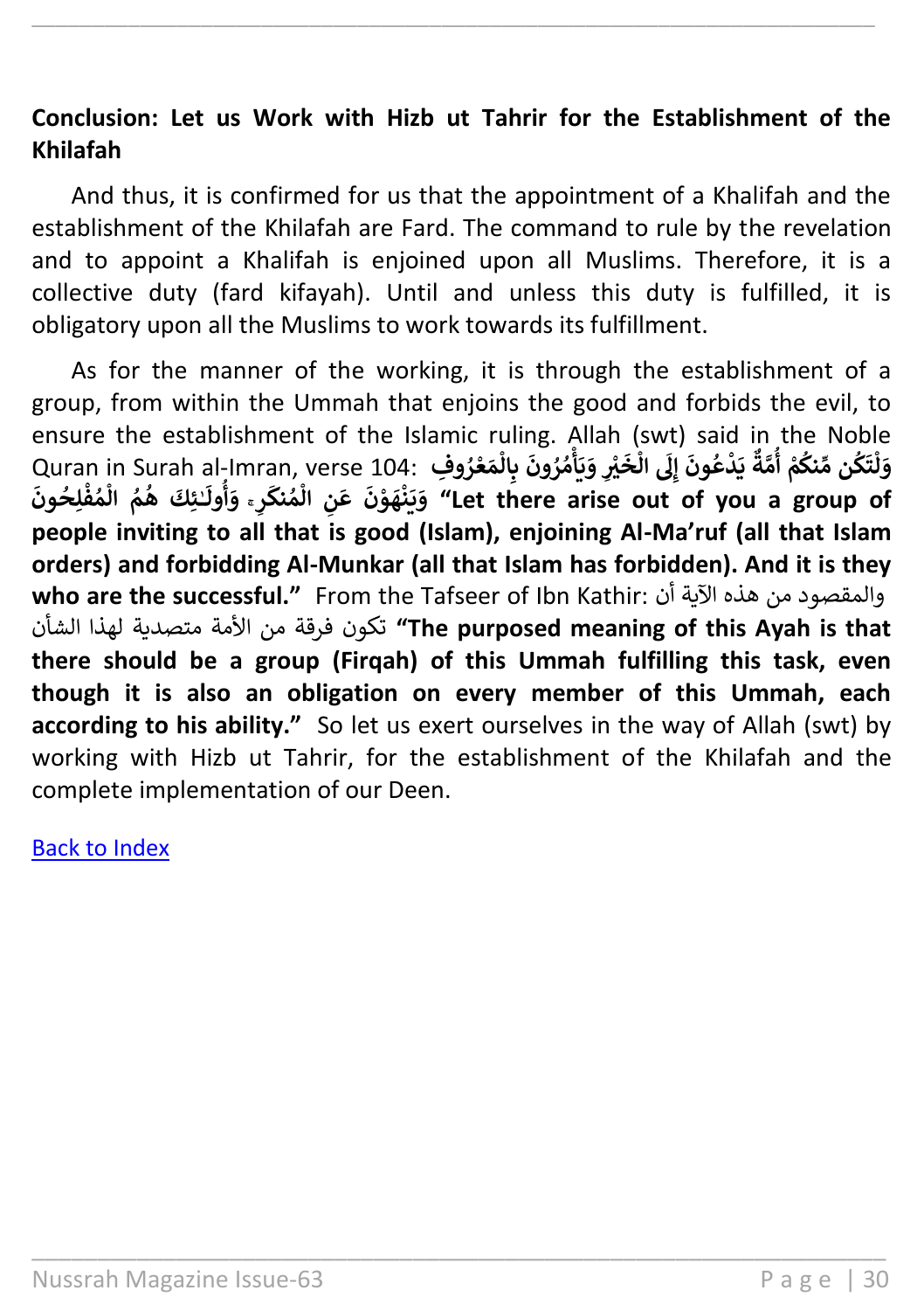**Conclusion: Let us Work with Hizb ut Tahrir for the Establishment of the Khilafah**

And thus, it is confirmed for us that the appointment of a Khalifah and the establishment of the Khilafah are Fard. The command to rule by the revelation and to appoint a Khalifah is enjoined upon all Muslims. Therefore, it is a collective duty (fard kifayah). Until and unless this duty is fulfilled, it is obligatory upon all the Muslims to work towards its fulfillment.

As for the manner of the working, it is through the establishment of a group, from within the Ummah that enjoins the good and forbids the evil, to ensure the establishment of the Islamic ruling. Allah (swt) said in the Noble Quran in Surah al-Imran, verse 104: **وَلْتَكُن مِّنكُمْ أُمَّةٌ يَدْعُونَ إِلَى الْخَيْرِ وَيَأْمُرُونَ بِالْمَعْرُوفِ وَيَنْهَوْنَ عَنِ الْمُنكَرِ ۚ وَأُولَـٰئِكَ هُمُ الْمُفْلِحُونَ** **"Let there arise out of you a group of people inviting to all that is good (Islam), enjoining Al-Ma'ruf (all that Islam orders) and forbidding Al-Munkar (all that Islam has forbidden). And it is they who are the successful."** From the Tafseer of Ibn Kathir: والمقصود من هذه الآية أن تكون فرقة من الأمة متصدية لهذا الشأن **"The purposed meaning of this Ayah is that there should be a group (Firqah) of this Ummah fulfilling this task, even though it is also an obligation on every member of this Ummah, each according to his ability."** So let us exert ourselves in the way of Allah (swt) by working with Hizb ut Tahrir, for the establishment of the Khilafah and the complete implementation of our Deen.

Back to Index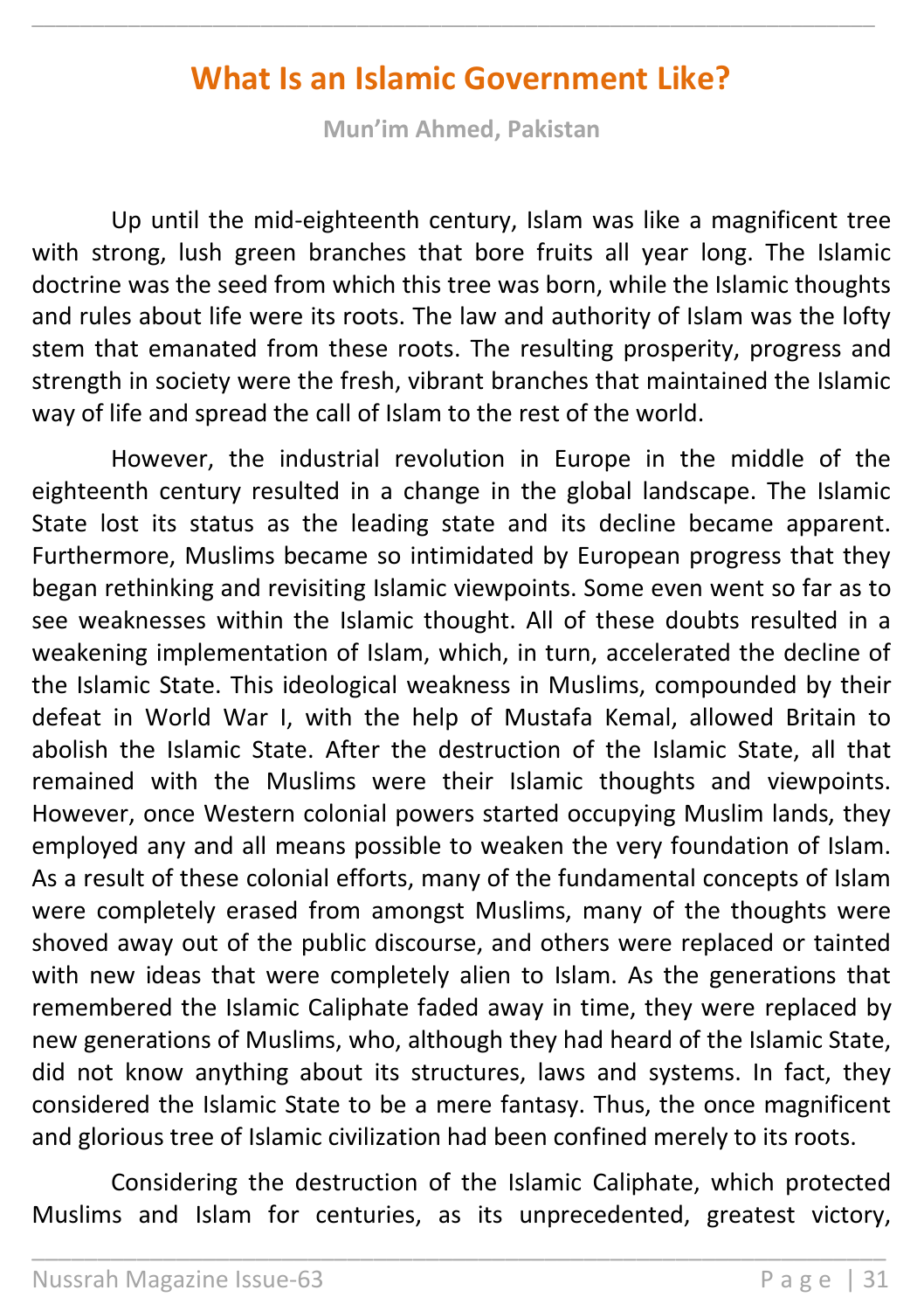# What Is an Islamic Government Like?

**Mun'im Ahmed, Pakistan**

Up until the mid-eighteenth century, Islam was like a magnificent tree with strong, lush green branches that bore fruits all year long. The Islamic doctrine was the seed from which this tree was born, while the Islamic thoughts and rules about life were its roots. The law and authority of Islam was the lofty stem that emanated from these roots. The resulting prosperity, progress and strength in society were the fresh, vibrant branches that maintained the Islamic way of life and spread the call of Islam to the rest of the world.

However, the industrial revolution in Europe in the middle of the eighteenth century resulted in a change in the global landscape. The Islamic State lost its status as the leading state and its decline became apparent. Furthermore, Muslims became so intimidated by European progress that they began rethinking and revisiting Islamic viewpoints. Some even went so far as to see weaknesses within the Islamic thought. All of these doubts resulted in a weakening implementation of Islam, which, in turn, accelerated the decline of the Islamic State. This ideological weakness in Muslims, compounded by their defeat in World War I, with the help of Mustafa Kemal, allowed Britain to abolish the Islamic State. After the destruction of the Islamic State, all that remained with the Muslims were their Islamic thoughts and viewpoints. However, once Western colonial powers started occupying Muslim lands, they employed any and all means possible to weaken the very foundation of Islam. As a result of these colonial efforts, many of the fundamental concepts of Islam were completely erased from amongst Muslims, many of the thoughts were shoved away out of the public discourse, and others were replaced or tainted with new ideas that were completely alien to Islam. As the generations that remembered the Islamic Caliphate faded away in time, they were replaced by new generations of Muslims, who, although they had heard of the Islamic State, did not know anything about its structures, laws and systems. In fact, they considered the Islamic State to be a mere fantasy. Thus, the once magnificent and glorious tree of Islamic civilization had been confined merely to its roots.

Considering the destruction of the Islamic Caliphate, which protected Muslims and Islam for centuries, as its unprecedented, greatest victory,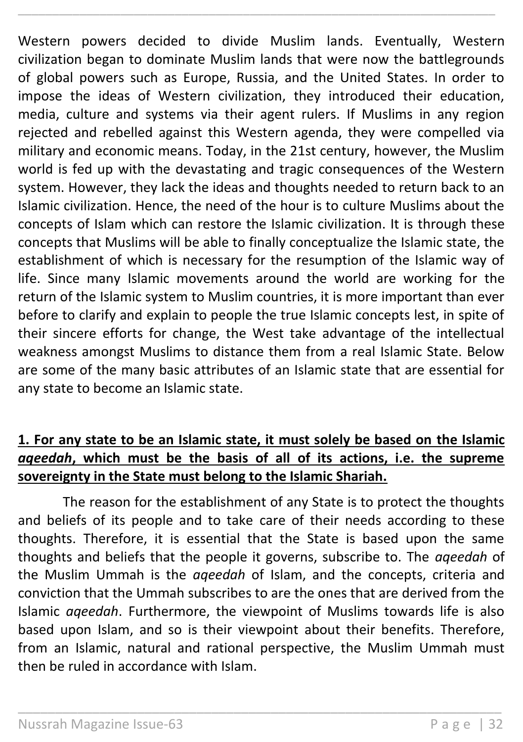Western powers decided to divide Muslim lands. Eventually, Western civilization began to dominate Muslim lands that were now the battlegrounds of global powers such as Europe, Russia, and the United States. In order to impose the ideas of Western civilization, they introduced their education, media, culture and systems via their agent rulers. If Muslims in any region rejected and rebelled against this Western agenda, they were compelled via military and economic means. Today, in the 21st century, however, the Muslim world is fed up with the devastating and tragic consequences of the Western system. However, they lack the ideas and thoughts needed to return back to an Islamic civilization. Hence, the need of the hour is to culture Muslims about the concepts of Islam which can restore the Islamic civilization. It is through these concepts that Muslims will be able to finally conceptualize the Islamic state, the establishment of which is necessary for the resumption of the Islamic way of life. Since many Islamic movements around the world are working for the return of the Islamic system to Muslim countries, it is more important than ever before to clarify and explain to people the true Islamic concepts lest, in spite of their sincere efforts for change, the West take advantage of the intellectual weakness amongst Muslims to distance them from a real Islamic State. Below are some of the many basic attributes of an Islamic state that are essential for any state to become an Islamic state.

**1. For any state to be an Islamic state, it must solely be based on the Islamic *aqeedah*, which must be the basis of all of its actions, i.e. the supreme sovereignty in the State must belong to the Islamic Shariah.**

The reason for the establishment of any State is to protect the thoughts and beliefs of its people and to take care of their needs according to these thoughts. Therefore, it is essential that the State is based upon the same thoughts and beliefs that the people it governs, subscribe to. The *aqeedah* of the Muslim Ummah is the *aqeedah* of Islam, and the concepts, criteria and conviction that the Ummah subscribes to are the ones that are derived from the Islamic *aqeedah*. Furthermore, the viewpoint of Muslims towards life is also based upon Islam, and so is their viewpoint about their benefits. Therefore, from an Islamic, natural and rational perspective, the Muslim Ummah must then be ruled in accordance with Islam.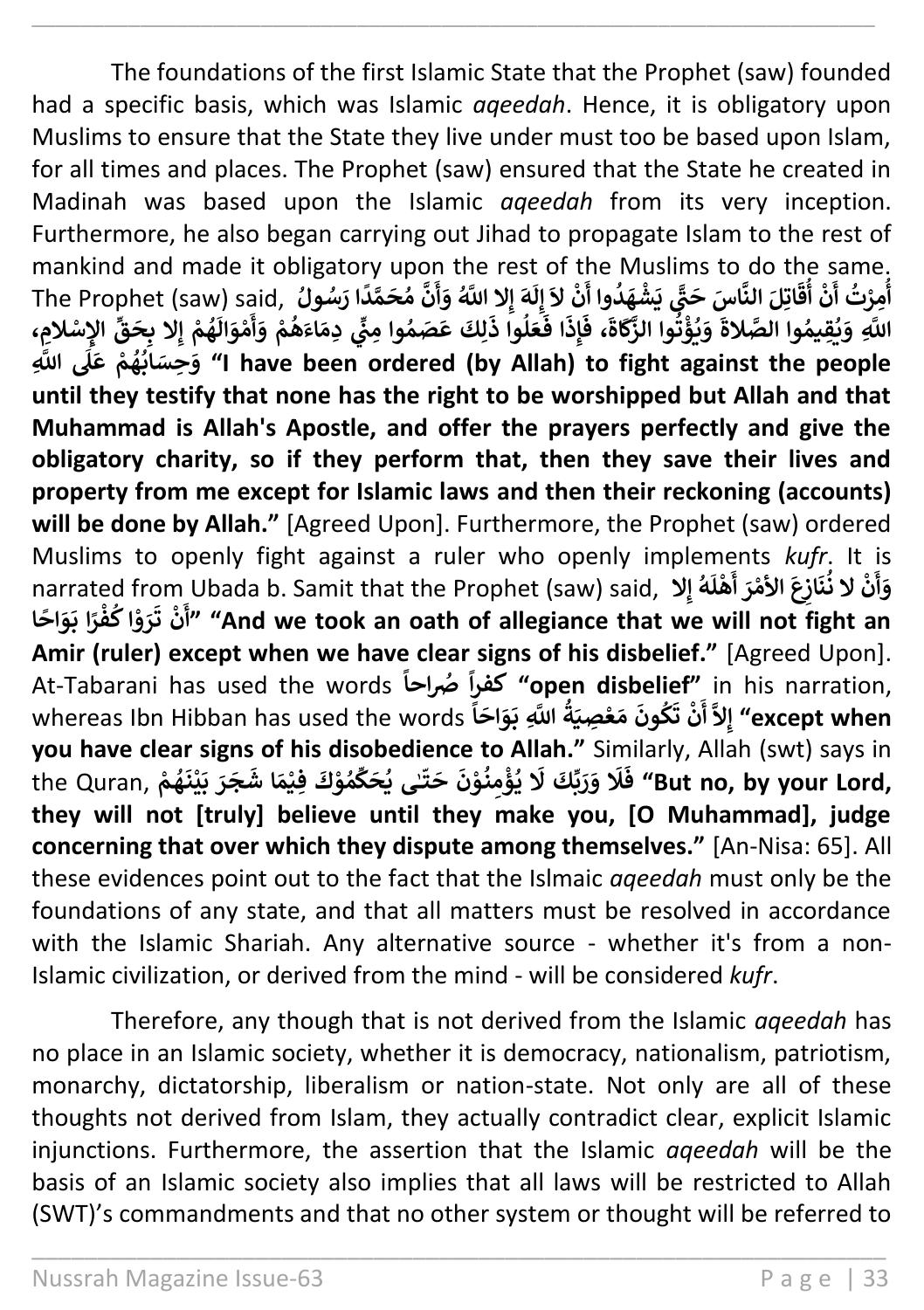The foundations of the first Islamic State that the Prophet (saw) founded had a specific basis, which was Islamic *aqeedah*. Hence, it is obligatory upon Muslims to ensure that the State they live under must too be based upon Islam, for all times and places. The Prophet (saw) ensured that the State he created in Madinah was based upon the Islamic *aqeedah* from its very inception. Furthermore, he also began carrying out Jihad to propagate Islam to the rest of mankind and made it obligatory upon the rest of the Muslims to do the same. The Prophet (saw) said, **أُمِرْتُ أَنْ أُقَاتِلَ النَّاسَ حَتَّى يَشْهَدُوا أَنْ لاَ إِلَهَ إِلا اللَّهُ وَأَنَّ مُحَمَّدًا رَسُولُ اللَّهِ وَيُقِيمُوا الصَّلاةَ وَيُؤْتُوا الزَّكَاةَ، فَإِذَا فَعَلُوا ذَلِكَ عَصَمُوا مِنِّي دِمَاءَهُمْ وَأَمْوَالَهُمْ إِلا بِحَقِّ الإِسْلامِ، وَحِسَابُهُمْ عَلَى اللَّهِ** **"I have been ordered (by Allah) to fight against the people until they testify that none has the right to be worshipped but Allah and that Muhammad is Allah's Apostle, and offer the prayers perfectly and give the obligatory charity, so if they perform that, then they save their lives and property from me except for Islamic laws and then their reckoning (accounts) will be done by Allah."** [Agreed Upon]. Furthermore, the Prophet (saw) ordered Muslims to openly fight against a ruler who openly implements *kufr*. It is narrated from Ubada b. Samit that the Prophet (saw) said, **وَأَنْ لا نُنَازِعَ الأَمْرَ أَهْلَهُ إِلا أَنْ تَرَوْا كُفْرًا بَوَاحًا"** **"And we took an oath of allegiance that we will not fight an Amir (ruler) except when we have clear signs of his disbelief."** [Agreed Upon]. At-Tabarani has used the words **كفراً صُراحاً** **"open disbelief"** in his narration, whereas Ibn Hibban has used the words **إلاَّ أَنْ تَكُونَ مَعْصِيَةُ اللَّهِ بَوَاحَاً** **"except when you have clear signs of his disobedience to Allah."** Similarly, Allah (swt) says in the Quran, **فَلَا وَرَبِّكَ لَا يُؤْمِنُوْنَ حَتّٰى يُحَكِّمُوْكَ فِيْمَا شَجَرَ بَيْنَهُمْ** **"But no, by your Lord, they will not [truly] believe until they make you, [O Muhammad], judge concerning that over which they dispute among themselves."** [An-Nisa: 65]. All these evidences point out to the fact that the Islmaic *aqeedah* must only be the foundations of any state, and that all matters must be resolved in accordance with the Islamic Shariah. Any alternative source - whether it's from a non-Islamic civilization, or derived from the mind - will be considered *kufr*.

Therefore, any though that is not derived from the Islamic *aqeedah* has no place in an Islamic society, whether it is democracy, nationalism, patriotism, monarchy, dictatorship, liberalism or nation-state. Not only are all of these thoughts not derived from Islam, they actually contradict clear, explicit Islamic injunctions. Furthermore, the assertion that the Islamic *aqeedah* will be the basis of an Islamic society also implies that all laws will be restricted to Allah (SWT)'s commandments and that no other system or thought will be referred to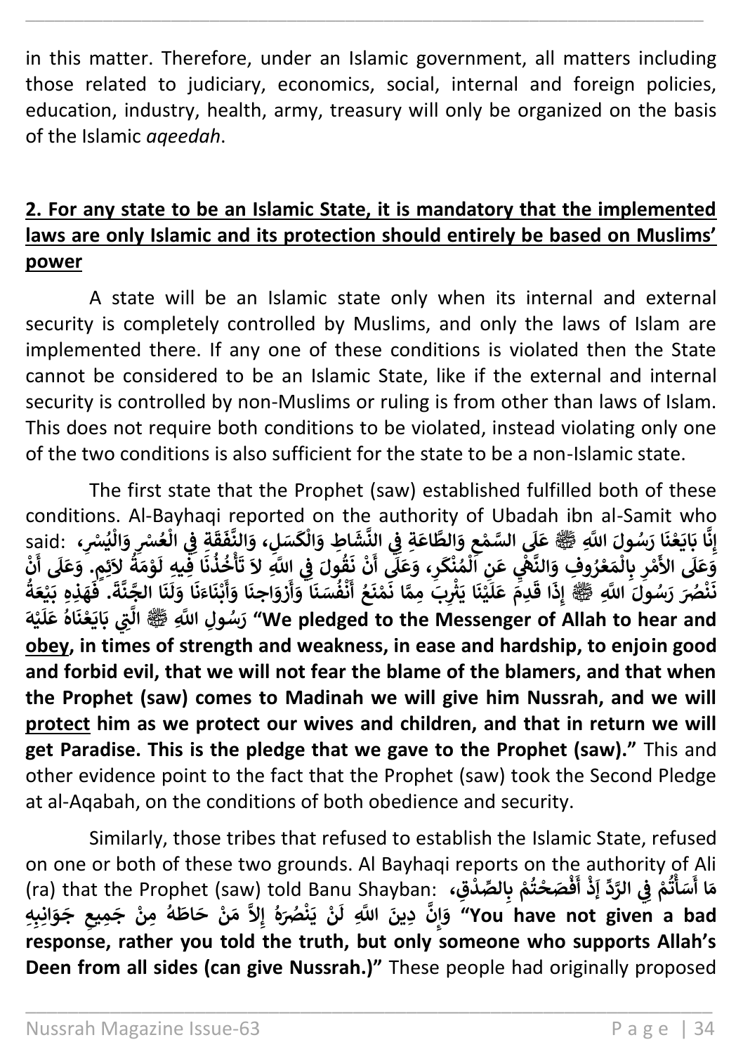in this matter. Therefore, under an Islamic government, all matters including those related to judiciary, economics, social, internal and foreign policies, education, industry, health, army, treasury will only be organized on the basis of the Islamic *aqeedah*.

## 2. For any state to be an Islamic State, it is mandatory that the implemented laws are only Islamic and its protection should entirely be based on Muslims' power

A state will be an Islamic state only when its internal and external security is completely controlled by Muslims, and only the laws of Islam are implemented there. If any one of these conditions is violated then the State cannot be considered to be an Islamic State, like if the external and internal security is controlled by non-Muslims or ruling is from other than laws of Islam. This does not require both conditions to be violated, instead violating only one of the two conditions is also sufficient for the state to be a non-Islamic state.

The first state that the Prophet (saw) established fulfilled both of these conditions. Al-Bayhaqi reported on the authority of Ubadah ibn al-Samit who said: **إِنَّا بَايَعْنَا رَسُولَ اللَّهِ ﷺ عَلَى السَّمْعِ وَالطَّاعَةِ فِي النَّشَاطِ وَالْكَسَلِ، وَالنَّفَقَةِ فِي الْعُسْرِ وَالْيُسْرِ، وَعَلَى الأَمْرِ بِالْمَعْرُوفِ وَالنَّهْيِ عَنِ الْمُنْكَرِ، وَعَلَى أَنْ نَقُولَ فِي اللَّهِ لاَ تَأْخُذُنَا فِيهِ لَوْمَةُ لاَئِمٍ. وَعَلَى أَنْ نَنْصُرَ رَسُولَ اللَّهِ ﷺ إِذَا قَدِمَ عَلَيْنَا يَثْرِبَ مِمَّا نَمْنَعُ أَنْفُسَنَا وَأَزْوَاجنَا وَأَبْنَاءَنَا وَلَنَا الْجَنَّةَ. فَهَذِهِ بَيْعَةُ رَسُولِ اللَّهِ ﷺ الَّتِي بَايَعْنَاهُ عَلَيْهَ** **"We pledged to the Messenger of Allah to hear and <u>obey</u>, in times of strength and weakness, in ease and hardship, to enjoin good and forbid evil, that we will not fear the blame of the blamers, and that when the Prophet (saw) comes to Madinah we will give him Nussrah, and we will <u>protect</u> him as we protect our wives and children, and that in return we will get Paradise. This is the pledge that we gave to the Prophet (saw)."** This and other evidence point to the fact that the Prophet (saw) took the Second Pledge at al-Aqabah, on the conditions of both obedience and security.

Similarly, those tribes that refused to establish the Islamic State, refused on one or both of these two grounds. Al Bayhaqi reports on the authority of Ali (ra) that the Prophet (saw) told Banu Shayban: **مَا أَسَأْتُمْ فِي الرَّدِّ إِذْ أَفْصَحْتُمْ بِالصِّدْقِ، وَإِنَّ دِينَ اللَّهِ لَنْ يَنْصُرَهُ إِلاَّ مَنْ حَاطَهُ مِنْ جَمِيعِ جَوَانِبِهِ** **"You have not given a bad response, rather you told the truth, but only someone who supports Allah's Deen from all sides (can give Nussrah.)"** These people had originally proposed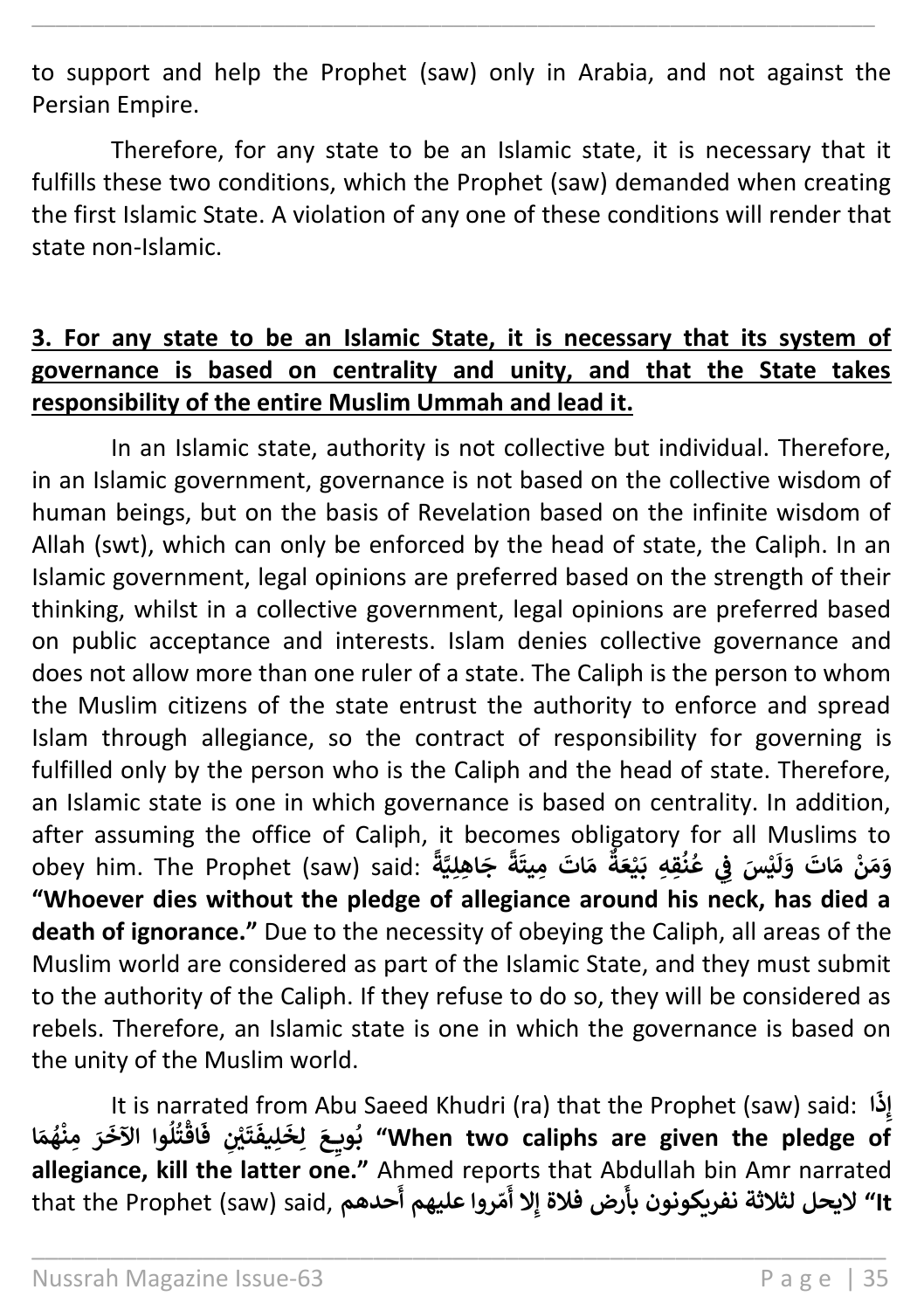to support and help the Prophet (saw) only in Arabia, and not against the Persian Empire.

Therefore, for any state to be an Islamic state, it is necessary that it fulfills these two conditions, which the Prophet (saw) demanded when creating the first Islamic State. A violation of any one of these conditions will render that state non-Islamic.

**3. For any state to be an Islamic State, it is necessary that its system of governance is based on centrality and unity, and that the State takes responsibility of the entire Muslim Ummah and lead it.**

In an Islamic state, authority is not collective but individual. Therefore, in an Islamic government, governance is not based on the collective wisdom of human beings, but on the basis of Revelation based on the infinite wisdom of Allah (swt), which can only be enforced by the head of state, the Caliph. In an Islamic government, legal opinions are preferred based on the strength of their thinking, whilst in a collective government, legal opinions are preferred based on public acceptance and interests. Islam denies collective governance and does not allow more than one ruler of a state. The Caliph is the person to whom the Muslim citizens of the state entrust the authority to enforce and spread Islam through allegiance, so the contract of responsibility for governing is fulfilled only by the person who is the Caliph and the head of state. Therefore, an Islamic state is one in which governance is based on centrality. In addition, after assuming the office of Caliph, it becomes obligatory for all Muslims to obey him. The Prophet (saw) said: **وَمَنْ مَاتَ وَلَيْسَ فِي عُنُقِهِ بَيْعَةٌ مَاتَ مِيتَةً جَاهِلِيَّةً** **"Whoever dies without the pledge of allegiance around his neck, has died a death of ignorance."** Due to the necessity of obeying the Caliph, all areas of the Muslim world are considered as part of the Islamic State, and they must submit to the authority of the Caliph. If they refuse to do so, they will be considered as rebels. Therefore, an Islamic state is one in which the governance is based on the unity of the Muslim world.

It is narrated from Abu Saeed Khudri (ra) that the Prophet (saw) said: **إِذَا بُويِعَ لِخَلِيفَتَيْنِ فَاقْتُلُوا الآخَرَ مِنْهُمَا** **"When two caliphs are given the pledge of allegiance, kill the latter one."** Ahmed reports that Abdullah bin Amr narrated that the Prophet (saw) said, **لايحل لثلاثة نفريكونون بأرض فلاة إلا أمّروا عليهم أحدهم "It**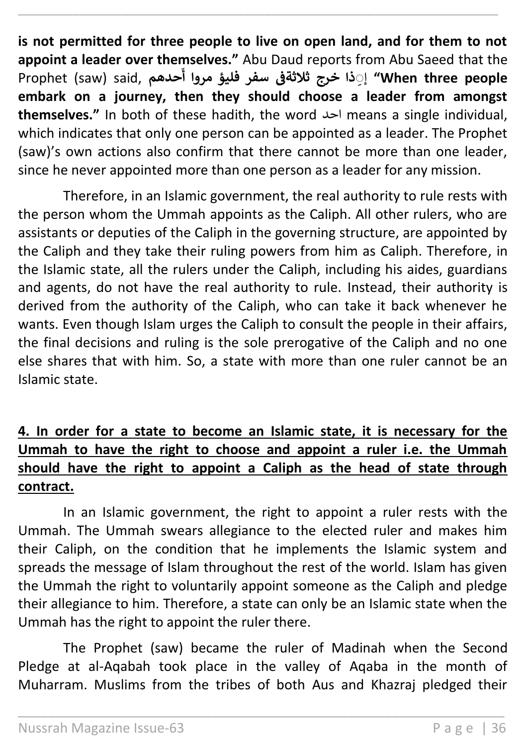**is not permitted for three people to live on open land, and for them to not appoint a leader over themselves."** Abu Daud reports from Abu Saeed that the Prophet (saw) said, **إِذا خرج ثلاثةفى سفر فليؤ مروا أَحدهم "When three people embark on a journey, then they should choose a leader from amongst themselves."** In both of these hadith, the word احد means a single individual, which indicates that only one person can be appointed as a leader. The Prophet (saw)'s own actions also confirm that there cannot be more than one leader, since he never appointed more than one person as a leader for any mission.

Therefore, in an Islamic government, the real authority to rule rests with the person whom the Ummah appoints as the Caliph. All other rulers, who are assistants or deputies of the Caliph in the governing structure, are appointed by the Caliph and they take their ruling powers from him as Caliph. Therefore, in the Islamic state, all the rulers under the Caliph, including his aides, guardians and agents, do not have the real authority to rule. Instead, their authority is derived from the authority of the Caliph, who can take it back whenever he wants. Even though Islam urges the Caliph to consult the people in their affairs, the final decisions and ruling is the sole prerogative of the Caliph and no one else shares that with him. So, a state with more than one ruler cannot be an Islamic state.

**4. In order for a state to become an Islamic state, it is necessary for the Ummah to have the right to choose and appoint a ruler i.e. the Ummah should have the right to appoint a Caliph as the head of state through contract.**

In an Islamic government, the right to appoint a ruler rests with the Ummah. The Ummah swears allegiance to the elected ruler and makes him their Caliph, on the condition that he implements the Islamic system and spreads the message of Islam throughout the rest of the world. Islam has given the Ummah the right to voluntarily appoint someone as the Caliph and pledge their allegiance to him. Therefore, a state can only be an Islamic state when the Ummah has the right to appoint the ruler there.

The Prophet (saw) became the ruler of Madinah when the Second Pledge at al-Aqabah took place in the valley of Aqaba in the month of Muharram. Muslims from the tribes of both Aus and Khazraj pledged their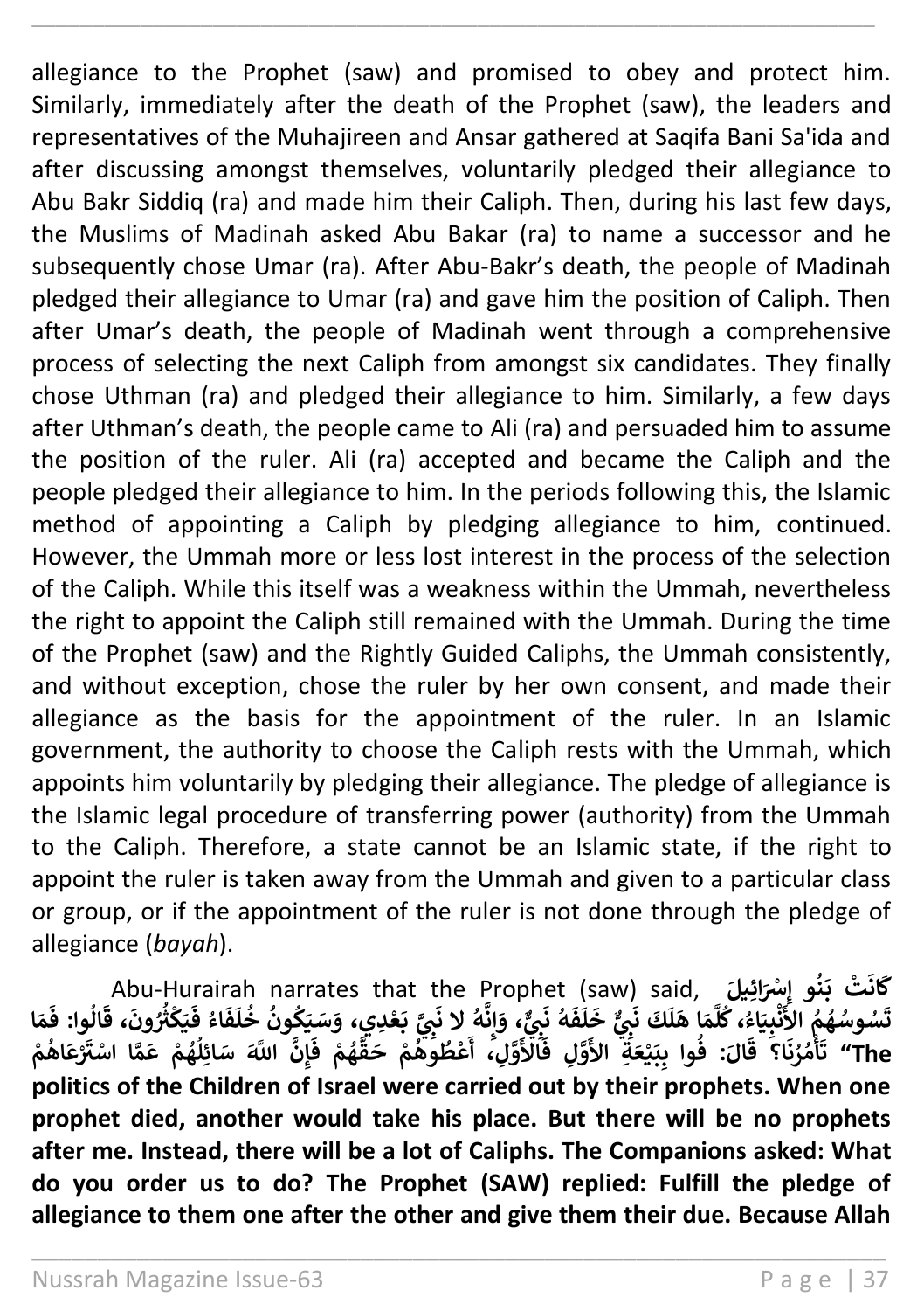allegiance to the Prophet (saw) and promised to obey and protect him. Similarly, immediately after the death of the Prophet (saw), the leaders and representatives of the Muhajireen and Ansar gathered at Saqifa Bani Sa'ida and after discussing amongst themselves, voluntarily pledged their allegiance to Abu Bakr Siddiq (ra) and made him their Caliph. Then, during his last few days, the Muslims of Madinah asked Abu Bakar (ra) to name a successor and he subsequently chose Umar (ra). After Abu-Bakr's death, the people of Madinah pledged their allegiance to Umar (ra) and gave him the position of Caliph. Then after Umar's death, the people of Madinah went through a comprehensive process of selecting the next Caliph from amongst six candidates. They finally chose Uthman (ra) and pledged their allegiance to him. Similarly, a few days after Uthman's death, the people came to Ali (ra) and persuaded him to assume the position of the ruler. Ali (ra) accepted and became the Caliph and the people pledged their allegiance to him. In the periods following this, the Islamic method of appointing a Caliph by pledging allegiance to him, continued. However, the Ummah more or less lost interest in the process of the selection of the Caliph. While this itself was a weakness within the Ummah, nevertheless the right to appoint the Caliph still remained with the Ummah. During the time of the Prophet (saw) and the Rightly Guided Caliphs, the Ummah consistently, and without exception, chose the ruler by her own consent, and made their allegiance as the basis for the appointment of the ruler. In an Islamic government, the authority to choose the Caliph rests with the Ummah, which appoints him voluntarily by pledging their allegiance. The pledge of allegiance is the Islamic legal procedure of transferring power (authority) from the Ummah to the Caliph. Therefore, a state cannot be an Islamic state, if the right to appoint the ruler is taken away from the Ummah and given to a particular class or group, or if the appointment of the ruler is not done through the pledge of allegiance (*bayah*).

Abu-Hurairah narrates that the Prophet (saw) said, **كَانَتْ بَنُو إِسْرَائِيلَ تَسُوسُهُمُ الأَنْبِيَاءُ، كُلَّمَا هَلَكَ نَبِيٌّ خَلَفَهُ نَبِيٌّ، وَإِنَّهُ لا نَبِيَّ بَعْدِي، وَسَيَكُونُ خُلَفَاءُ فَيَكْثُرُونَ، قَالُوا: فَمَا تَأْمُرُنَا؟ قَالَ: فُوا بِبَيْعَةِ الأَوَّلِ فَالأَوَّلِ، أَعْطُوهُمْ حَقَّهُمْ فَإِنَّ اللَّهَ سَائِلُهُمْ عَمَّا اسْتَرْعَاهُمْ** **"The politics of the Children of Israel were carried out by their prophets. When one prophet died, another would take his place. But there will be no prophets after me. Instead, there will be a lot of Caliphs. The Companions asked: What do you order us to do? The Prophet (SAW) replied: Fulfill the pledge of allegiance to them one after the other and give them their due. Because Allah**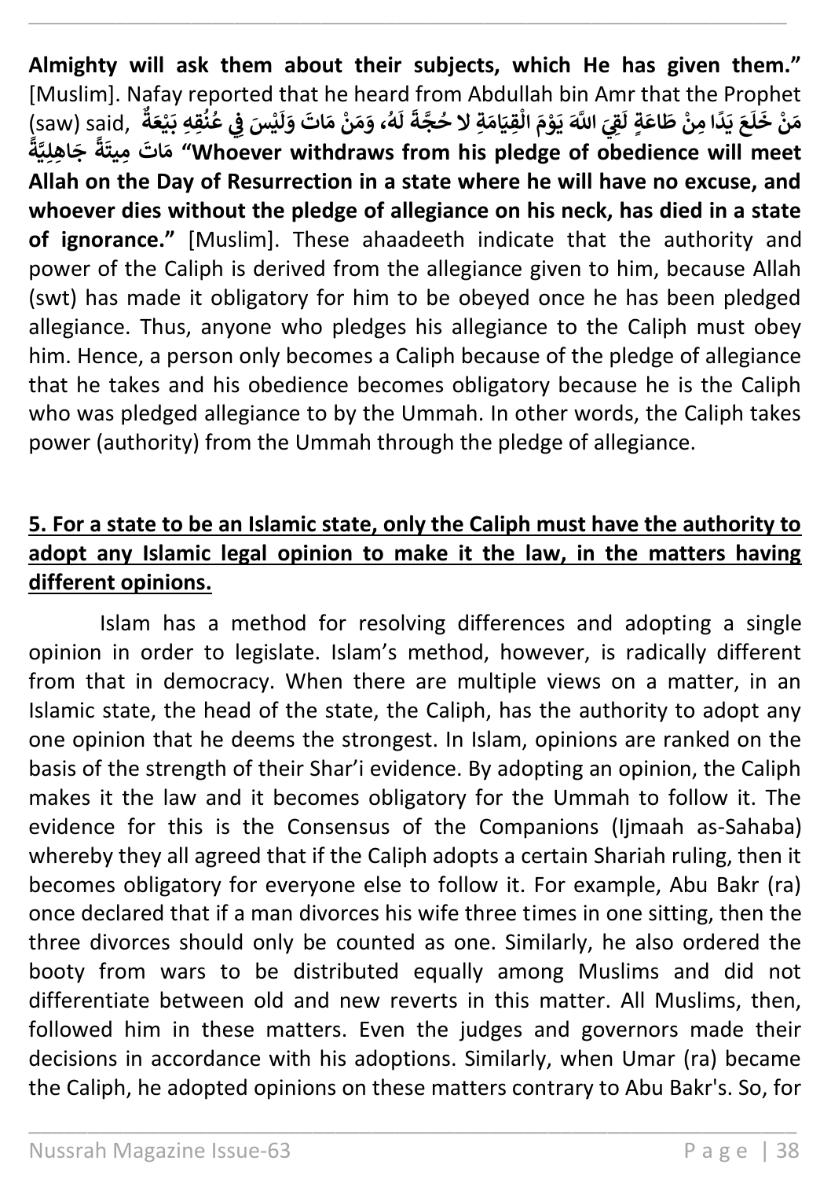**Almighty will ask them about their subjects, which He has given them."** [Muslim]. Nafay reported that he heard from Abdullah bin Amr that the Prophet (saw) said, مَنْ خَلَعَ يَدًا مِنْ طَاعَةٍ لَقِيَ اللَّهَ يَوْمَ الْقِيَامَةِ لا حُجَّةَ لَهُ، وَمَنْ مَاتَ وَلَيْسَ فِي عُنُقِهِ بَيْعَةٌ مَاتَ مِيتَةً جَاهِلِيَّةً **"Whoever withdraws from his pledge of obedience will meet Allah on the Day of Resurrection in a state where he will have no excuse, and whoever dies without the pledge of allegiance on his neck, has died in a state of ignorance."** [Muslim]. These ahaadeeth indicate that the authority and power of the Caliph is derived from the allegiance given to him, because Allah (swt) has made it obligatory for him to be obeyed once he has been pledged allegiance. Thus, anyone who pledges his allegiance to the Caliph must obey him. Hence, a person only becomes a Caliph because of the pledge of allegiance that he takes and his obedience becomes obligatory because he is the Caliph who was pledged allegiance to by the Ummah. In other words, the Caliph takes power (authority) from the Ummah through the pledge of allegiance.

**5. For a state to be an Islamic state, only the Caliph must have the authority to adopt any Islamic legal opinion to make it the law, in the matters having different opinions.**

Islam has a method for resolving differences and adopting a single opinion in order to legislate. Islam's method, however, is radically different from that in democracy. When there are multiple views on a matter, in an Islamic state, the head of the state, the Caliph, has the authority to adopt any one opinion that he deems the strongest. In Islam, opinions are ranked on the basis of the strength of their Shar'i evidence. By adopting an opinion, the Caliph makes it the law and it becomes obligatory for the Ummah to follow it. The evidence for this is the Consensus of the Companions (Ijmaah as-Sahaba) whereby they all agreed that if the Caliph adopts a certain Shariah ruling, then it becomes obligatory for everyone else to follow it. For example, Abu Bakr (ra) once declared that if a man divorces his wife three times in one sitting, then the three divorces should only be counted as one. Similarly, he also ordered the booty from wars to be distributed equally among Muslims and did not differentiate between old and new reverts in this matter. All Muslims, then, followed him in these matters. Even the judges and governors made their decisions in accordance with his adoptions. Similarly, when Umar (ra) became the Caliph, he adopted opinions on these matters contrary to Abu Bakr's. So, for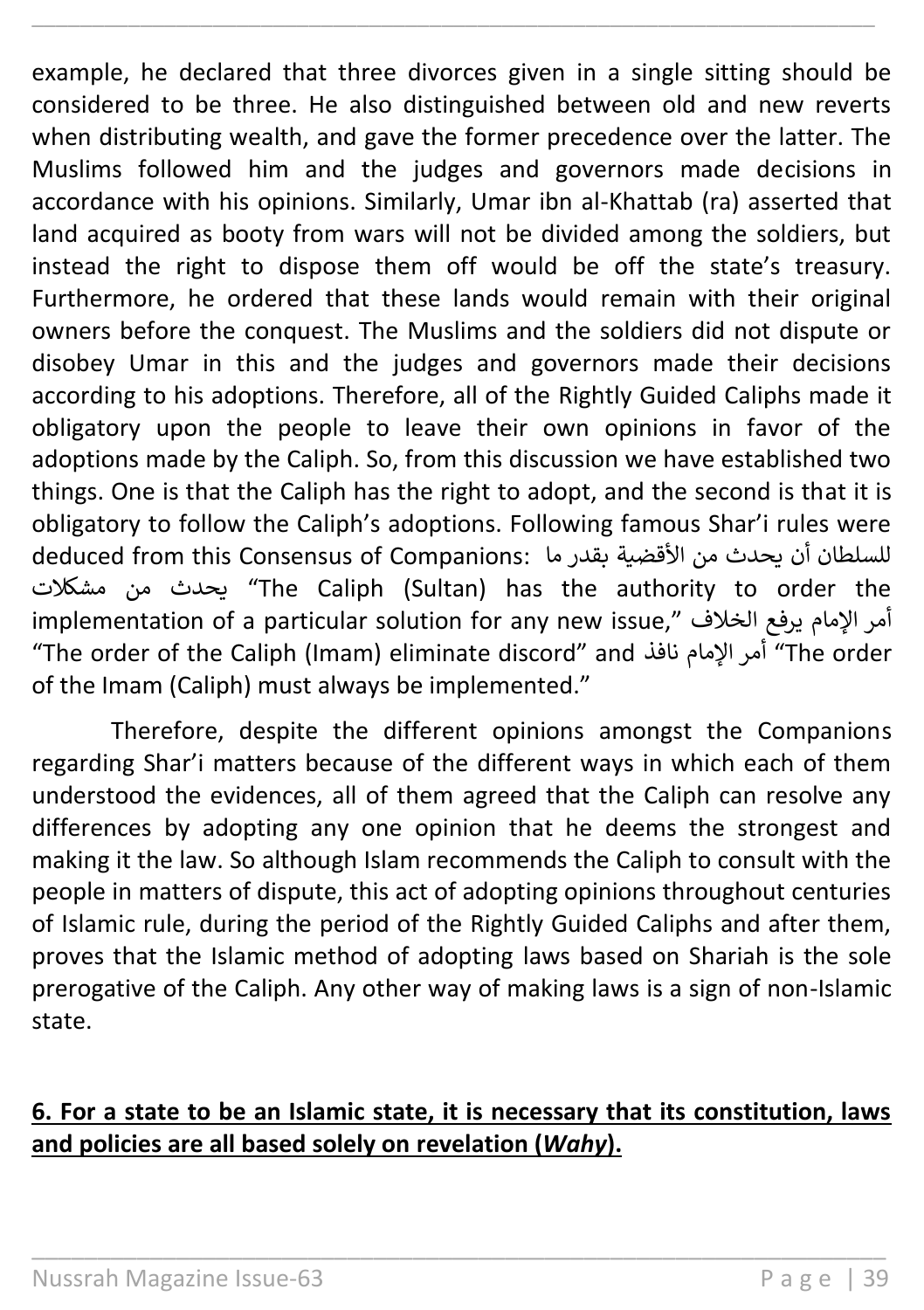example, he declared that three divorces given in a single sitting should be considered to be three. He also distinguished between old and new reverts when distributing wealth, and gave the former precedence over the latter. The Muslims followed him and the judges and governors made decisions in accordance with his opinions. Similarly, Umar ibn al-Khattab (ra) asserted that land acquired as booty from wars will not be divided among the soldiers, but instead the right to dispose them off would be off the state's treasury. Furthermore, he ordered that these lands would remain with their original owners before the conquest. The Muslims and the soldiers did not dispute or disobey Umar in this and the judges and governors made their decisions according to his adoptions. Therefore, all of the Rightly Guided Caliphs made it obligatory upon the people to leave their own opinions in favor of the adoptions made by the Caliph. So, from this discussion we have established two things. One is that the Caliph has the right to adopt, and the second is that it is obligatory to follow the Caliph's adoptions. Following famous Shar'i rules were deduced from this Consensus of Companions: للسلطان أن يحدث من الأقضية بقدر ما يحدث من مشكلات "The Caliph (Sultan) has the authority to order the implementation of a particular solution for any new issue," أمر الإمام يرفع الخلاف "The order of the Caliph (Imam) eliminate discord" and أمر الإمام نافذ "The order of the Imam (Caliph) must always be implemented."

Therefore, despite the different opinions amongst the Companions regarding Shar'i matters because of the different ways in which each of them understood the evidences, all of them agreed that the Caliph can resolve any differences by adopting any one opinion that he deems the strongest and making it the law. So although Islam recommends the Caliph to consult with the people in matters of dispute, this act of adopting opinions throughout centuries of Islamic rule, during the period of the Rightly Guided Caliphs and after them, proves that the Islamic method of adopting laws based on Shariah is the sole prerogative of the Caliph. Any other way of making laws is a sign of non-Islamic state.

**6. For a state to be an Islamic state, it is necessary that its constitution, laws and policies are all based solely on revelation (*Wahy*).**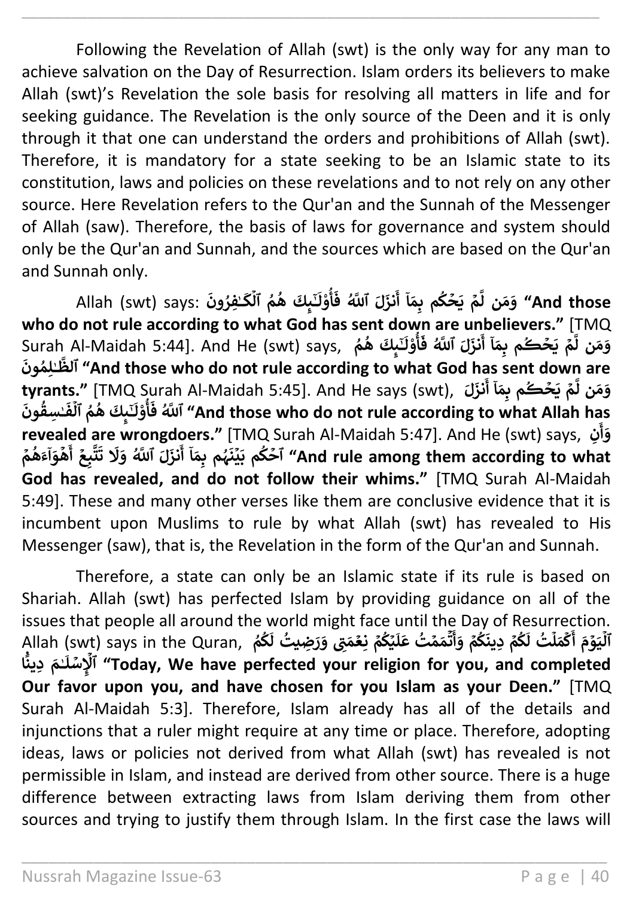Following the Revelation of Allah (swt) is the only way for any man to achieve salvation on the Day of Resurrection. Islam orders its believers to make Allah (swt)'s Revelation the sole basis for resolving all matters in life and for seeking guidance. The Revelation is the only source of the Deen and it is only through it that one can understand the orders and prohibitions of Allah (swt). Therefore, it is mandatory for a state seeking to be an Islamic state to its constitution, laws and policies on these revelations and to not rely on any other source. Here Revelation refers to the Qur'an and the Sunnah of the Messenger of Allah (saw). Therefore, the basis of laws for governance and system should only be the Qur'an and Sunnah, and the sources which are based on the Qur'an and Sunnah only.

Allah (swt) says: **وَمَن لَّمۡ يَحۡكُم بِمَآ أَنزَلَ ٱللَّهُ فَأُوْلَٰٓئِكَ هُمُ ٱلۡكَٰفِرُونَ "And those who do not rule according to what God has sent down are unbelievers."** [TMQ Surah Al-Maidah 5:44]. And He (swt) says, **وَمَن لَّمۡ يَحۡكُم بِمَآ أَنزَلَ ٱللَّهُ فَأُوْلَٰٓئِكَ هُمُ ٱلظَّٰلِمُونَ "And those who do not rule according to what God has sent down are tyrants."** [TMQ Surah Al-Maidah 5:45]. And He says (swt), **وَمَن لَّمۡ يَحۡكُم بِمَآ أَنزَلَ ٱللَّهُ فَأُوْلَٰٓئِكَ هُمُ ٱلۡفَٰسِقُونَ "And those who do not rule according to what Allah has revealed are wrongdoers."** [TMQ Surah Al-Maidah 5:47]. And He (swt) says, **وَأَنِ ٱحۡكُم بَيۡنَهُم بِمَآ أَنزَلَ ٱللَّهُ وَلَا تَتَّبِعۡ أَهۡوَآءَهُمۡ "And rule among them according to what God has revealed, and do not follow their whims."** [TMQ Surah Al-Maidah 5:49]. These and many other verses like them are conclusive evidence that it is incumbent upon Muslims to rule by what Allah (swt) has revealed to His Messenger (saw), that is, the Revelation in the form of the Qur'an and Sunnah.

Therefore, a state can only be an Islamic state if its rule is based on Shariah. Allah (swt) has perfected Islam by providing guidance on all of the issues that people all around the world might face until the Day of Resurrection. Allah (swt) says in the Quran, **ٱلۡيَوۡمَ أَكۡمَلۡتُ لَكُمۡ دِينَكُمۡ وَأَتۡمَمۡتُ عَلَيۡكُمۡ نِعۡمَتِي وَرَضِيتُ لَكُمُ ٱلۡإِسۡلَٰمَ دِينٗا "Today, We have perfected your religion for you, and completed Our favor upon you, and have chosen for you Islam as your Deen."** [TMQ Surah Al-Maidah 5:3]. Therefore, Islam already has all of the details and injunctions that a ruler might require at any time or place. Therefore, adopting ideas, laws or policies not derived from what Allah (swt) has revealed is not permissible in Islam, and instead are derived from other source. There is a huge difference between extracting laws from Islam deriving them from other sources and trying to justify them through Islam. In the first case the laws will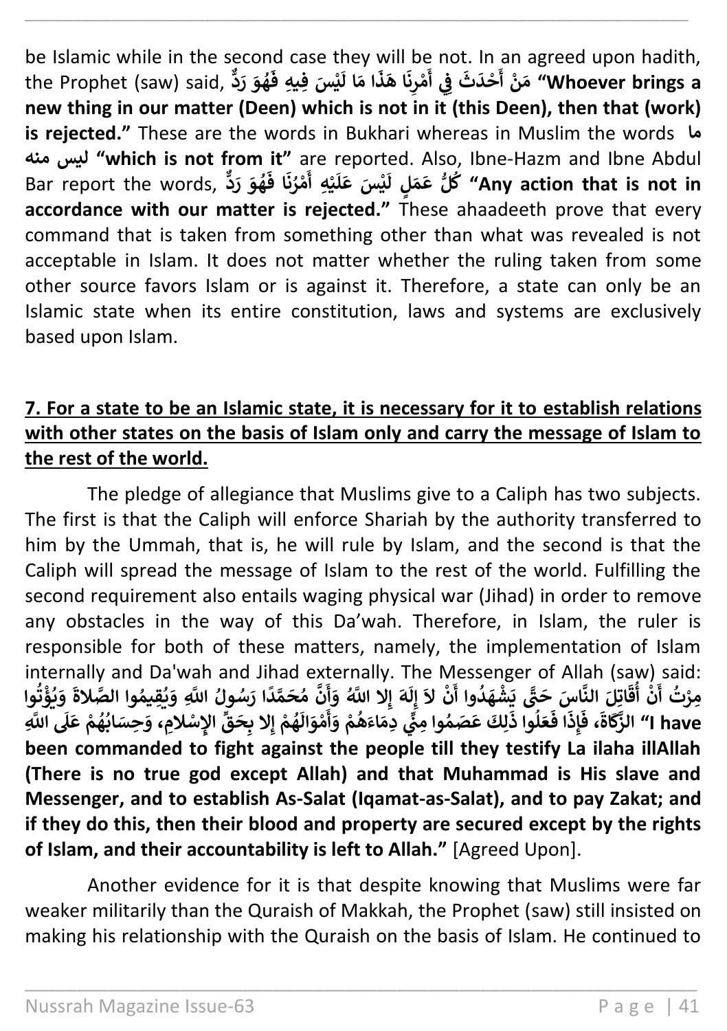be Islamic while in the second case they will be not. In an agreed upon hadith, the Prophet (saw) said, **مَنْ أَحْدَثَ فِي أَمْرِنَا هَذَا مَا لَيْسَ فِيهِ فَهُوَ رَدٌّ "Whoever brings a new thing in our matter (Deen) which is not in it (this Deen), then that (work) is rejected."** These are the words in Bukhari whereas in Muslim the words **ما ليس منه "which is not from it"** are reported. Also, Ibne-Hazm and Ibne Abdul Bar report the words, **كُلُّ عَمَلٍ لَيْسَ عَلَيْهِ أَمْرُنَا فَهُوَ رَدٌّ "Any action that is not in accordance with our matter is rejected."** These ahaadeeth prove that every command that is taken from something other than what was revealed is not acceptable in Islam. It does not matter whether the ruling taken from some other source favors Islam or is against it. Therefore, a state can only be an Islamic state when its entire constitution, laws and systems are exclusively based upon Islam.

## 7. For a state to be an Islamic state, it is necessary for it to establish relations with other states on the basis of Islam only and carry the message of Islam to the rest of the world.

The pledge of allegiance that Muslims give to a Caliph has two subjects. The first is that the Caliph will enforce Shariah by the authority transferred to him by the Ummah, that is, he will rule by Islam, and the second is that the Caliph will spread the message of Islam to the rest of the world. Fulfilling the second requirement also entails waging physical war (Jihad) in order to remove any obstacles in the way of this Da'wah. Therefore, in Islam, the ruler is responsible for both of these matters, namely, the implementation of Islam internally and Da'wah and Jihad externally. The Messenger of Allah (saw) said: **مِرْتُ أَنْ أُقَاتِلَ النَّاسَ حَتَّى يَشْهَدُوا أَنْ لاَ إِلَهَ إِلا اللَّهُ وَأَنَّ مُحَمَّدًا رَسُولُ اللَّهِ وَيُقِيمُوا الصَّلاةَ وَيُؤْتُوا الزَّكَاةَ، فَإِذَا فَعَلُوا ذَلِكَ عَصَمُوا مِنِّي دِمَاءَهُمْ وَأَمْوَالَهُمْ إِلا بِحَقِّ الإِسْلامِ، وَحِسَابُهُمْ عَلَى اللَّهِ "I have been commanded to fight against the people till they testify La ilaha illAllah (There is no true god except Allah) and that Muhammad is His slave and Messenger, and to establish As-Salat (Iqamat-as-Salat), and to pay Zakat; and if they do this, then their blood and property are secured except by the rights of Islam, and their accountability is left to Allah."** [Agreed Upon].

Another evidence for it is that despite knowing that Muslims were far weaker militarily than the Quraish of Makkah, the Prophet (saw) still insisted on making his relationship with the Quraish on the basis of Islam. He continued to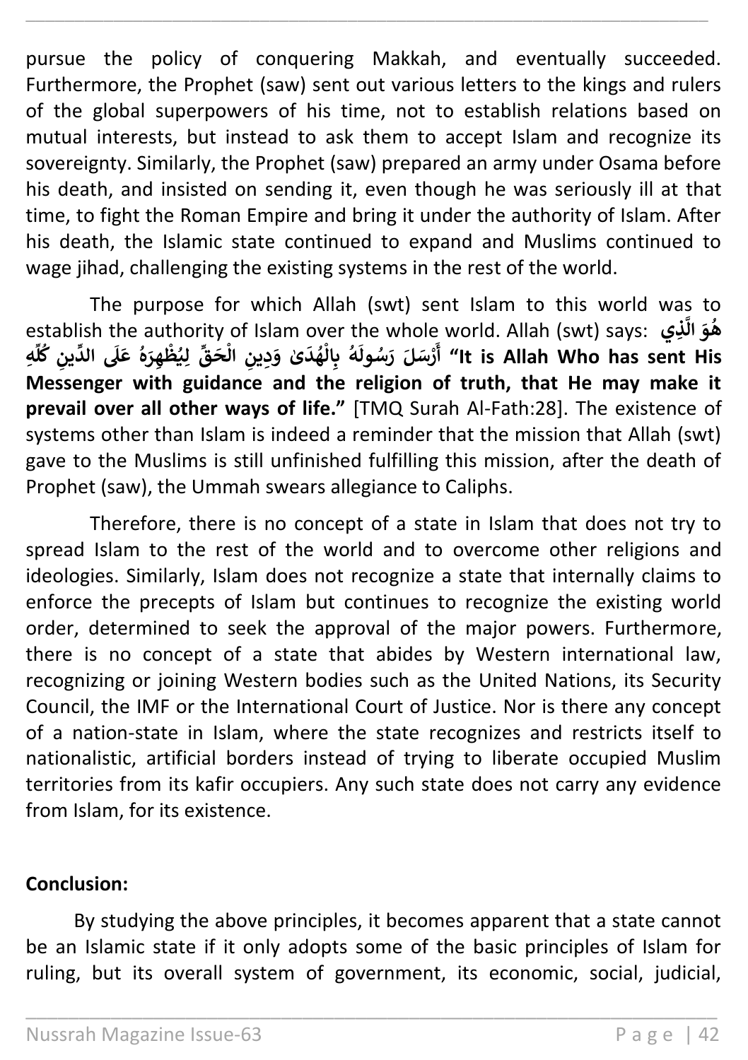pursue the policy of conquering Makkah, and eventually succeeded. Furthermore, the Prophet (saw) sent out various letters to the kings and rulers of the global superpowers of his time, not to establish relations based on mutual interests, but instead to ask them to accept Islam and recognize its sovereignty. Similarly, the Prophet (saw) prepared an army under Osama before his death, and insisted on sending it, even though he was seriously ill at that time, to fight the Roman Empire and bring it under the authority of Islam. After his death, the Islamic state continued to expand and Muslims continued to wage jihad, challenging the existing systems in the rest of the world.

The purpose for which Allah (swt) sent Islam to this world was to establish the authority of Islam over the whole world. Allah (swt) says: **هُوَ الَّذِي أَرْسَلَ رَسُولَهُ بِالْهُدَىٰ وَدِينِ الْحَقِّ لِيُظْهِرَهُ عَلَى الدِّينِ كُلِّهِ** **"It is Allah Who has sent His Messenger with guidance and the religion of truth, that He may make it prevail over all other ways of life."** [TMQ Surah Al-Fath:28]. The existence of systems other than Islam is indeed a reminder that the mission that Allah (swt) gave to the Muslims is still unfinished fulfilling this mission, after the death of Prophet (saw), the Ummah swears allegiance to Caliphs.

Therefore, there is no concept of a state in Islam that does not try to spread Islam to the rest of the world and to overcome other religions and ideologies. Similarly, Islam does not recognize a state that internally claims to enforce the precepts of Islam but continues to recognize the existing world order, determined to seek the approval of the major powers. Furthermore, there is no concept of a state that abides by Western international law, recognizing or joining Western bodies such as the United Nations, its Security Council, the IMF or the International Court of Justice. Nor is there any concept of a nation-state in Islam, where the state recognizes and restricts itself to nationalistic, artificial borders instead of trying to liberate occupied Muslim territories from its kafir occupiers. Any such state does not carry any evidence from Islam, for its existence.

**Conclusion:**

By studying the above principles, it becomes apparent that a state cannot be an Islamic state if it only adopts some of the basic principles of Islam for ruling, but its overall system of government, its economic, social, judicial,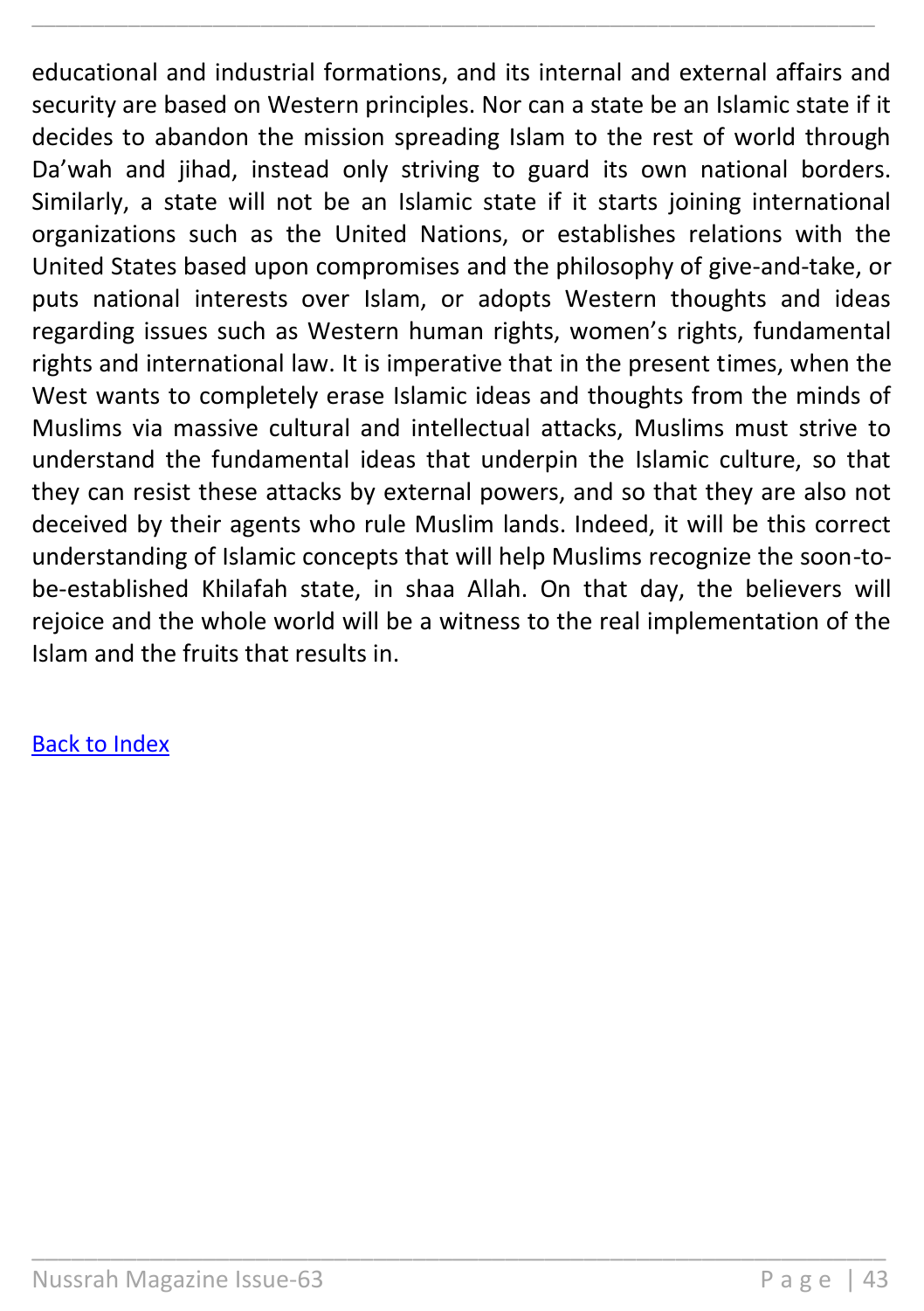educational and industrial formations, and its internal and external affairs and security are based on Western principles. Nor can a state be an Islamic state if it decides to abandon the mission spreading Islam to the rest of world through Da'wah and jihad, instead only striving to guard its own national borders. Similarly, a state will not be an Islamic state if it starts joining international organizations such as the United Nations, or establishes relations with the United States based upon compromises and the philosophy of give-and-take, or puts national interests over Islam, or adopts Western thoughts and ideas regarding issues such as Western human rights, women's rights, fundamental rights and international law. It is imperative that in the present times, when the West wants to completely erase Islamic ideas and thoughts from the minds of Muslims via massive cultural and intellectual attacks, Muslims must strive to understand the fundamental ideas that underpin the Islamic culture, so that they can resist these attacks by external powers, and so that they are also not deceived by their agents who rule Muslim lands. Indeed, it will be this correct understanding of Islamic concepts that will help Muslims recognize the soon-to-be-established Khilafah state, in shaa Allah. On that day, the believers will rejoice and the whole world will be a witness to the real implementation of the Islam and the fruits that results in.

Back to Index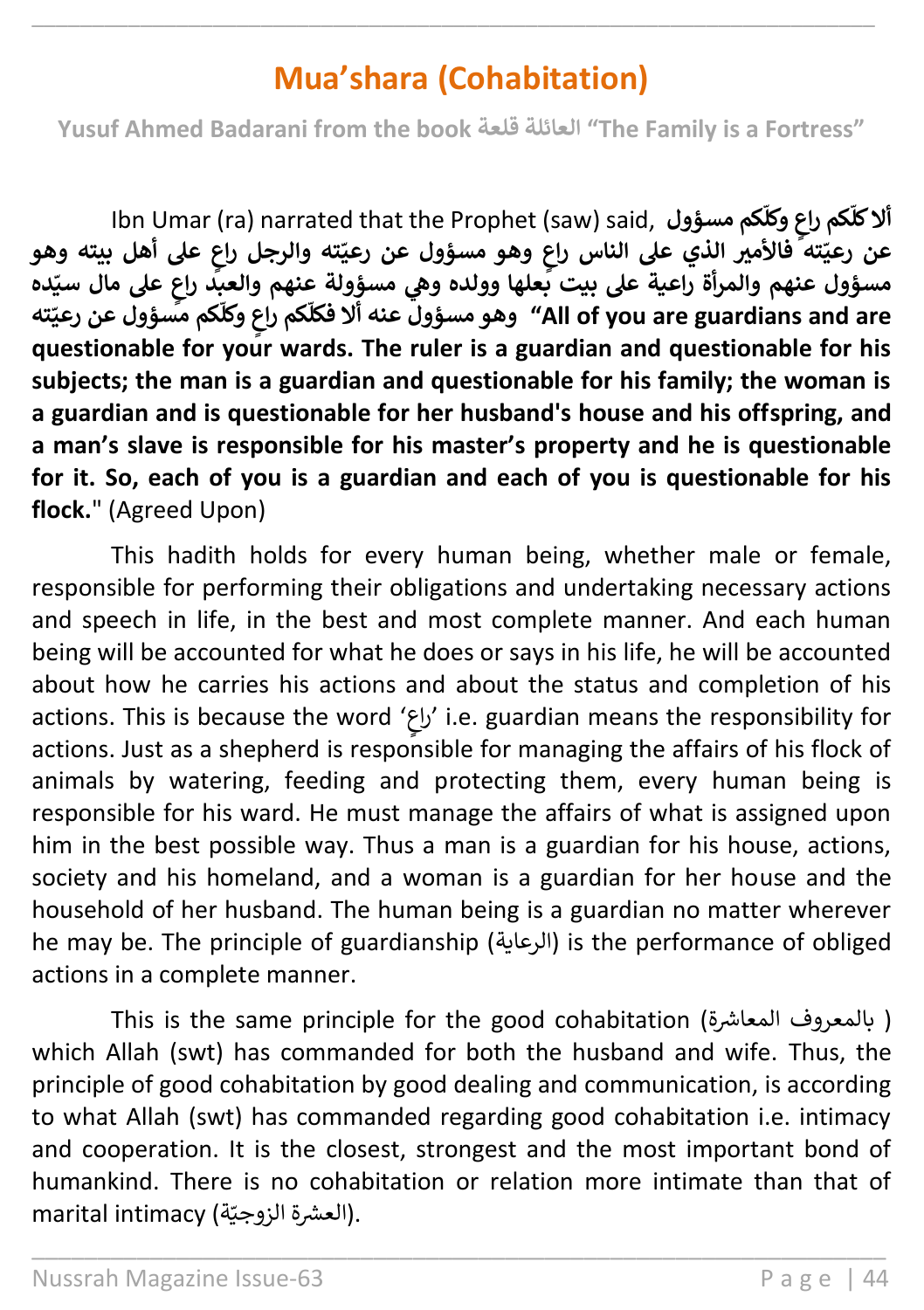# Mua'shara (Cohabitation)

**Yusuf Ahmed Badarani from the book العائلة قلعة "The Family is a Fortress"**

Ibn Umar (ra) narrated that the Prophet (saw) said, **ألا كلّكم راعٍ وكلّكم مسؤول عن رعيّته فالأمير الذي على الناس راعٍ وهو مسؤول عن رعيّته والرجل راعٍ على أهل بيته وهو مسؤول عنهم والمرأة راعية على بيت بعلها وولده وهي مسؤولة عنهم والعبد راعٍ على مال سيّده وهو مسؤول عنه ألا فكلّكم راعٍ وكلّكم مسؤول عن رعيّته "All of you are guardians and are questionable for your wards. The ruler is a guardian and questionable for his subjects; the man is a guardian and questionable for his family; the woman is a guardian and is questionable for her husband's house and his offspring, and a man's slave is responsible for his master's property and he is questionable for it. So, each of you is a guardian and each of you is questionable for his flock.**" (Agreed Upon)

This hadith holds for every human being, whether male or female, responsible for performing their obligations and undertaking necessary actions and speech in life, in the best and most complete manner. And each human being will be accounted for what he does or says in his life, he will be accounted about how he carries his actions and about the status and completion of his actions. This is because the word 'راعٍ' i.e. guardian means the responsibility for actions. Just as a shepherd is responsible for managing the affairs of his flock of animals by watering, feeding and protecting them, every human being is responsible for his ward. He must manage the affairs of what is assigned upon him in the best possible way. Thus a man is a guardian for his house, actions, society and his homeland, and a woman is a guardian for her house and the household of her husband. The human being is a guardian no matter wherever he may be. The principle of guardianship (الرعاية) is the performance of obliged actions in a complete manner.

This is the same principle for the good cohabitation (المعاشرة بالمعروف) which Allah (swt) has commanded for both the husband and wife. Thus, the principle of good cohabitation by good dealing and communication, is according to what Allah (swt) has commanded regarding good cohabitation i.e. intimacy and cooperation. It is the closest, strongest and the most important bond of humankind. There is no cohabitation or relation more intimate than that of marital intimacy (العشرة الزوجيّة).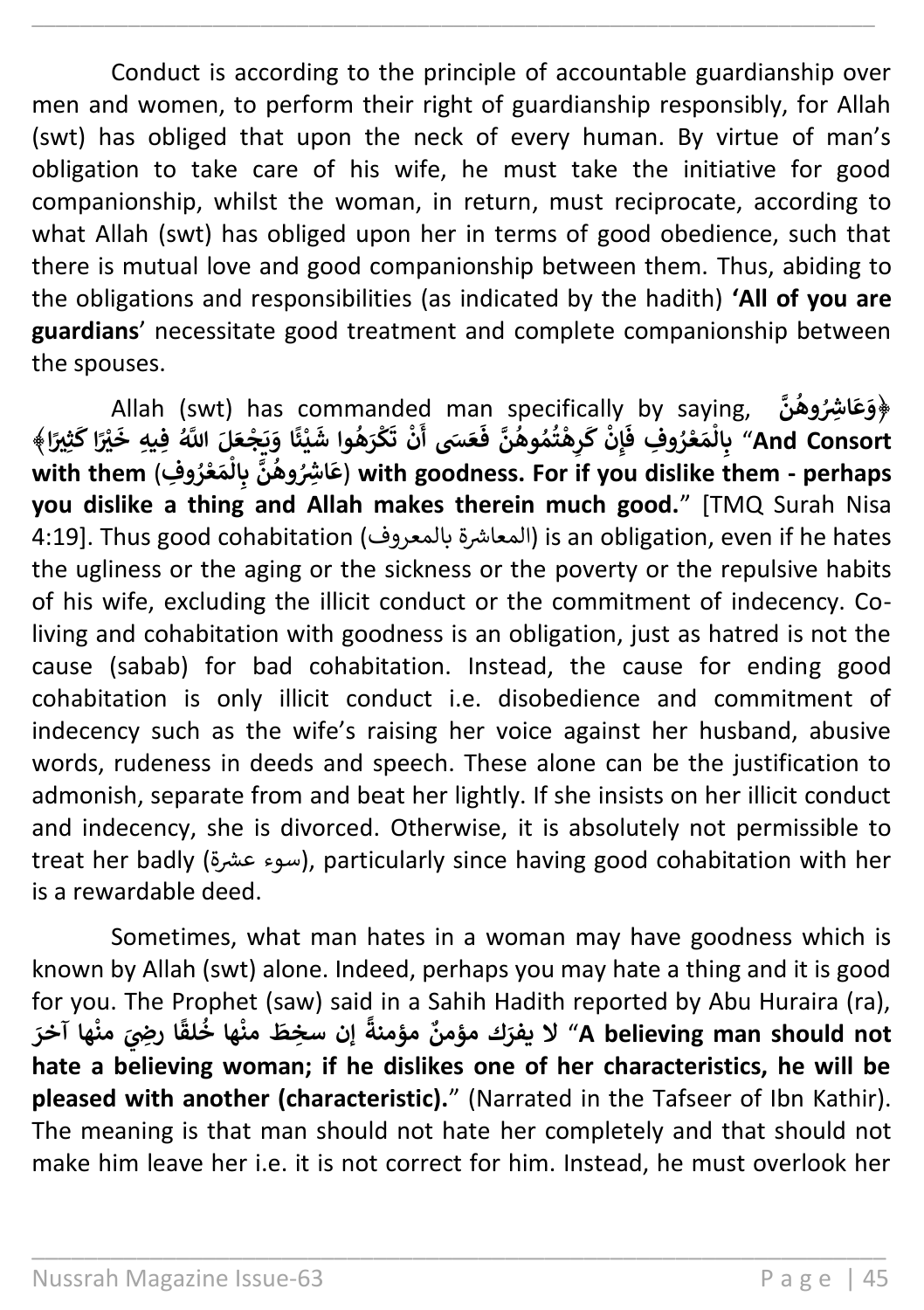Conduct is according to the principle of accountable guardianship over men and women, to perform their right of guardianship responsibly, for Allah (swt) has obliged that upon the neck of every human. By virtue of man's obligation to take care of his wife, he must take the initiative for good companionship, whilst the woman, in return, must reciprocate, according to what Allah (swt) has obliged upon her in terms of good obedience, such that there is mutual love and good companionship between them. Thus, abiding to the obligations and responsibilities (as indicated by the hadith) **'All of you are guardians**' necessitate good treatment and complete companionship between the spouses.

Allah (swt) has commanded man specifically by saying, **﴿وَعَاشِرُوهُنَّ بِالْمَعْرُوفِ فَإِنْ كَرِهْتُمُوهُنَّ فَعَسَى أَنْ تَكْرَهُوا شَيْئًا وَيَجْعَلَ اللَّهُ فِيهِ خَيْرًا كَثِيرًا﴾** "**And Consort with them (عَاشِرُوهُنَّ بِالْمَعْرُوفِ) with goodness. For if you dislike them - perhaps you dislike a thing and Allah makes therein much good.**" [TMQ Surah Nisa 4:19]. Thus good cohabitation (المعاشرة بالمعروف) is an obligation, even if he hates the ugliness or the aging or the sickness or the poverty or the repulsive habits of his wife, excluding the illicit conduct or the commitment of indecency. Co-living and cohabitation with goodness is an obligation, just as hatred is not the cause (sabab) for bad cohabitation. Instead, the cause for ending good cohabitation is only illicit conduct i.e. disobedience and commitment of indecency such as the wife's raising her voice against her husband, abusive words, rudeness in deeds and speech. These alone can be the justification to admonish, separate from and beat her lightly. If she insists on her illicit conduct and indecency, she is divorced. Otherwise, it is absolutely not permissible to treat her badly (سوء عشرة), particularly since having good cohabitation with her is a rewardable deed.

Sometimes, what man hates in a woman may have goodness which is known by Allah (swt) alone. Indeed, perhaps you may hate a thing and it is good for you. The Prophet (saw) said in a Sahih Hadith reported by Abu Huraira (ra), **لا يفرَك مؤمنٌ مؤمنةً إن سخِطَ منْها خُلقًا رضِيَ منْها آخرَ** "**A believing man should not hate a believing woman; if he dislikes one of her characteristics, he will be pleased with another (characteristic).**" (Narrated in the Tafseer of Ibn Kathir). The meaning is that man should not hate her completely and that should not make him leave her i.e. it is not correct for him. Instead, he must overlook her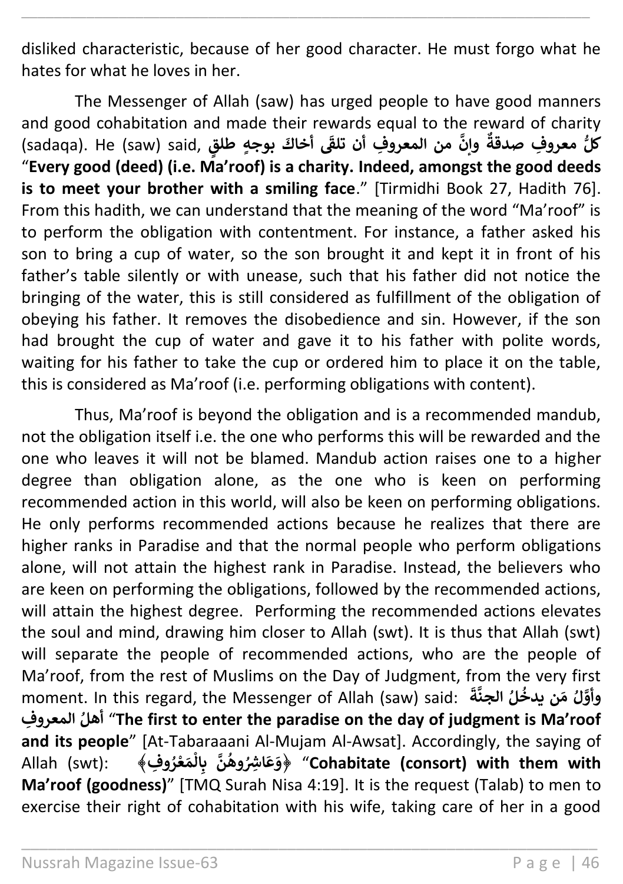disliked characteristic, because of her good character. He must forgo what he hates for what he loves in her.

The Messenger of Allah (saw) has urged people to have good manners and good cohabitation and made their rewards equal to the reward of charity (sadaqa). He (saw) said, **كلُّ معروفٍ صدقةٌ وإنَّ من المعروفِ أن تلقَى أخاكَ بوجهٍ طلقٍ** "**Every good (deed) (i.e. Ma'roof) is a charity. Indeed, amongst the good deeds is to meet your brother with a smiling face**." [Tirmidhi Book 27, Hadith 76]. From this hadith, we can understand that the meaning of the word "Ma'roof" is to perform the obligation with contentment. For instance, a father asked his son to bring a cup of water, so the son brought it and kept it in front of his father's table silently or with unease, such that his father did not notice the bringing of the water, this is still considered as fulfillment of the obligation of obeying his father. It removes the disobedience and sin. However, if the son had brought the cup of water and gave it to his father with polite words, waiting for his father to take the cup or ordered him to place it on the table, this is considered as Ma'roof (i.e. performing obligations with content).

Thus, Ma'roof is beyond the obligation and is a recommended mandub, not the obligation itself i.e. the one who performs this will be rewarded and the one who leaves it will not be blamed. Mandub action raises one to a higher degree than obligation alone, as the one who is keen on performing recommended action in this world, will also be keen on performing obligations. He only performs recommended actions because he realizes that there are higher ranks in Paradise and that the normal people who perform obligations alone, will not attain the highest rank in Paradise. Instead, the believers who are keen on performing the obligations, followed by the recommended actions, will attain the highest degree. Performing the recommended actions elevates the soul and mind, drawing him closer to Allah (swt). It is thus that Allah (swt) will separate the people of recommended actions, who are the people of Ma'roof, from the rest of Muslims on the Day of Judgment, from the very first moment. In this regard, the Messenger of Allah (saw) said: **وأَوَّلُ مَن يدخُلُ الجنَّةَ أهلُ المعروفِ** "**The first to enter the paradise on the day of judgment is Ma'roof and its people**" [At-Tabaraaani Al-Mujam Al-Awsat]. Accordingly, the saying of Allah (swt): **﴿وَعَاشِرُوهُنَّ بِالْمَعْرُوفِ﴾** "**Cohabitate (consort) with them with Ma'roof (goodness)**" [TMQ Surah Nisa 4:19]. It is the request (Talab) to men to exercise their right of cohabitation with his wife, taking care of her in a good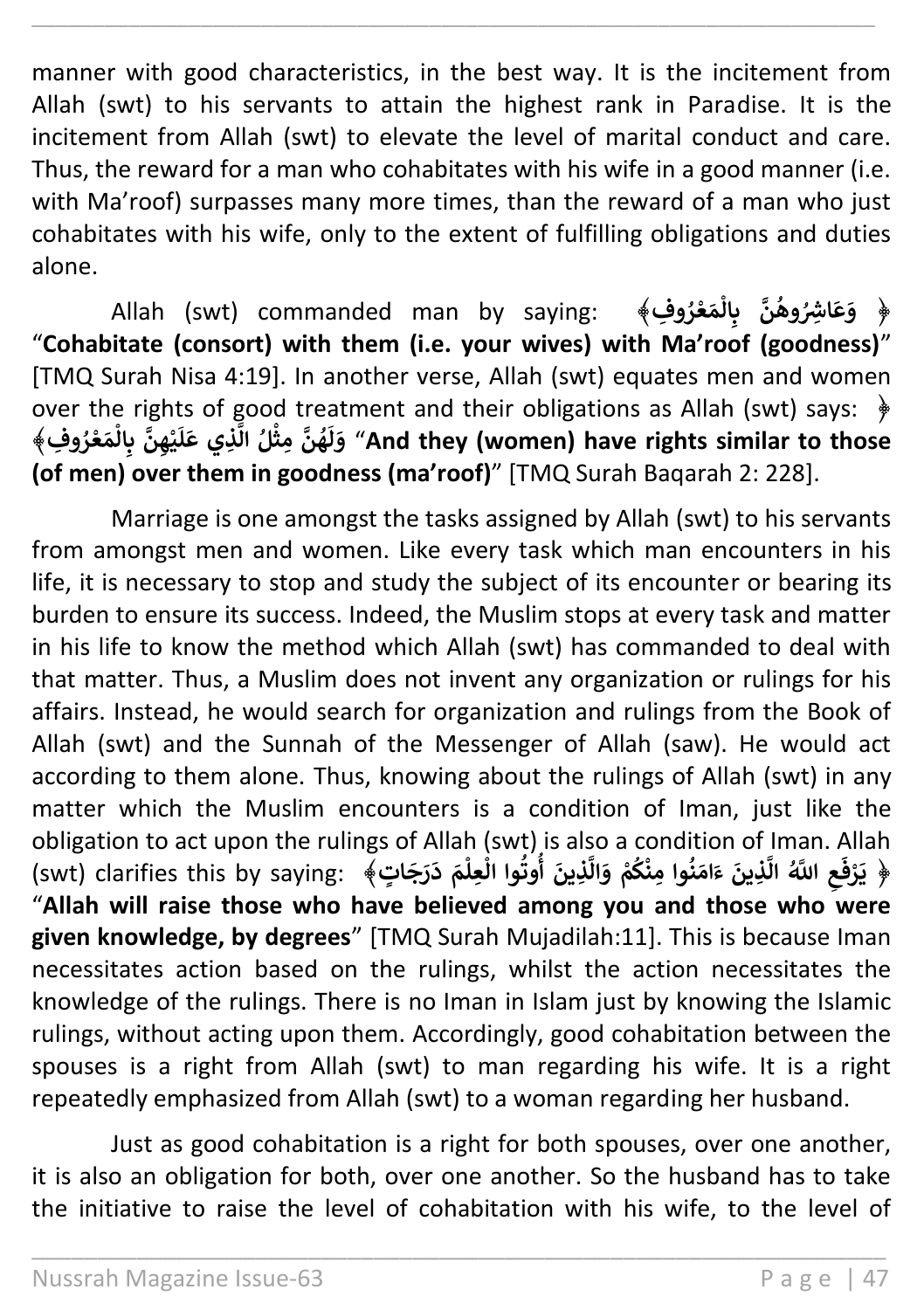manner with good characteristics, in the best way. It is the incitement from Allah (swt) to his servants to attain the highest rank in Paradise. It is the incitement from Allah (swt) to elevate the level of marital conduct and care. Thus, the reward for a man who cohabitates with his wife in a good manner (i.e. with Ma'roof) surpasses many more times, than the reward of a man who just cohabitates with his wife, only to the extent of fulfilling obligations and duties alone.

Allah (swt) commanded man by saying: ﴿ وَعَاشِرُوهُنَّ بِالْمَعْرُوفِ﴾ "**Cohabitate (consort) with them (i.e. your wives) with Ma'roof (goodness)**" [TMQ Surah Nisa 4:19]. In another verse, Allah (swt) equates men and women over the rights of good treatment and their obligations as Allah (swt) says: ﴿ وَلَهُنَّ مِثْلُ الَّذِي عَلَيْهِنَّ بِالْمَعْرُوفِ﴾ "**And they (women) have rights similar to those (of men) over them in goodness (ma'roof)**" [TMQ Surah Baqarah 2: 228].

Marriage is one amongst the tasks assigned by Allah (swt) to his servants from amongst men and women. Like every task which man encounters in his life, it is necessary to stop and study the subject of its encounter or bearing its burden to ensure its success. Indeed, the Muslim stops at every task and matter in his life to know the method which Allah (swt) has commanded to deal with that matter. Thus, a Muslim does not invent any organization or rulings for his affairs. Instead, he would search for organization and rulings from the Book of Allah (swt) and the Sunnah of the Messenger of Allah (saw). He would act according to them alone. Thus, knowing about the rulings of Allah (swt) in any matter which the Muslim encounters is a condition of Iman, just like the obligation to act upon the rulings of Allah (swt) is also a condition of Iman. Allah (swt) clarifies this by saying: ﴿ يَرْفَعِ اللَّهُ الَّذِينَ ءَامَنُوا مِنْكُمْ وَالَّذِينَ أُوتُوا الْعِلْمَ دَرَجَاتٍ﴾ "**Allah will raise those who have believed among you and those who were given knowledge, by degrees**" [TMQ Surah Mujadilah:11]. This is because Iman necessitates action based on the rulings, whilst the action necessitates the knowledge of the rulings. There is no Iman in Islam just by knowing the Islamic rulings, without acting upon them. Accordingly, good cohabitation between the spouses is a right from Allah (swt) to man regarding his wife. It is a right repeatedly emphasized from Allah (swt) to a woman regarding her husband.

Just as good cohabitation is a right for both spouses, over one another, it is also an obligation for both, over one another. So the husband has to take the initiative to raise the level of cohabitation with his wife, to the level of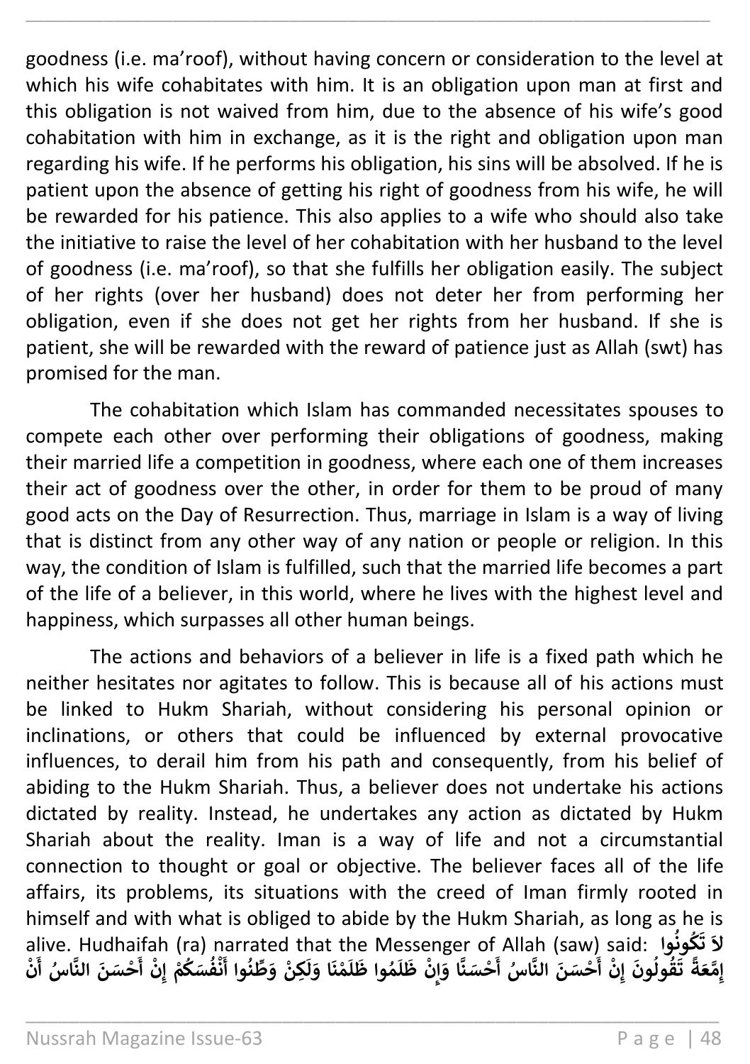goodness (i.e. ma'roof), without having concern or consideration to the level at which his wife cohabitates with him. It is an obligation upon man at first and this obligation is not waived from him, due to the absence of his wife's good cohabitation with him in exchange, as it is the right and obligation upon man regarding his wife. If he performs his obligation, his sins will be absolved. If he is patient upon the absence of getting his right of goodness from his wife, he will be rewarded for his patience. This also applies to a wife who should also take the initiative to raise the level of her cohabitation with her husband to the level of goodness (i.e. ma'roof), so that she fulfills her obligation easily. The subject of her rights (over her husband) does not deter her from performing her obligation, even if she does not get her rights from her husband. If she is patient, she will be rewarded with the reward of patience just as Allah (swt) has promised for the man.

The cohabitation which Islam has commanded necessitates spouses to compete each other over performing their obligations of goodness, making their married life a competition in goodness, where each one of them increases their act of goodness over the other, in order for them to be proud of many good acts on the Day of Resurrection. Thus, marriage in Islam is a way of living that is distinct from any other way of any nation or people or religion. In this way, the condition of Islam is fulfilled, such that the married life becomes a part of the life of a believer, in this world, where he lives with the highest level and happiness, which surpasses all other human beings.

The actions and behaviors of a believer in life is a fixed path which he neither hesitates nor agitates to follow. This is because all of his actions must be linked to Hukm Shariah, without considering his personal opinion or inclinations, or others that could be influenced by external provocative influences, to derail him from his path and consequently, from his belief of abiding to the Hukm Shariah. Thus, a believer does not undertake his actions dictated by reality. Instead, he undertakes any action as dictated by Hukm Shariah about the reality. Iman is a way of life and not a circumstantial connection to thought or goal or objective. The believer faces all of the life affairs, its problems, its situations with the creed of Iman firmly rooted in himself and with what is obliged to abide by the Hukm Shariah, as long as he is alive. Hudhaifah (ra) narrated that the Messenger of Allah (saw) said: **لاَ تَكُونُوا إِمَّعَةً تَقُولُونَ إِنْ أَحْسَنَ النَّاسُ أَحْسَنَّا وَإِنْ ظَلَمُوا ظَلَمْنَا وَلَكِنْ وَطِّنُوا أَنْفُسَكُمْ إِنْ أَحْسَنَ النَّاسُ أَنْ**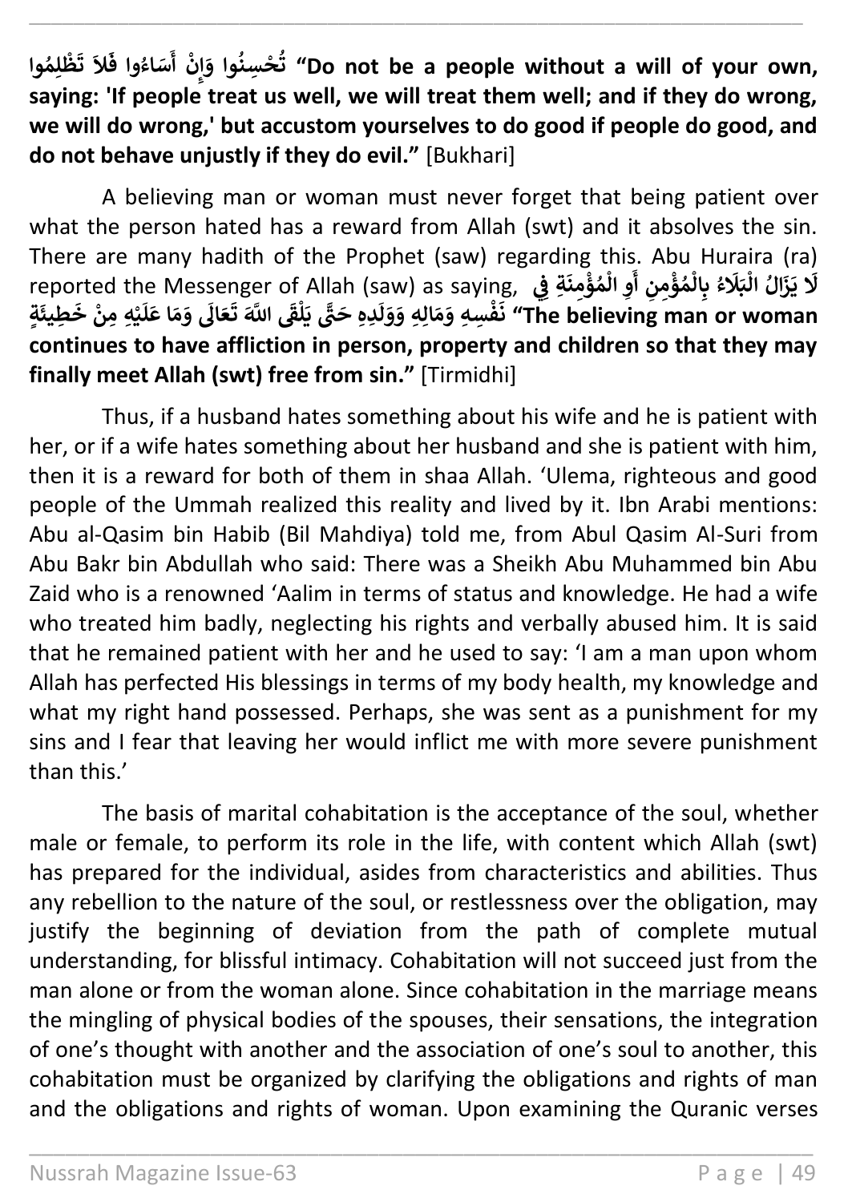**تُحْسِنُوا وَإِنْ أَسَاءُوا فَلاَ تَظْلِمُوا "Do not be a people without a will of your own, saying: 'If people treat us well, we will treat them well; and if they do wrong, we will do wrong,' but accustom yourselves to do good if people do good, and do not behave unjustly if they do evil."** [Bukhari]

A believing man or woman must never forget that being patient over what the person hated has a reward from Allah (swt) and it absolves the sin. There are many hadith of the Prophet (saw) regarding this. Abu Huraira (ra) reported the Messenger of Allah (saw) as saying, **لَا يَزَالُ الْبَلَاءُ بِالْمُؤْمِنِ أَوِ الْمُؤْمِنَةِ فِي نَفْسِهِ وَمَالِهِ وَوَلَدِهِ حَتَّى يَلْقَى اللَّهَ تَعَالَى وَمَا عَلَيْهِ مِنْ خَطِيئَةٍ "The believing man or woman continues to have affliction in person, property and children so that they may finally meet Allah (swt) free from sin."** [Tirmidhi]

Thus, if a husband hates something about his wife and he is patient with her, or if a wife hates something about her husband and she is patient with him, then it is a reward for both of them in shaa Allah. 'Ulema, righteous and good people of the Ummah realized this reality and lived by it. Ibn Arabi mentions: Abu al-Qasim bin Habib (Bil Mahdiya) told me, from Abul Qasim Al-Suri from Abu Bakr bin Abdullah who said: There was a Sheikh Abu Muhammed bin Abu Zaid who is a renowned 'Aalim in terms of status and knowledge. He had a wife who treated him badly, neglecting his rights and verbally abused him. It is said that he remained patient with her and he used to say: 'I am a man upon whom Allah has perfected His blessings in terms of my body health, my knowledge and what my right hand possessed. Perhaps, she was sent as a punishment for my sins and I fear that leaving her would inflict me with more severe punishment than this.'

The basis of marital cohabitation is the acceptance of the soul, whether male or female, to perform its role in the life, with content which Allah (swt) has prepared for the individual, asides from characteristics and abilities. Thus any rebellion to the nature of the soul, or restlessness over the obligation, may justify the beginning of deviation from the path of complete mutual understanding, for blissful intimacy. Cohabitation will not succeed just from the man alone or from the woman alone. Since cohabitation in the marriage means the mingling of physical bodies of the spouses, their sensations, the integration of one's thought with another and the association of one's soul to another, this cohabitation must be organized by clarifying the obligations and rights of man and the obligations and rights of woman. Upon examining the Quranic verses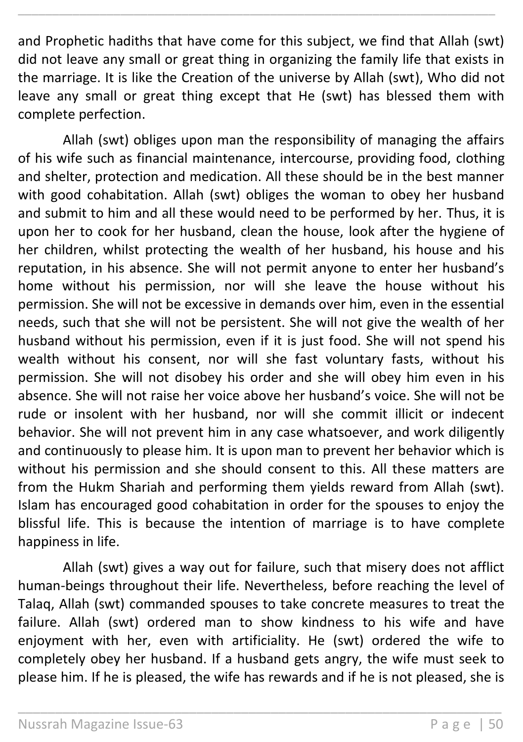and Prophetic hadiths that have come for this subject, we find that Allah (swt) did not leave any small or great thing in organizing the family life that exists in the marriage. It is like the Creation of the universe by Allah (swt), Who did not leave any small or great thing except that He (swt) has blessed them with complete perfection.

Allah (swt) obliges upon man the responsibility of managing the affairs of his wife such as financial maintenance, intercourse, providing food, clothing and shelter, protection and medication. All these should be in the best manner with good cohabitation. Allah (swt) obliges the woman to obey her husband and submit to him and all these would need to be performed by her. Thus, it is upon her to cook for her husband, clean the house, look after the hygiene of her children, whilst protecting the wealth of her husband, his house and his reputation, in his absence. She will not permit anyone to enter her husband's home without his permission, nor will she leave the house without his permission. She will not be excessive in demands over him, even in the essential needs, such that she will not be persistent. She will not give the wealth of her husband without his permission, even if it is just food. She will not spend his wealth without his consent, nor will she fast voluntary fasts, without his permission. She will not disobey his order and she will obey him even in his absence. She will not raise her voice above her husband's voice. She will not be rude or insolent with her husband, nor will she commit illicit or indecent behavior. She will not prevent him in any case whatsoever, and work diligently and continuously to please him. It is upon man to prevent her behavior which is without his permission and she should consent to this. All these matters are from the Hukm Shariah and performing them yields reward from Allah (swt). Islam has encouraged good cohabitation in order for the spouses to enjoy the blissful life. This is because the intention of marriage is to have complete happiness in life.

Allah (swt) gives a way out for failure, such that misery does not afflict human-beings throughout their life. Nevertheless, before reaching the level of Talaq, Allah (swt) commanded spouses to take concrete measures to treat the failure. Allah (swt) ordered man to show kindness to his wife and have enjoyment with her, even with artificiality. He (swt) ordered the wife to completely obey her husband. If a husband gets angry, the wife must seek to please him. If he is pleased, the wife has rewards and if he is not pleased, she is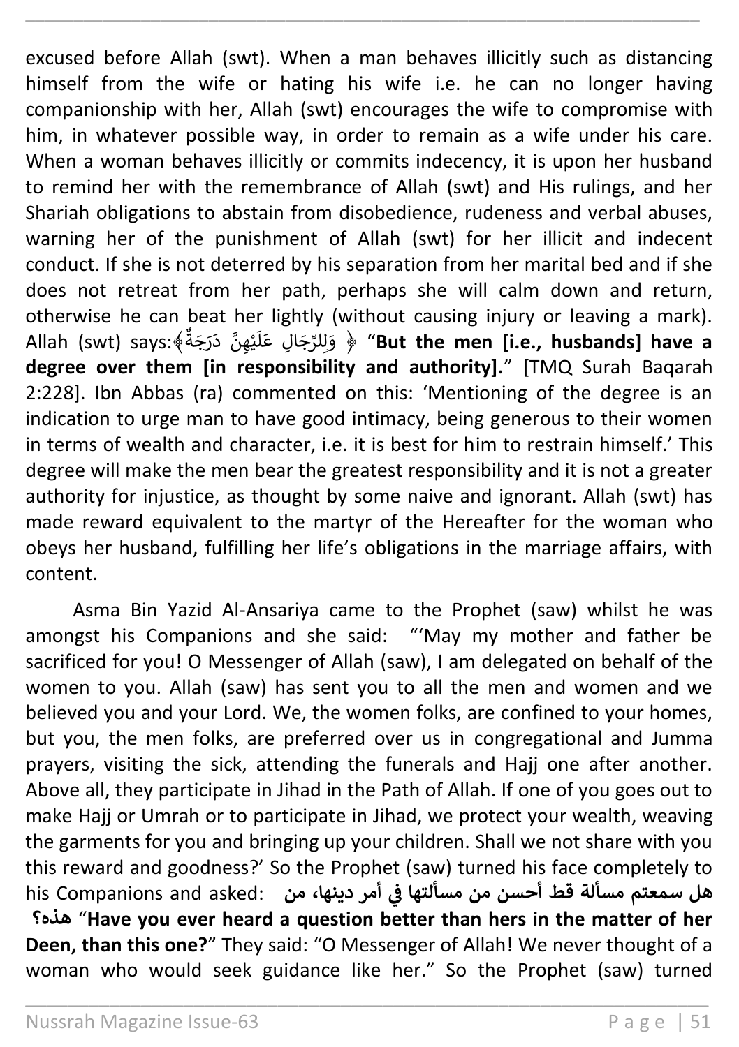excused before Allah (swt). When a man behaves illicitly such as distancing himself from the wife or hating his wife i.e. he can no longer having companionship with her, Allah (swt) encourages the wife to compromise with him, in whatever possible way, in order to remain as a wife under his care. When a woman behaves illicitly or commits indecency, it is upon her husband to remind her with the remembrance of Allah (swt) and His rulings, and her Shariah obligations to abstain from disobedience, rudeness and verbal abuses, warning her of the punishment of Allah (swt) for her illicit and indecent conduct. If she is not deterred by his separation from her marital bed and if she does not retreat from her path, perhaps she will calm down and return, otherwise he can beat her lightly (without causing injury or leaving a mark). Allah (swt) says:﴿وَلِلرِّجَالِ عَلَيْهِنَّ دَرَجَةٌ﴾ "**But the men [i.e., husbands] have a degree over them [in responsibility and authority].**" [TMQ Surah Baqarah 2:228]. Ibn Abbas (ra) commented on this: 'Mentioning of the degree is an indication to urge man to have good intimacy, being generous to their women in terms of wealth and character, i.e. it is best for him to restrain himself.' This degree will make the men bear the greatest responsibility and it is not a greater authority for injustice, as thought by some naive and ignorant. Allah (swt) has made reward equivalent to the martyr of the Hereafter for the woman who obeys her husband, fulfilling her life's obligations in the marriage affairs, with content.

Asma Bin Yazid Al-Ansariya came to the Prophet (saw) whilst he was amongst his Companions and she said: "'May my mother and father be sacrificed for you! O Messenger of Allah (saw), I am delegated on behalf of the women to you. Allah (saw) has sent you to all the men and women and we believed you and your Lord. We, the women folks, are confined to your homes, but you, the men folks, are preferred over us in congregational and Jumma prayers, visiting the sick, attending the funerals and Hajj one after another. Above all, they participate in Jihad in the Path of Allah. If one of you goes out to make Hajj or Umrah or to participate in Jihad, we protect your wealth, weaving the garments for you and bringing up your children. Shall we not share with you this reward and goodness?' So the Prophet (saw) turned his face completely to his Companions and asked: **هل سمعتم مسألة قط أحسن من مسألتها في أمر دينها، من هذه؟** "**Have you ever heard a question better than hers in the matter of her Deen, than this one?**" They said: "O Messenger of Allah! We never thought of a woman who would seek guidance like her." So the Prophet (saw) turned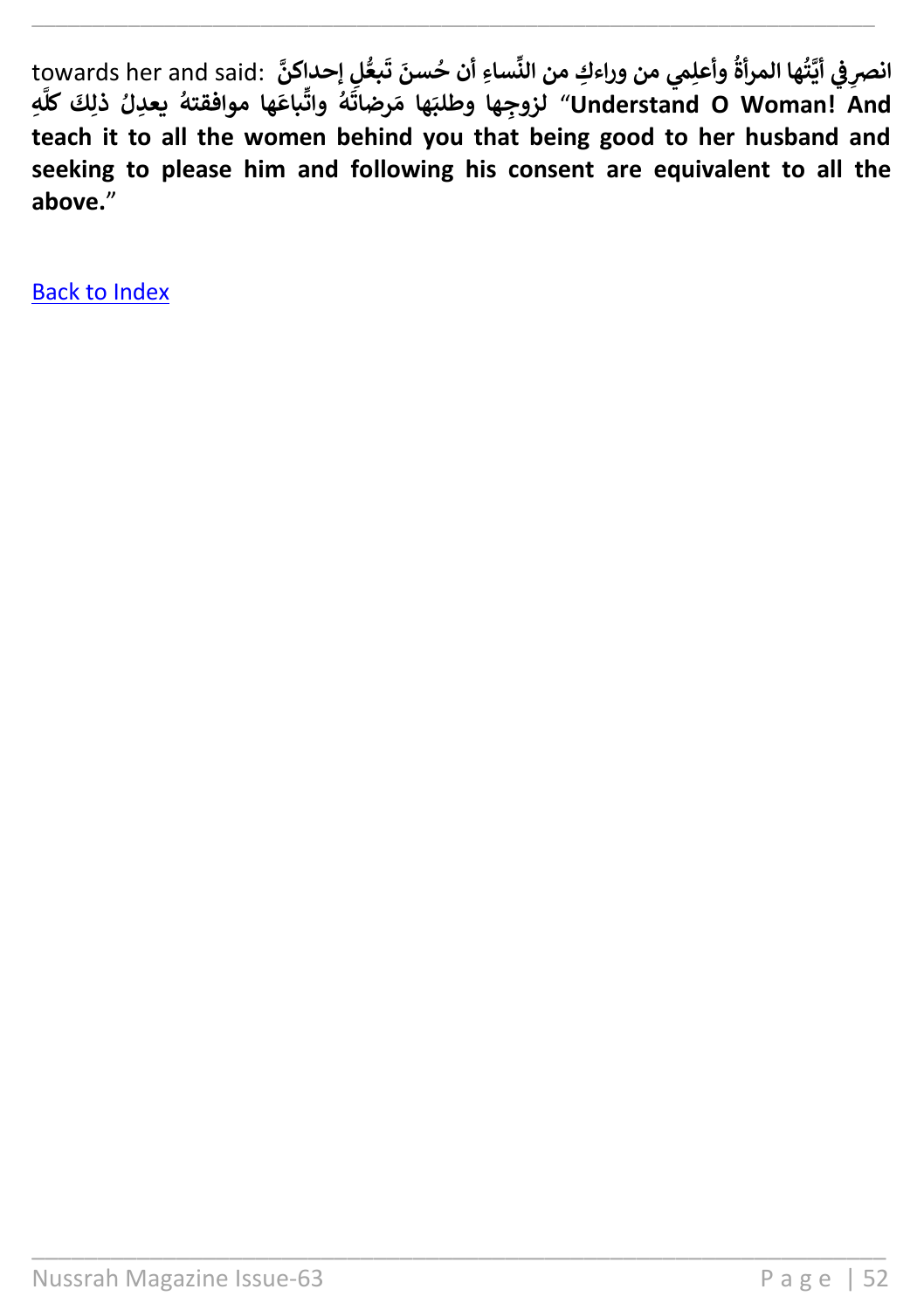towards her and said: **انصرِفي أيَّتُها المرأةُ وأعلِمي من وراءكِ من النِّساءِ أن حُسنَ تَبعُّلِ إحداكنَّ لزوجِها وطلبَها مَرضاتَهُ واتِّباعَها موافقتهُ يعدِلُ ذلِكَ كلَّهِ** "**Understand O Woman! And teach it to all the women behind you that being good to her husband and seeking to please him and following his consent are equivalent to all the above.**"

Back to Index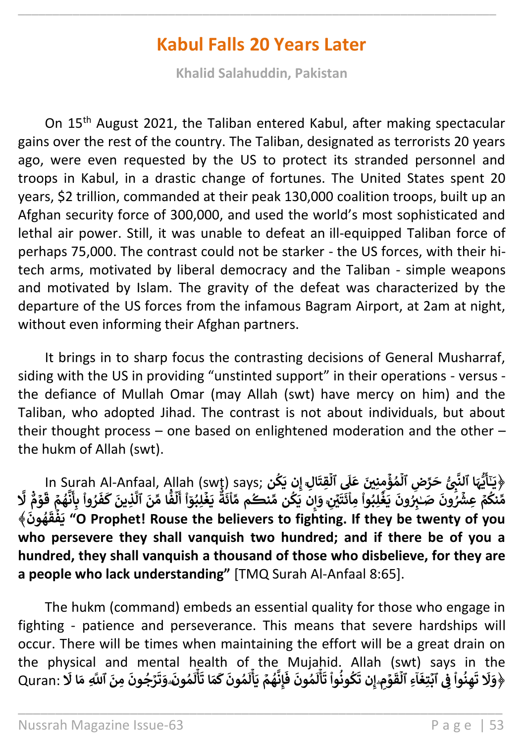# Kabul Falls 20 Years Later

**Khalid Salahuddin, Pakistan**

On 15th August 2021, the Taliban entered Kabul, after making spectacular gains over the rest of the country. The Taliban, designated as terrorists 20 years ago, were even requested by the US to protect its stranded personnel and troops in Kabul, in a drastic change of fortunes. The United States spent 20 years, $2 trillion, commanded at their peak 130,000 coalition troops, built up an Afghan security force of 300,000, and used the world's most sophisticated and lethal air power. Still, it was unable to defeat an ill-equipped Taliban force of perhaps 75,000. The contrast could not be starker - the US forces, with their hi-tech arms, motivated by liberal democracy and the Taliban - simple weapons and motivated by Islam. The gravity of the defeat was characterized by the departure of the US forces from the infamous Bagram Airport, at 2am at night, without even informing their Afghan partners.

It brings in to sharp focus the contrasting decisions of General Musharraf, siding with the US in providing "unstinted support" in their operations - versus - the defiance of Mullah Omar (may Allah (swt) have mercy on him) and the Taliban, who adopted Jihad. The contrast is not about individuals, but about their thought process – one based on enlightened moderation and the other – the hukm of Allah (swt).

In Surah Al-Anfaal, Allah (swt) says; ﴿يَـٰٓأَيُّهَا ٱلنَّبِىُّ حَرِّضِ ٱلْمُؤْمِنِينَ عَلَى ٱلْقِتَالِ ۚ إِن يَكُن مِّنكُمْ عِشْرُونَ صَـٰبِرُونَ يَغْلِبُوا۟ مِا۟ئَتَيْنِ ۚ وَإِن يَكُن مِّنكُم مِّا۟ئَةٌ يَغْلِبُوٓا۟ أَلْفًا مِّنَ ٱلَّذِينَ كَفَرُوا۟ بِأَنَّهُمْ قَوْمٌ لَّا يَفْقَهُونَ﴾ **"O Prophet! Rouse the believers to fighting. If they be twenty of you who persevere they shall vanquish two hundred; and if there be of you a hundred, they shall vanquish a thousand of those who disbelieve, for they are a people who lack understanding"** [TMQ Surah Al-Anfaal 8:65].

The hukm (command) embeds an essential quality for those who engage in fighting - patience and perseverance. This means that severe hardships will occur. There will be times when maintaining the effort will be a great drain on the physical and mental health of the Mujahid. Allah (swt) says in the Quran: ﴿وَلَا تَهِنُوا۟ فِى ٱبْتِغَآءِ ٱلْقَوْمِ ۖ إِن تَكُونُوا۟ تَأْلَمُونَ فَإِنَّهُمْ يَأْلَمُونَ كَمَا تَأْلَمُونَ ۖ وَتَرْجُونَ مِنَ ٱللَّهِ مَا لَا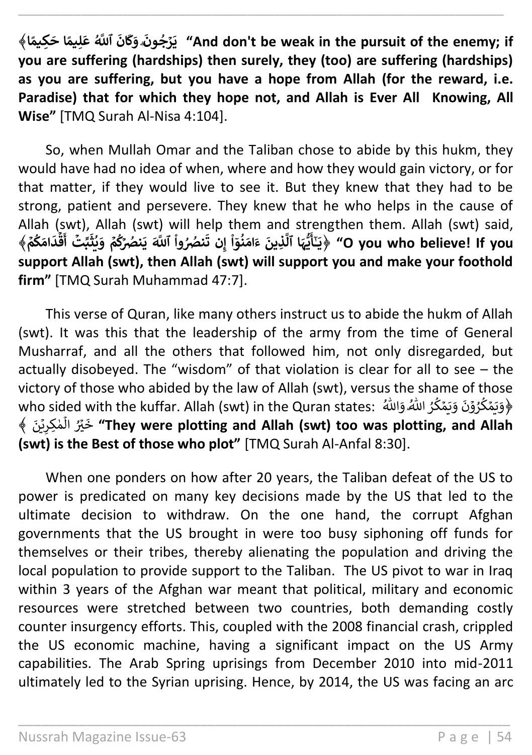﴿يَرۡجُونَۗ وَكَانَ ٱللَّهُ عَلِيمًا حَكِيمًا﴾ **"And don't be weak in the pursuit of the enemy; if you are suffering (hardships) then surely, they (too) are suffering (hardships) as you are suffering, but you have a hope from Allah (for the reward, i.e. Paradise) that for which they hope not, and Allah is Ever All Knowing, All Wise"** [TMQ Surah Al-Nisa 4:104].

So, when Mullah Omar and the Taliban chose to abide by this hukm, they would have had no idea of when, where and how they would gain victory, or for that matter, if they would live to see it. But they knew that they had to be strong, patient and persevere. They knew that he who helps in the cause of Allah (swt), Allah (swt) will help them and strengthen them. Allah (swt) said, ﴿يَٰٓأَيُّهَا ٱلَّذِينَ ءَامَنُوٓاْ إِن تَنصُرُواْ ٱللَّهَ يَنصُرۡكُمۡ وَيُثَبِّتۡ أَقۡدَامَكُمۡ﴾ **"O you who believe! If you support Allah (swt), then Allah (swt) will support you and make your foothold firm"** [TMQ Surah Muhammad 47:7].

This verse of Quran, like many others instruct us to abide the hukm of Allah (swt). It was this that the leadership of the army from the time of General Musharraf, and all the others that followed him, not only disregarded, but actually disobeyed. The "wisdom" of that violation is clear for all to see – the victory of those who abided by the law of Allah (swt), versus the shame of those who sided with the kuffar. Allah (swt) in the Quran states: ﴿وَيَمۡكُرُوۡنَ وَيَمۡكُرُ اللّٰهُ‌ؕ وَاللّٰهُ خَيۡرُ الۡمٰكِرِيۡنَ﴾ **"They were plotting and Allah (swt) too was plotting, and Allah (swt) is the Best of those who plot"** [TMQ Surah Al-Anfal 8:30].

When one ponders on how after 20 years, the Taliban defeat of the US to power is predicated on many key decisions made by the US that led to the ultimate decision to withdraw. On the one hand, the corrupt Afghan governments that the US brought in were too busy siphoning off funds for themselves or their tribes, thereby alienating the population and driving the local population to provide support to the Taliban. The US pivot to war in Iraq within 3 years of the Afghan war meant that political, military and economic resources were stretched between two countries, both demanding costly counter insurgency efforts. This, coupled with the 2008 financial crash, crippled the US economic machine, having a significant impact on the US Army capabilities. The Arab Spring uprisings from December 2010 into mid-2011 ultimately led to the Syrian uprising. Hence, by 2014, the US was facing an arc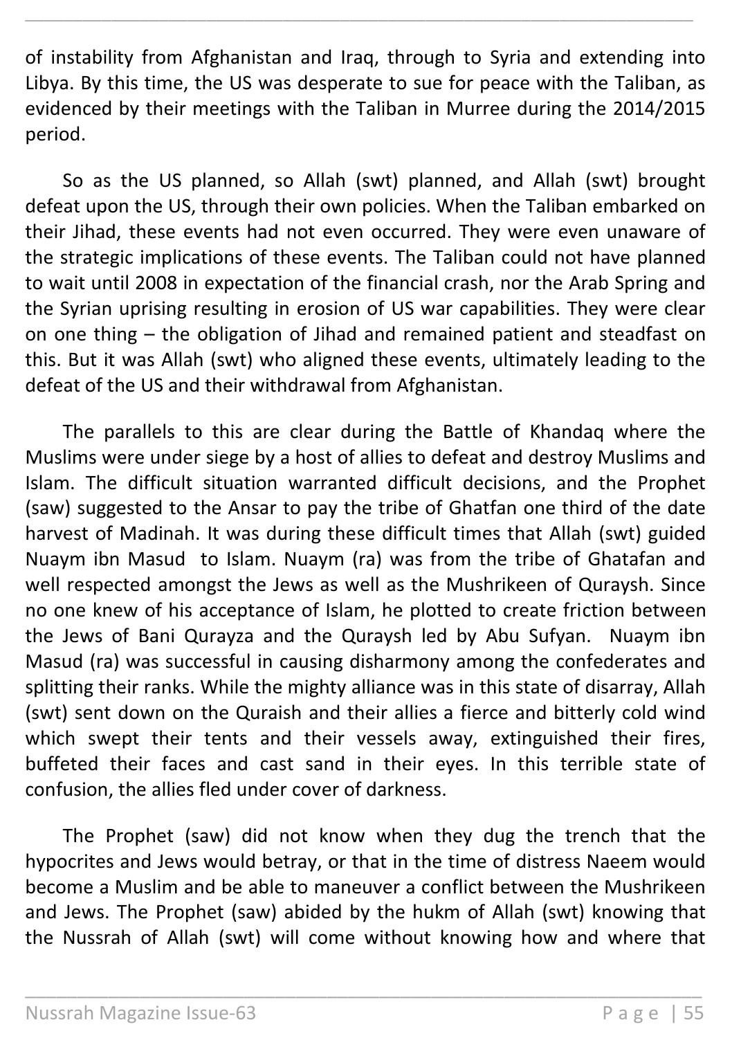of instability from Afghanistan and Iraq, through to Syria and extending into Libya. By this time, the US was desperate to sue for peace with the Taliban, as evidenced by their meetings with the Taliban in Murree during the 2014/2015 period.

So as the US planned, so Allah (swt) planned, and Allah (swt) brought defeat upon the US, through their own policies. When the Taliban embarked on their Jihad, these events had not even occurred. They were even unaware of the strategic implications of these events. The Taliban could not have planned to wait until 2008 in expectation of the financial crash, nor the Arab Spring and the Syrian uprising resulting in erosion of US war capabilities. They were clear on one thing – the obligation of Jihad and remained patient and steadfast on this. But it was Allah (swt) who aligned these events, ultimately leading to the defeat of the US and their withdrawal from Afghanistan.

The parallels to this are clear during the Battle of Khandaq where the Muslims were under siege by a host of allies to defeat and destroy Muslims and Islam. The difficult situation warranted difficult decisions, and the Prophet (saw) suggested to the Ansar to pay the tribe of Ghatfan one third of the date harvest of Madinah. It was during these difficult times that Allah (swt) guided Nuaym ibn Masud to Islam. Nuaym (ra) was from the tribe of Ghatafan and well respected amongst the Jews as well as the Mushrikeen of Quraysh. Since no one knew of his acceptance of Islam, he plotted to create friction between the Jews of Bani Qurayza and the Quraysh led by Abu Sufyan. Nuaym ibn Masud (ra) was successful in causing disharmony among the confederates and splitting their ranks. While the mighty alliance was in this state of disarray, Allah (swt) sent down on the Quraish and their allies a fierce and bitterly cold wind which swept their tents and their vessels away, extinguished their fires, buffeted their faces and cast sand in their eyes. In this terrible state of confusion, the allies fled under cover of darkness.

The Prophet (saw) did not know when they dug the trench that the hypocrites and Jews would betray, or that in the time of distress Naeem would become a Muslim and be able to maneuver a conflict between the Mushrikeen and Jews. The Prophet (saw) abided by the hukm of Allah (swt) knowing that the Nussrah of Allah (swt) will come without knowing how and where that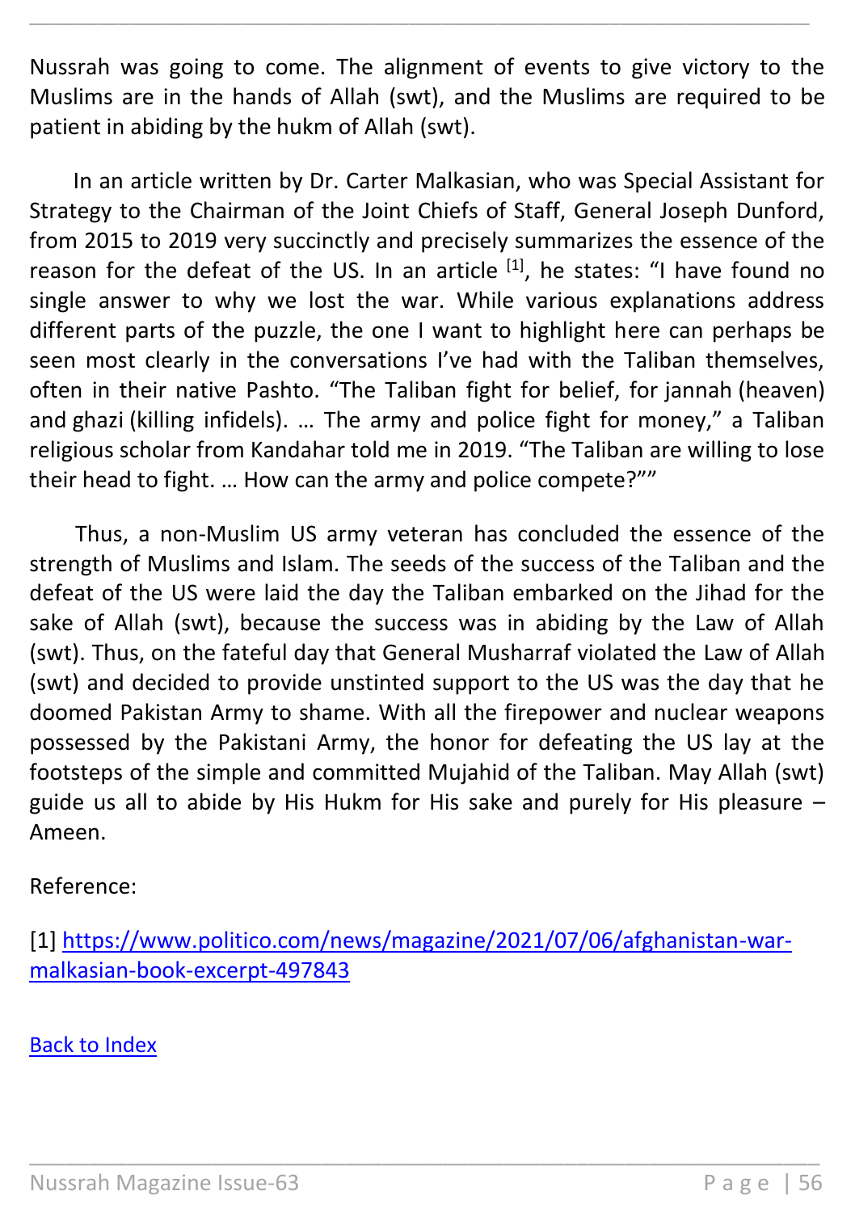Nussrah was going to come. The alignment of events to give victory to the Muslims are in the hands of Allah (swt), and the Muslims are required to be patient in abiding by the hukm of Allah (swt).

In an article written by Dr. Carter Malkasian, who was Special Assistant for Strategy to the Chairman of the Joint Chiefs of Staff, General Joseph Dunford, from 2015 to 2019 very succinctly and precisely summarizes the essence of the reason for the defeat of the US. In an article [1], he states: "I have found no single answer to why we lost the war. While various explanations address different parts of the puzzle, the one I want to highlight here can perhaps be seen most clearly in the conversations I've had with the Taliban themselves, often in their native Pashto. "The Taliban fight for belief, for jannah (heaven) and ghazi (killing infidels). … The army and police fight for money," a Taliban religious scholar from Kandahar told me in 2019. "The Taliban are willing to lose their head to fight. … How can the army and police compete?""

Thus, a non-Muslim US army veteran has concluded the essence of the strength of Muslims and Islam. The seeds of the success of the Taliban and the defeat of the US were laid the day the Taliban embarked on the Jihad for the sake of Allah (swt), because the success was in abiding by the Law of Allah (swt). Thus, on the fateful day that General Musharraf violated the Law of Allah (swt) and decided to provide unstinted support to the US was the day that he doomed Pakistan Army to shame. With all the firepower and nuclear weapons possessed by the Pakistani Army, the honor for defeating the US lay at the footsteps of the simple and committed Mujahid of the Taliban. May Allah (swt) guide us all to abide by His Hukm for His sake and purely for His pleasure – Ameen.

Reference:

[1] https://www.politico.com/news/magazine/2021/07/06/afghanistan-war-malkasian-book-excerpt-497843

Back to Index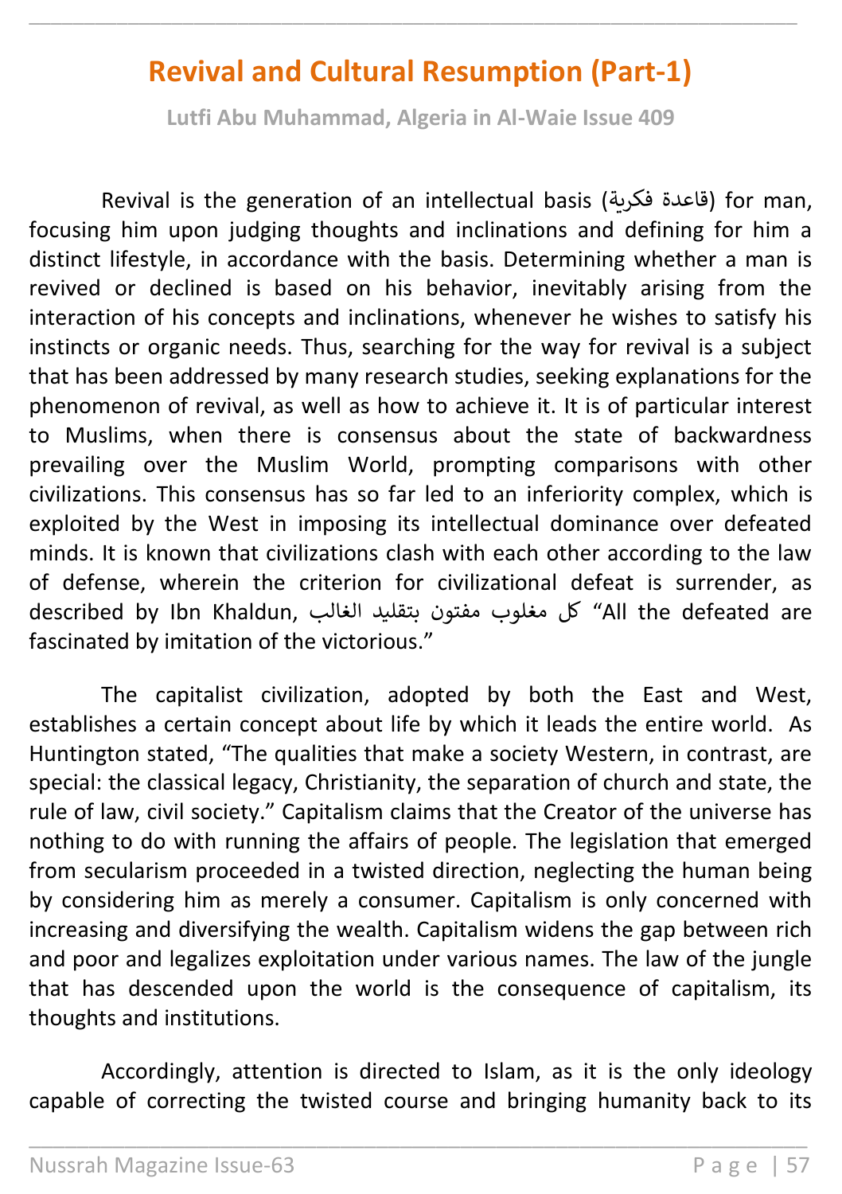# Revival and Cultural Resumption (Part-1)

**Lutfi Abu Muhammad, Algeria in Al-Waie Issue 409**

Revival is the generation of an intellectual basis (قاعدة فكرية) for man, focusing him upon judging thoughts and inclinations and defining for him a distinct lifestyle, in accordance with the basis. Determining whether a man is revived or declined is based on his behavior, inevitably arising from the interaction of his concepts and inclinations, whenever he wishes to satisfy his instincts or organic needs. Thus, searching for the way for revival is a subject that has been addressed by many research studies, seeking explanations for the phenomenon of revival, as well as how to achieve it. It is of particular interest to Muslims, when there is consensus about the state of backwardness prevailing over the Muslim World, prompting comparisons with other civilizations. This consensus has so far led to an inferiority complex, which is exploited by the West in imposing its intellectual dominance over defeated minds. It is known that civilizations clash with each other according to the law of defense, wherein the criterion for civilizational defeat is surrender, as described by Ibn Khaldun, كل مغلوب مفتون بتقليد الغالب "All the defeated are fascinated by imitation of the victorious."

The capitalist civilization, adopted by both the East and West, establishes a certain concept about life by which it leads the entire world. As Huntington stated, "The qualities that make a society Western, in contrast, are special: the classical legacy, Christianity, the separation of church and state, the rule of law, civil society." Capitalism claims that the Creator of the universe has nothing to do with running the affairs of people. The legislation that emerged from secularism proceeded in a twisted direction, neglecting the human being by considering him as merely a consumer. Capitalism is only concerned with increasing and diversifying the wealth. Capitalism widens the gap between rich and poor and legalizes exploitation under various names. The law of the jungle that has descended upon the world is the consequence of capitalism, its thoughts and institutions.

Accordingly, attention is directed to Islam, as it is the only ideology capable of correcting the twisted course and bringing humanity back to its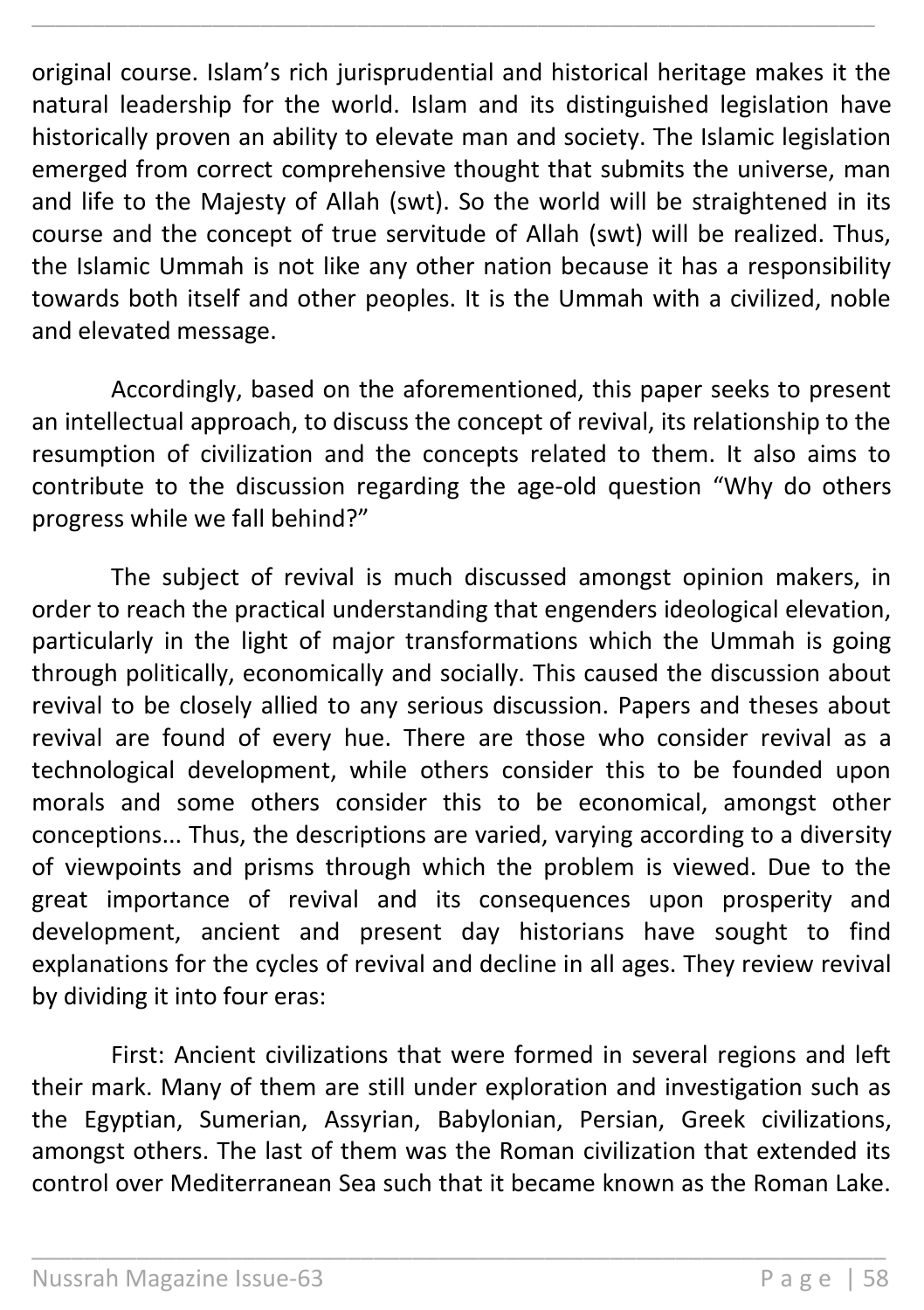original course. Islam's rich jurisprudential and historical heritage makes it the natural leadership for the world. Islam and its distinguished legislation have historically proven an ability to elevate man and society. The Islamic legislation emerged from correct comprehensive thought that submits the universe, man and life to the Majesty of Allah (swt). So the world will be straightened in its course and the concept of true servitude of Allah (swt) will be realized. Thus, the Islamic Ummah is not like any other nation because it has a responsibility towards both itself and other peoples. It is the Ummah with a civilized, noble and elevated message.

Accordingly, based on the aforementioned, this paper seeks to present an intellectual approach, to discuss the concept of revival, its relationship to the resumption of civilization and the concepts related to them. It also aims to contribute to the discussion regarding the age-old question "Why do others progress while we fall behind?"

The subject of revival is much discussed amongst opinion makers, in order to reach the practical understanding that engenders ideological elevation, particularly in the light of major transformations which the Ummah is going through politically, economically and socially. This caused the discussion about revival to be closely allied to any serious discussion. Papers and theses about revival are found of every hue. There are those who consider revival as a technological development, while others consider this to be founded upon morals and some others consider this to be economical, amongst other conceptions... Thus, the descriptions are varied, varying according to a diversity of viewpoints and prisms through which the problem is viewed. Due to the great importance of revival and its consequences upon prosperity and development, ancient and present day historians have sought to find explanations for the cycles of revival and decline in all ages. They review revival by dividing it into four eras:

First: Ancient civilizations that were formed in several regions and left their mark. Many of them are still under exploration and investigation such as the Egyptian, Sumerian, Assyrian, Babylonian, Persian, Greek civilizations, amongst others. The last of them was the Roman civilization that extended its control over Mediterranean Sea such that it became known as the Roman Lake.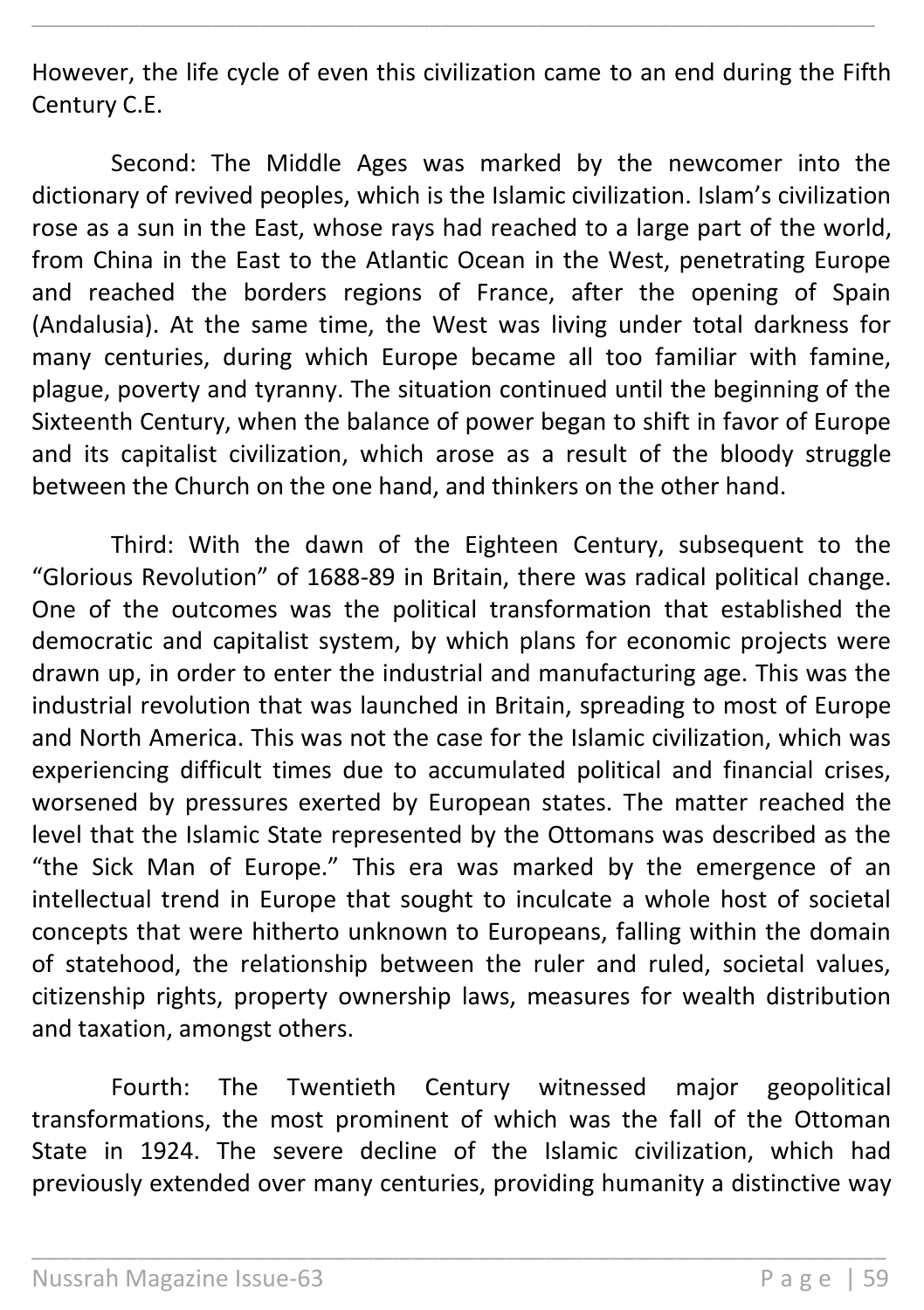However, the life cycle of even this civilization came to an end during the Fifth Century C.E.

Second: The Middle Ages was marked by the newcomer into the dictionary of revived peoples, which is the Islamic civilization. Islam's civilization rose as a sun in the East, whose rays had reached to a large part of the world, from China in the East to the Atlantic Ocean in the West, penetrating Europe and reached the borders regions of France, after the opening of Spain (Andalusia). At the same time, the West was living under total darkness for many centuries, during which Europe became all too familiar with famine, plague, poverty and tyranny. The situation continued until the beginning of the Sixteenth Century, when the balance of power began to shift in favor of Europe and its capitalist civilization, which arose as a result of the bloody struggle between the Church on the one hand, and thinkers on the other hand.

Third: With the dawn of the Eighteen Century, subsequent to the "Glorious Revolution" of 1688-89 in Britain, there was radical political change. One of the outcomes was the political transformation that established the democratic and capitalist system, by which plans for economic projects were drawn up, in order to enter the industrial and manufacturing age. This was the industrial revolution that was launched in Britain, spreading to most of Europe and North America. This was not the case for the Islamic civilization, which was experiencing difficult times due to accumulated political and financial crises, worsened by pressures exerted by European states. The matter reached the level that the Islamic State represented by the Ottomans was described as the "the Sick Man of Europe." This era was marked by the emergence of an intellectual trend in Europe that sought to inculcate a whole host of societal concepts that were hitherto unknown to Europeans, falling within the domain of statehood, the relationship between the ruler and ruled, societal values, citizenship rights, property ownership laws, measures for wealth distribution and taxation, amongst others.

Fourth: The Twentieth Century witnessed major geopolitical transformations, the most prominent of which was the fall of the Ottoman State in 1924. The severe decline of the Islamic civilization, which had previously extended over many centuries, providing humanity a distinctive way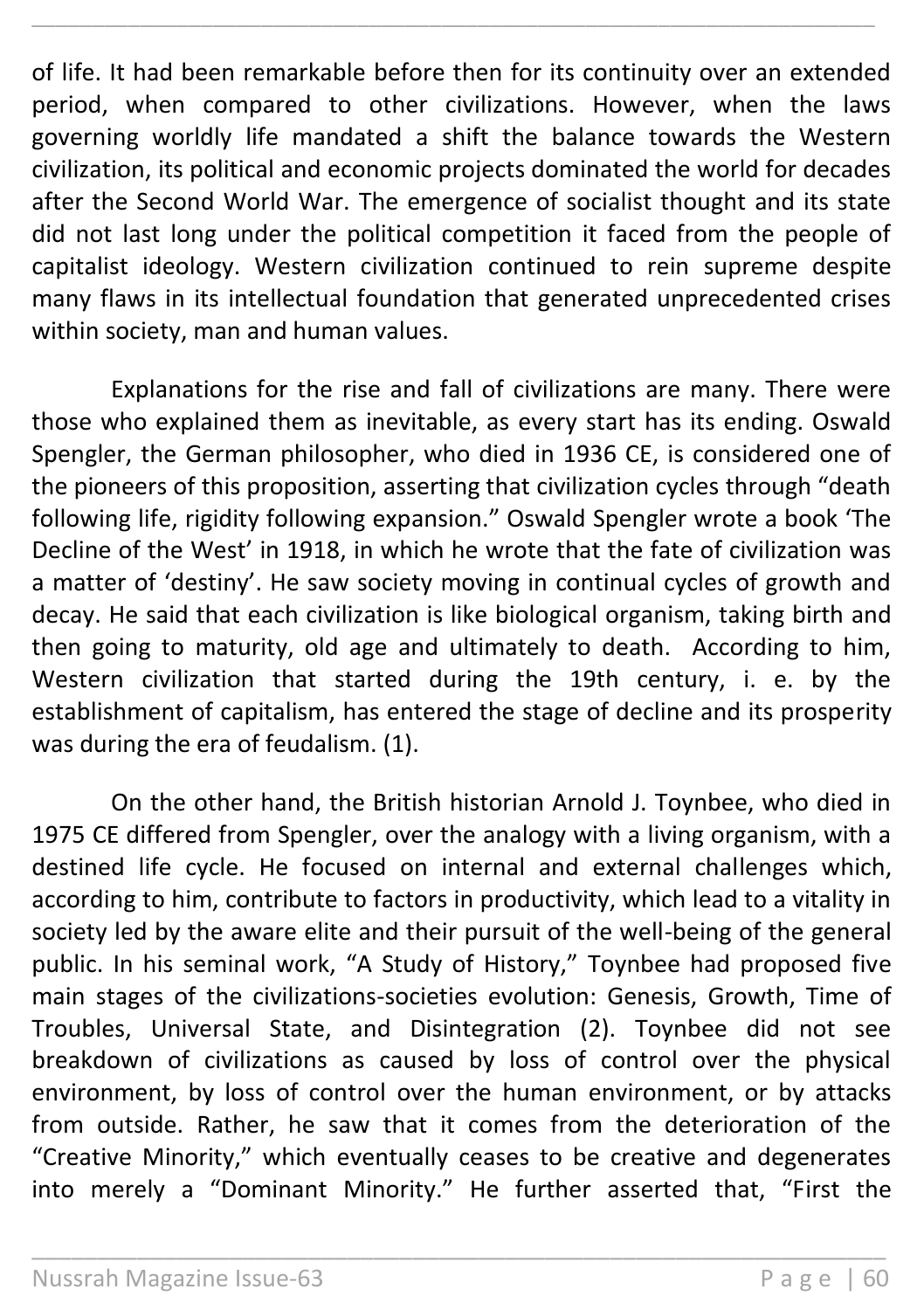of life. It had been remarkable before then for its continuity over an extended period, when compared to other civilizations. However, when the laws governing worldly life mandated a shift the balance towards the Western civilization, its political and economic projects dominated the world for decades after the Second World War. The emergence of socialist thought and its state did not last long under the political competition it faced from the people of capitalist ideology. Western civilization continued to rein supreme despite many flaws in its intellectual foundation that generated unprecedented crises within society, man and human values.

Explanations for the rise and fall of civilizations are many. There were those who explained them as inevitable, as every start has its ending. Oswald Spengler, the German philosopher, who died in 1936 CE, is considered one of the pioneers of this proposition, asserting that civilization cycles through "death following life, rigidity following expansion." Oswald Spengler wrote a book 'The Decline of the West' in 1918, in which he wrote that the fate of civilization was a matter of 'destiny'. He saw society moving in continual cycles of growth and decay. He said that each civilization is like biological organism, taking birth and then going to maturity, old age and ultimately to death. According to him, Western civilization that started during the 19th century, i. e. by the establishment of capitalism, has entered the stage of decline and its prosperity was during the era of feudalism. (1).

On the other hand, the British historian Arnold J. Toynbee, who died in 1975 CE differed from Spengler, over the analogy with a living organism, with a destined life cycle. He focused on internal and external challenges which, according to him, contribute to factors in productivity, which lead to a vitality in society led by the aware elite and their pursuit of the well-being of the general public. In his seminal work, "A Study of History," Toynbee had proposed five main stages of the civilizations-societies evolution: Genesis, Growth, Time of Troubles, Universal State, and Disintegration (2). Toynbee did not see breakdown of civilizations as caused by loss of control over the physical environment, by loss of control over the human environment, or by attacks from outside. Rather, he saw that it comes from the deterioration of the "Creative Minority," which eventually ceases to be creative and degenerates into merely a "Dominant Minority." He further asserted that, "First the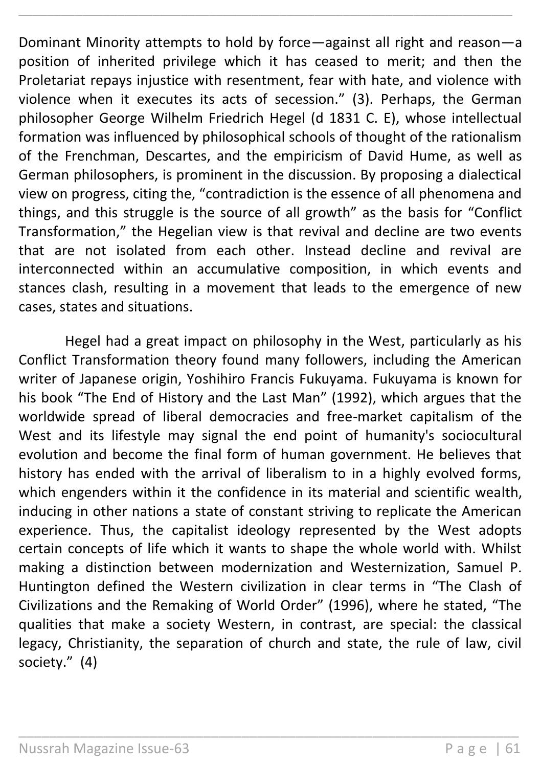Dominant Minority attempts to hold by force—against all right and reason—a position of inherited privilege which it has ceased to merit; and then the Proletariat repays injustice with resentment, fear with hate, and violence with violence when it executes its acts of secession." (3). Perhaps, the German philosopher George Wilhelm Friedrich Hegel (d 1831 C. E), whose intellectual formation was influenced by philosophical schools of thought of the rationalism of the Frenchman, Descartes, and the empiricism of David Hume, as well as German philosophers, is prominent in the discussion. By proposing a dialectical view on progress, citing the, "contradiction is the essence of all phenomena and things, and this struggle is the source of all growth" as the basis for "Conflict Transformation," the Hegelian view is that revival and decline are two events that are not isolated from each other. Instead decline and revival are interconnected within an accumulative composition, in which events and stances clash, resulting in a movement that leads to the emergence of new cases, states and situations.

Hegel had a great impact on philosophy in the West, particularly as his Conflict Transformation theory found many followers, including the American writer of Japanese origin, Yoshihiro Francis Fukuyama. Fukuyama is known for his book "The End of History and the Last Man" (1992), which argues that the worldwide spread of liberal democracies and free-market capitalism of the West and its lifestyle may signal the end point of humanity's sociocultural evolution and become the final form of human government. He believes that history has ended with the arrival of liberalism to in a highly evolved forms, which engenders within it the confidence in its material and scientific wealth, inducing in other nations a state of constant striving to replicate the American experience. Thus, the capitalist ideology represented by the West adopts certain concepts of life which it wants to shape the whole world with. Whilst making a distinction between modernization and Westernization, Samuel P. Huntington defined the Western civilization in clear terms in "The Clash of Civilizations and the Remaking of World Order" (1996), where he stated, "The qualities that make a society Western, in contrast, are special: the classical legacy, Christianity, the separation of church and state, the rule of law, civil society." (4)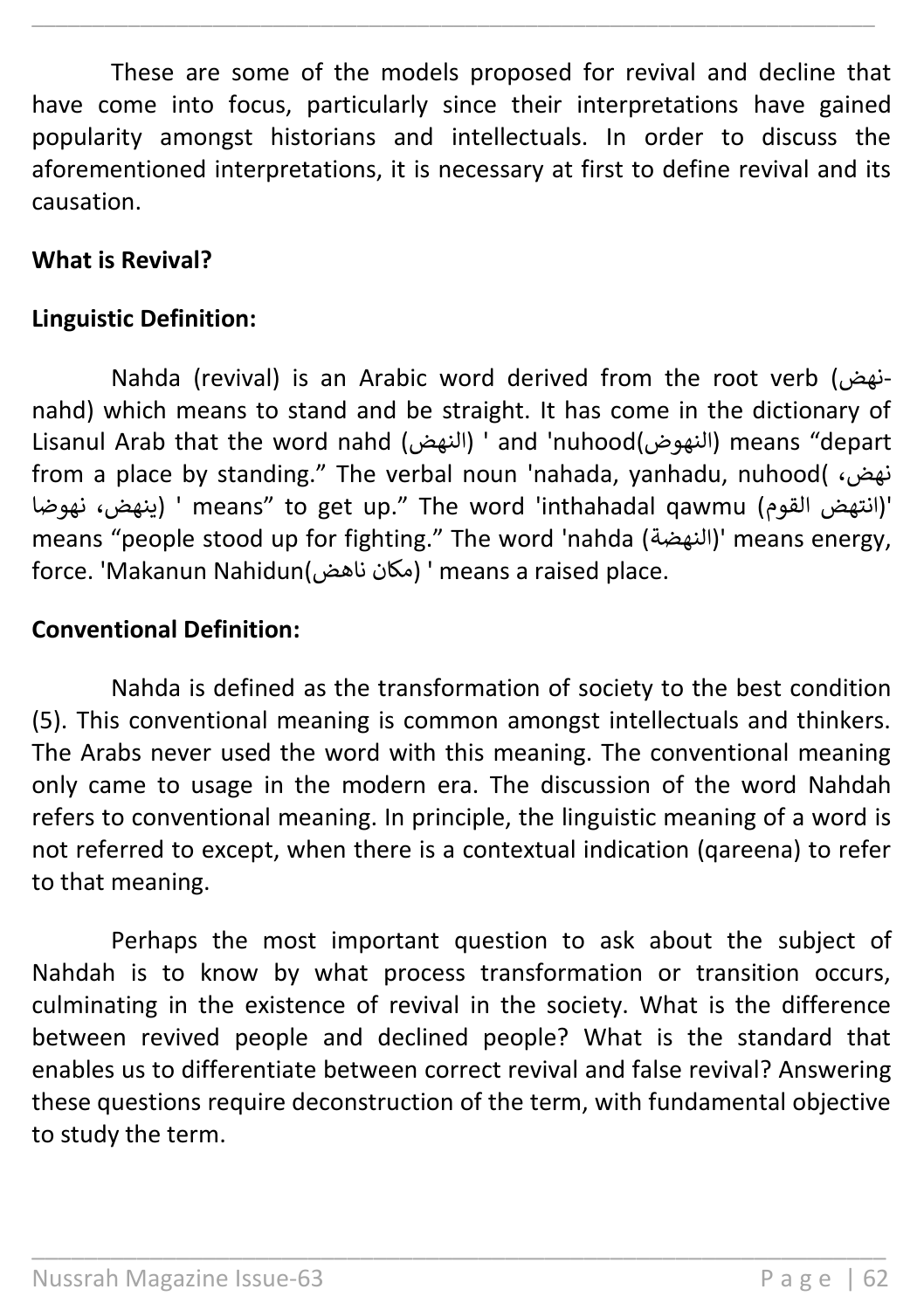These are some of the models proposed for revival and decline that have come into focus, particularly since their interpretations have gained popularity amongst historians and intellectuals. In order to discuss the aforementioned interpretations, it is necessary at first to define revival and its causation.

**What is Revival?**

**Linguistic Definition:**

Nahda (revival) is an Arabic word derived from the root verb (نهض- nahd) which means to stand and be straight. It has come in the dictionary of Lisanul Arab that the word nahd (النهض) ' and 'nuhood(النهوض) means "depart from a place by standing." The verbal noun 'nahada, yanhadu, nuhood( نهض، ينهض، نهوضا) ' means" to get up." The word 'inthahadal qawmu (انتهض القوم)' means "people stood up for fighting." The word 'nahda (النهضة)' means energy, force. 'Makanun Nahidun(مكان ناهض) ' means a raised place.

**Conventional Definition:**

Nahda is defined as the transformation of society to the best condition (5). This conventional meaning is common amongst intellectuals and thinkers. The Arabs never used the word with this meaning. The conventional meaning only came to usage in the modern era. The discussion of the word Nahdah refers to conventional meaning. In principle, the linguistic meaning of a word is not referred to except, when there is a contextual indication (qareena) to refer to that meaning.

Perhaps the most important question to ask about the subject of Nahdah is to know by what process transformation or transition occurs, culminating in the existence of revival in the society. What is the difference between revived people and declined people? What is the standard that enables us to differentiate between correct revival and false revival? Answering these questions require deconstruction of the term, with fundamental objective to study the term.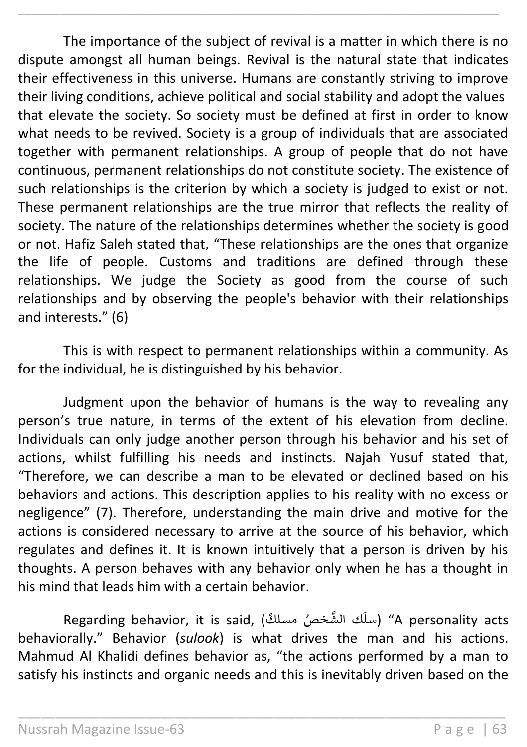The importance of the subject of revival is a matter in which there is no dispute amongst all human beings. Revival is the natural state that indicates their effectiveness in this universe. Humans are constantly striving to improve their living conditions, achieve political and social stability and adopt the values that elevate the society. So society must be defined at first in order to know what needs to be revived. Society is a group of individuals that are associated together with permanent relationships. A group of people that do not have continuous, permanent relationships do not constitute society. The existence of such relationships is the criterion by which a society is judged to exist or not. These permanent relationships are the true mirror that reflects the reality of society. The nature of the relationships determines whether the society is good or not. Hafiz Saleh stated that, "These relationships are the ones that organize the life of people. Customs and traditions are defined through these relationships. We judge the Society as good from the course of such relationships and by observing the people's behavior with their relationships and interests." (6)

This is with respect to permanent relationships within a community. As for the individual, he is distinguished by his behavior.

Judgment upon the behavior of humans is the way to revealing any person's true nature, in terms of the extent of his elevation from decline. Individuals can only judge another person through his behavior and his set of actions, whilst fulfilling his needs and instincts. Najah Yusuf stated that, "Therefore, we can describe a man to be elevated or declined based on his behaviors and actions. This description applies to his reality with no excess or negligence" (7). Therefore, understanding the main drive and motive for the actions is considered necessary to arrive at the source of his behavior, which regulates and defines it. It is known intuitively that a person is driven by his thoughts. A person behaves with any behavior only when he has a thought in his mind that leads him with a certain behavior.

Regarding behavior, it is said, (سلَك الشَّخصُ مسلكً) "A personality acts behaviorally." Behavior (*sulook*) is what drives the man and his actions. Mahmud Al Khalidi defines behavior as, "the actions performed by a man to satisfy his instincts and organic needs and this is inevitably driven based on the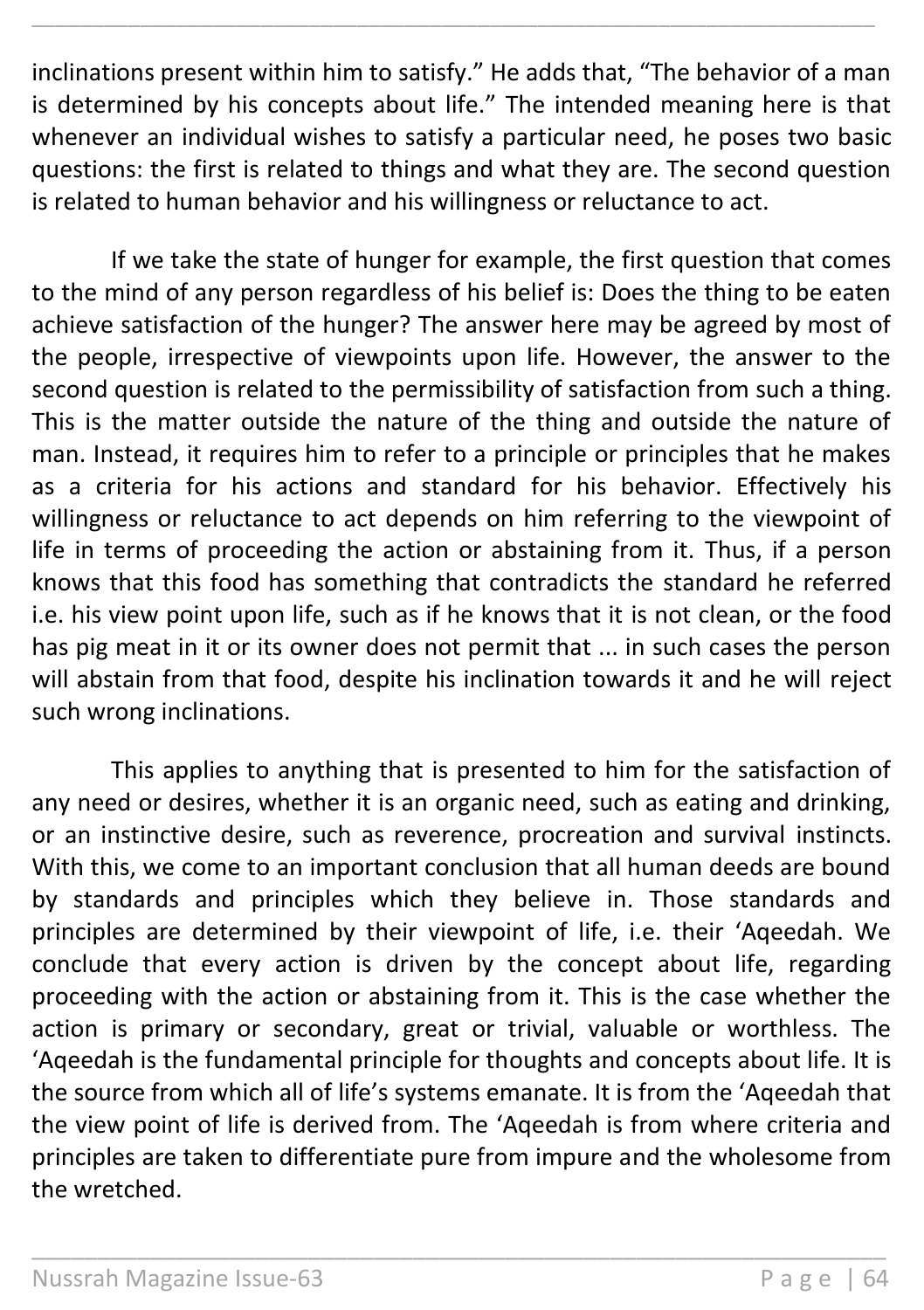inclinations present within him to satisfy." He adds that, "The behavior of a man is determined by his concepts about life." The intended meaning here is that whenever an individual wishes to satisfy a particular need, he poses two basic questions: the first is related to things and what they are. The second question is related to human behavior and his willingness or reluctance to act.

If we take the state of hunger for example, the first question that comes to the mind of any person regardless of his belief is: Does the thing to be eaten achieve satisfaction of the hunger? The answer here may be agreed by most of the people, irrespective of viewpoints upon life. However, the answer to the second question is related to the permissibility of satisfaction from such a thing. This is the matter outside the nature of the thing and outside the nature of man. Instead, it requires him to refer to a principle or principles that he makes as a criteria for his actions and standard for his behavior. Effectively his willingness or reluctance to act depends on him referring to the viewpoint of life in terms of proceeding the action or abstaining from it. Thus, if a person knows that this food has something that contradicts the standard he referred i.e. his view point upon life, such as if he knows that it is not clean, or the food has pig meat in it or its owner does not permit that ... in such cases the person will abstain from that food, despite his inclination towards it and he will reject such wrong inclinations.

This applies to anything that is presented to him for the satisfaction of any need or desires, whether it is an organic need, such as eating and drinking, or an instinctive desire, such as reverence, procreation and survival instincts. With this, we come to an important conclusion that all human deeds are bound by standards and principles which they believe in. Those standards and principles are determined by their viewpoint of life, i.e. their 'Aqeedah. We conclude that every action is driven by the concept about life, regarding proceeding with the action or abstaining from it. This is the case whether the action is primary or secondary, great or trivial, valuable or worthless. The 'Aqeedah is the fundamental principle for thoughts and concepts about life. It is the source from which all of life's systems emanate. It is from the 'Aqeedah that the view point of life is derived from. The 'Aqeedah is from where criteria and principles are taken to differentiate pure from impure and the wholesome from the wretched.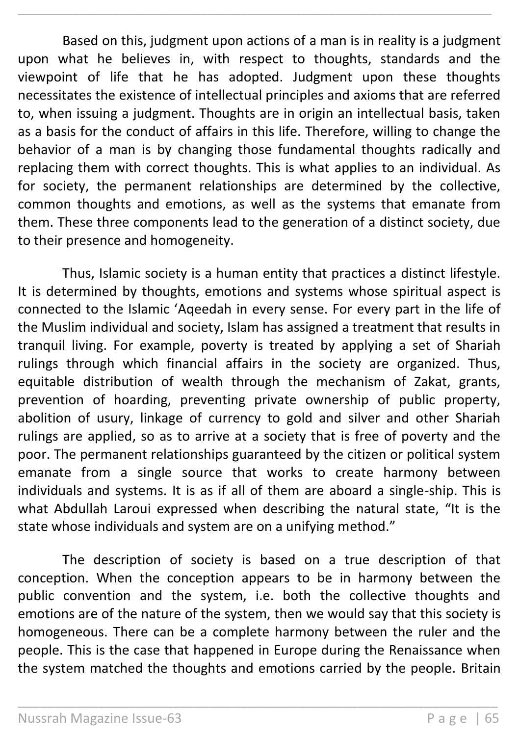Based on this, judgment upon actions of a man is in reality is a judgment upon what he believes in, with respect to thoughts, standards and the viewpoint of life that he has adopted. Judgment upon these thoughts necessitates the existence of intellectual principles and axioms that are referred to, when issuing a judgment. Thoughts are in origin an intellectual basis, taken as a basis for the conduct of affairs in this life. Therefore, willing to change the behavior of a man is by changing those fundamental thoughts radically and replacing them with correct thoughts. This is what applies to an individual. As for society, the permanent relationships are determined by the collective, common thoughts and emotions, as well as the systems that emanate from them. These three components lead to the generation of a distinct society, due to their presence and homogeneity.

Thus, Islamic society is a human entity that practices a distinct lifestyle. It is determined by thoughts, emotions and systems whose spiritual aspect is connected to the Islamic 'Aqeedah in every sense. For every part in the life of the Muslim individual and society, Islam has assigned a treatment that results in tranquil living. For example, poverty is treated by applying a set of Shariah rulings through which financial affairs in the society are organized. Thus, equitable distribution of wealth through the mechanism of Zakat, grants, prevention of hoarding, preventing private ownership of public property, abolition of usury, linkage of currency to gold and silver and other Shariah rulings are applied, so as to arrive at a society that is free of poverty and the poor. The permanent relationships guaranteed by the citizen or political system emanate from a single source that works to create harmony between individuals and systems. It is as if all of them are aboard a single-ship. This is what Abdullah Laroui expressed when describing the natural state, "It is the state whose individuals and system are on a unifying method."

The description of society is based on a true description of that conception. When the conception appears to be in harmony between the public convention and the system, i.e. both the collective thoughts and emotions are of the nature of the system, then we would say that this society is homogeneous. There can be a complete harmony between the ruler and the people. This is the case that happened in Europe during the Renaissance when the system matched the thoughts and emotions carried by the people. Britain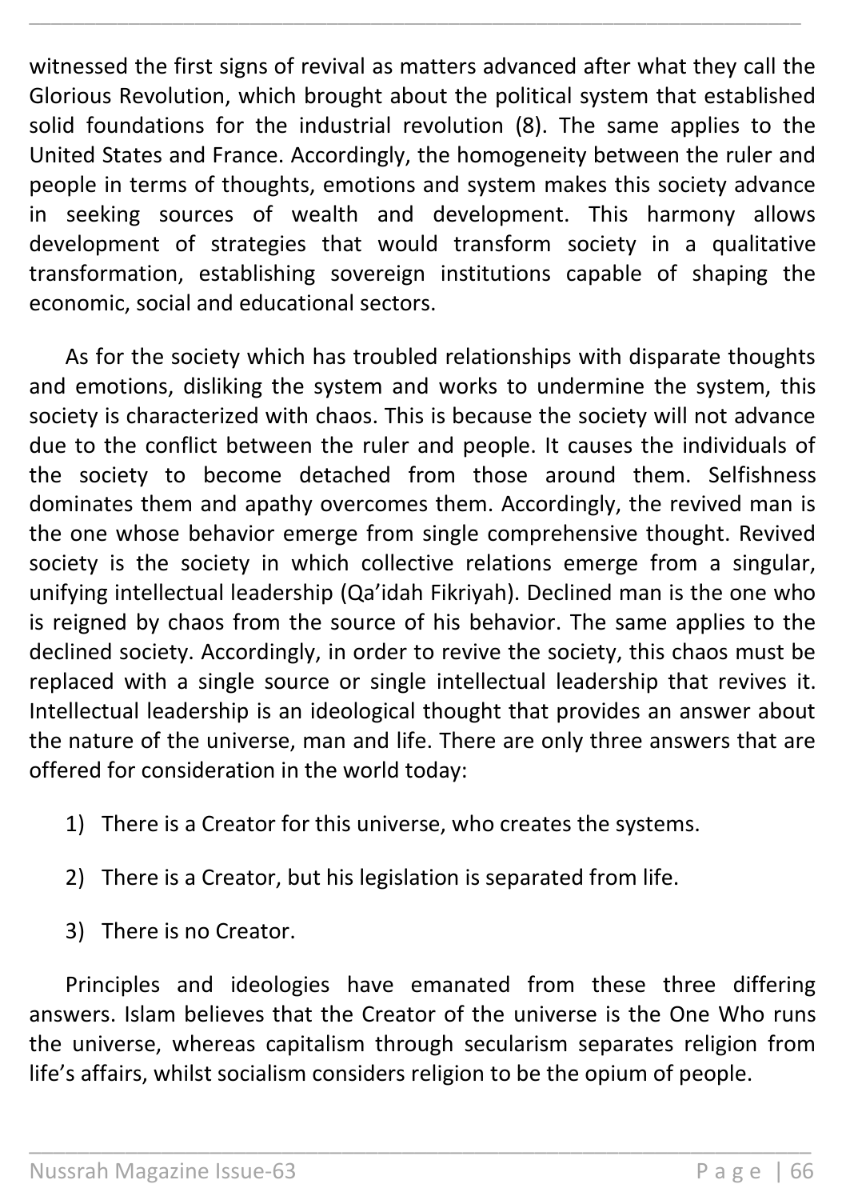witnessed the first signs of revival as matters advanced after what they call the Glorious Revolution, which brought about the political system that established solid foundations for the industrial revolution (8). The same applies to the United States and France. Accordingly, the homogeneity between the ruler and people in terms of thoughts, emotions and system makes this society advance in seeking sources of wealth and development. This harmony allows development of strategies that would transform society in a qualitative transformation, establishing sovereign institutions capable of shaping the economic, social and educational sectors.

As for the society which has troubled relationships with disparate thoughts and emotions, disliking the system and works to undermine the system, this society is characterized with chaos. This is because the society will not advance due to the conflict between the ruler and people. It causes the individuals of the society to become detached from those around them. Selfishness dominates them and apathy overcomes them. Accordingly, the revived man is the one whose behavior emerge from single comprehensive thought. Revived society is the society in which collective relations emerge from a singular, unifying intellectual leadership (Qa'idah Fikriyah). Declined man is the one who is reigned by chaos from the source of his behavior. The same applies to the declined society. Accordingly, in order to revive the society, this chaos must be replaced with a single source or single intellectual leadership that revives it. Intellectual leadership is an ideological thought that provides an answer about the nature of the universe, man and life. There are only three answers that are offered for consideration in the world today:

1) There is a Creator for this universe, who creates the systems.

2) There is a Creator, but his legislation is separated from life.

3) There is no Creator.

Principles and ideologies have emanated from these three differing answers. Islam believes that the Creator of the universe is the One Who runs the universe, whereas capitalism through secularism separates religion from life's affairs, whilst socialism considers religion to be the opium of people.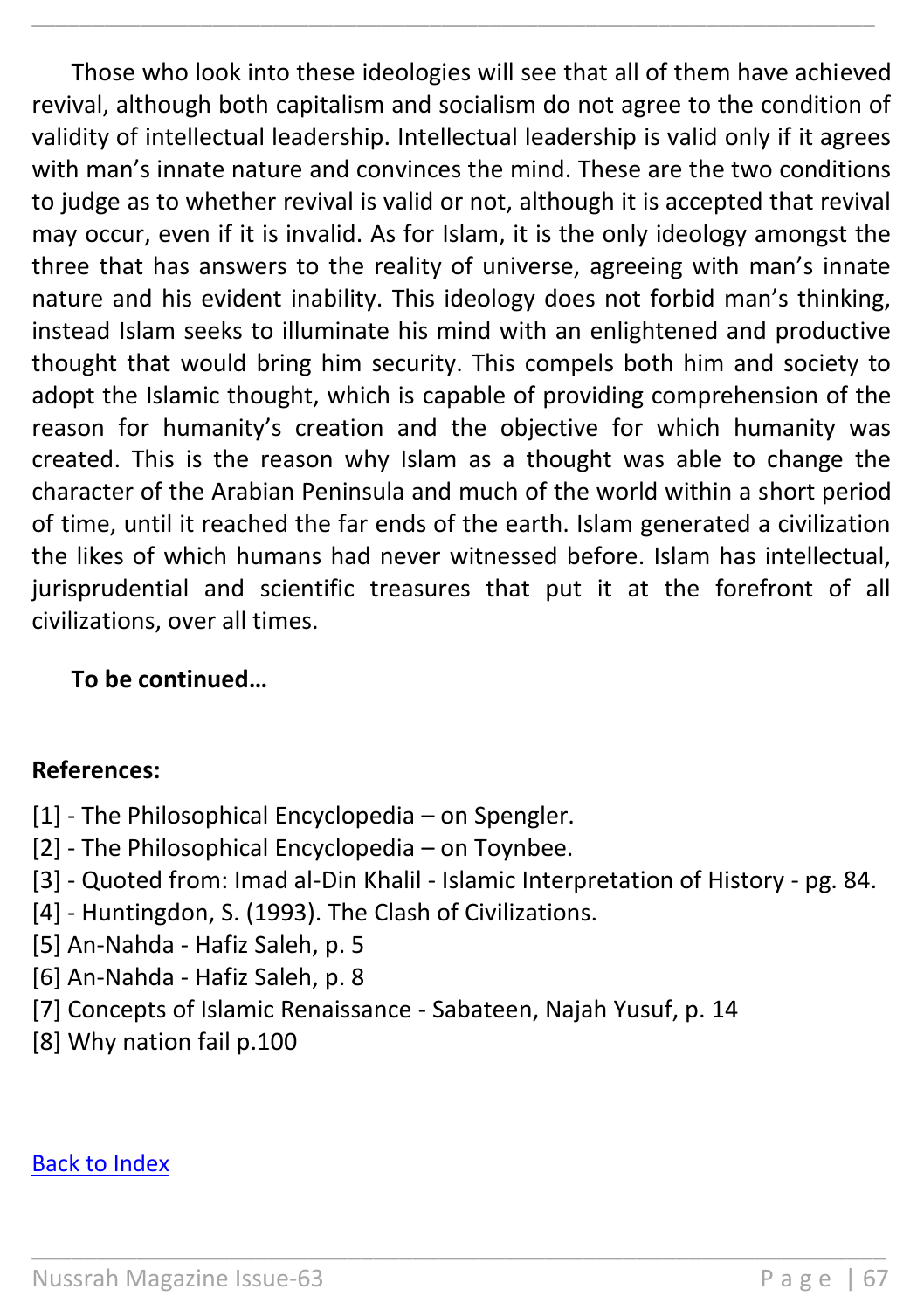Those who look into these ideologies will see that all of them have achieved revival, although both capitalism and socialism do not agree to the condition of validity of intellectual leadership. Intellectual leadership is valid only if it agrees with man's innate nature and convinces the mind. These are the two conditions to judge as to whether revival is valid or not, although it is accepted that revival may occur, even if it is invalid. As for Islam, it is the only ideology amongst the three that has answers to the reality of universe, agreeing with man's innate nature and his evident inability. This ideology does not forbid man's thinking, instead Islam seeks to illuminate his mind with an enlightened and productive thought that would bring him security. This compels both him and society to adopt the Islamic thought, which is capable of providing comprehension of the reason for humanity's creation and the objective for which humanity was created. This is the reason why Islam as a thought was able to change the character of the Arabian Peninsula and much of the world within a short period of time, until it reached the far ends of the earth. Islam generated a civilization the likes of which humans had never witnessed before. Islam has intellectual, jurisprudential and scientific treasures that put it at the forefront of all civilizations, over all times.

**To be continued…**

**References:**

[1] - The Philosophical Encyclopedia – on Spengler.
[2] - The Philosophical Encyclopedia – on Toynbee.
[3] - Quoted from: Imad al-Din Khalil - Islamic Interpretation of History - pg. 84.
[4] - Huntingdon, S. (1993). The Clash of Civilizations.
[5] An-Nahda - Hafiz Saleh, p. 5
[6] An-Nahda - Hafiz Saleh, p. 8
[7] Concepts of Islamic Renaissance - Sabateen, Najah Yusuf, p. 14
[8] Why nation fail p.100

Back to Index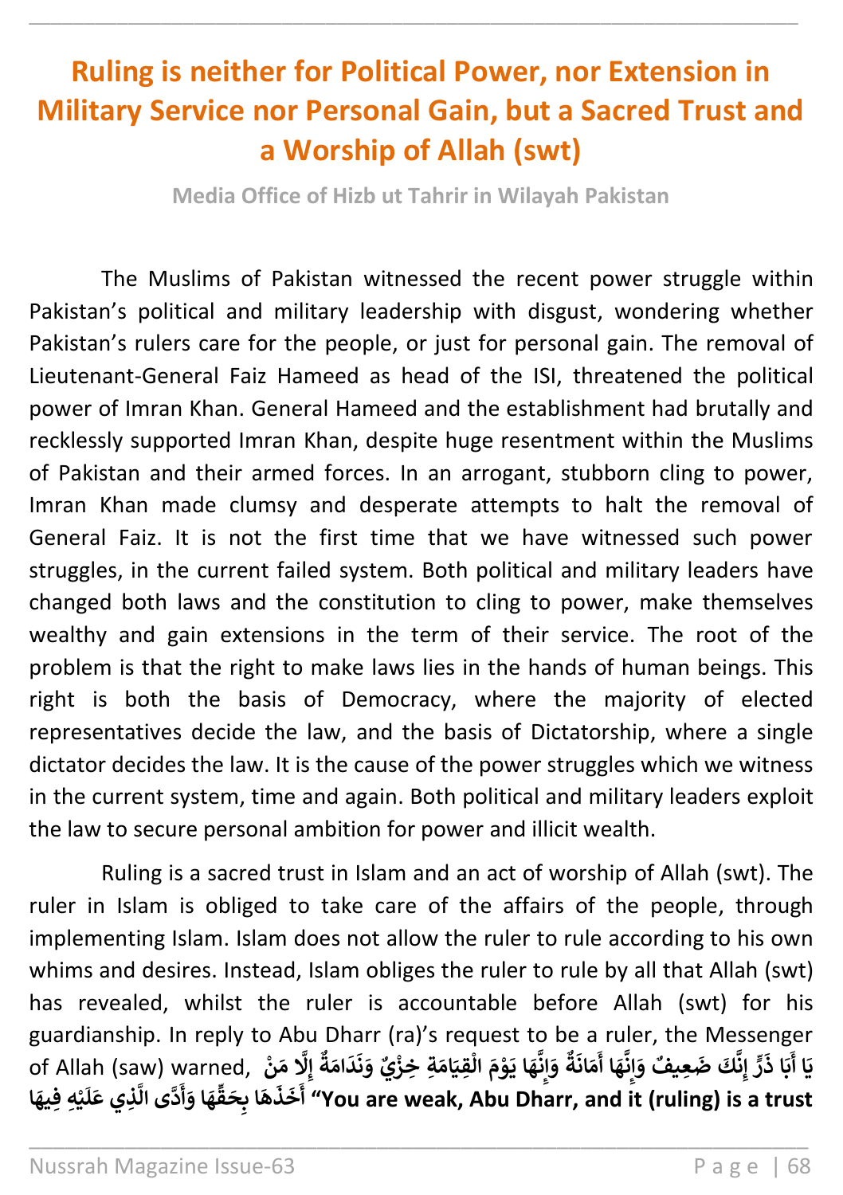# Ruling is neither for Political Power, nor Extension in Military Service nor Personal Gain, but a Sacred Trust and a Worship of Allah (swt)

**Media Office of Hizb ut Tahrir in Wilayah Pakistan**

The Muslims of Pakistan witnessed the recent power struggle within Pakistan's political and military leadership with disgust, wondering whether Pakistan's rulers care for the people, or just for personal gain. The removal of Lieutenant-General Faiz Hameed as head of the ISI, threatened the political power of Imran Khan. General Hameed and the establishment had brutally and recklessly supported Imran Khan, despite huge resentment within the Muslims of Pakistan and their armed forces. In an arrogant, stubborn cling to power, Imran Khan made clumsy and desperate attempts to halt the removal of General Faiz. It is not the first time that we have witnessed such power struggles, in the current failed system. Both political and military leaders have changed both laws and the constitution to cling to power, make themselves wealthy and gain extensions in the term of their service. The root of the problem is that the right to make laws lies in the hands of human beings. This right is both the basis of Democracy, where the majority of elected representatives decide the law, and the basis of Dictatorship, where a single dictator decides the law. It is the cause of the power struggles which we witness in the current system, time and again. Both political and military leaders exploit the law to secure personal ambition for power and illicit wealth.

Ruling is a sacred trust in Islam and an act of worship of Allah (swt). The ruler in Islam is obliged to take care of the affairs of the people, through implementing Islam. Islam does not allow the ruler to rule according to his own whims and desires. Instead, Islam obliges the ruler to rule by all that Allah (swt) has revealed, whilst the ruler is accountable before Allah (swt) for his guardianship. In reply to Abu Dharr (ra)'s request to be a ruler, the Messenger of Allah (saw) warned, **يَا أَبَا ذَرٍّ إِنَّكَ ضَعِيفٌ وَإِنَّهَا أَمَانَةٌ وَإِنَّهَا يَوْمَ الْقِيَامَةِ خِزْيٌ وَنَدَامَةٌ إِلَّا مَنْ أَخَذَهَا بِحَقِّهَا وَأَدَّى الَّذِي عَلَيْهِ فِيهَا** **"You are weak, Abu Dharr, and it (ruling) is a trust**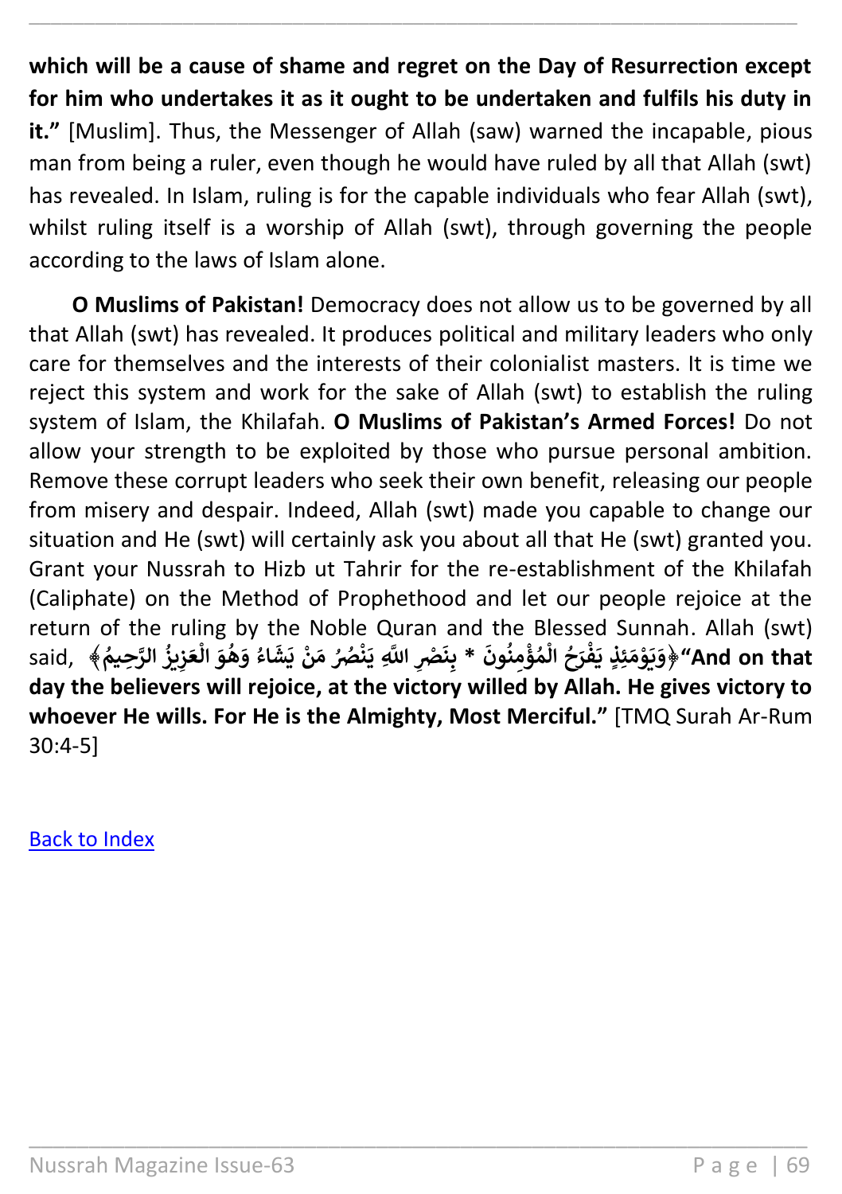**which will be a cause of shame and regret on the Day of Resurrection except for him who undertakes it as it ought to be undertaken and fulfils his duty in it."** [Muslim]. Thus, the Messenger of Allah (saw) warned the incapable, pious man from being a ruler, even though he would have ruled by all that Allah (swt) has revealed. In Islam, ruling is for the capable individuals who fear Allah (swt), whilst ruling itself is a worship of Allah (swt), through governing the people according to the laws of Islam alone.

**O Muslims of Pakistan!** Democracy does not allow us to be governed by all that Allah (swt) has revealed. It produces political and military leaders who only care for themselves and the interests of their colonialist masters. It is time we reject this system and work for the sake of Allah (swt) to establish the ruling system of Islam, the Khilafah. **O Muslims of Pakistan's Armed Forces!** Do not allow your strength to be exploited by those who pursue personal ambition. Remove these corrupt leaders who seek their own benefit, releasing our people from misery and despair. Indeed, Allah (swt) made you capable to change our situation and He (swt) will certainly ask you about all that He (swt) granted you. Grant your Nussrah to Hizb ut Tahrir for the re-establishment of the Khilafah (Caliphate) on the Method of Prophethood and let our people rejoice at the return of the ruling by the Noble Quran and the Blessed Sunnah. Allah (swt) said, **﴿وَيَوْمَئِذٍ يَفْرَحُ الْمُؤْمِنُونَ * بِنَصْرِ اللَّهِ يَنْصُرُ مَنْ يَشَاءُ وَهُوَ الْعَزِيزُ الرَّحِيمُ﴾ "And on that day the believers will rejoice, at the victory willed by Allah. He gives victory to whoever He wills. For He is the Almighty, Most Merciful."** [TMQ Surah Ar-Rum 30:4-5]

Back to Index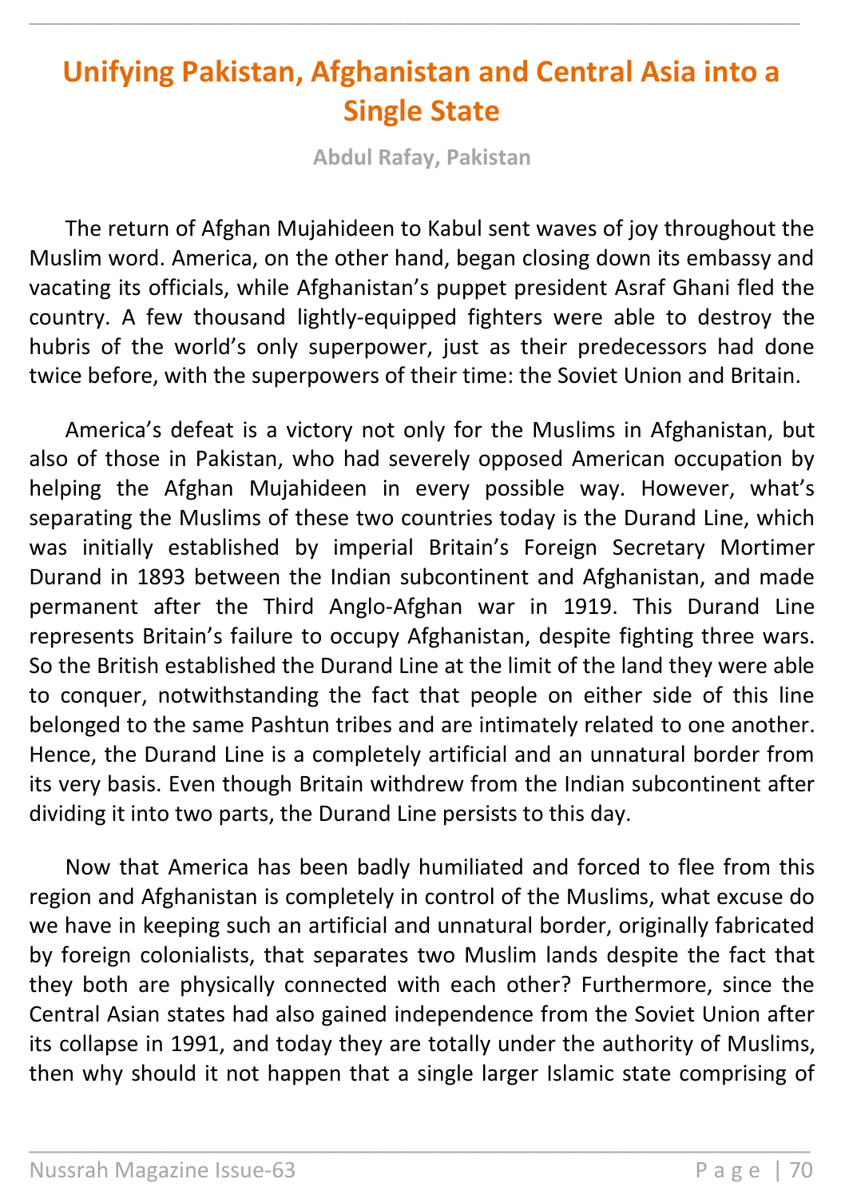# Unifying Pakistan, Afghanistan and Central Asia into a Single State

**Abdul Rafay, Pakistan**

The return of Afghan Mujahideen to Kabul sent waves of joy throughout the Muslim word. America, on the other hand, began closing down its embassy and vacating its officials, while Afghanistan's puppet president Asraf Ghani fled the country. A few thousand lightly-equipped fighters were able to destroy the hubris of the world's only superpower, just as their predecessors had done twice before, with the superpowers of their time: the Soviet Union and Britain.

America's defeat is a victory not only for the Muslims in Afghanistan, but also of those in Pakistan, who had severely opposed American occupation by helping the Afghan Mujahideen in every possible way. However, what's separating the Muslims of these two countries today is the Durand Line, which was initially established by imperial Britain's Foreign Secretary Mortimer Durand in 1893 between the Indian subcontinent and Afghanistan, and made permanent after the Third Anglo-Afghan war in 1919. This Durand Line represents Britain's failure to occupy Afghanistan, despite fighting three wars. So the British established the Durand Line at the limit of the land they were able to conquer, notwithstanding the fact that people on either side of this line belonged to the same Pashtun tribes and are intimately related to one another. Hence, the Durand Line is a completely artificial and an unnatural border from its very basis. Even though Britain withdrew from the Indian subcontinent after dividing it into two parts, the Durand Line persists to this day.

Now that America has been badly humiliated and forced to flee from this region and Afghanistan is completely in control of the Muslims, what excuse do we have in keeping such an artificial and unnatural border, originally fabricated by foreign colonialists, that separates two Muslim lands despite the fact that they both are physically connected with each other? Furthermore, since the Central Asian states had also gained independence from the Soviet Union after its collapse in 1991, and today they are totally under the authority of Muslims, then why should it not happen that a single larger Islamic state comprising of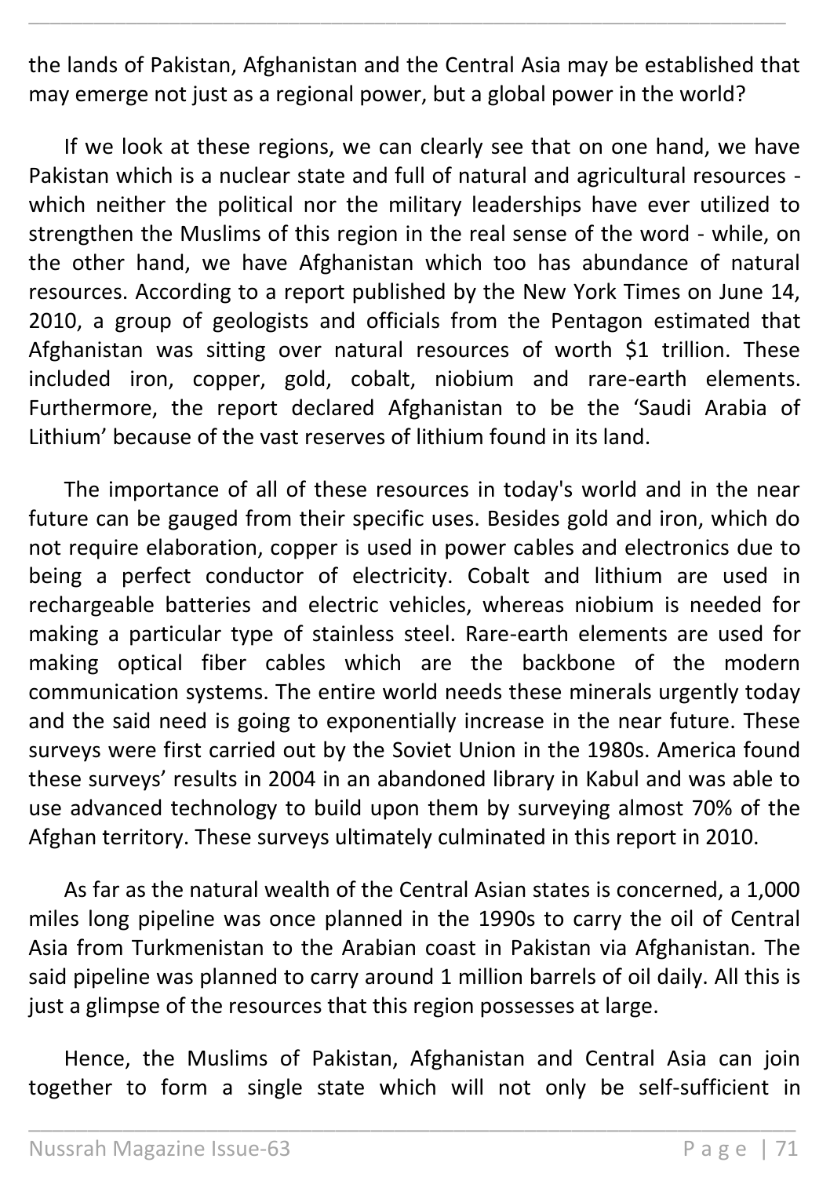the lands of Pakistan, Afghanistan and the Central Asia may be established that may emerge not just as a regional power, but a global power in the world?

If we look at these regions, we can clearly see that on one hand, we have Pakistan which is a nuclear state and full of natural and agricultural resources - which neither the political nor the military leaderships have ever utilized to strengthen the Muslims of this region in the real sense of the word - while, on the other hand, we have Afghanistan which too has abundance of natural resources. According to a report published by the New York Times on June 14, 2010, a group of geologists and officials from the Pentagon estimated that Afghanistan was sitting over natural resources of worth $1 trillion. These included iron, copper, gold, cobalt, niobium and rare-earth elements. Furthermore, the report declared Afghanistan to be the 'Saudi Arabia of Lithium' because of the vast reserves of lithium found in its land.

The importance of all of these resources in today's world and in the near future can be gauged from their specific uses. Besides gold and iron, which do not require elaboration, copper is used in power cables and electronics due to being a perfect conductor of electricity. Cobalt and lithium are used in rechargeable batteries and electric vehicles, whereas niobium is needed for making a particular type of stainless steel. Rare-earth elements are used for making optical fiber cables which are the backbone of the modern communication systems. The entire world needs these minerals urgently today and the said need is going to exponentially increase in the near future. These surveys were first carried out by the Soviet Union in the 1980s. America found these surveys' results in 2004 in an abandoned library in Kabul and was able to use advanced technology to build upon them by surveying almost 70% of the Afghan territory. These surveys ultimately culminated in this report in 2010.

As far as the natural wealth of the Central Asian states is concerned, a 1,000 miles long pipeline was once planned in the 1990s to carry the oil of Central Asia from Turkmenistan to the Arabian coast in Pakistan via Afghanistan. The said pipeline was planned to carry around 1 million barrels of oil daily. All this is just a glimpse of the resources that this region possesses at large.

Hence, the Muslims of Pakistan, Afghanistan and Central Asia can join together to form a single state which will not only be self-sufficient in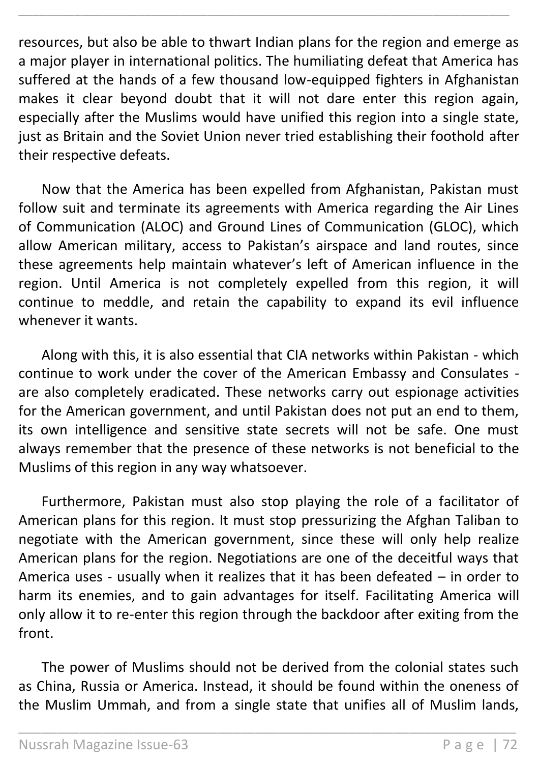resources, but also be able to thwart Indian plans for the region and emerge as a major player in international politics. The humiliating defeat that America has suffered at the hands of a few thousand low-equipped fighters in Afghanistan makes it clear beyond doubt that it will not dare enter this region again, especially after the Muslims would have unified this region into a single state, just as Britain and the Soviet Union never tried establishing their foothold after their respective defeats.

Now that the America has been expelled from Afghanistan, Pakistan must follow suit and terminate its agreements with America regarding the Air Lines of Communication (ALOC) and Ground Lines of Communication (GLOC), which allow American military, access to Pakistan's airspace and land routes, since these agreements help maintain whatever's left of American influence in the region. Until America is not completely expelled from this region, it will continue to meddle, and retain the capability to expand its evil influence whenever it wants.

Along with this, it is also essential that CIA networks within Pakistan - which continue to work under the cover of the American Embassy and Consulates - are also completely eradicated. These networks carry out espionage activities for the American government, and until Pakistan does not put an end to them, its own intelligence and sensitive state secrets will not be safe. One must always remember that the presence of these networks is not beneficial to the Muslims of this region in any way whatsoever.

Furthermore, Pakistan must also stop playing the role of a facilitator of American plans for this region. It must stop pressurizing the Afghan Taliban to negotiate with the American government, since these will only help realize American plans for the region. Negotiations are one of the deceitful ways that America uses - usually when it realizes that it has been defeated – in order to harm its enemies, and to gain advantages for itself. Facilitating America will only allow it to re-enter this region through the backdoor after exiting from the front.

The power of Muslims should not be derived from the colonial states such as China, Russia or America. Instead, it should be found within the oneness of the Muslim Ummah, and from a single state that unifies all of Muslim lands,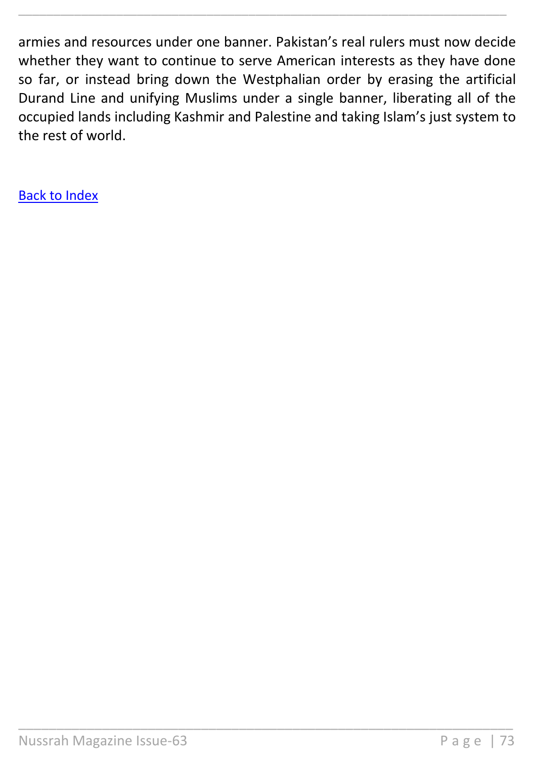armies and resources under one banner. Pakistan's real rulers must now decide whether they want to continue to serve American interests as they have done so far, or instead bring down the Westphalian order by erasing the artificial Durand Line and unifying Muslims under a single banner, liberating all of the occupied lands including Kashmir and Palestine and taking Islam's just system to the rest of world.

Back to Index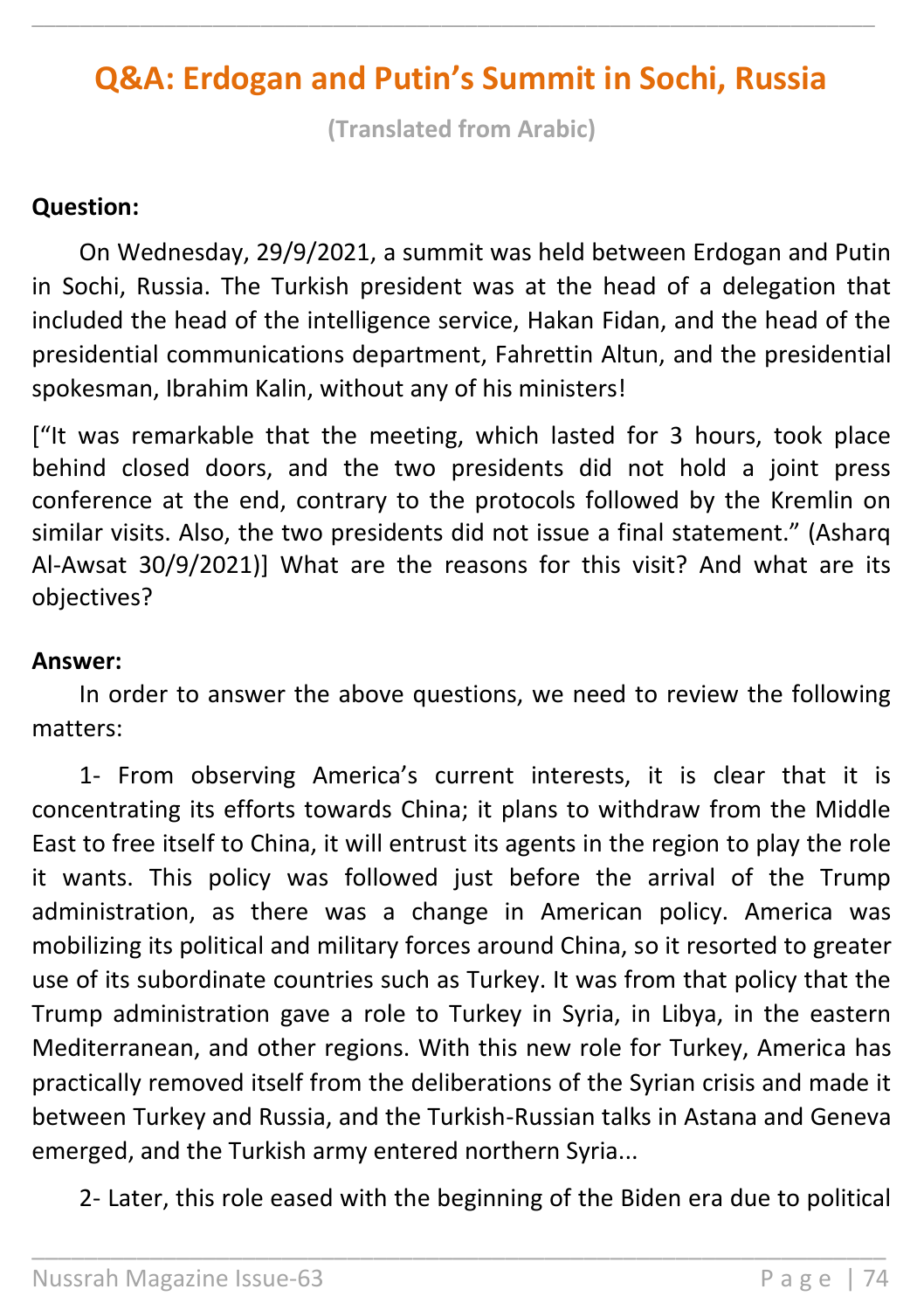# Q&A: Erdogan and Putin's Summit in Sochi, Russia

**(Translated from Arabic)**

**Question:**

On Wednesday, 29/9/2021, a summit was held between Erdogan and Putin in Sochi, Russia. The Turkish president was at the head of a delegation that included the head of the intelligence service, Hakan Fidan, and the head of the presidential communications department, Fahrettin Altun, and the presidential spokesman, Ibrahim Kalin, without any of his ministers!

["It was remarkable that the meeting, which lasted for 3 hours, took place behind closed doors, and the two presidents did not hold a joint press conference at the end, contrary to the protocols followed by the Kremlin on similar visits. Also, the two presidents did not issue a final statement." (Asharq Al-Awsat 30/9/2021)] What are the reasons for this visit? And what are its objectives?

**Answer:**

In order to answer the above questions, we need to review the following matters:

1- From observing America's current interests, it is clear that it is concentrating its efforts towards China; it plans to withdraw from the Middle East to free itself to China, it will entrust its agents in the region to play the role it wants. This policy was followed just before the arrival of the Trump administration, as there was a change in American policy. America was mobilizing its political and military forces around China, so it resorted to greater use of its subordinate countries such as Turkey. It was from that policy that the Trump administration gave a role to Turkey in Syria, in Libya, in the eastern Mediterranean, and other regions. With this new role for Turkey, America has practically removed itself from the deliberations of the Syrian crisis and made it between Turkey and Russia, and the Turkish-Russian talks in Astana and Geneva emerged, and the Turkish army entered northern Syria...

2- Later, this role eased with the beginning of the Biden era due to political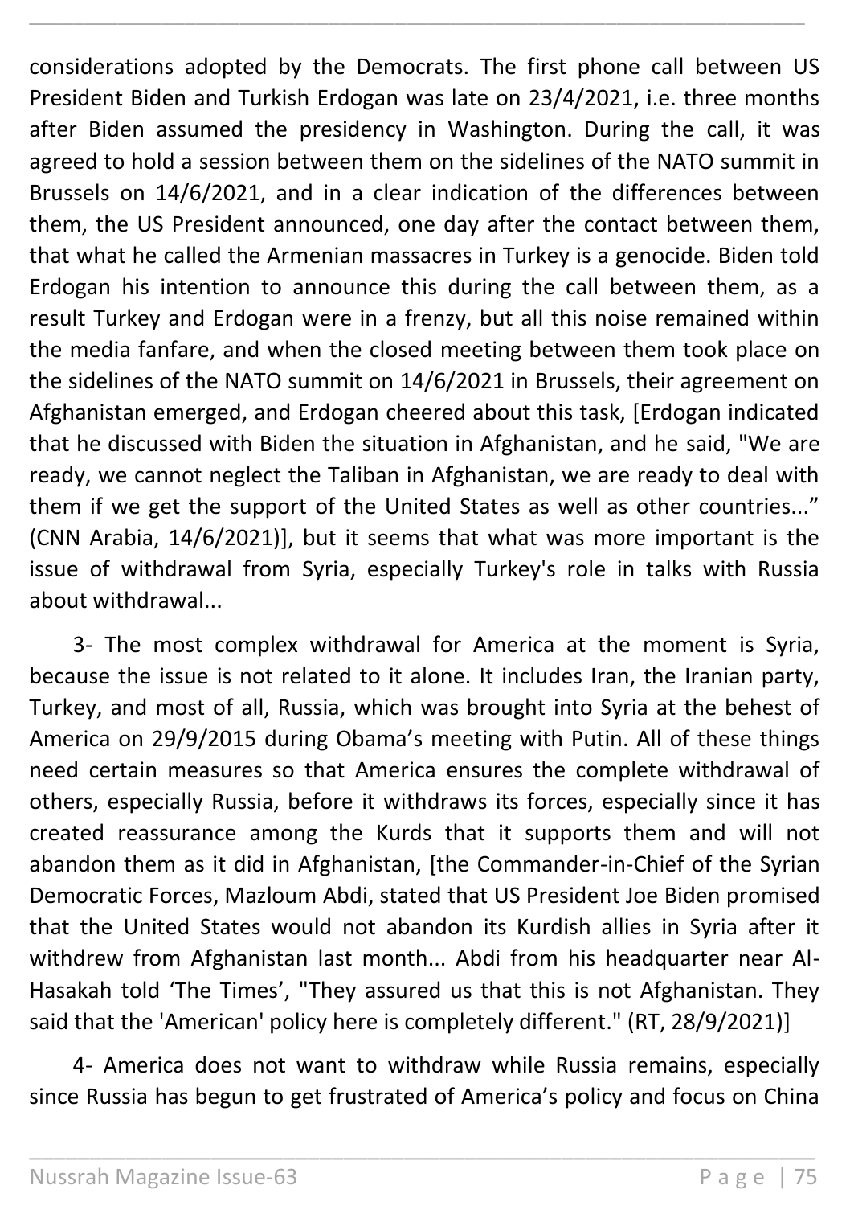considerations adopted by the Democrats. The first phone call between US President Biden and Turkish Erdogan was late on 23/4/2021, i.e. three months after Biden assumed the presidency in Washington. During the call, it was agreed to hold a session between them on the sidelines of the NATO summit in Brussels on 14/6/2021, and in a clear indication of the differences between them, the US President announced, one day after the contact between them, that what he called the Armenian massacres in Turkey is a genocide. Biden told Erdogan his intention to announce this during the call between them, as a result Turkey and Erdogan were in a frenzy, but all this noise remained within the media fanfare, and when the closed meeting between them took place on the sidelines of the NATO summit on 14/6/2021 in Brussels, their agreement on Afghanistan emerged, and Erdogan cheered about this task, [Erdogan indicated that he discussed with Biden the situation in Afghanistan, and he said, "We are ready, we cannot neglect the Taliban in Afghanistan, we are ready to deal with them if we get the support of the United States as well as other countries..." (CNN Arabia, 14/6/2021)], but it seems that what was more important is the issue of withdrawal from Syria, especially Turkey's role in talks with Russia about withdrawal...

3- The most complex withdrawal for America at the moment is Syria, because the issue is not related to it alone. It includes Iran, the Iranian party, Turkey, and most of all, Russia, which was brought into Syria at the behest of America on 29/9/2015 during Obama's meeting with Putin. All of these things need certain measures so that America ensures the complete withdrawal of others, especially Russia, before it withdraws its forces, especially since it has created reassurance among the Kurds that it supports them and will not abandon them as it did in Afghanistan, [the Commander-in-Chief of the Syrian Democratic Forces, Mazloum Abdi, stated that US President Joe Biden promised that the United States would not abandon its Kurdish allies in Syria after it withdrew from Afghanistan last month... Abdi from his headquarter near Al-Hasakah told 'The Times', "They assured us that this is not Afghanistan. They said that the 'American' policy here is completely different." (RT, 28/9/2021)]

4- America does not want to withdraw while Russia remains, especially since Russia has begun to get frustrated of America's policy and focus on China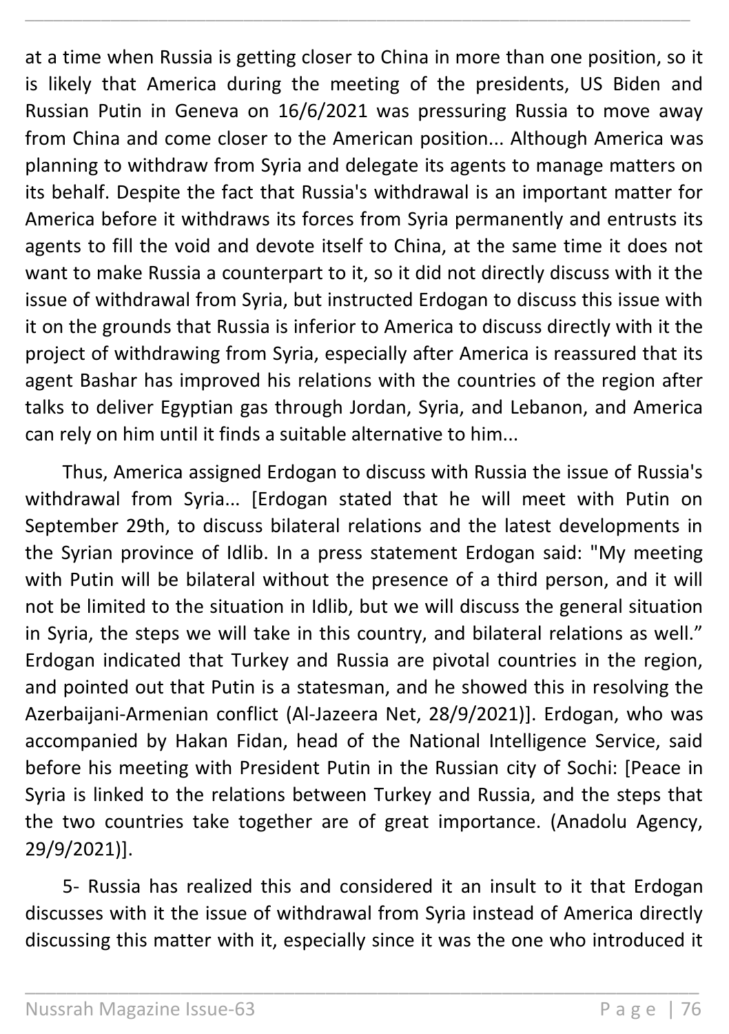at a time when Russia is getting closer to China in more than one position, so it is likely that America during the meeting of the presidents, US Biden and Russian Putin in Geneva on 16/6/2021 was pressuring Russia to move away from China and come closer to the American position... Although America was planning to withdraw from Syria and delegate its agents to manage matters on its behalf. Despite the fact that Russia's withdrawal is an important matter for America before it withdraws its forces from Syria permanently and entrusts its agents to fill the void and devote itself to China, at the same time it does not want to make Russia a counterpart to it, so it did not directly discuss with it the issue of withdrawal from Syria, but instructed Erdogan to discuss this issue with it on the grounds that Russia is inferior to America to discuss directly with it the project of withdrawing from Syria, especially after America is reassured that its agent Bashar has improved his relations with the countries of the region after talks to deliver Egyptian gas through Jordan, Syria, and Lebanon, and America can rely on him until it finds a suitable alternative to him...

Thus, America assigned Erdogan to discuss with Russia the issue of Russia's withdrawal from Syria... [Erdogan stated that he will meet with Putin on September 29th, to discuss bilateral relations and the latest developments in the Syrian province of Idlib. In a press statement Erdogan said: "My meeting with Putin will be bilateral without the presence of a third person, and it will not be limited to the situation in Idlib, but we will discuss the general situation in Syria, the steps we will take in this country, and bilateral relations as well." Erdogan indicated that Turkey and Russia are pivotal countries in the region, and pointed out that Putin is a statesman, and he showed this in resolving the Azerbaijani-Armenian conflict (Al-Jazeera Net, 28/9/2021)]. Erdogan, who was accompanied by Hakan Fidan, head of the National Intelligence Service, said before his meeting with President Putin in the Russian city of Sochi: [Peace in Syria is linked to the relations between Turkey and Russia, and the steps that the two countries take together are of great importance. (Anadolu Agency, 29/9/2021)].

5- Russia has realized this and considered it an insult to it that Erdogan discusses with it the issue of withdrawal from Syria instead of America directly discussing this matter with it, especially since it was the one who introduced it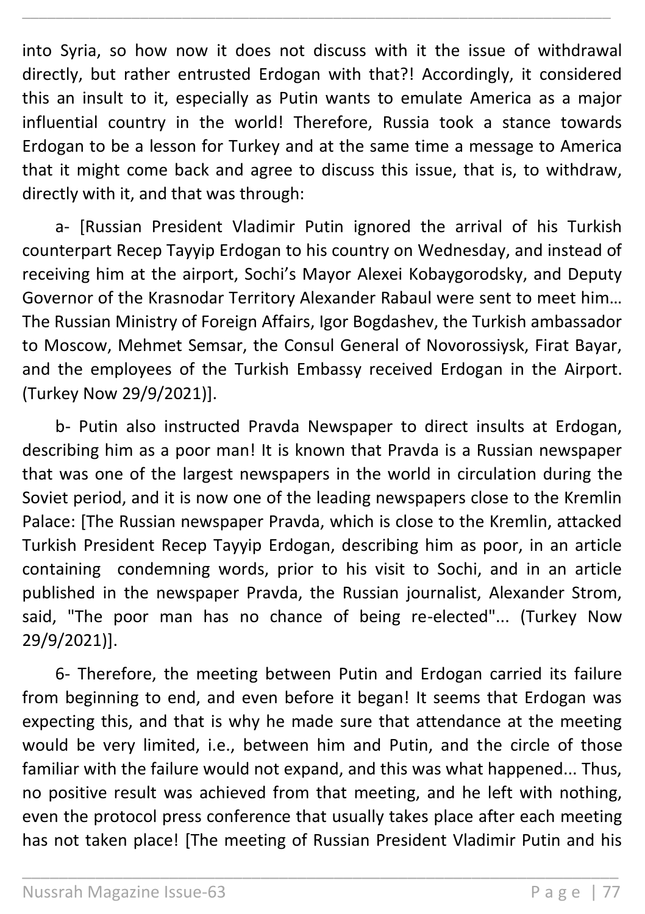into Syria, so how now it does not discuss with it the issue of withdrawal directly, but rather entrusted Erdogan with that?! Accordingly, it considered this an insult to it, especially as Putin wants to emulate America as a major influential country in the world! Therefore, Russia took a stance towards Erdogan to be a lesson for Turkey and at the same time a message to America that it might come back and agree to discuss this issue, that is, to withdraw, directly with it, and that was through:

a- [Russian President Vladimir Putin ignored the arrival of his Turkish counterpart Recep Tayyip Erdogan to his country on Wednesday, and instead of receiving him at the airport, Sochi's Mayor Alexei Kobaygorodsky, and Deputy Governor of the Krasnodar Territory Alexander Rabaul were sent to meet him… The Russian Ministry of Foreign Affairs, Igor Bogdashev, the Turkish ambassador to Moscow, Mehmet Semsar, the Consul General of Novorossiysk, Firat Bayar, and the employees of the Turkish Embassy received Erdogan in the Airport. (Turkey Now 29/9/2021)].

b- Putin also instructed Pravda Newspaper to direct insults at Erdogan, describing him as a poor man! It is known that Pravda is a Russian newspaper that was one of the largest newspapers in the world in circulation during the Soviet period, and it is now one of the leading newspapers close to the Kremlin Palace: [The Russian newspaper Pravda, which is close to the Kremlin, attacked Turkish President Recep Tayyip Erdogan, describing him as poor, in an article containing condemning words, prior to his visit to Sochi, and in an article published in the newspaper Pravda, the Russian journalist, Alexander Strom, said, "The poor man has no chance of being re-elected"... (Turkey Now 29/9/2021)].

6- Therefore, the meeting between Putin and Erdogan carried its failure from beginning to end, and even before it began! It seems that Erdogan was expecting this, and that is why he made sure that attendance at the meeting would be very limited, i.e., between him and Putin, and the circle of those familiar with the failure would not expand, and this was what happened... Thus, no positive result was achieved from that meeting, and he left with nothing, even the protocol press conference that usually takes place after each meeting has not taken place! [The meeting of Russian President Vladimir Putin and his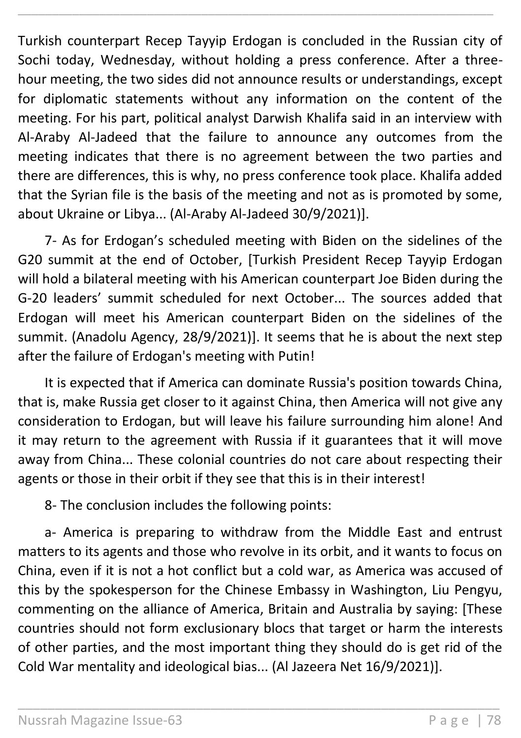Turkish counterpart Recep Tayyip Erdogan is concluded in the Russian city of Sochi today, Wednesday, without holding a press conference. After a three-hour meeting, the two sides did not announce results or understandings, except for diplomatic statements without any information on the content of the meeting. For his part, political analyst Darwish Khalifa said in an interview with Al-Araby Al-Jadeed that the failure to announce any outcomes from the meeting indicates that there is no agreement between the two parties and there are differences, this is why, no press conference took place. Khalifa added that the Syrian file is the basis of the meeting and not as is promoted by some, about Ukraine or Libya... (Al-Araby Al-Jadeed 30/9/2021)].

7- As for Erdogan's scheduled meeting with Biden on the sidelines of the G20 summit at the end of October, [Turkish President Recep Tayyip Erdogan will hold a bilateral meeting with his American counterpart Joe Biden during the G-20 leaders' summit scheduled for next October... The sources added that Erdogan will meet his American counterpart Biden on the sidelines of the summit. (Anadolu Agency, 28/9/2021)]. It seems that he is about the next step after the failure of Erdogan's meeting with Putin!

It is expected that if America can dominate Russia's position towards China, that is, make Russia get closer to it against China, then America will not give any consideration to Erdogan, but will leave his failure surrounding him alone! And it may return to the agreement with Russia if it guarantees that it will move away from China... These colonial countries do not care about respecting their agents or those in their orbit if they see that this is in their interest!

8- The conclusion includes the following points:

a- America is preparing to withdraw from the Middle East and entrust matters to its agents and those who revolve in its orbit, and it wants to focus on China, even if it is not a hot conflict but a cold war, as America was accused of this by the spokesperson for the Chinese Embassy in Washington, Liu Pengyu, commenting on the alliance of America, Britain and Australia by saying: [These countries should not form exclusionary blocs that target or harm the interests of other parties, and the most important thing they should do is get rid of the Cold War mentality and ideological bias... (Al Jazeera Net 16/9/2021)].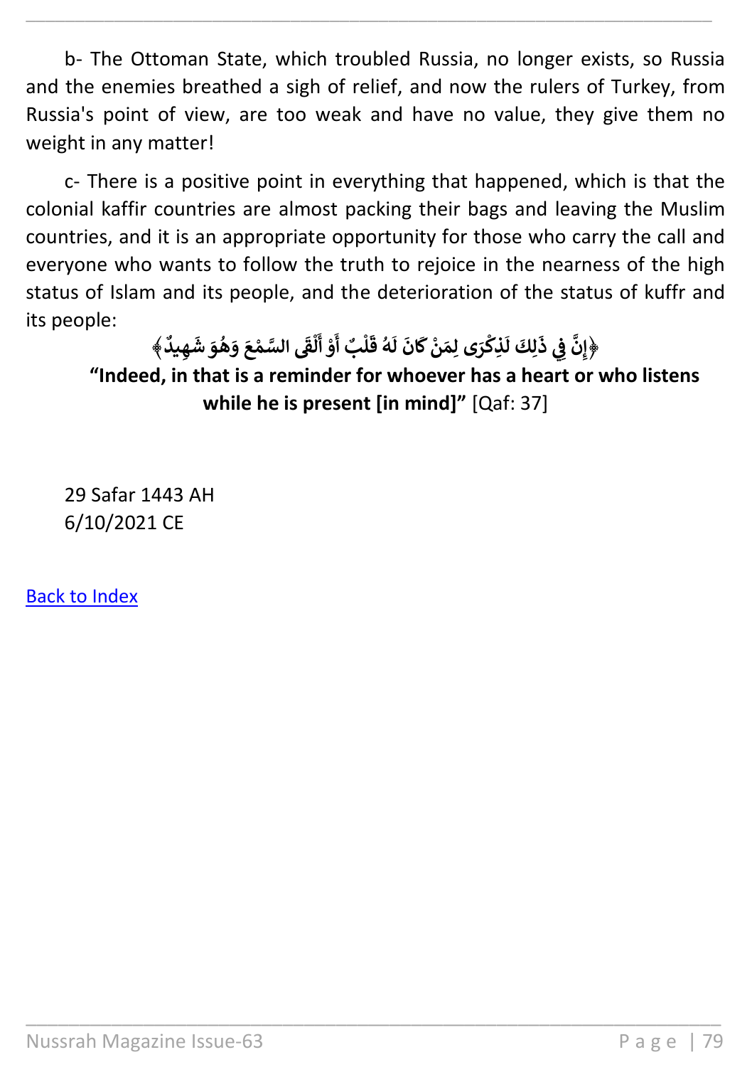b- The Ottoman State, which troubled Russia, no longer exists, so Russia and the enemies breathed a sigh of relief, and now the rulers of Turkey, from Russia's point of view, are too weak and have no value, they give them no weight in any matter!

c- There is a positive point in everything that happened, which is that the colonial kaffir countries are almost packing their bags and leaving the Muslim countries, and it is an appropriate opportunity for those who carry the call and everyone who wants to follow the truth to rejoice in the nearness of the high status of Islam and its people, and the deterioration of the status of kuffr and its people:

﴿إِنَّ فِي ذَلِكَ لَذِكْرَى لِمَنْ كَانَ لَهُ قَلْبٌ أَوْ أَلْقَى السَّمْعَ وَهُوَ شَهِيدٌ﴾

**"Indeed, in that is a reminder for whoever has a heart or who listens while he is present [in mind]"** [Qaf: 37]

29 Safar 1443 AH
6/10/2021 CE

Back to Index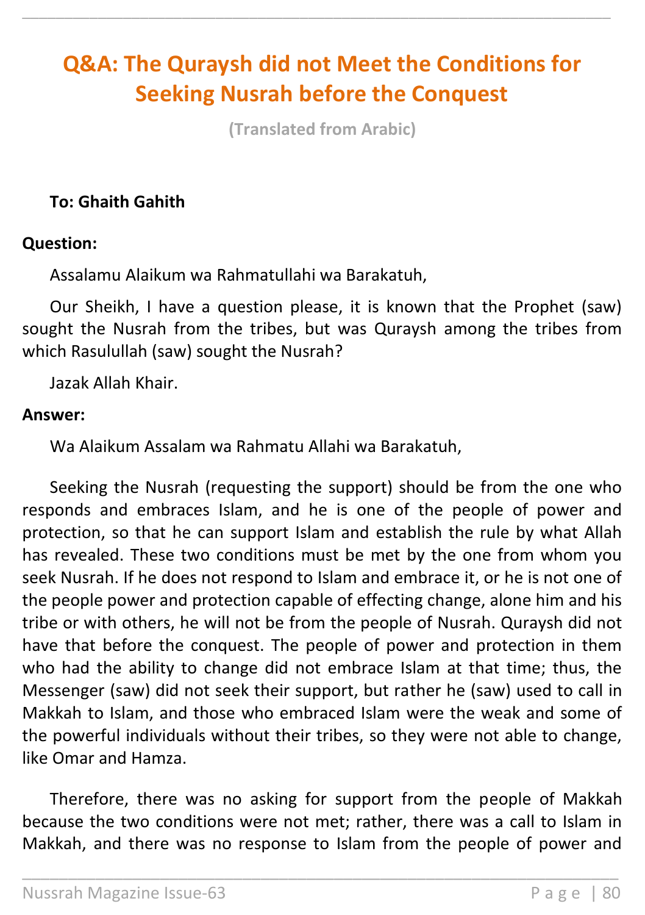# Q&A: The Quraysh did not Meet the Conditions for Seeking Nusrah before the Conquest

**(Translated from Arabic)**

**To: Ghaith Gahith**

**Question:**

Assalamu Alaikum wa Rahmatullahi wa Barakatuh,

Our Sheikh, I have a question please, it is known that the Prophet (saw) sought the Nusrah from the tribes, but was Quraysh among the tribes from which Rasulullah (saw) sought the Nusrah?

Jazak Allah Khair.

**Answer:**

Wa Alaikum Assalam wa Rahmatu Allahi wa Barakatuh,

Seeking the Nusrah (requesting the support) should be from the one who responds and embraces Islam, and he is one of the people of power and protection, so that he can support Islam and establish the rule by what Allah has revealed. These two conditions must be met by the one from whom you seek Nusrah. If he does not respond to Islam and embrace it, or he is not one of the people power and protection capable of effecting change, alone him and his tribe or with others, he will not be from the people of Nusrah. Quraysh did not have that before the conquest. The people of power and protection in them who had the ability to change did not embrace Islam at that time; thus, the Messenger (saw) did not seek their support, but rather he (saw) used to call in Makkah to Islam, and those who embraced Islam were the weak and some of the powerful individuals without their tribes, so they were not able to change, like Omar and Hamza.

Therefore, there was no asking for support from the people of Makkah because the two conditions were not met; rather, there was a call to Islam in Makkah, and there was no response to Islam from the people of power and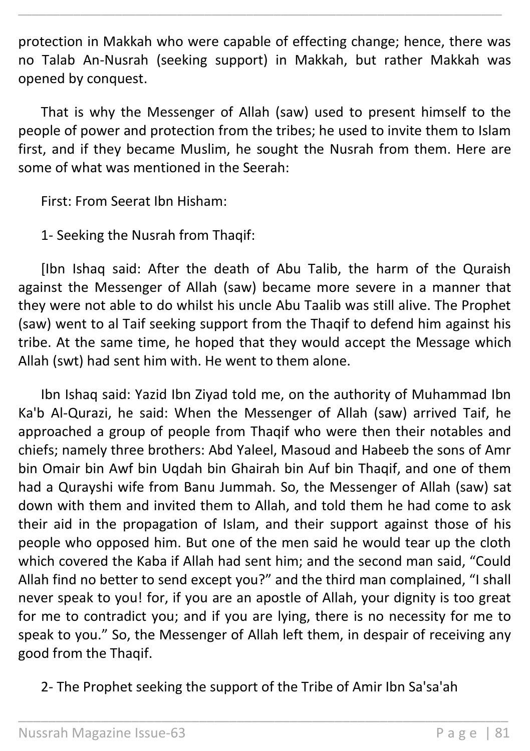protection in Makkah who were capable of effecting change; hence, there was no Talab An-Nusrah (seeking support) in Makkah, but rather Makkah was opened by conquest.

That is why the Messenger of Allah (saw) used to present himself to the people of power and protection from the tribes; he used to invite them to Islam first, and if they became Muslim, he sought the Nusrah from them. Here are some of what was mentioned in the Seerah:

First: From Seerat Ibn Hisham:

1- Seeking the Nusrah from Thaqif:

[Ibn Ishaq said: After the death of Abu Talib, the harm of the Quraish against the Messenger of Allah (saw) became more severe in a manner that they were not able to do whilst his uncle Abu Taalib was still alive. The Prophet (saw) went to al Taif seeking support from the Thaqif to defend him against his tribe. At the same time, he hoped that they would accept the Message which Allah (swt) had sent him with. He went to them alone.

Ibn Ishaq said: Yazid Ibn Ziyad told me, on the authority of Muhammad Ibn Ka'b Al-Qurazi, he said: When the Messenger of Allah (saw) arrived Taif, he approached a group of people from Thaqif who were then their notables and chiefs; namely three brothers: Abd Yaleel, Masoud and Habeeb the sons of Amr bin Omair bin Awf bin Uqdah bin Ghairah bin Auf bin Thaqif, and one of them had a Qurayshi wife from Banu Jummah. So, the Messenger of Allah (saw) sat down with them and invited them to Allah, and told them he had come to ask their aid in the propagation of Islam, and their support against those of his people who opposed him. But one of the men said he would tear up the cloth which covered the Kaba if Allah had sent him; and the second man said, "Could Allah find no better to send except you?" and the third man complained, "I shall never speak to you! for, if you are an apostle of Allah, your dignity is too great for me to contradict you; and if you are lying, there is no necessity for me to speak to you." So, the Messenger of Allah left them, in despair of receiving any good from the Thaqif.

2- The Prophet seeking the support of the Tribe of Amir Ibn Sa'sa'ah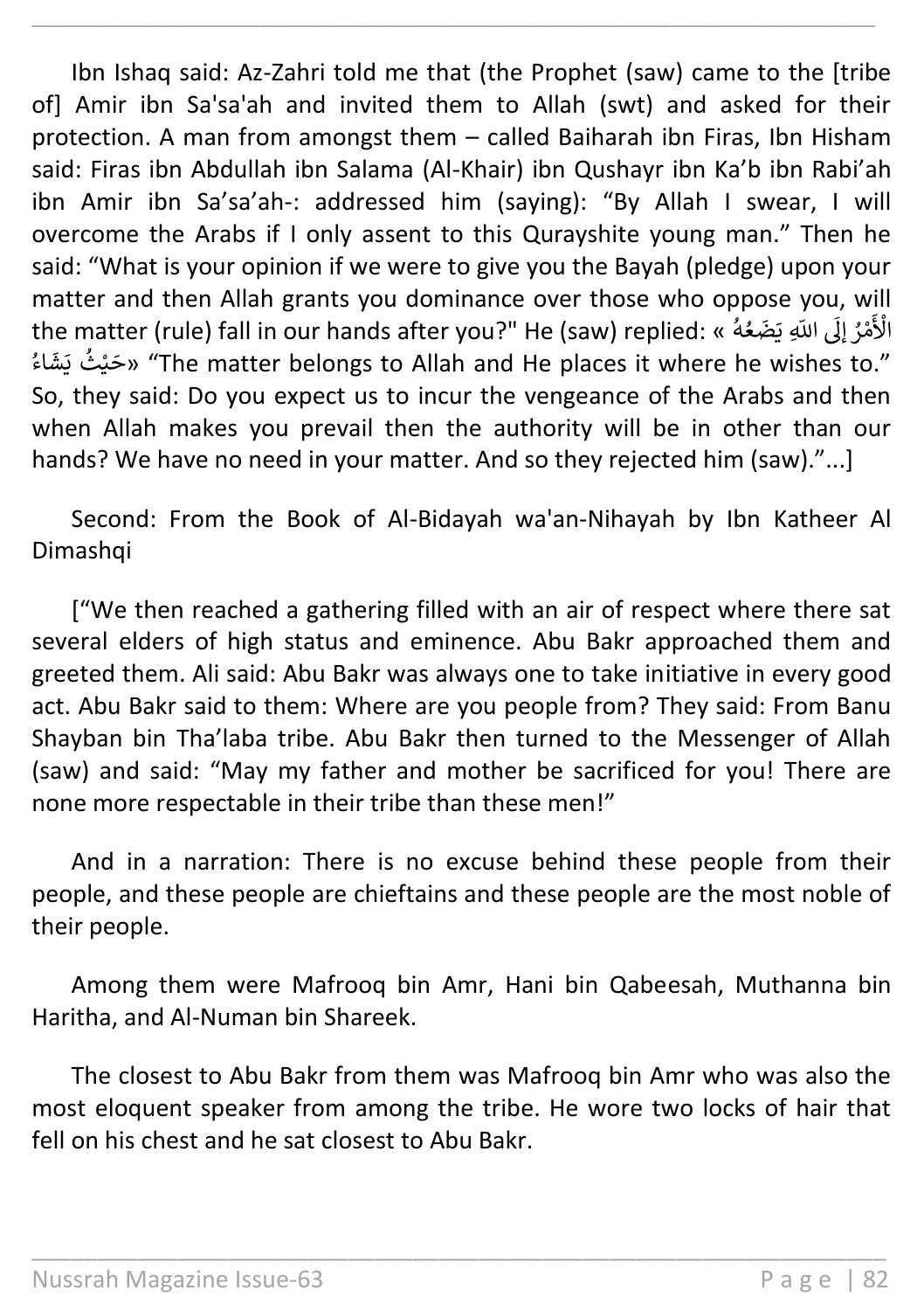Ibn Ishaq said: Az-Zahri told me that (the Prophet (saw) came to the [tribe of] Amir ibn Sa'sa'ah and invited them to Allah (swt) and asked for their protection. A man from amongst them – called Baiharah ibn Firas, Ibn Hisham said: Firas ibn Abdullah ibn Salama (Al-Khair) ibn Qushayr ibn Ka'b ibn Rabi'ah ibn Amir ibn Sa'sa'ah-: addressed him (saying): "By Allah I swear, I will overcome the Arabs if I only assent to this Qurayshite young man." Then he said: "What is your opinion if we were to give you the Bayah (pledge) upon your matter and then Allah grants you dominance over those who oppose you, will the matter (rule) fall in our hands after you?" He (saw) replied: « الْأَمْرُ إِلَى اللّهِ يَضَعُهُ حَيْثُ يَشَاءُ» "The matter belongs to Allah and He places it where he wishes to." So, they said: Do you expect us to incur the vengeance of the Arabs and then when Allah makes you prevail then the authority will be in other than our hands? We have no need in your matter. And so they rejected him (saw)."...]

Second: From the Book of Al-Bidayah wa'an-Nihayah by Ibn Katheer Al Dimashqi

["We then reached a gathering filled with an air of respect where there sat several elders of high status and eminence. Abu Bakr approached them and greeted them. Ali said: Abu Bakr was always one to take initiative in every good act. Abu Bakr said to them: Where are you people from? They said: From Banu Shayban bin Tha'laba tribe. Abu Bakr then turned to the Messenger of Allah (saw) and said: "May my father and mother be sacrificed for you! There are none more respectable in their tribe than these men!"

And in a narration: There is no excuse behind these people from their people, and these people are chieftains and these people are the most noble of their people.

Among them were Mafrooq bin Amr, Hani bin Qabeesah, Muthanna bin Haritha, and Al-Numan bin Shareek.

The closest to Abu Bakr from them was Mafrooq bin Amr who was also the most eloquent speaker from among the tribe. He wore two locks of hair that fell on his chest and he sat closest to Abu Bakr.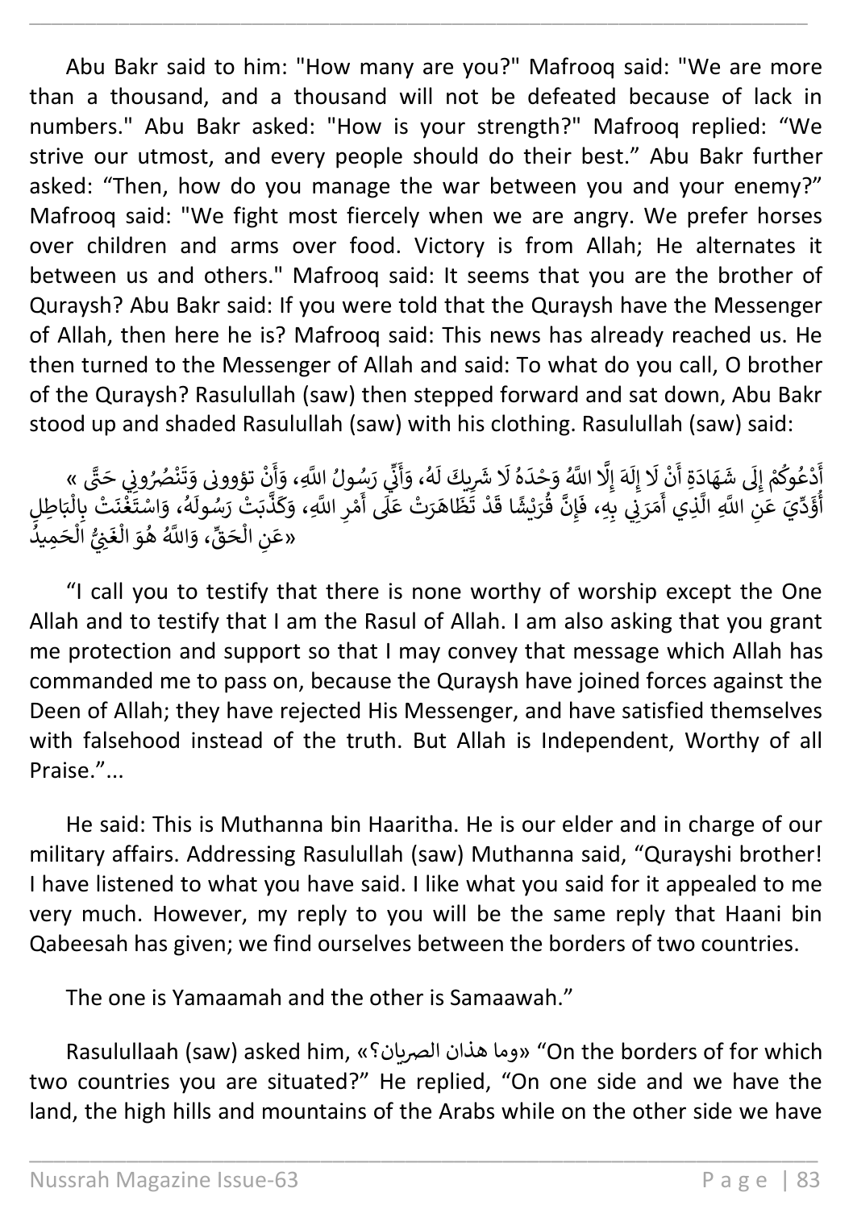Abu Bakr said to him: "How many are you?" Mafrooq said: "We are more than a thousand, and a thousand will not be defeated because of lack in numbers." Abu Bakr asked: "How is your strength?" Mafrooq replied: "We strive our utmost, and every people should do their best." Abu Bakr further asked: "Then, how do you manage the war between you and your enemy?" Mafrooq said: "We fight most fiercely when we are angry. We prefer horses over children and arms over food. Victory is from Allah; He alternates it between us and others." Mafrooq said: It seems that you are the brother of Quraysh? Abu Bakr said: If you were told that the Quraysh have the Messenger of Allah, then here he is? Mafrooq said: This news has already reached us. He then turned to the Messenger of Allah and said: To what do you call, O brother of the Quraysh? Rasulullah (saw) then stepped forward and sat down, Abu Bakr stood up and shaded Rasulullah (saw) with his clothing. Rasulullah (saw) said:

« أَدْعُوكُمْ إِلَى شَهَادَةِ أَنْ لَا إِلَهَ إِلَّا اللَّهُ وَحْدَهُ لَا شَرِيكَ لَهُ، وَأَنِّي رَسُولُ اللَّهِ، وَأَنْ تؤوونى وَتَنْصُرُونِي حَتَّى أُؤَدِّيَ عَنِ اللَّهِ الَّذِي أَمَرَنِي بِهِ، فَإِنَّ قُرَيْشًا قَدْ تَظَاهَرَتْ عَلَى أَمْرِ اللَّهِ، وَكَذَّبَتْ رَسُولَهُ، وَاسْتَغْنَتْ بِالْبَاطِلِ عَنِ الْحَقِّ، وَاللَّهُ هُوَ الْغَنِيُّ الْحَمِيدُ»

"I call you to testify that there is none worthy of worship except the One Allah and to testify that I am the Rasul of Allah. I am also asking that you grant me protection and support so that I may convey that message which Allah has commanded me to pass on, because the Quraysh have joined forces against the Deen of Allah; they have rejected His Messenger, and have satisfied themselves with falsehood instead of the truth. But Allah is Independent, Worthy of all Praise."...

He said: This is Muthanna bin Haaritha. He is our elder and in charge of our military affairs. Addressing Rasulullah (saw) Muthanna said, "Qurayshi brother! I have listened to what you have said. I like what you said for it appealed to me very much. However, my reply to you will be the same reply that Haani bin Qabeesah has given; we find ourselves between the borders of two countries.

The one is Yamaamah and the other is Samaawah."

Rasulullaah (saw) asked him, «وما هذان الصريان؟» "On the borders of for which two countries you are situated?" He replied, "On one side and we have the land, the high hills and mountains of the Arabs while on the other side we have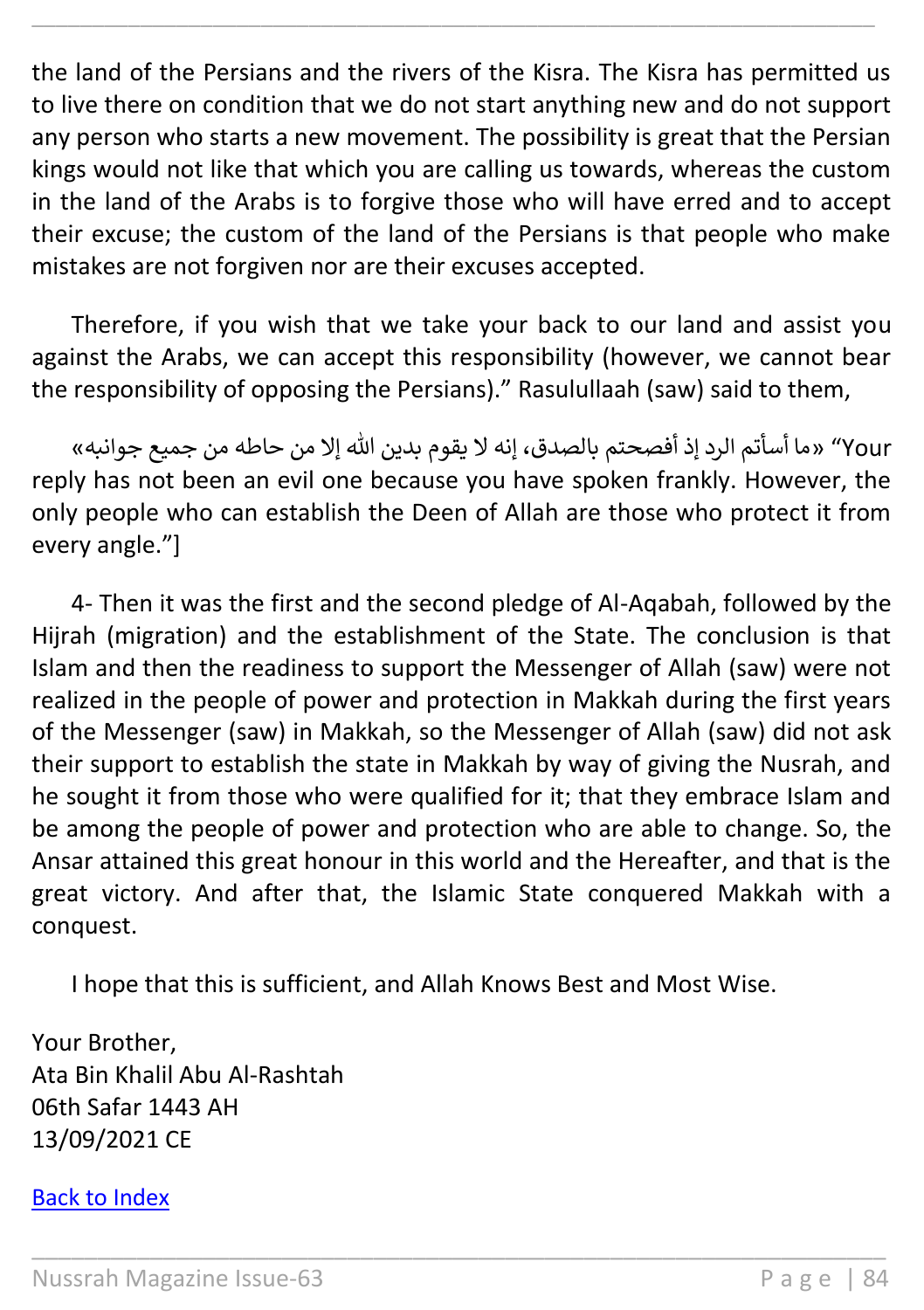the land of the Persians and the rivers of the Kisra. The Kisra has permitted us to live there on condition that we do not start anything new and do not support any person who starts a new movement. The possibility is great that the Persian kings would not like that which you are calling us towards, whereas the custom in the land of the Arabs is to forgive those who will have erred and to accept their excuse; the custom of the land of the Persians is that people who make mistakes are not forgiven nor are their excuses accepted.

Therefore, if you wish that we take your back to our land and assist you against the Arabs, we can accept this responsibility (however, we cannot bear the responsibility of opposing the Persians).” Rasulullaah (saw) said to them,

«ما أسأتم الرد إذ أفصحتم بالصدق، إنه لا يقوم بدين الله إلا من حاطه من جميع جوانبه» “Your reply has not been an evil one because you have spoken frankly. However, the only people who can establish the Deen of Allah are those who protect it from every angle.”]

4- Then it was the first and the second pledge of Al-Aqabah, followed by the Hijrah (migration) and the establishment of the State. The conclusion is that Islam and then the readiness to support the Messenger of Allah (saw) were not realized in the people of power and protection in Makkah during the first years of the Messenger (saw) in Makkah, so the Messenger of Allah (saw) did not ask their support to establish the state in Makkah by way of giving the Nusrah, and he sought it from those who were qualified for it; that they embrace Islam and be among the people of power and protection who are able to change. So, the Ansar attained this great honour in this world and the Hereafter, and that is the great victory. And after that, the Islamic State conquered Makkah with a conquest.

I hope that this is sufficient, and Allah Knows Best and Most Wise.

Your Brother,
Ata Bin Khalil Abu Al-Rashtah
06th Safar 1443 AH
13/09/2021 CE

Back to Index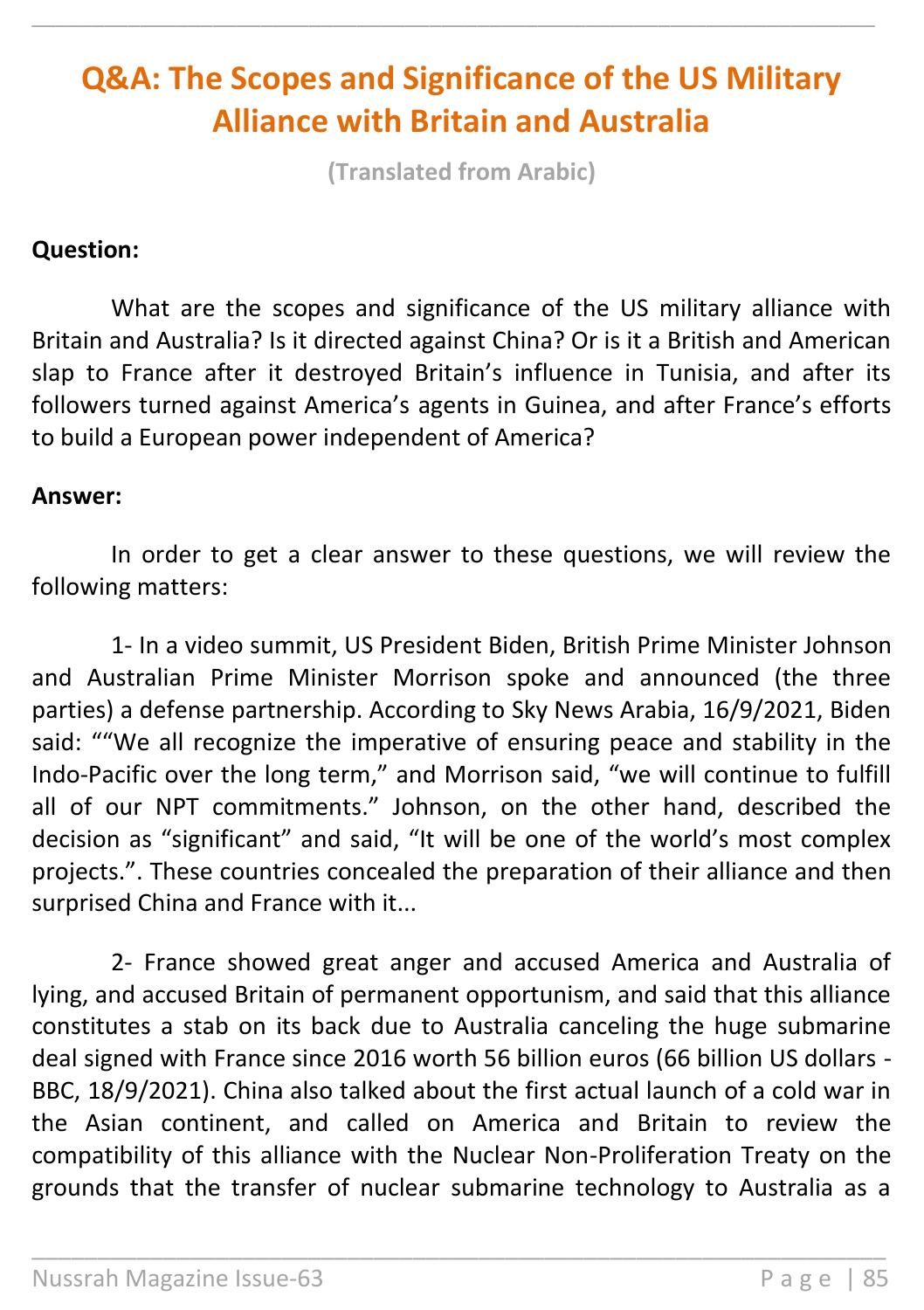# Q&A: The Scopes and Significance of the US Military Alliance with Britain and Australia

**(Translated from Arabic)**

**Question:**

What are the scopes and significance of the US military alliance with Britain and Australia? Is it directed against China? Or is it a British and American slap to France after it destroyed Britain's influence in Tunisia, and after its followers turned against America's agents in Guinea, and after France's efforts to build a European power independent of America?

**Answer:**

In order to get a clear answer to these questions, we will review the following matters:

1- In a video summit, US President Biden, British Prime Minister Johnson and Australian Prime Minister Morrison spoke and announced (the three parties) a defense partnership. According to Sky News Arabia, 16/9/2021, Biden said: ""We all recognize the imperative of ensuring peace and stability in the Indo-Pacific over the long term," and Morrison said, "we will continue to fulfill all of our NPT commitments." Johnson, on the other hand, described the decision as "significant" and said, "It will be one of the world's most complex projects.". These countries concealed the preparation of their alliance and then surprised China and France with it...

2- France showed great anger and accused America and Australia of lying, and accused Britain of permanent opportunism, and said that this alliance constitutes a stab on its back due to Australia canceling the huge submarine deal signed with France since 2016 worth 56 billion euros (66 billion US dollars - BBC, 18/9/2021). China also talked about the first actual launch of a cold war in the Asian continent, and called on America and Britain to review the compatibility of this alliance with the Nuclear Non-Proliferation Treaty on the grounds that the transfer of nuclear submarine technology to Australia as a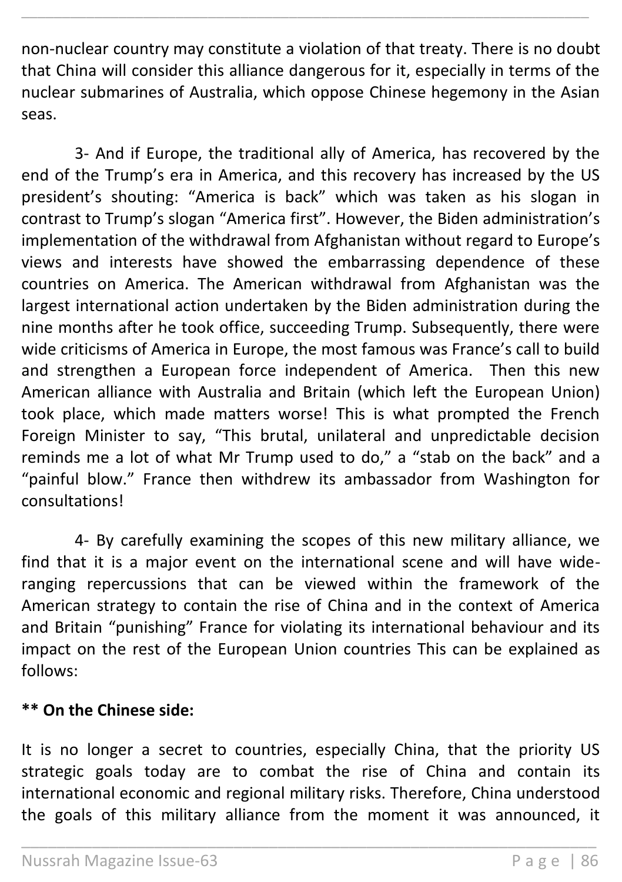non-nuclear country may constitute a violation of that treaty. There is no doubt that China will consider this alliance dangerous for it, especially in terms of the nuclear submarines of Australia, which oppose Chinese hegemony in the Asian seas.

3- And if Europe, the traditional ally of America, has recovered by the end of the Trump's era in America, and this recovery has increased by the US president's shouting: "America is back" which was taken as his slogan in contrast to Trump's slogan "America first". However, the Biden administration's implementation of the withdrawal from Afghanistan without regard to Europe's views and interests have showed the embarrassing dependence of these countries on America. The American withdrawal from Afghanistan was the largest international action undertaken by the Biden administration during the nine months after he took office, succeeding Trump. Subsequently, there were wide criticisms of America in Europe, the most famous was France's call to build and strengthen a European force independent of America. Then this new American alliance with Australia and Britain (which left the European Union) took place, which made matters worse! This is what prompted the French Foreign Minister to say, "This brutal, unilateral and unpredictable decision reminds me a lot of what Mr Trump used to do," a "stab on the back" and a "painful blow." France then withdrew its ambassador from Washington for consultations!

4- By carefully examining the scopes of this new military alliance, we find that it is a major event on the international scene and will have wide-ranging repercussions that can be viewed within the framework of the American strategy to contain the rise of China and in the context of America and Britain "punishing" France for violating its international behaviour and its impact on the rest of the European Union countries This can be explained as follows:

**** On the Chinese side:**

It is no longer a secret to countries, especially China, that the priority US strategic goals today are to combat the rise of China and contain its international economic and regional military risks. Therefore, China understood the goals of this military alliance from the moment it was announced, it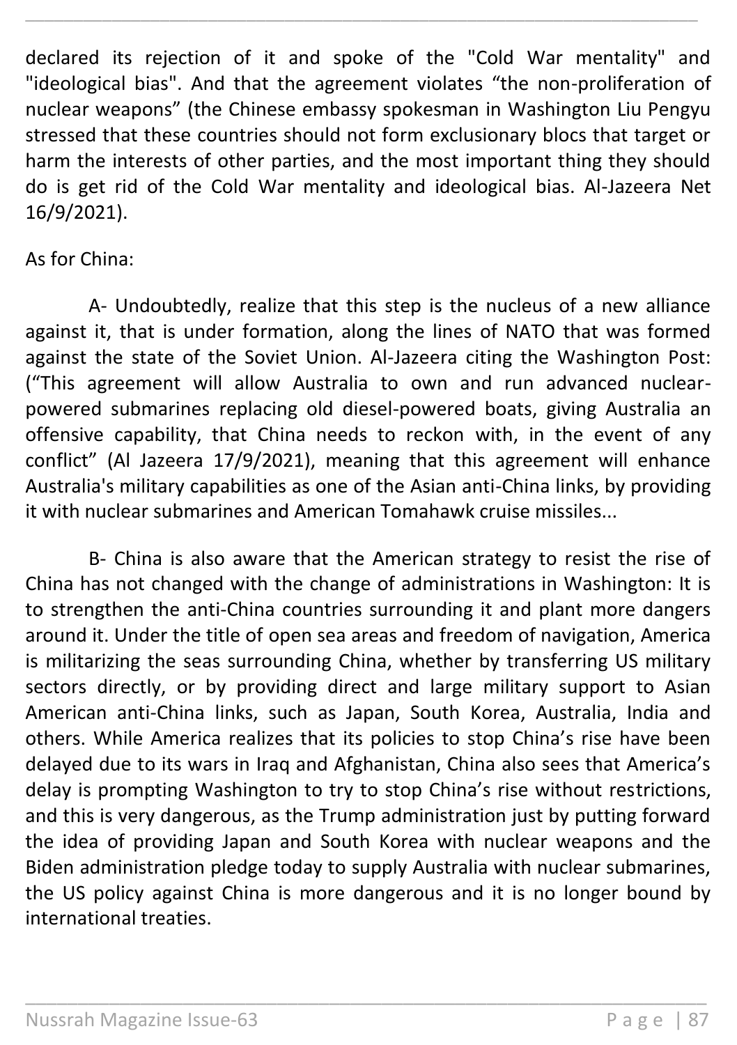declared its rejection of it and spoke of the "Cold War mentality" and "ideological bias". And that the agreement violates “the non-proliferation of nuclear weapons” (the Chinese embassy spokesman in Washington Liu Pengyu stressed that these countries should not form exclusionary blocs that target or harm the interests of other parties, and the most important thing they should do is get rid of the Cold War mentality and ideological bias. Al-Jazeera Net 16/9/2021).

As for China:

A- Undoubtedly, realize that this step is the nucleus of a new alliance against it, that is under formation, along the lines of NATO that was formed against the state of the Soviet Union. Al-Jazeera citing the Washington Post: (“This agreement will allow Australia to own and run advanced nuclear-powered submarines replacing old diesel-powered boats, giving Australia an offensive capability, that China needs to reckon with, in the event of any conflict” (Al Jazeera 17/9/2021), meaning that this agreement will enhance Australia's military capabilities as one of the Asian anti-China links, by providing it with nuclear submarines and American Tomahawk cruise missiles...

B- China is also aware that the American strategy to resist the rise of China has not changed with the change of administrations in Washington: It is to strengthen the anti-China countries surrounding it and plant more dangers around it. Under the title of open sea areas and freedom of navigation, America is militarizing the seas surrounding China, whether by transferring US military sectors directly, or by providing direct and large military support to Asian American anti-China links, such as Japan, South Korea, Australia, India and others. While America realizes that its policies to stop China’s rise have been delayed due to its wars in Iraq and Afghanistan, China also sees that America’s delay is prompting Washington to try to stop China’s rise without restrictions, and this is very dangerous, as the Trump administration just by putting forward the idea of providing Japan and South Korea with nuclear weapons and the Biden administration pledge today to supply Australia with nuclear submarines, the US policy against China is more dangerous and it is no longer bound by international treaties.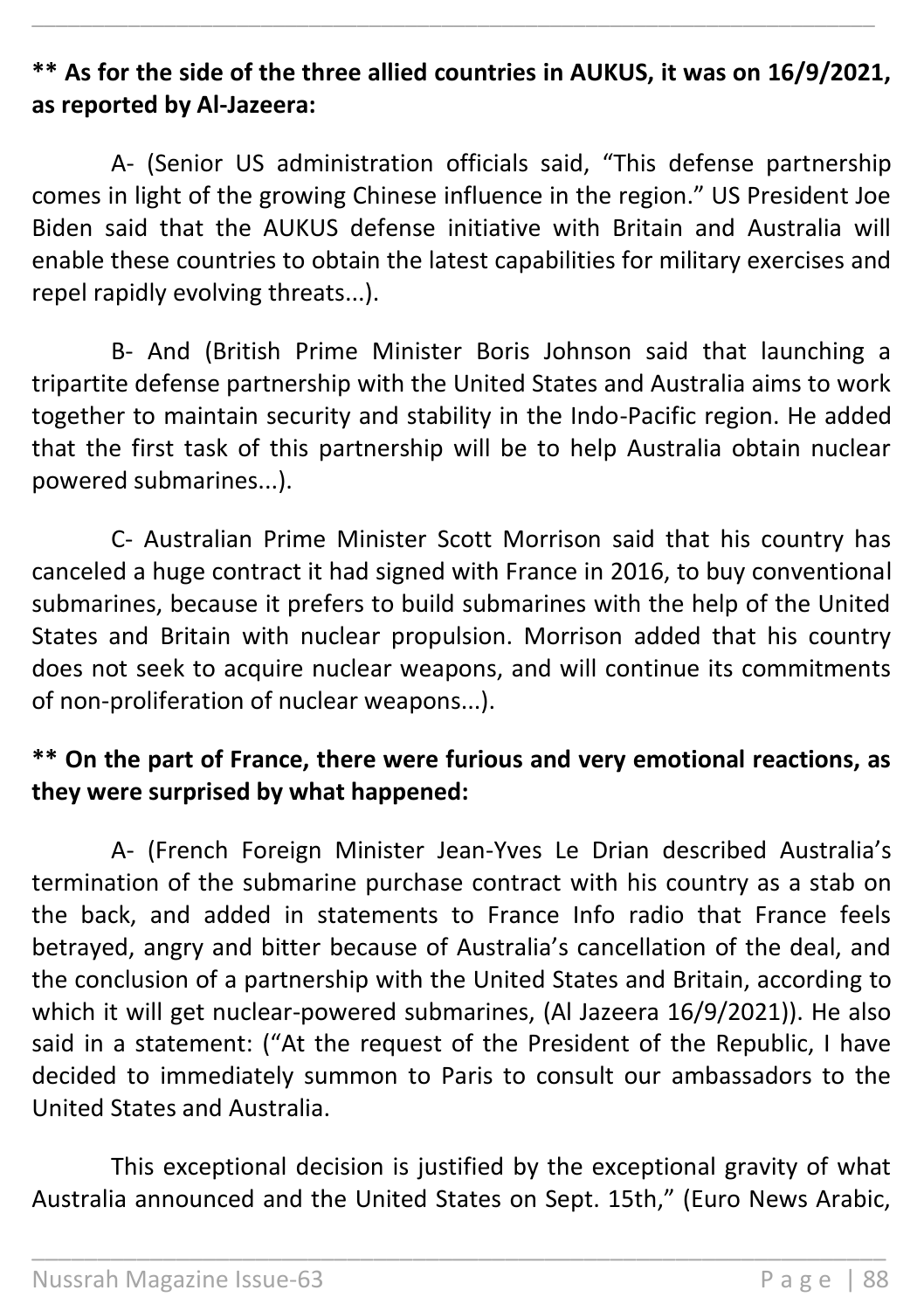**** As for the side of the three allied countries in AUKUS, it was on 16/9/2021, as reported by Al-Jazeera:**

A- (Senior US administration officials said, "This defense partnership comes in light of the growing Chinese influence in the region." US President Joe Biden said that the AUKUS defense initiative with Britain and Australia will enable these countries to obtain the latest capabilities for military exercises and repel rapidly evolving threats...).

B- And (British Prime Minister Boris Johnson said that launching a tripartite defense partnership with the United States and Australia aims to work together to maintain security and stability in the Indo-Pacific region. He added that the first task of this partnership will be to help Australia obtain nuclear powered submarines...).

C- Australian Prime Minister Scott Morrison said that his country has canceled a huge contract it had signed with France in 2016, to buy conventional submarines, because it prefers to build submarines with the help of the United States and Britain with nuclear propulsion. Morrison added that his country does not seek to acquire nuclear weapons, and will continue its commitments of non-proliferation of nuclear weapons...).

**** On the part of France, there were furious and very emotional reactions, as they were surprised by what happened:**

A- (French Foreign Minister Jean-Yves Le Drian described Australia's termination of the submarine purchase contract with his country as a stab on the back, and added in statements to France Info radio that France feels betrayed, angry and bitter because of Australia's cancellation of the deal, and the conclusion of a partnership with the United States and Britain, according to which it will get nuclear-powered submarines, (Al Jazeera 16/9/2021)). He also said in a statement: ("At the request of the President of the Republic, I have decided to immediately summon to Paris to consult our ambassadors to the United States and Australia.

This exceptional decision is justified by the exceptional gravity of what Australia announced and the United States on Sept. 15th," (Euro News Arabic,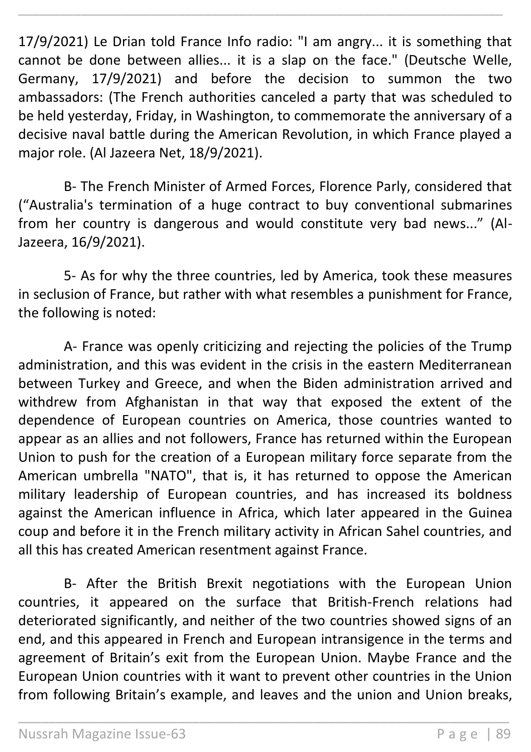17/9/2021) Le Drian told France Info radio: "I am angry... it is something that cannot be done between allies... it is a slap on the face." (Deutsche Welle, Germany, 17/9/2021) and before the decision to summon the two ambassadors: (The French authorities canceled a party that was scheduled to be held yesterday, Friday, in Washington, to commemorate the anniversary of a decisive naval battle during the American Revolution, in which France played a major role. (Al Jazeera Net, 18/9/2021).

B- The French Minister of Armed Forces, Florence Parly, considered that ("Australia's termination of a huge contract to buy conventional submarines from her country is dangerous and would constitute very bad news..." (Al-Jazeera, 16/9/2021).

5- As for why the three countries, led by America, took these measures in seclusion of France, but rather with what resembles a punishment for France, the following is noted:

A- France was openly criticizing and rejecting the policies of the Trump administration, and this was evident in the crisis in the eastern Mediterranean between Turkey and Greece, and when the Biden administration arrived and withdrew from Afghanistan in that way that exposed the extent of the dependence of European countries on America, those countries wanted to appear as an allies and not followers, France has returned within the European Union to push for the creation of a European military force separate from the American umbrella "NATO", that is, it has returned to oppose the American military leadership of European countries, and has increased its boldness against the American influence in Africa, which later appeared in the Guinea coup and before it in the French military activity in African Sahel countries, and all this has created American resentment against France.

B- After the British Brexit negotiations with the European Union countries, it appeared on the surface that British-French relations had deteriorated significantly, and neither of the two countries showed signs of an end, and this appeared in French and European intransigence in the terms and agreement of Britain's exit from the European Union. Maybe France and the European Union countries with it want to prevent other countries in the Union from following Britain's example, and leaves and the union and Union breaks,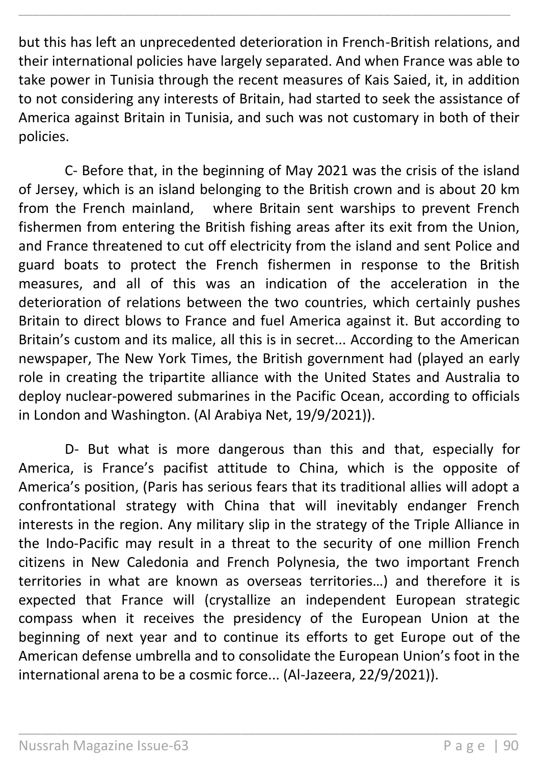but this has left an unprecedented deterioration in French-British relations, and their international policies have largely separated. And when France was able to take power in Tunisia through the recent measures of Kais Saied, it, in addition to not considering any interests of Britain, had started to seek the assistance of America against Britain in Tunisia, and such was not customary in both of their policies.

C- Before that, in the beginning of May 2021 was the crisis of the island of Jersey, which is an island belonging to the British crown and is about 20 km from the French mainland, where Britain sent warships to prevent French fishermen from entering the British fishing areas after its exit from the Union, and France threatened to cut off electricity from the island and sent Police and guard boats to protect the French fishermen in response to the British measures, and all of this was an indication of the acceleration in the deterioration of relations between the two countries, which certainly pushes Britain to direct blows to France and fuel America against it. But according to Britain's custom and its malice, all this is in secret... According to the American newspaper, The New York Times, the British government had (played an early role in creating the tripartite alliance with the United States and Australia to deploy nuclear-powered submarines in the Pacific Ocean, according to officials in London and Washington. (Al Arabiya Net, 19/9/2021)).

D- But what is more dangerous than this and that, especially for America, is France's pacifist attitude to China, which is the opposite of America's position, (Paris has serious fears that its traditional allies will adopt a confrontational strategy with China that will inevitably endanger French interests in the region. Any military slip in the strategy of the Triple Alliance in the Indo-Pacific may result in a threat to the security of one million French citizens in New Caledonia and French Polynesia, the two important French territories in what are known as overseas territories…) and therefore it is expected that France will (crystallize an independent European strategic compass when it receives the presidency of the European Union at the beginning of next year and to continue its efforts to get Europe out of the American defense umbrella and to consolidate the European Union's foot in the international arena to be a cosmic force... (Al-Jazeera, 22/9/2021)).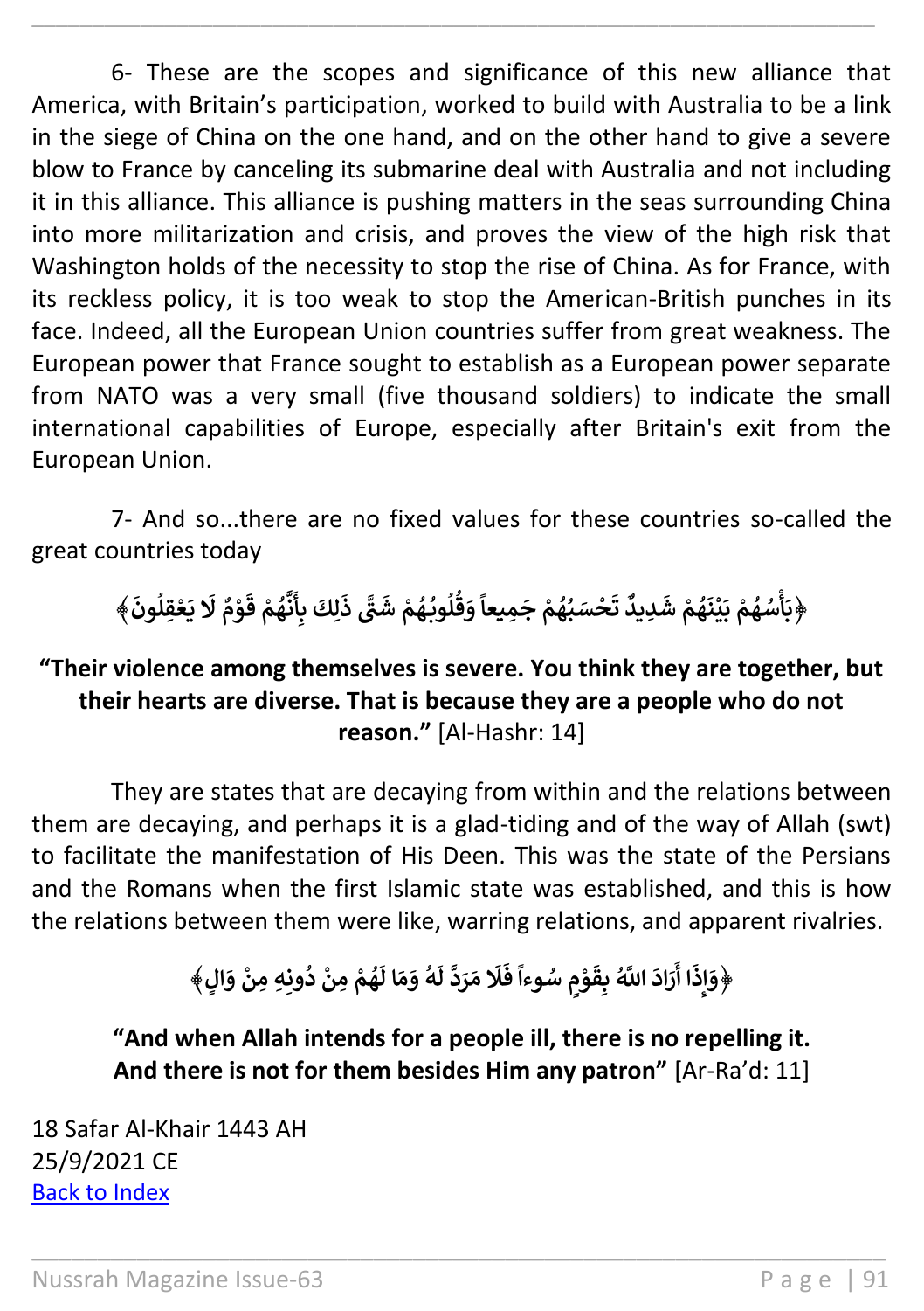6- These are the scopes and significance of this new alliance that America, with Britain's participation, worked to build with Australia to be a link in the siege of China on the one hand, and on the other hand to give a severe blow to France by canceling its submarine deal with Australia and not including it in this alliance. This alliance is pushing matters in the seas surrounding China into more militarization and crisis, and proves the view of the high risk that Washington holds of the necessity to stop the rise of China. As for France, with its reckless policy, it is too weak to stop the American-British punches in its face. Indeed, all the European Union countries suffer from great weakness. The European power that France sought to establish as a European power separate from NATO was a very small (five thousand soldiers) to indicate the small international capabilities of Europe, especially after Britain's exit from the European Union.

7- And so...there are no fixed values for these countries so-called the great countries today

﴿بَأْسُهُمْ بَيْنَهُمْ شَدِيدٌ تَحْسَبُهُمْ جَمِيعاً وَقُلُوبُهُمْ شَتَّى ذَلِكَ بِأَنَّهُمْ قَوْمٌ لَا يَعْقِلُونَ﴾

**"Their violence among themselves is severe. You think they are together, but their hearts are diverse. That is because they are a people who do not reason."** [Al-Hashr: 14]

They are states that are decaying from within and the relations between them are decaying, and perhaps it is a glad-tiding and of the way of Allah (swt) to facilitate the manifestation of His Deen. This was the state of the Persians and the Romans when the first Islamic state was established, and this is how the relations between them were like, warring relations, and apparent rivalries.

﴿وَإِذَا أَرَادَ اللَّهُ بِقَوْمٍ سُوءاً فَلَا مَرَدَّ لَهُ وَمَا لَهُمْ مِنْ دُونِهِ مِنْ وَالٍ﴾

**"And when Allah intends for a people ill, there is no repelling it. And there is not for them besides Him any patron"** [Ar-Ra'd: 11]

18 Safar Al-Khair 1443 AH
25/9/2021 CE
Back to Index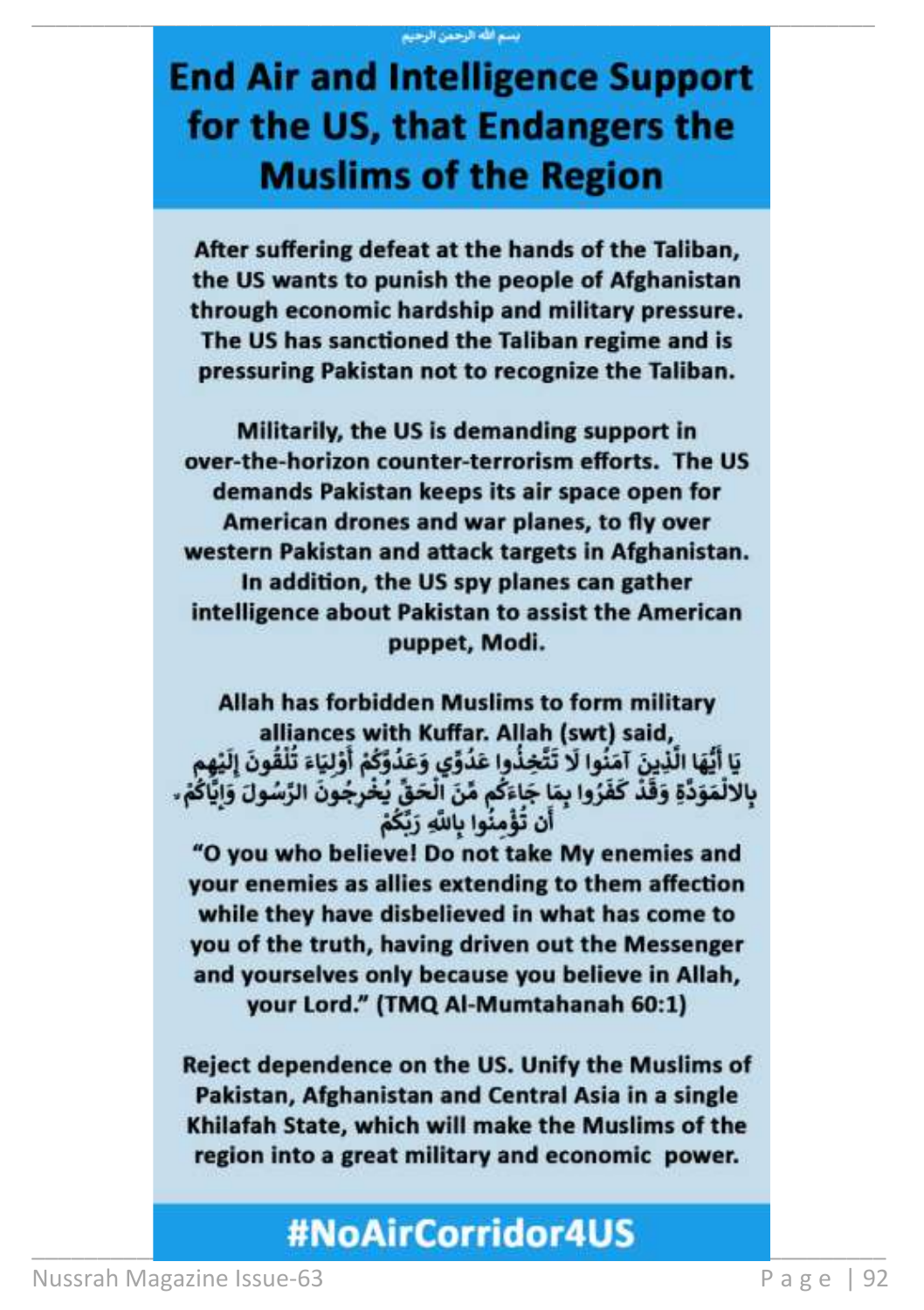بسم الله الرحمن الرحيم

# End Air and Intelligence Support for the US, that Endangers the Muslims of the Region

**After suffering defeat at the hands of the Taliban, the US wants to punish the people of Afghanistan through economic hardship and military pressure. The US has sanctioned the Taliban regime and is pressuring Pakistan not to recognize the Taliban.**

**Militarily, the US is demanding support in over-the-horizon counter-terrorism efforts. The US demands Pakistan keeps its air space open for American drones and war planes, to fly over western Pakistan and attack targets in Afghanistan. In addition, the US spy planes can gather intelligence about Pakistan to assist the American puppet, Modi.**

**Allah has forbidden Muslims to form military alliances with Kuffar. Allah (swt) said,**

**يَا أَيُّهَا الَّذِينَ آمَنُوا لَا تَتَّخِذُوا عَدُوِّي وَعَدُوَّكُمْ أَوْلِيَاءَ تُلْقُونَ إِلَيْهِم بِالْمَوَدَّةِ وَقَدْ كَفَرُوا بِمَا جَاءَكُم مِّنَ الْحَقِّ يُخْرِجُونَ الرَّسُولَ وَإِيَّاكُمْ ۙ أَن تُؤْمِنُوا بِاللَّهِ رَبِّكُمْ**

**"O you who believe! Do not take My enemies and your enemies as allies extending to them affection while they have disbelieved in what has come to you of the truth, having driven out the Messenger and yourselves only because you believe in Allah, your Lord." (TMQ Al-Mumtahanah 60:1)**

**Reject dependence on the US. Unify the Muslims of Pakistan, Afghanistan and Central Asia in a single Khilafah State, which will make the Muslims of the region into a great military and economic power.**

**#NoAirCorridor4US**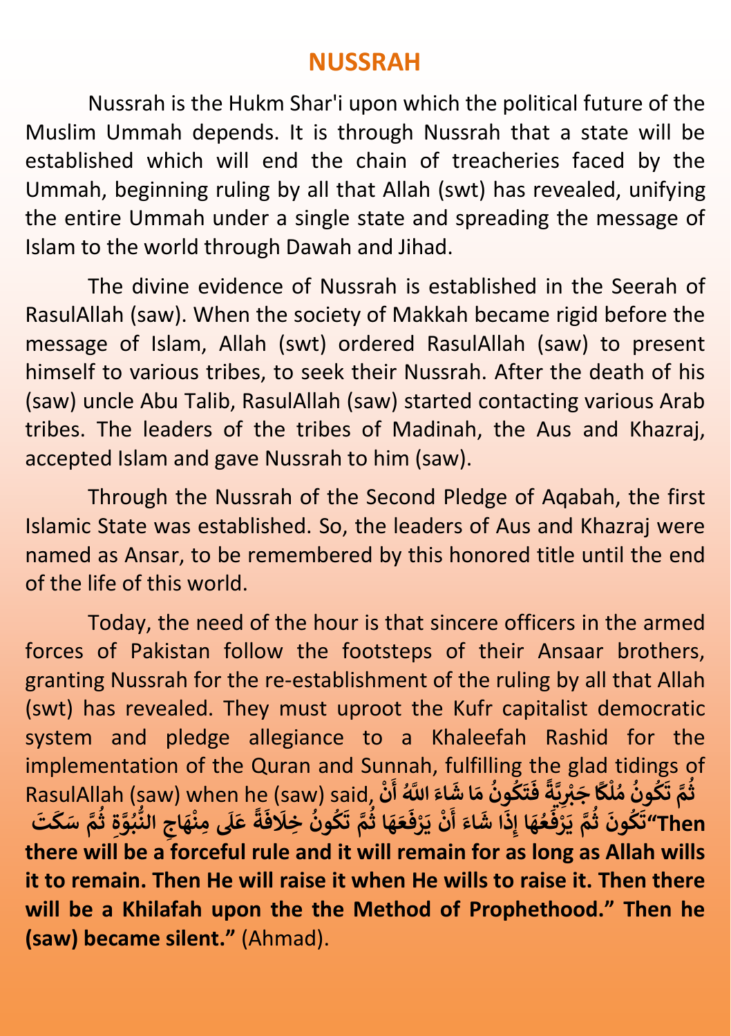# NUSSRAH

Nussrah is the Hukm Shar'i upon which the political future of the Muslim Ummah depends. It is through Nussrah that a state will be established which will end the chain of treacheries faced by the Ummah, beginning ruling by all that Allah (swt) has revealed, unifying the entire Ummah under a single state and spreading the message of Islam to the world through Dawah and Jihad.

The divine evidence of Nussrah is established in the Seerah of RasulAllah (saw). When the society of Makkah became rigid before the message of Islam, Allah (swt) ordered RasulAllah (saw) to present himself to various tribes, to seek their Nussrah. After the death of his (saw) uncle Abu Talib, RasulAllah (saw) started contacting various Arab tribes. The leaders of the tribes of Madinah, the Aus and Khazraj, accepted Islam and gave Nussrah to him (saw).

Through the Nussrah of the Second Pledge of Aqabah, the first Islamic State was established. So, the leaders of Aus and Khazraj were named as Ansar, to be remembered by this honored title until the end of the life of this world.

Today, the need of the hour is that sincere officers in the armed forces of Pakistan follow the footsteps of their Ansaar brothers, granting Nussrah for the re-establishment of the ruling by all that Allah (swt) has revealed. They must uproot the Kufr capitalist democratic system and pledge allegiance to a Khaleefah Rashid for the implementation of the Quran and Sunnah, fulfilling the glad tidings of RasulAllah (saw) when he (saw) said, **ثُمَّ تَكُونُ مُلْكًا جَبْرِيَّةً فَتَكُونُ مَا شَاءَ اللَّهُ أَنْ تَكُونَ ثُمَّ يَرْفَعُهَا إِذَا شَاءَ أَنْ يَرْفَعَهَا ثُمَّ تَكُونُ خِلَافَةً عَلَى مِنْهَاجِ النُّبُوَّةِ ثُمَّ سَكَتَ** **"Then there will be a forceful rule and it will remain for as long as Allah wills it to remain. Then He will raise it when He wills to raise it. Then there will be a Khilafah upon the the Method of Prophethood." Then he (saw) became silent."** (Ahmad).